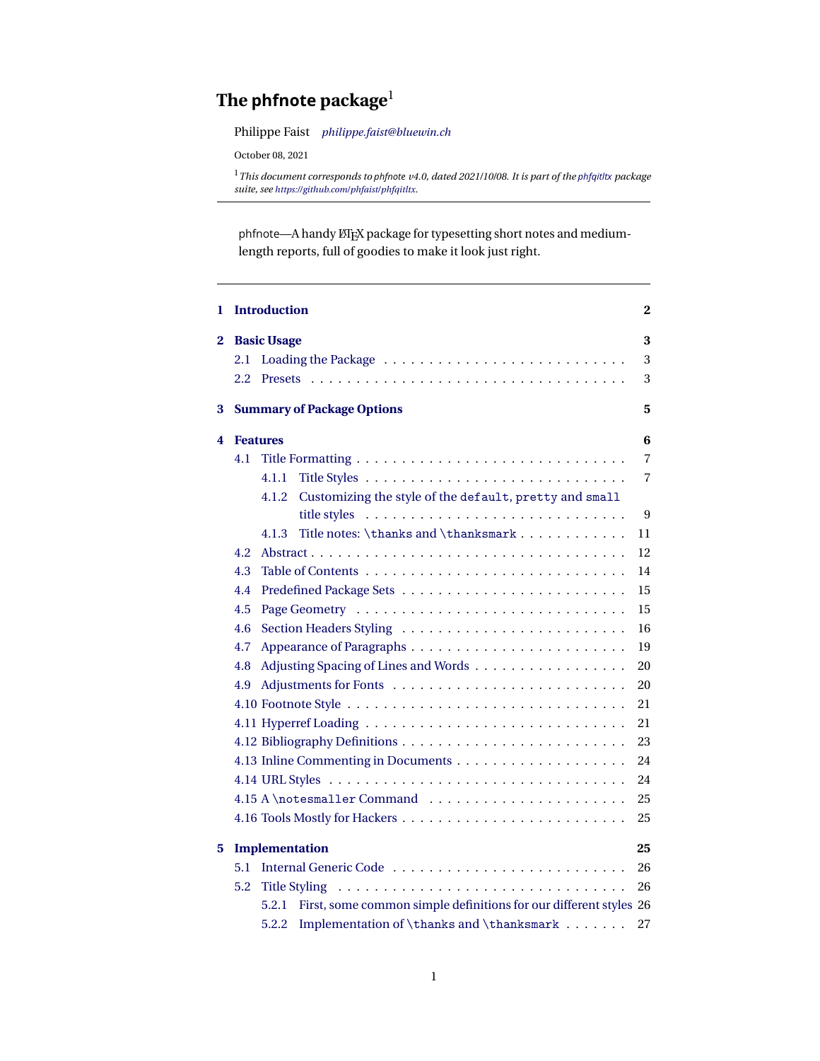# The phfnote package[1]

Philippe Faist *philippe.faist@bluewin.ch*

October 08, 2021

[1] *This document corresponds to phfnote v4.0, dated 2021/10/08. It is part of the phfqitltx package suite, see https://github.com/phfaist/phfqitltx.*

---

phfnote—A handy LaTeX package for typesetting short notes and medium-length reports, full of goodies to make it look just right.

---

**1 Introduction** 2

**2 Basic Usage** 3
- 2.1 Loading the Package 3
- 2.2 Presets 3

**3 Summary of Package Options** 5

**4 Features** 6
- 4.1 Title Formatting 7
  - 4.1.1 Title Styles 7
  - 4.1.2 Customizing the style of the `default`, `pretty` and `small` title styles 9
  - 4.1.3 Title notes: `\thanks` and `\thanksmark` 11
- 4.2 Abstract 12
- 4.3 Table of Contents 14
- 4.4 Predefined Package Sets 15
- 4.5 Page Geometry 15
- 4.6 Section Headers Styling 16
- 4.7 Appearance of Paragraphs 19
- 4.8 Adjusting Spacing of Lines and Words 20
- 4.9 Adjustments for Fonts 20
- 4.10 Footnote Style 21
- 4.11 Hyperref Loading 21
- 4.12 Bibliography Definitions 23
- 4.13 Inline Commenting in Documents 24
- 4.14 URL Styles 24
- 4.15 A `\notesmaller` Command 25
- 4.16 Tools Mostly for Hackers 25

**5 Implementation** 25
- 5.1 Internal Generic Code 26
- 5.2 Title Styling 26
  - 5.2.1 First, some common simple definitions for our different styles 26
  - 5.2.2 Implementation of `\thanks` and `\thanksmark` 27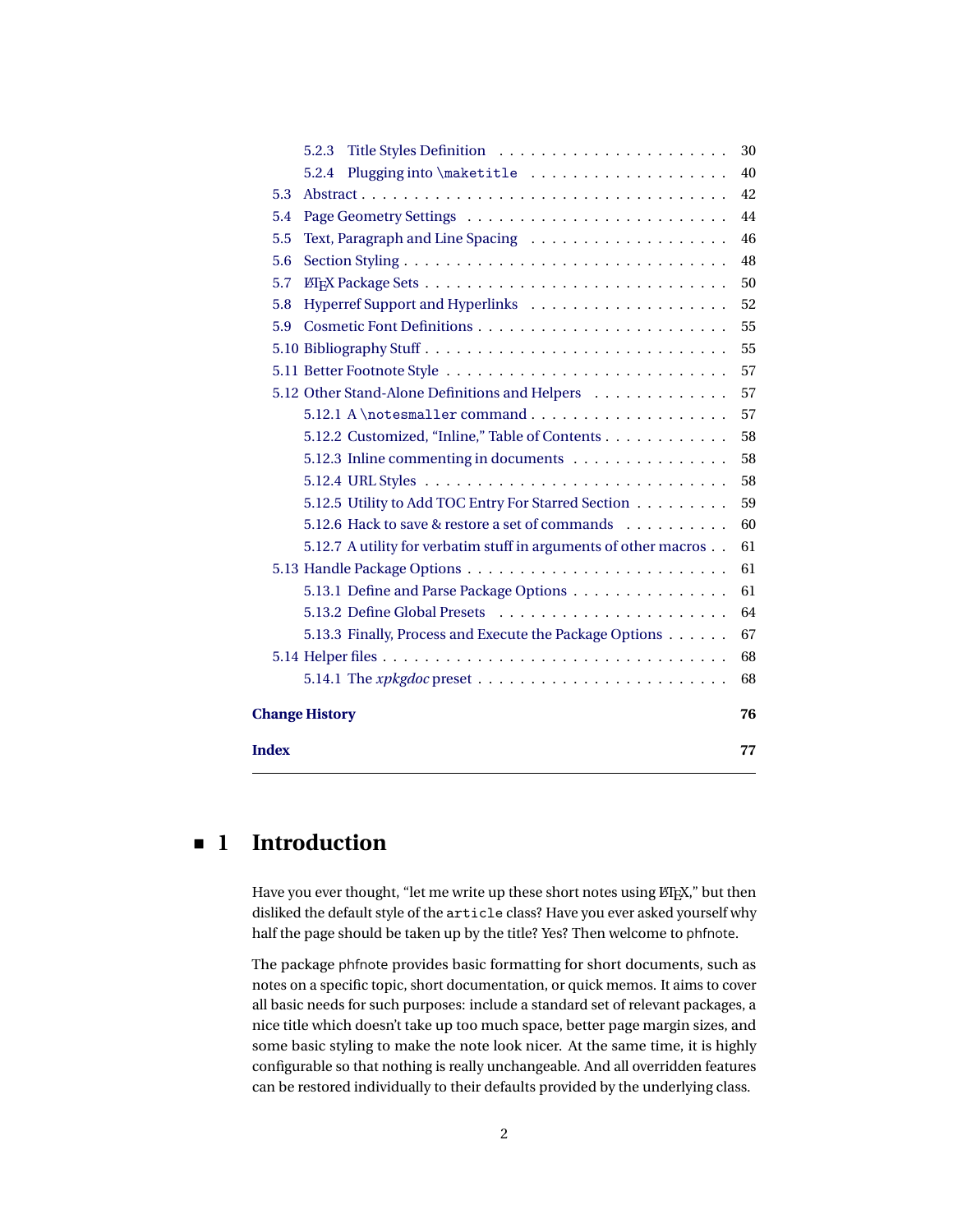5.2.3 Title Styles Definition . . . . . . . . . . . . . . . . . . . . . . 30
5.2.4 Plugging into `\maketitle` . . . . . . . . . . . . . . . . . . . 40
5.3 Abstract . . . . . . . . . . . . . . . . . . . . . . . . . . . . . . . . . . 42
5.4 Page Geometry Settings . . . . . . . . . . . . . . . . . . . . . . . . 44
5.5 Text, Paragraph and Line Spacing . . . . . . . . . . . . . . . . . . . 46
5.6 Section Styling . . . . . . . . . . . . . . . . . . . . . . . . . . . . . 48
5.7 LaTeX Package Sets . . . . . . . . . . . . . . . . . . . . . . . . . . . 50
5.8 Hyperref Support and Hyperlinks . . . . . . . . . . . . . . . . . . . 52
5.9 Cosmetic Font Definitions . . . . . . . . . . . . . . . . . . . . . . . 55
5.10 Bibliography Stuff . . . . . . . . . . . . . . . . . . . . . . . . . . . 55
5.11 Better Footnote Style . . . . . . . . . . . . . . . . . . . . . . . . . . 57
5.12 Other Stand-Alone Definitions and Helpers . . . . . . . . . . . . . 57
5.12.1 A `\notesmaller` command . . . . . . . . . . . . . . . . . . . 57
5.12.2 Customized, "Inline," Table of Contents . . . . . . . . . . . . 58
5.12.3 Inline commenting in documents . . . . . . . . . . . . . . . . 58
5.12.4 URL Styles . . . . . . . . . . . . . . . . . . . . . . . . . . . . 58
5.12.5 Utility to Add TOC Entry For Starred Section . . . . . . . . . 59
5.12.6 Hack to save & restore a set of commands . . . . . . . . . . 60
5.12.7 A utility for verbatim stuff in arguments of other macros . . 61
5.13 Handle Package Options . . . . . . . . . . . . . . . . . . . . . . . . 61
5.13.1 Define and Parse Package Options . . . . . . . . . . . . . . . 61
5.13.2 Define Global Presets . . . . . . . . . . . . . . . . . . . . . . 64
5.13.3 Finally, Process and Execute the Package Options . . . . . . 67
5.14 Helper files . . . . . . . . . . . . . . . . . . . . . . . . . . . . . . . . 68
5.14.1 The *xpkgdoc* preset . . . . . . . . . . . . . . . . . . . . . . . 68

**Change History** 76

**Index** 77

# 1 Introduction

Have you ever thought, "let me write up these short notes using LaTeX," but then disliked the default style of the `article` class? Have you ever asked yourself why half the page should be taken up by the title? Yes? Then welcome to phfnote.

The package phfnote provides basic formatting for short documents, such as notes on a specific topic, short documentation, or quick memos. It aims to cover all basic needs for such purposes: include a standard set of relevant packages, a nice title which doesn't take up too much space, better page margin sizes, and some basic styling to make the note look nicer. At the same time, it is highly configurable so that nothing is really unchangeable. And all overridden features can be restored individually to their defaults provided by the underlying class.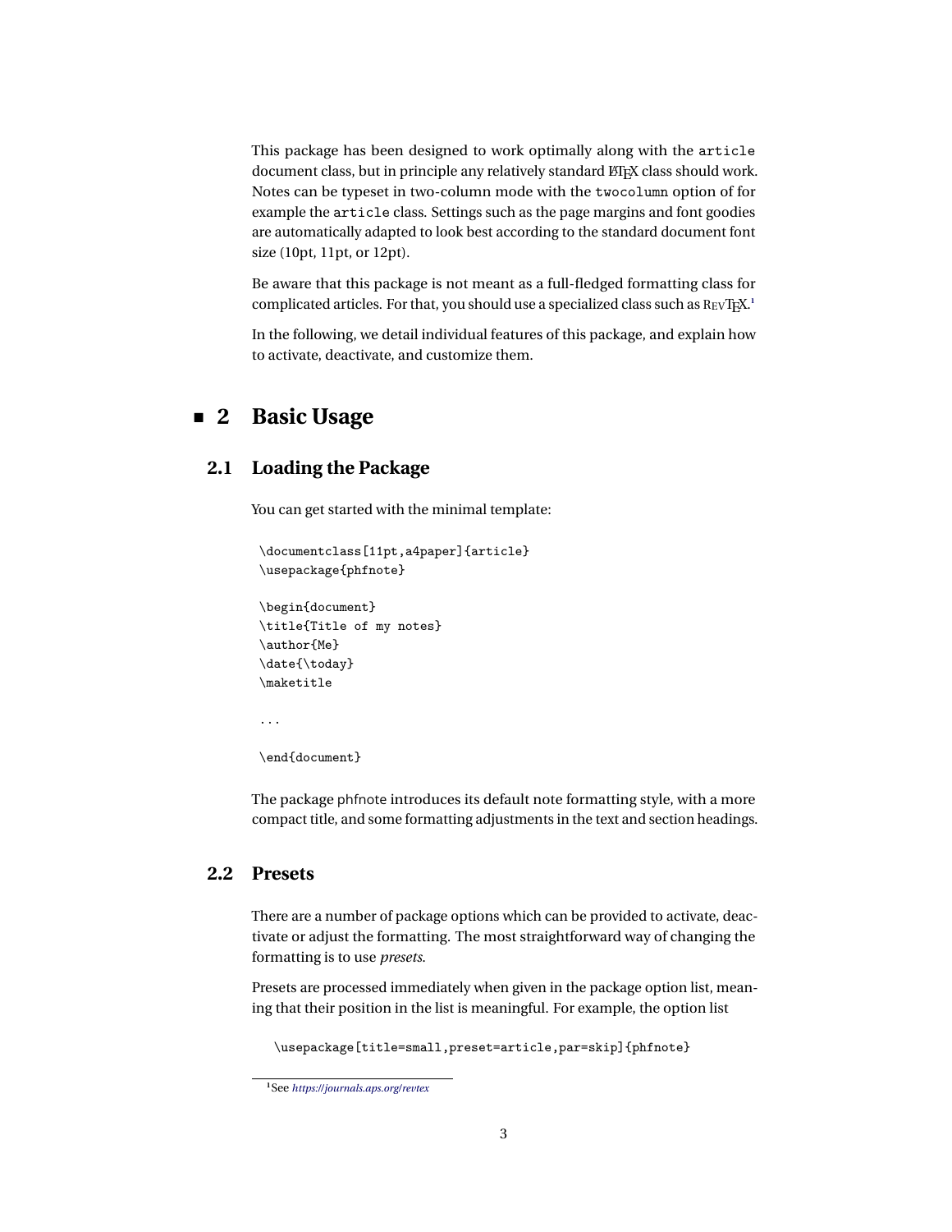This package has been designed to work optimally along with the `article` document class, but in principle any relatively standard LaTeX class should work. Notes can be typeset in two-column mode with the `twocolumn` option of for example the `article` class. Settings such as the page margins and font goodies are automatically adapted to look best according to the standard document font size (10pt, 11pt, or 12pt).

Be aware that this package is not meant as a full-fledged formatting class for complicated articles. For that, you should use a specialized class such as REVTeX.[1]

In the following, we detail individual features of this package, and explain how to activate, deactivate, and customize them.

# 2 Basic Usage

## 2.1 Loading the Package

You can get started with the minimal template:

```
\documentclass[11pt,a4paper]{article}
\usepackage{phfnote}

\begin{document}
\title{Title of my notes}
\author{Me}
\date{\today}
\maketitle

...

\end{document}
```

The package phfnote introduces its default note formatting style, with a more compact title, and some formatting adjustments in the text and section headings.

## 2.2 Presets

There are a number of package options which can be provided to activate, deactivate or adjust the formatting. The most straightforward way of changing the formatting is to use *presets*.

Presets are processed immediately when given in the package option list, meaning that their position in the list is meaningful. For example, the option list

```
\usepackage[title=small,preset=article,par=skip]{phfnote}
```

[1] See *https://journals.aps.org/revtex*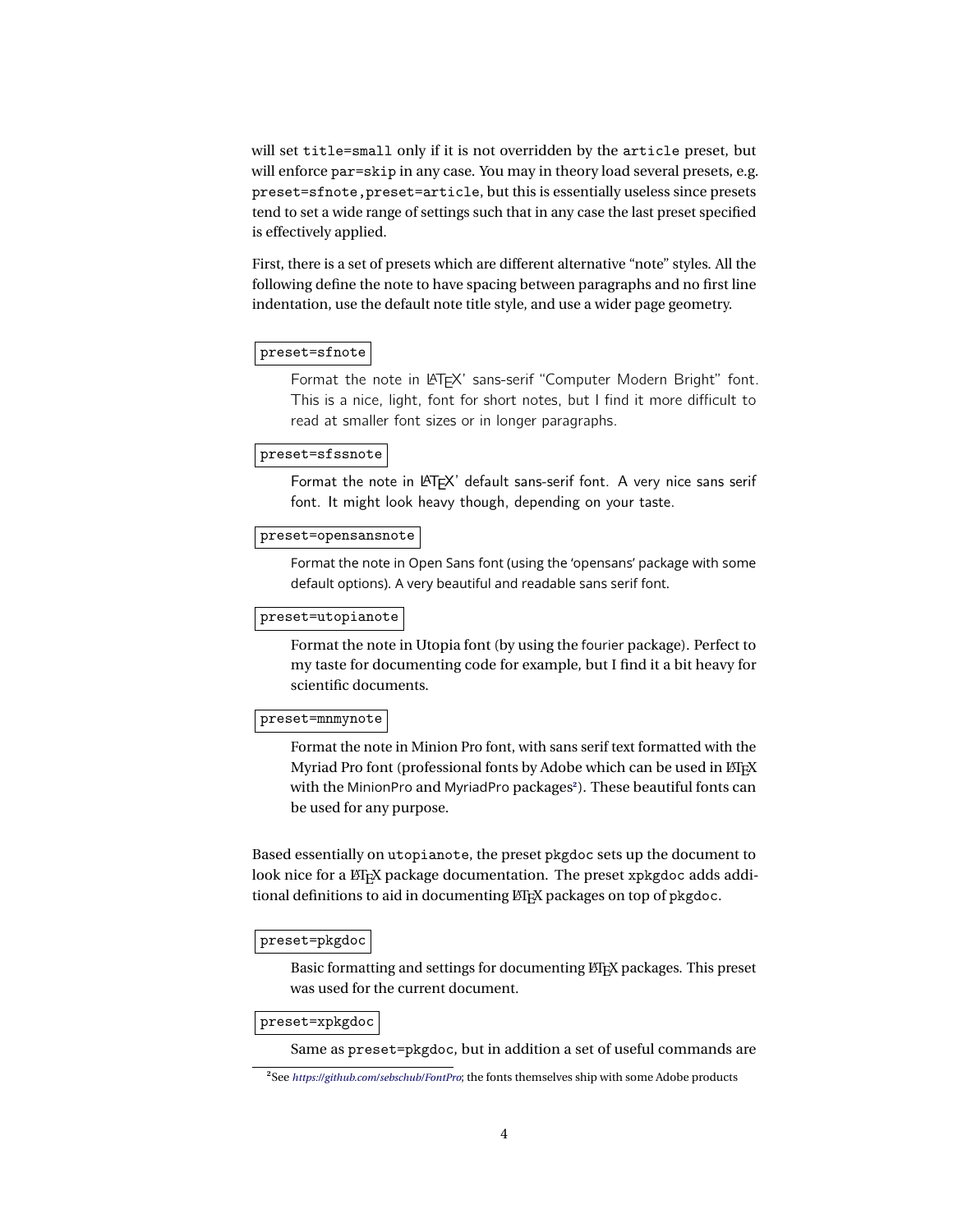will set `title=small` only if it is not overridden by the `article` preset, but will enforce `par=skip` in any case. You may in theory load several presets, e.g. `preset=sfnote,preset=article`, but this is essentially useless since presets tend to set a wide range of settings such that in any case the last preset specified is effectively applied.

First, there is a set of presets which are different alternative "note" styles. All the following define the note to have spacing between paragraphs and no first line indentation, use the default note title style, and use a wider page geometry.

`preset=sfnote`

Format the note in LaTeX' sans-serif "Computer Modern Bright" font. This is a nice, light, font for short notes, but I find it more difficult to read at smaller font sizes or in longer paragraphs.

`preset=sfssnote`

Format the note in LaTeX' default sans-serif font. A very nice sans serif font. It might look heavy though, depending on your taste.

`preset=opensansnote`

Format the note in Open Sans font (using the 'opensans' package with some default options). A very beautiful and readable sans serif font.

`preset=utopianote`

Format the note in Utopia font (by using the fourier package). Perfect to my taste for documenting code for example, but I find it a bit heavy for scientific documents.

`preset=mnmynote`

Format the note in Minion Pro font, with sans serif text formatted with the Myriad Pro font (professional fonts by Adobe which can be used in LaTeX with the MinionPro and MyriadPro packages[2]). These beautiful fonts can be used for any purpose.

Based essentially on `utopianote`, the preset `pkgdoc` sets up the document to look nice for a LaTeX package documentation. The preset `xpkgdoc` adds additional definitions to aid in documenting LaTeX packages on top of `pkgdoc`.

`preset=pkgdoc`

Basic formatting and settings for documenting LaTeX packages. This preset was used for the current document.

`preset=xpkgdoc`

Same as `preset=pkgdoc`, but in addition a set of useful commands are

[2] See *https://github.com/sebschub/FontPro*; the fonts themselves ship with some Adobe products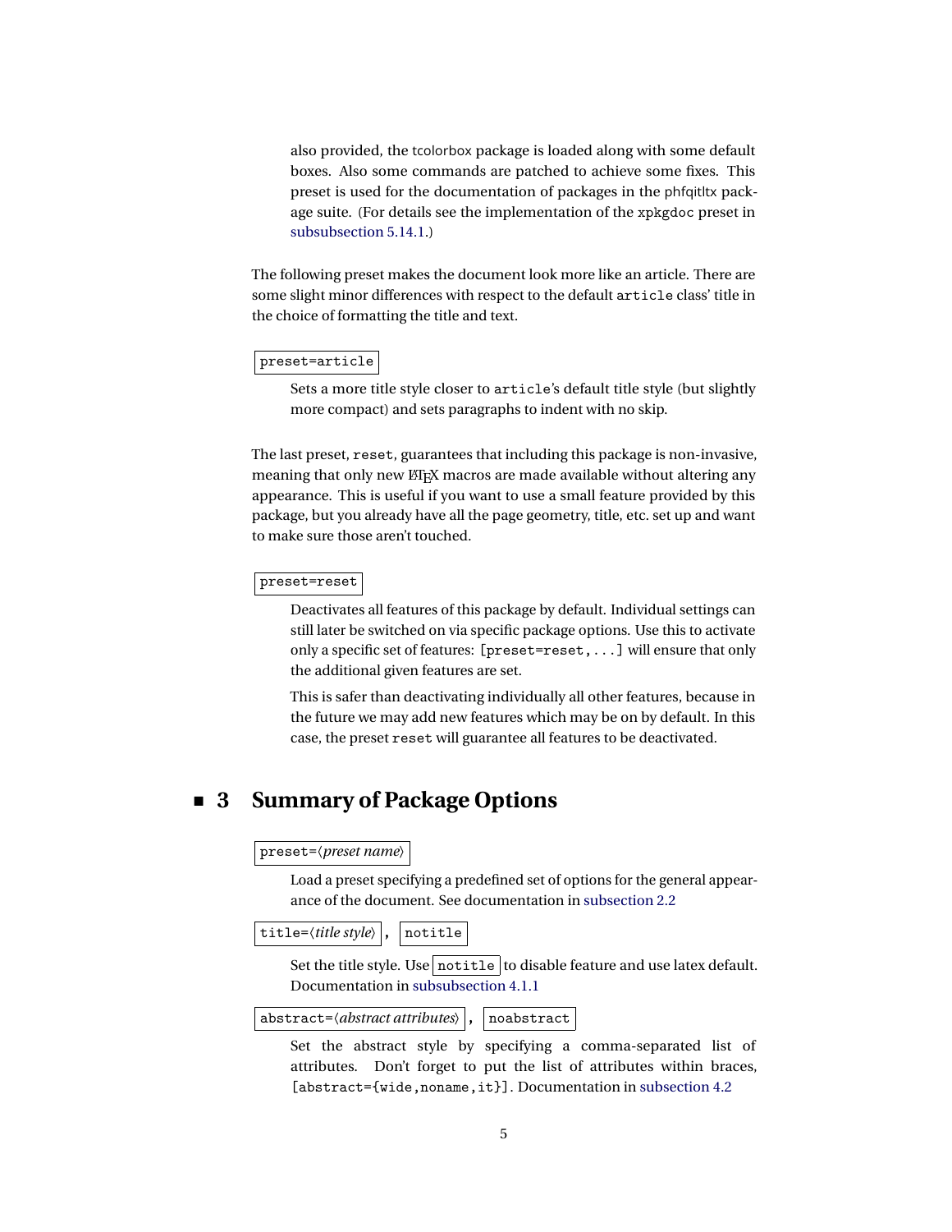also provided, the tcolorbox package is loaded along with some default boxes. Also some commands are patched to achieve some fixes. This preset is used for the documentation of packages in the phfqitltx package suite. (For details see the implementation of the `xpkgdoc` preset in subsubsection 5.14.1.)

The following preset makes the document look more like an article. There are some slight minor differences with respect to the default `article` class' title in the choice of formatting the title and text.

`preset=article`

Sets a more title style closer to `article`'s default title style (but slightly more compact) and sets paragraphs to indent with no skip.

The last preset, `reset`, guarantees that including this package is non-invasive, meaning that only new LaTeX macros are made available without altering any appearance. This is useful if you want to use a small feature provided by this package, but you already have all the page geometry, title, etc. set up and want to make sure those aren't touched.

`preset=reset`

Deactivates all features of this package by default. Individual settings can still later be switched on via specific package options. Use this to activate only a specific set of features: `[preset=reset,...]` will ensure that only the additional given features are set.

This is safer than deactivating individually all other features, because in the future we may add new features which may be on by default. In this case, the preset `reset` will guarantee all features to be deactivated.

# 3 Summary of Package Options

`preset=`⟨*preset name*⟩

Load a preset specifying a predefined set of options for the general appearance of the document. See documentation in subsection 2.2

`title=`⟨*title style*⟩ , `notitle`

Set the title style. Use `notitle` to disable feature and use latex default. Documentation in subsubsection 4.1.1

`abstract=`⟨*abstract attributes*⟩ , `noabstract`

Set the abstract style by specifying a comma-separated list of attributes. Don't forget to put the list of attributes within braces, `[abstract={wide,noname,it}]`. Documentation in subsection 4.2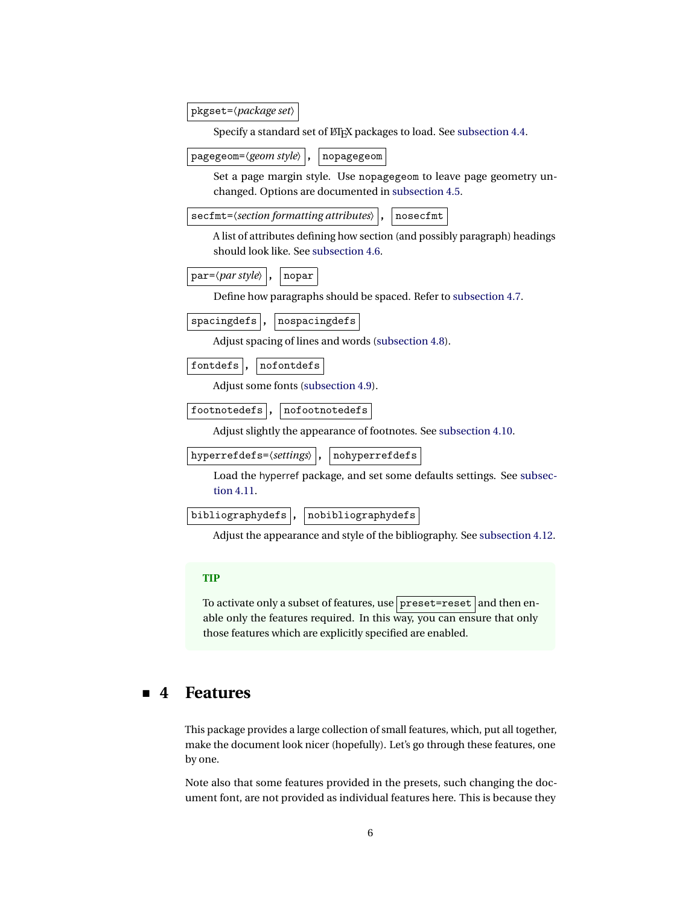`pkgset=⟨package set⟩`

Specify a standard set of LaTeX packages to load. See subsection 4.4.

`pagegeom=⟨geom style⟩` , `nopagegeom`

Set a page margin style. Use nopagegeom to leave page geometry unchanged. Options are documented in subsection 4.5.

`secfmt=⟨section formatting attributes⟩` , `nosecfmt`

A list of attributes defining how section (and possibly paragraph) headings should look like. See subsection 4.6.

`par=⟨par style⟩` , `nopar`

Define how paragraphs should be spaced. Refer to subsection 4.7.

`spacingdefs` , `nospacingdefs`

Adjust spacing of lines and words (subsection 4.8).

`fontdefs` , `nofontdefs`

Adjust some fonts (subsection 4.9).

`footnotedefs` , `nofootnotedefs`

Adjust slightly the appearance of footnotes. See subsection 4.10.

`hyperrefdefs=⟨settings⟩` , `nohyperrefdefs`

Load the hyperref package, and set some defaults settings. See subsection 4.11.

`bibliographydefs` , `nobibliographydefs`

Adjust the appearance and style of the bibliography. See subsection 4.12.

> **TIP**
>
> To activate only a subset of features, use `preset=reset` and then enable only the features required. In this way, you can ensure that only those features which are explicitly specified are enabled.

# 4 Features

This package provides a large collection of small features, which, put all together, make the document look nicer (hopefully). Let's go through these features, one by one.

Note also that some features provided in the presets, such changing the document font, are not provided as individual features here. This is because they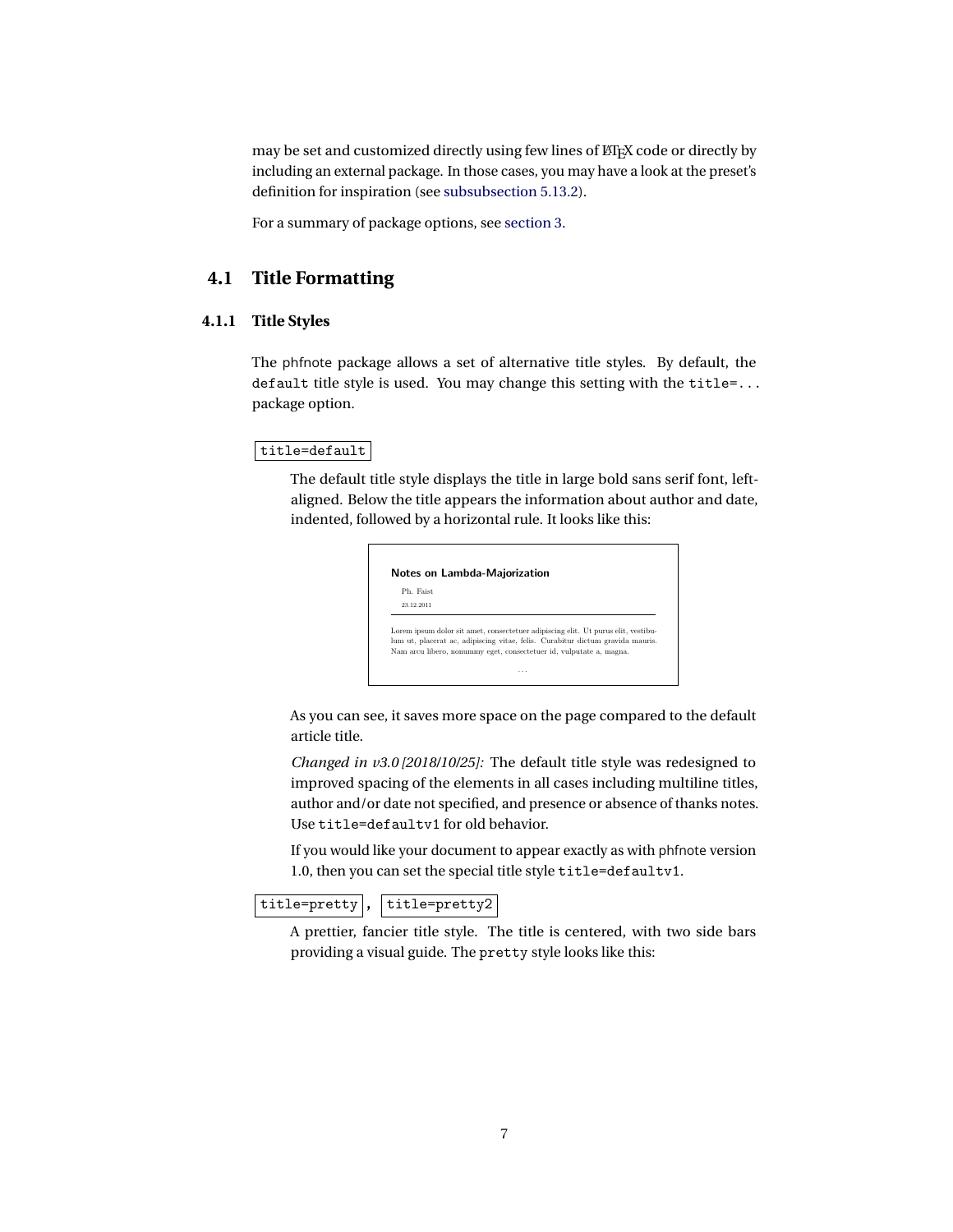may be set and customized directly using few lines of LaTeX code or directly by including an external package. In those cases, you may have a look at the preset's definition for inspiration (see subsubsection 5.13.2).

For a summary of package options, see section 3.

## 4.1 Title Formatting

### 4.1.1 Title Styles

The phfnote package allows a set of alternative title styles. By default, the `default` title style is used. You may change this setting with the `title=...` package option.

`title=default`

The default title style displays the title in large bold sans serif font, left-aligned. Below the title appears the information about author and date, indented, followed by a horizontal rule. It looks like this:

**Notes on Lambda-Majorization**

Ph. Faist

23.12.2011

Lorem ipsum dolor sit amet, consectetuer adipiscing elit. Ut purus elit, vestibulum ut, placerat ac, adipiscing vitae, felis. Curabitur dictum gravida mauris. Nam arcu libero, nonummy eget, consectetuer id, vulputate a, magna.

...

As you can see, it saves more space on the page compared to the default article title.

*Changed in v3.0 [2018/10/25]:* The default title style was redesigned to improved spacing of the elements in all cases including multiline titles, author and/or date not specified, and presence or absence of thanks notes. Use `title=defaultv1` for old behavior.

If you would like your document to appear exactly as with phfnote version 1.0, then you can set the special title style `title=defaultv1`.

`title=pretty`, `title=pretty2`

A prettier, fancier title style. The title is centered, with two side bars providing a visual guide. The `pretty` style looks like this: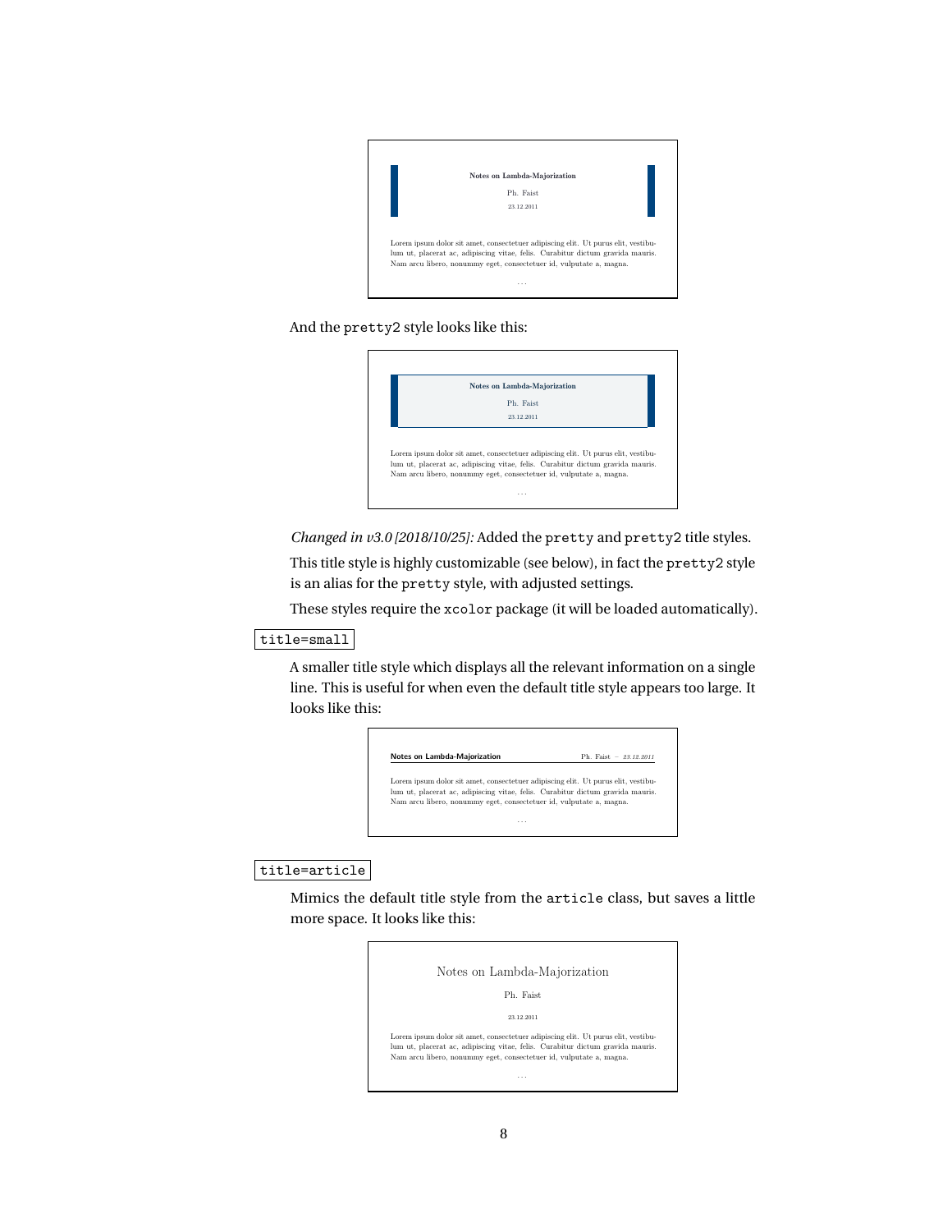Notes on Lambda-Majorization

Ph. Faist

23.12.2011

Lorem ipsum dolor sit amet, consectetuer adipiscing elit. Ut purus elit, vestibulum ut, placerat ac, adipiscing vitae, felis. Curabitur dictum gravida mauris. Nam arcu libero, nonummy eget, consectetuer id, vulputate a, magna.

...

And the `pretty2` style looks like this:

Notes on Lambda-Majorization

Ph. Faist

23.12.2011

Lorem ipsum dolor sit amet, consectetuer adipiscing elit. Ut purus elit, vestibulum ut, placerat ac, adipiscing vitae, felis. Curabitur dictum gravida mauris. Nam arcu libero, nonummy eget, consectetuer id, vulputate a, magna.

...

*Changed in v3.0 [2018/10/25]:* Added the `pretty` and `pretty2` title styles.

This title style is highly customizable (see below), in fact the `pretty2` style is an alias for the `pretty` style, with adjusted settings.

These styles require the `xcolor` package (it will be loaded automatically).

`title=small`

A smaller title style which displays all the relevant information on a single line. This is useful for when even the default title style appears too large. It looks like this:

**Notes on Lambda-Majorization** Ph. Faist – *23.12.2011*

Lorem ipsum dolor sit amet, consectetuer adipiscing elit. Ut purus elit, vestibulum ut, placerat ac, adipiscing vitae, felis. Curabitur dictum gravida mauris. Nam arcu libero, nonummy eget, consectetuer id, vulputate a, magna.

...

`title=article`

Mimics the default title style from the `article` class, but saves a little more space. It looks like this:

Notes on Lambda-Majorization

Ph. Faist

23.12.2011

Lorem ipsum dolor sit amet, consectetuer adipiscing elit. Ut purus elit, vestibulum ut, placerat ac, adipiscing vitae, felis. Curabitur dictum gravida mauris. Nam arcu libero, nonummy eget, consectetuer id, vulputate a, magna.

...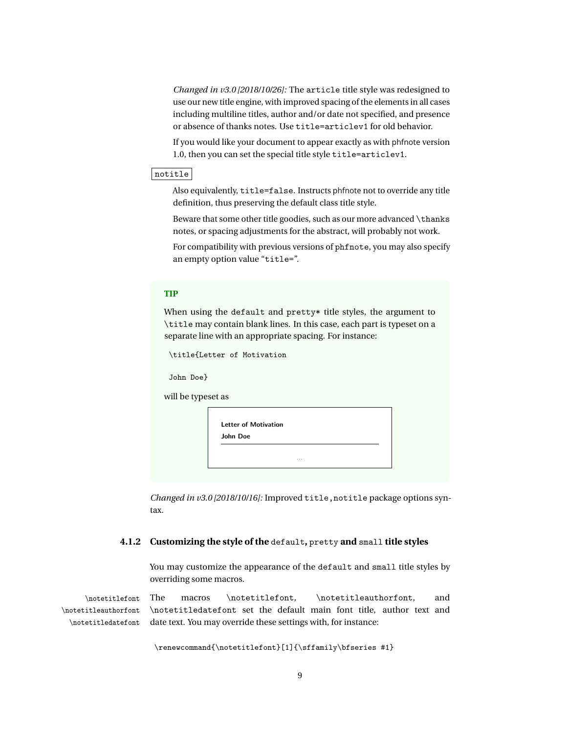*Changed in v3.0 [2018/10/26]:* The `article` title style was redesigned to use our new title engine, with improved spacing of the elements in all cases including multiline titles, author and/or date not specified, and presence or absence of thanks notes. Use `title=articlev1` for old behavior.

If you would like your document to appear exactly as with phfnote version 1.0, then you can set the special title style `title=articlev1`.

`notitle`

Also equivalently, `title=false`. Instructs phfnote not to override any title definition, thus preserving the default class title style.

Beware that some other title goodies, such as our more advanced `\thanks` notes, or spacing adjustments for the abstract, will probably not work.

For compatibility with previous versions of `phfnote`, you may also specify an empty option value "`title=`".

> **TIP**
>
> When using the `default` and `pretty*` title styles, the argument to `\title` may contain blank lines. In this case, each part is typeset on a separate line with an appropriate spacing. For instance:
>
> ```
> \title{Letter of Motivation
>
> John Doe}
> ```
>
> will be typeset as
>
> > **Letter of Motivation**
> >
> > **John Doe**
> >
> > ---
> >
> > ...

*Changed in v3.0 [2018/10/16]:* Improved `title,notitle` package options syntax.

### 4.1.2 Customizing the style of the `default`, `pretty` and `small` title styles

You may customize the appearance of the `default` and `small` title styles by overriding some macros.

`\notetitlefont` `\notetitleauthorfont` `\notetitledatefont`

The macros `\notetitlefont`, `\notetitleauthorfont`, and `\notetitledatefont` set the default main font title, author text and date text. You may override these settings with, for instance:

```
\renewcommand{\notetitlefont}[1]{\sffamily\bfseries #1}
```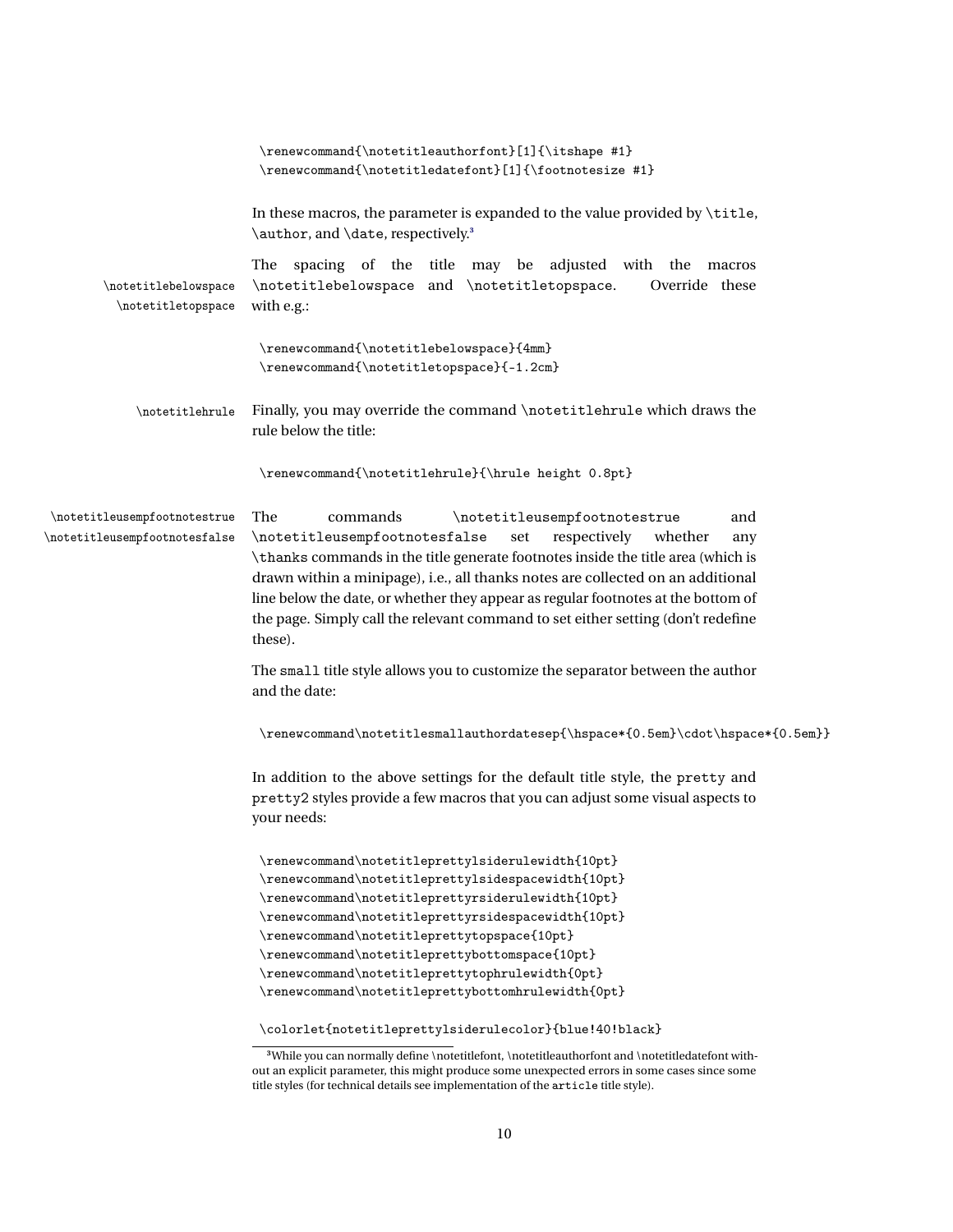```
\renewcommand{\notetitleauthorfont}[1]{\itshape #1}
\renewcommand{\notetitledatefont}[1]{\footnotesize #1}
```

In these macros, the parameter is expanded to the value provided by `\title`, `\author`, and `\date`, respectively.[3]

`\notetitlebelowspace` `\notetitletopspace`

The spacing of the title may be adjusted with the macros `\notetitlebelowspace` and `\notetitletopspace`. Override these with e.g.:

```
\renewcommand{\notetitlebelowspace}{4mm}
\renewcommand{\notetitletopspace}{-1.2cm}
```

`\notetitlehrule`

Finally, you may override the command `\notetitlehrule` which draws the rule below the title:

```
\renewcommand{\notetitlehrule}{\hrule height 0.8pt}
```

`\notetitleusempfootnotestrue` `\notetitleusempfootnotesfalse`

The commands `\notetitleusempfootnotestrue` and `\notetitleusempfootnotesfalse` set respectively whether any `\thanks` commands in the title generate footnotes inside the title area (which is drawn within a minipage), i.e., all thanks notes are collected on an additional line below the date, or whether they appear as regular footnotes at the bottom of the page. Simply call the relevant command to set either setting (don't redefine these).

The `small` title style allows you to customize the separator between the author and the date:

```
\renewcommand\notetitlesmallauthordatesep{\hspace*{0.5em}\cdot\hspace*{0.5em}}
```

In addition to the above settings for the default title style, the `pretty` and `pretty2` styles provide a few macros that you can adjust some visual aspects to your needs:

```
\renewcommand\notetitleprettylsiderulewidth{10pt}
\renewcommand\notetitleprettylsidespacewidth{10pt}
\renewcommand\notetitleprettyrsiderulewidth{10pt}
\renewcommand\notetitleprettyrsidespacewidth{10pt}
\renewcommand\notetitleprettytopspace{10pt}
\renewcommand\notetitleprettybottomspace{10pt}
\renewcommand\notetitleprettytophrulewidth{0pt}
\renewcommand\notetitleprettybottomhrulewidth{0pt}

\colorlet{notetitleprettylsiderulecolor}{blue!40!black}
```

[3] While you can normally define \notetitlefont, \notetitleauthorfont and \notetitledatefont without an explicit parameter, this might produce some unexpected errors in some cases since some title styles (for technical details see implementation of the `article` title style).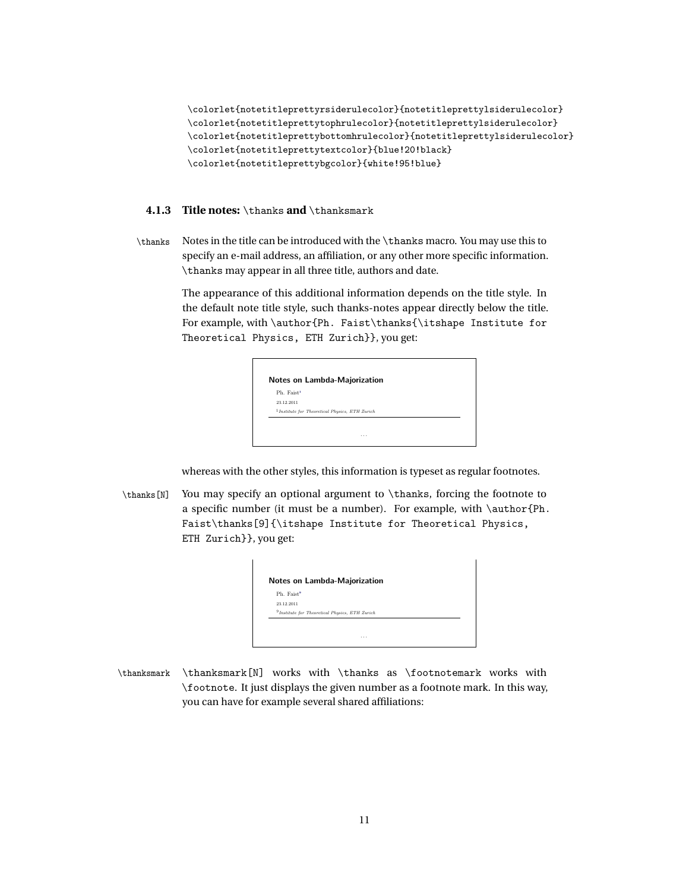```
\colorlet{notetitleprettyrsiderulecolor}{notetitleprettylsiderulecolor}
\colorlet{notetitleprettytophrulecolor}{notetitleprettylsiderulecolor}
\colorlet{notetitleprettybottomhrulecolor}{notetitleprettylsiderulecolor}
\colorlet{notetitleprettytextcolor}{blue!20!black}
\colorlet{notetitleprettybgcolor}{white!95!blue}
```

### 4.1.3 Title notes: `\thanks` and `\thanksmark`

`\thanks` Notes in the title can be introduced with the `\thanks` macro. You may use this to specify an e-mail address, an affiliation, or any other more specific information. `\thanks` may appear in all three title, authors and date.

The appearance of this additional information depends on the title style. In the default note title style, such thanks-notes appear directly below the title. For example, with `\author{Ph. Faist\thanks{\itshape Institute for Theoretical Physics, ETH Zurich}}`, you get:

> **Notes on Lambda-Majorization**
>
> Ph. Faist[1]
>
> 23.12.2011
>
> [1] *Institute for Theoretical Physics, ETH Zurich*
>
> ...

whereas with the other styles, this information is typeset as regular footnotes.

`\thanks[N]` You may specify an optional argument to `\thanks`, forcing the footnote to a specific number (it must be a number). For example, with `\author{Ph. Faist\thanks[9]{\itshape Institute for Theoretical Physics, ETH Zurich}}`, you get:

> **Notes on Lambda-Majorization**
>
> Ph. Faist[9]
>
> 23.12.2011
>
> [9] *Institute for Theoretical Physics, ETH Zurich*
>
> ...

`\thanksmark` `\thanksmark[N]` works with `\thanks` as `\footnotemark` works with `\footnote`. It just displays the given number as a footnote mark. In this way, you can have for example several shared affiliations: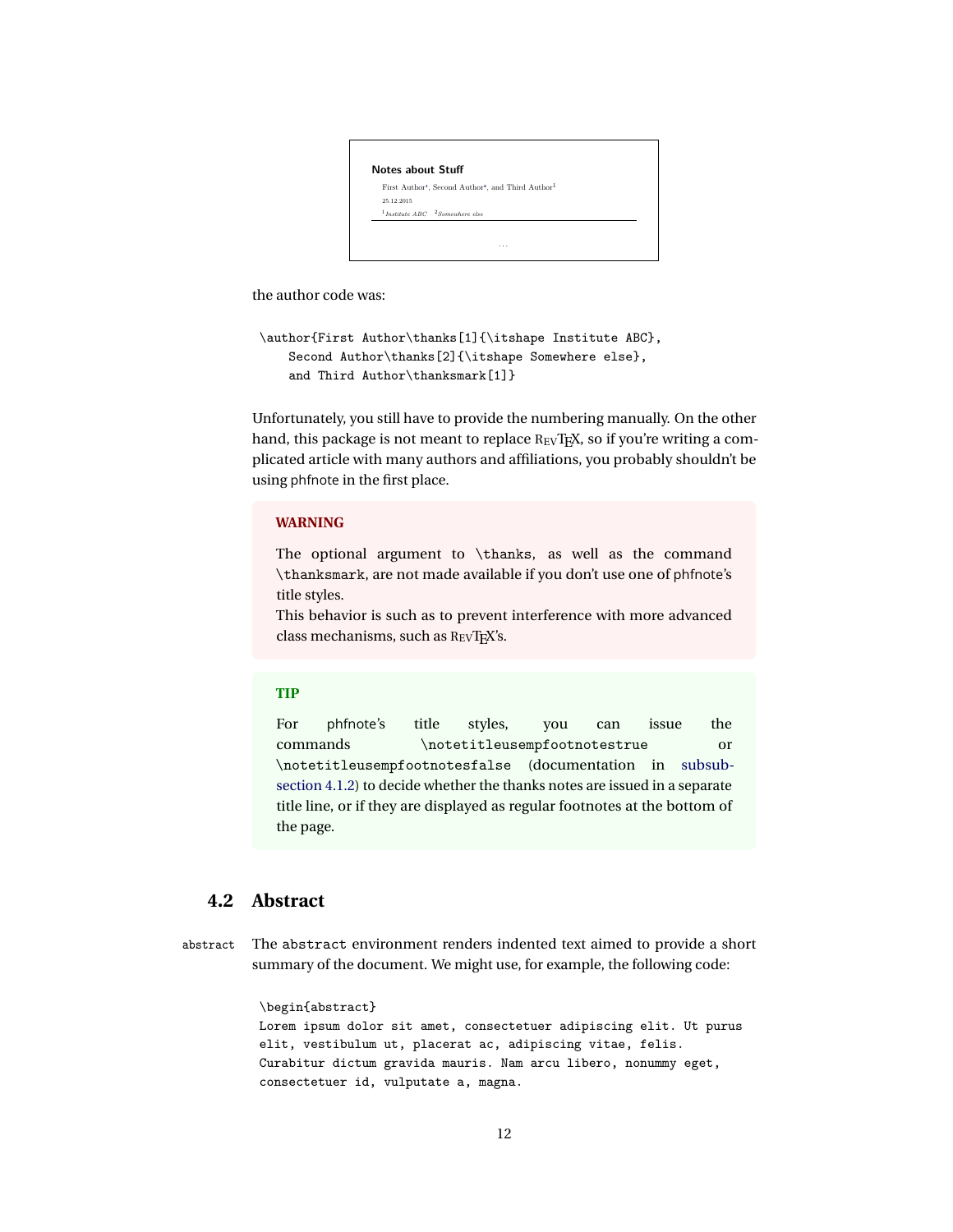**Notes about Stuff**

First Author[1], Second Author[2], and Third Author[1]

25.12.2015

[1] *Institute ABC* [2] *Somewhere else*

...

the author code was:

```
\author{First Author\thanks[1]{\itshape Institute ABC},
    Second Author\thanks[2]{\itshape Somewhere else},
    and Third Author\thanksmark[1]}
```

Unfortunately, you still have to provide the numbering manually. On the other hand, this package is not meant to replace REVTEX, so if you're writing a complicated article with many authors and affiliations, you probably shouldn't be using phfnote in the first place.

> **WARNING**
>
> The optional argument to `\thanks`, as well as the command `\thanksmark`, are not made available if you don't use one of phfnote's title styles.
> This behavior is such as to prevent interference with more advanced class mechanisms, such as REVTEX's.

> **TIP**
>
> For phfnote's title styles, you can issue the commands `\notetitleusempfootnotestrue` or `\notetitleusempfootnotesfalse` (documentation in subsubsection 4.1.2) to decide whether the thanks notes are issued in a separate title line, or if they are displayed as regular footnotes at the bottom of the page.

## 4.2 Abstract

`abstract` The `abstract` environment renders indented text aimed to provide a short summary of the document. We might use, for example, the following code:

```
\begin{abstract}
Lorem ipsum dolor sit amet, consectetuer adipiscing elit. Ut purus
elit, vestibulum ut, placerat ac, adipiscing vitae, felis.
Curabitur dictum gravida mauris. Nam arcu libero, nonummy eget,
consectetuer id, vulputate a, magna.
```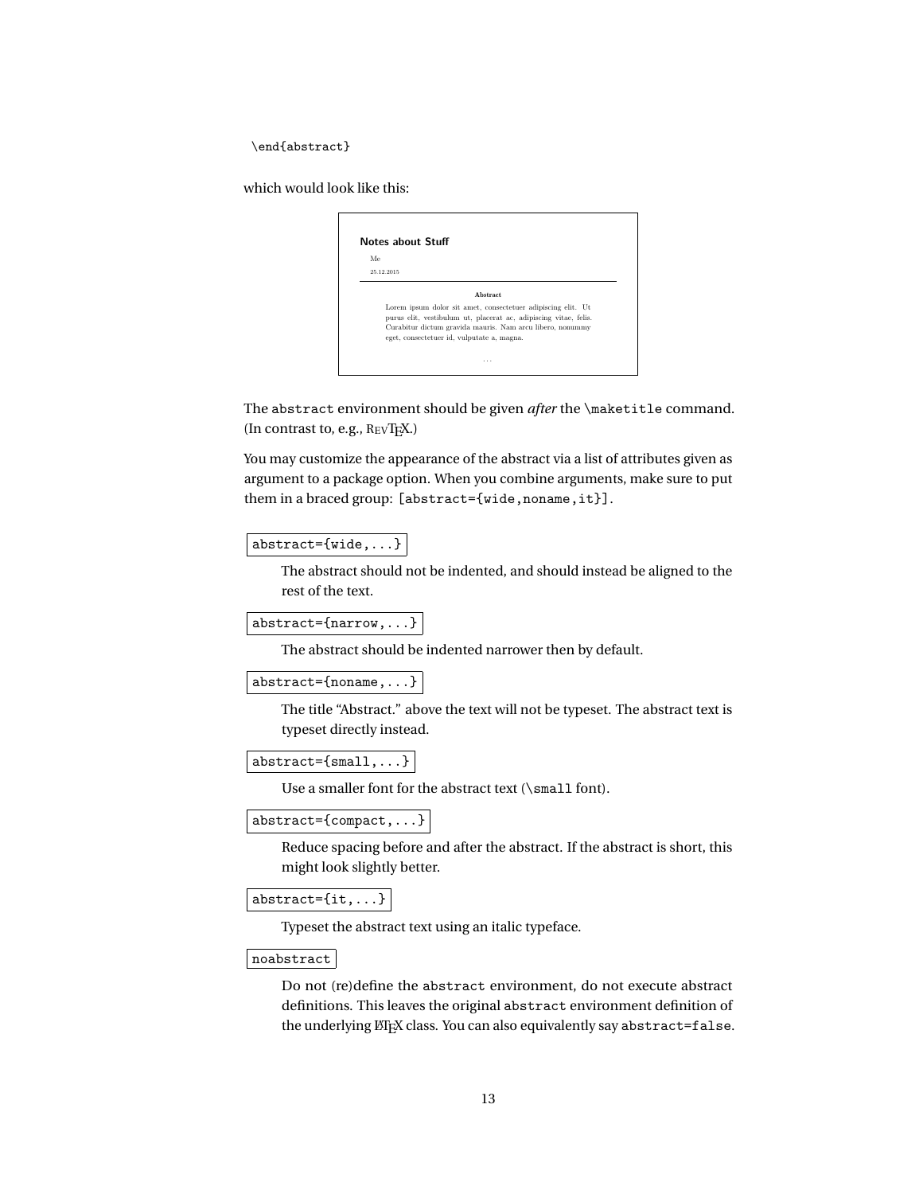```
\end{abstract}
```

which would look like this:

```
Notes about Stuff
  Me
  25.12.2015
---------------------------------------------
                  Abstract
    Lorem ipsum dolor sit amet, consectetuer adipiscing elit. Ut
    purus elit, vestibulum ut, placerat ac, adipiscing vitae, felis.
    Curabitur dictum gravida mauris. Nam arcu libero, nonummy
    eget, consectetuer id, vulputate a, magna.

                     ...
```

The `abstract` environment should be given *after* the `\maketitle` command. (In contrast to, e.g., REVTEX.)

You may customize the appearance of the abstract via a list of attributes given as argument to a package option. When you combine arguments, make sure to put them in a braced group: `[abstract={wide,noname,it}]`.

`abstract={wide,...}`

The abstract should not be indented, and should instead be aligned to the rest of the text.

`abstract={narrow,...}`

The abstract should be indented narrower then by default.

`abstract={noname,...}`

The title "Abstract." above the text will not be typeset. The abstract text is typeset directly instead.

`abstract={small,...}`

Use a smaller font for the abstract text (`\small` font).

`abstract={compact,...}`

Reduce spacing before and after the abstract. If the abstract is short, this might look slightly better.

`abstract={it,...}`

Typeset the abstract text using an italic typeface.

`noabstract`

Do not (re)define the `abstract` environment, do not execute abstract definitions. This leaves the original `abstract` environment definition of the underlying LaTeX class. You can also equivalently say `abstract=false`.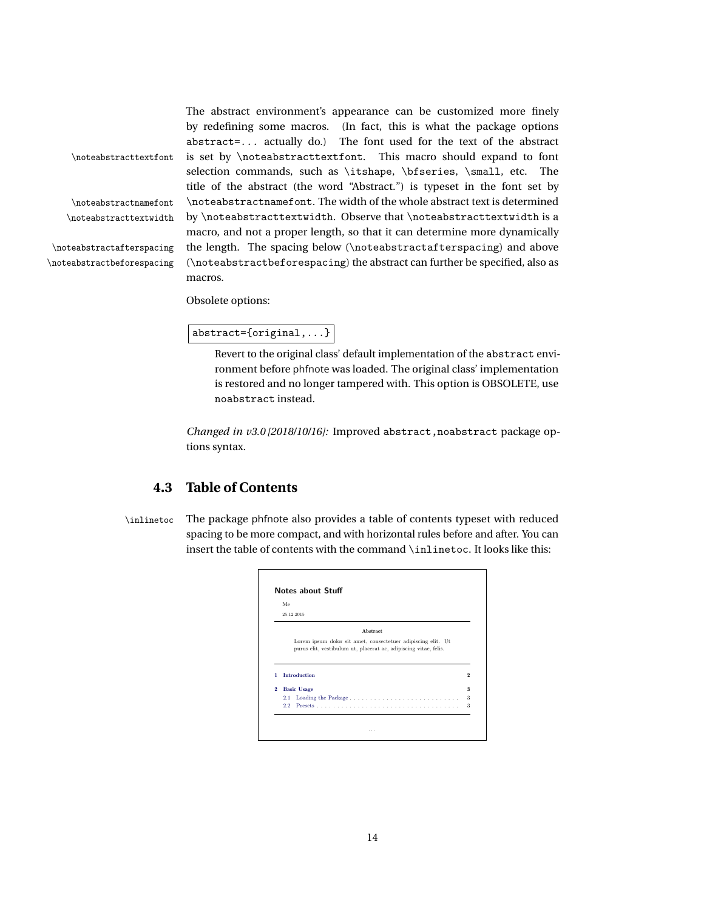The abstract environment's appearance can be customized more finely by redefining some macros. (In fact, this is what the package options `abstract=...` actually do.) The font used for the text of the abstract is set by `\noteabstracttextfont`. This macro should expand to font selection commands, such as `\itshape`, `\bfseries`, `\small`, etc. The title of the abstract (the word "Abstract.") is typeset in the font set by `\noteabstractnamefont`. The width of the whole abstract text is determined by `\noteabstracttextwidth`. Observe that `\noteabstracttextwidth` is a macro, and not a proper length, so that it can determine more dynamically the length. The spacing below (`\noteabstractafterspacing`) and above (`\noteabstractbeforespacing`) the abstract can further be specified, also as macros.

Obsolete options:

`abstract={original,...}`

> Revert to the original class' default implementation of the `abstract` environment before phfnote was loaded. The original class' implementation is restored and no longer tampered with. This option is OBSOLETE, use `noabstract` instead.

*Changed in v3.0 [2018/10/16]:* Improved `abstract,noabstract` package options syntax.

### 4.3 Table of Contents

`\inlinetoc` The package phfnote also provides a table of contents typeset with reduced spacing to be more compact, and with horizontal rules before and after. You can insert the table of contents with the command `\inlinetoc`. It looks like this:

**Notes about Stuff**

Me

25.12.2015

**Abstract**

Lorem ipsum dolor sit amet, consectetuer adipiscing elit. Ut purus elit, vestibulum ut, placerat ac, adipiscing vitae, felis.

**1 Introduction** **2**

**2 Basic Usage** **3**

2.1 Loading the Package . . . . . . . . . . . . . . . . . . . . . . . . . . 3

2.2 Presets . . . . . . . . . . . . . . . . . . . . . . . . . . . . . . . . . . 3

...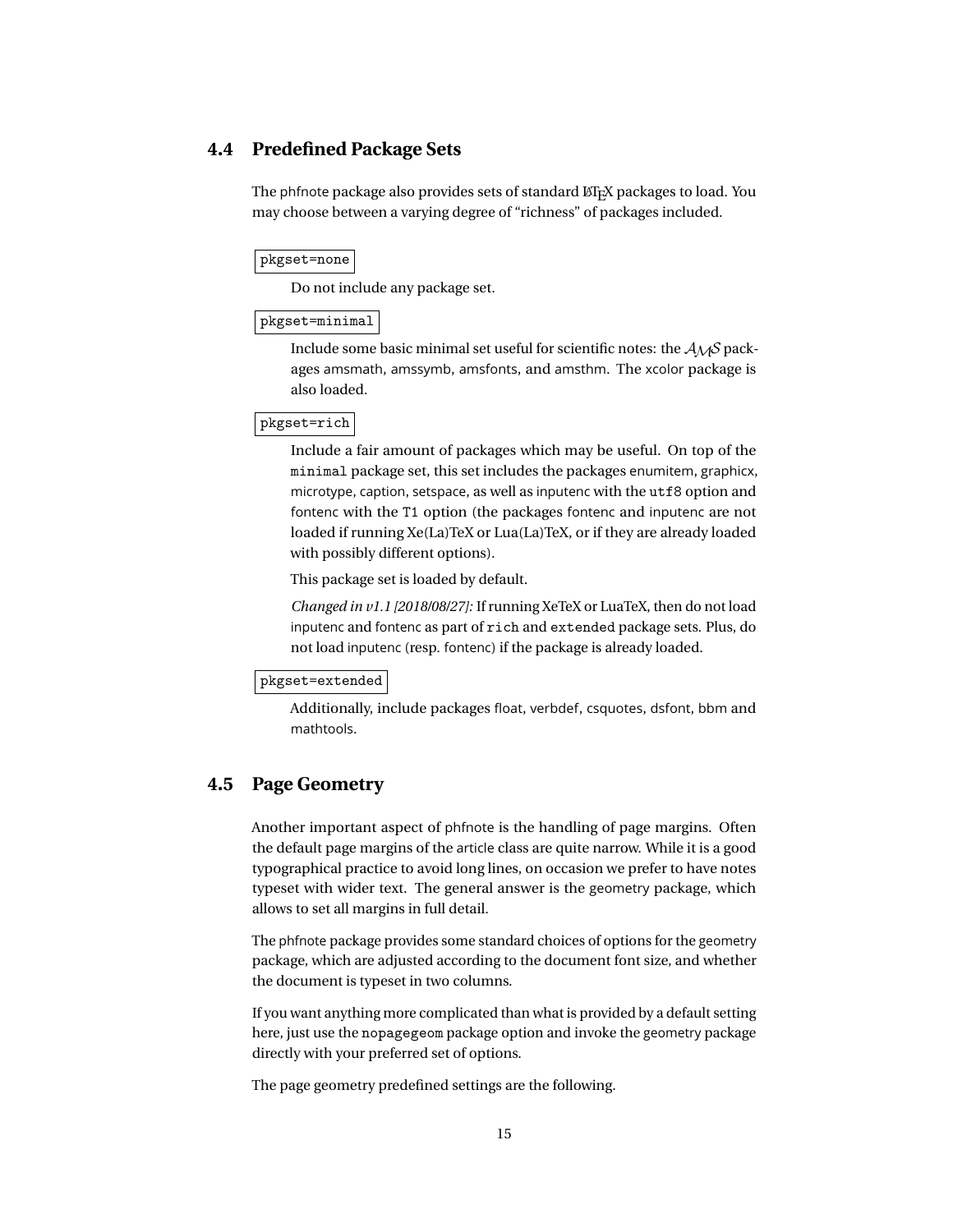## 4.4 Predefined Package Sets

The phfnote package also provides sets of standard LaTeX packages to load. You may choose between a varying degree of "richness" of packages included.

`pkgset=none`

Do not include any package set.

`pkgset=minimal`

Include some basic minimal set useful for scientific notes: the $\mathcal{AMS}$ packages amsmath, amssymb, amsfonts, and amsthm. The xcolor package is also loaded.

`pkgset=rich`

Include a fair amount of packages which may be useful. On top of the `minimal` package set, this set includes the packages enumitem, graphicx, microtype, caption, setspace, as well as inputenc with the `utf8` option and fontenc with the `T1` option (the packages fontenc and inputenc are not loaded if running Xe(La)TeX or Lua(La)TeX, or if they are already loaded with possibly different options).

This package set is loaded by default.

*Changed in v1.1 [2018/08/27]:* If running XeTeX or LuaTeX, then do not load inputenc and fontenc as part of `rich` and `extended` package sets. Plus, do not load inputenc (resp. fontenc) if the package is already loaded.

`pkgset=extended`

Additionally, include packages float, verbdef, csquotes, dsfont, bbm and mathtools.

## 4.5 Page Geometry

Another important aspect of phfnote is the handling of page margins. Often the default page margins of the article class are quite narrow. While it is a good typographical practice to avoid long lines, on occasion we prefer to have notes typeset with wider text. The general answer is the geometry package, which allows to set all margins in full detail.

The phfnote package provides some standard choices of options for the geometry package, which are adjusted according to the document font size, and whether the document is typeset in two columns.

If you want anything more complicated than what is provided by a default setting here, just use the `nopagegeom` package option and invoke the geometry package directly with your preferred set of options.

The page geometry predefined settings are the following.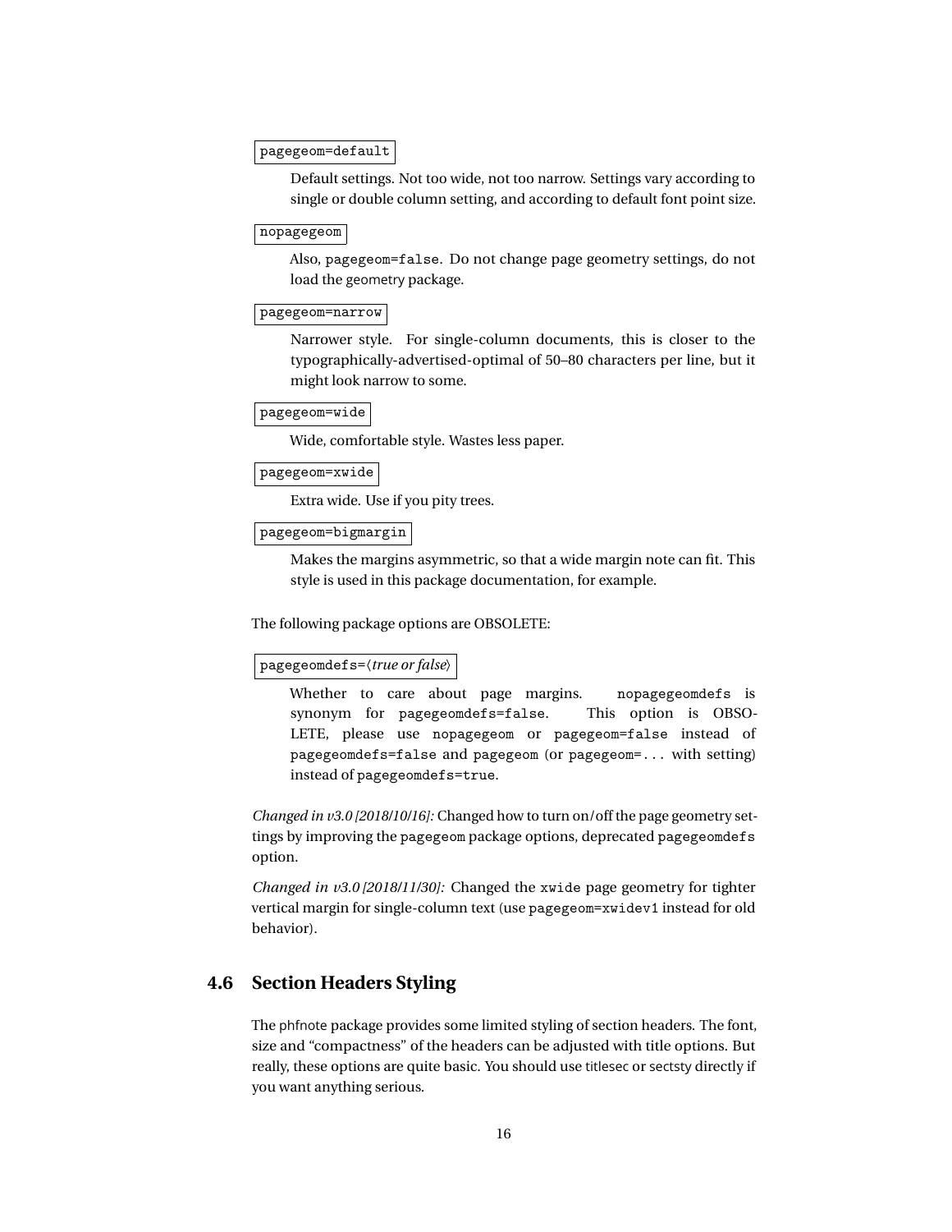`pagegeom=default`

Default settings. Not too wide, not too narrow. Settings vary according to single or double column setting, and according to default font point size.

`nopagegeom`

Also, `pagegeom=false`. Do not change page geometry settings, do not load the geometry package.

`pagegeom=narrow`

Narrower style. For single-column documents, this is closer to the typographically-advertised-optimal of 50–80 characters per line, but it might look narrow to some.

`pagegeom=wide`

Wide, comfortable style. Wastes less paper.

`pagegeom=xwide`

Extra wide. Use if you pity trees.

`pagegeom=bigmargin`

Makes the margins asymmetric, so that a wide margin note can fit. This style is used in this package documentation, for example.

The following package options are OBSOLETE:

`pagegeomdefs=`⟨*true or false*⟩

Whether to care about page margins. `nopagegeomdefs` is synonym for `pagegeomdefs=false`. This option is OBSOLETE, please use `nopagegeom` or `pagegeom=false` instead of `pagegeomdefs=false` and `pagegeom` (or `pagegeom=...` with setting) instead of `pagegeomdefs=true`.

*Changed in v3.0 [2018/10/16]:* Changed how to turn on/off the page geometry settings by improving the `pagegeom` package options, deprecated `pagegeomdefs` option.

*Changed in v3.0 [2018/11/30]:* Changed the `xwide` page geometry for tighter vertical margin for single-column text (use `pagegeom=xwidev1` instead for old behavior).

## 4.6 Section Headers Styling

The phfnote package provides some limited styling of section headers. The font, size and "compactness" of the headers can be adjusted with title options. But really, these options are quite basic. You should use titlesec or sectsty directly if you want anything serious.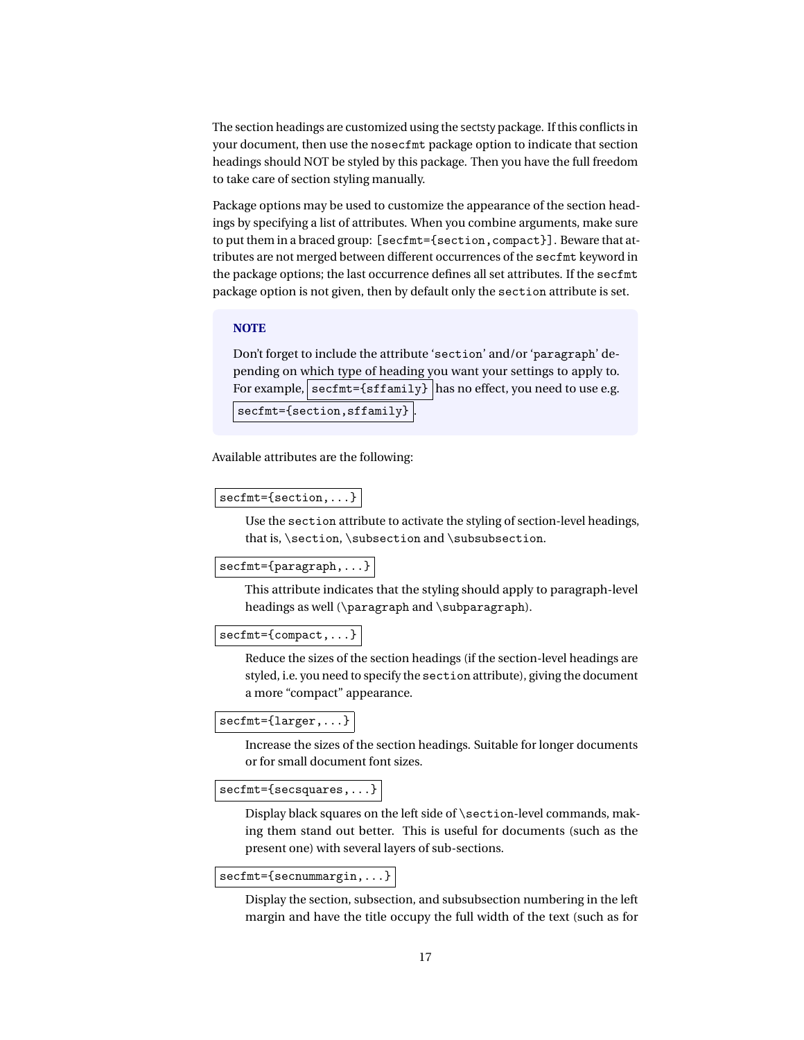The section headings are customized using the sectsty package. If this conflicts in your document, then use the `nosecfmt` package option to indicate that section headings should NOT be styled by this package. Then you have the full freedom to take care of section styling manually.

Package options may be used to customize the appearance of the section headings by specifying a list of attributes. When you combine arguments, make sure to put them in a braced group: `[secfmt={section,compact}]`. Beware that attributes are not merged between different occurrences of the `secfmt` keyword in the package options; the last occurrence defines all set attributes. If the `secfmt` package option is not given, then by default only the `section` attribute is set.

> **NOTE**
>
> Don't forget to include the attribute '`section`' and/or '`paragraph`' depending on which type of heading you want your settings to apply to. For example, `secfmt={sffamily}` has no effect, you need to use e.g. `secfmt={section,sffamily}`.

Available attributes are the following:

`secfmt={section,...}`

Use the `section` attribute to activate the styling of section-level headings, that is, `\section`, `\subsection` and `\subsubsection`.

`secfmt={paragraph,...}`

This attribute indicates that the styling should apply to paragraph-level headings as well (`\paragraph` and `\subparagraph`).

`secfmt={compact,...}`

Reduce the sizes of the section headings (if the section-level headings are styled, i.e. you need to specify the `section` attribute), giving the document a more "compact" appearance.

`secfmt={larger,...}`

Increase the sizes of the section headings. Suitable for longer documents or for small document font sizes.

`secfmt={secsquares,...}`

Display black squares on the left side of `\section`-level commands, making them stand out better. This is useful for documents (such as the present one) with several layers of sub-sections.

`secfmt={secnummargin,...}`

Display the section, subsection, and subsubsection numbering in the left margin and have the title occupy the full width of the text (such as for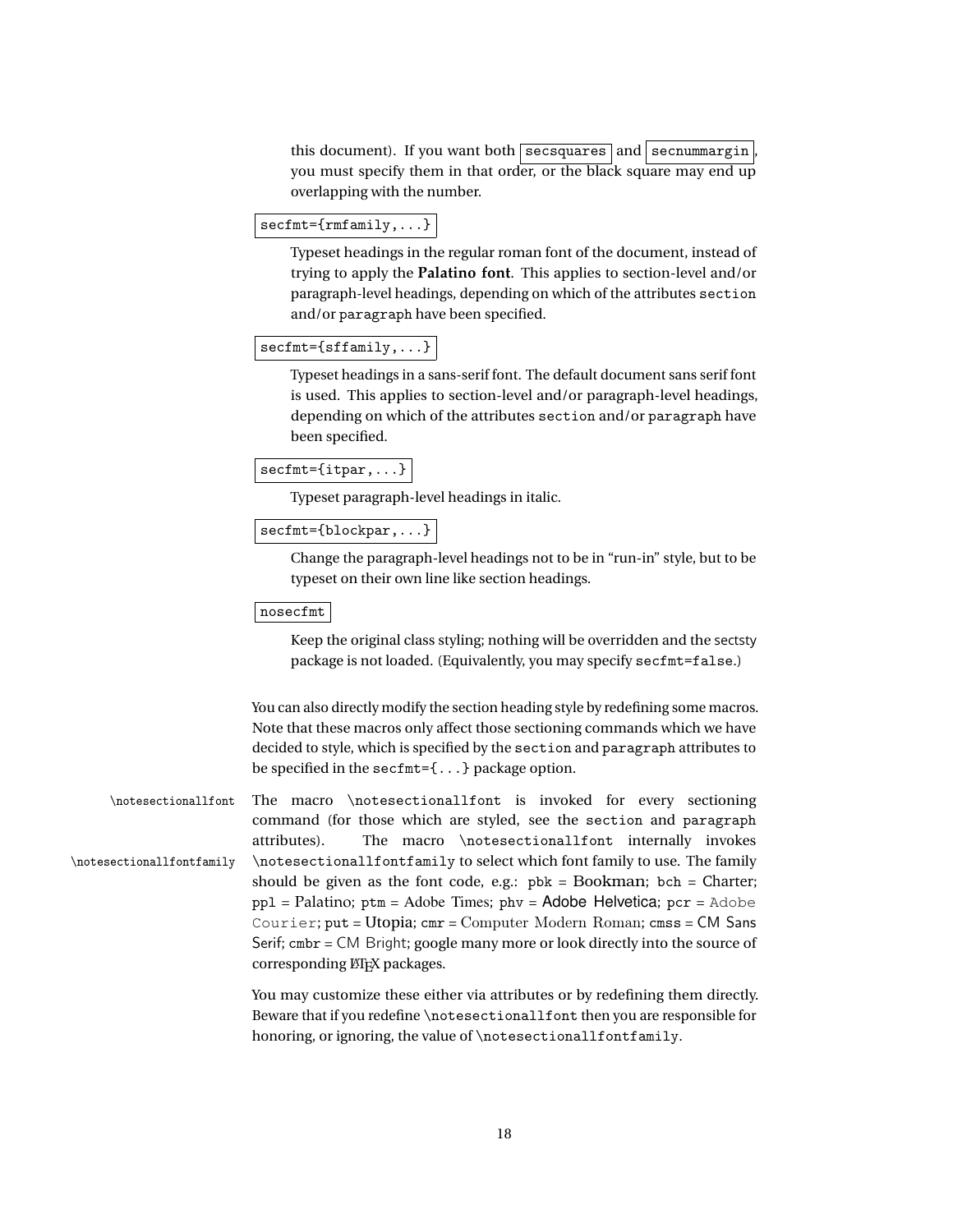this document). If you want both `secsquares` and `secnummargin`, you must specify them in that order, or the black square may end up overlapping with the number.

`secfmt={rmfamily,...}`

Typeset headings in the regular roman font of the document, instead of trying to apply the **Palatino font**. This applies to section-level and/or paragraph-level headings, depending on which of the attributes `section` and/or `paragraph` have been specified.

`secfmt={sffamily,...}`

Typeset headings in a sans-serif font. The default document sans serif font is used. This applies to section-level and/or paragraph-level headings, depending on which of the attributes `section` and/or `paragraph` have been specified.

`secfmt={itpar,...}`

Typeset paragraph-level headings in italic.

`secfmt={blockpar,...}`

Change the paragraph-level headings not to be in "run-in" style, but to be typeset on their own line like section headings.

`nosecfmt`

Keep the original class styling; nothing will be overridden and the sectsty package is not loaded. (Equivalently, you may specify `secfmt=false`.)

You can also directly modify the section heading style by redefining some macros. Note that these macros only affect those sectioning commands which we have decided to style, which is specified by the `section` and `paragraph` attributes to be specified in the `secfmt={...}` package option.

`\notesectionallfont` `\notesectionallfontfamily`

The macro `\notesectionallfont` is invoked for every sectioning command (for those which are styled, see the `section` and `paragraph` attributes). The macro `\notesectionallfont` internally invokes `\notesectionallfontfamily` to select which font family to use. The family should be given as the font code, e.g.: `pbk` = Bookman; `bch` = Charter; `ppl` = Palatino; `ptm` = Adobe Times; `phv` = Adobe Helvetica; `pcr` = Adobe Courier; `put` = Utopia; `cmr` = Computer Modern Roman; `cmss` = CM Sans Serif; `cmbr` = CM Bright; google many more or look directly into the source of corresponding LaTeX packages.

You may customize these either via attributes or by redefining them directly. Beware that if you redefine `\notesectionallfont` then you are responsible for honoring, or ignoring, the value of `\notesectionallfontfamily`.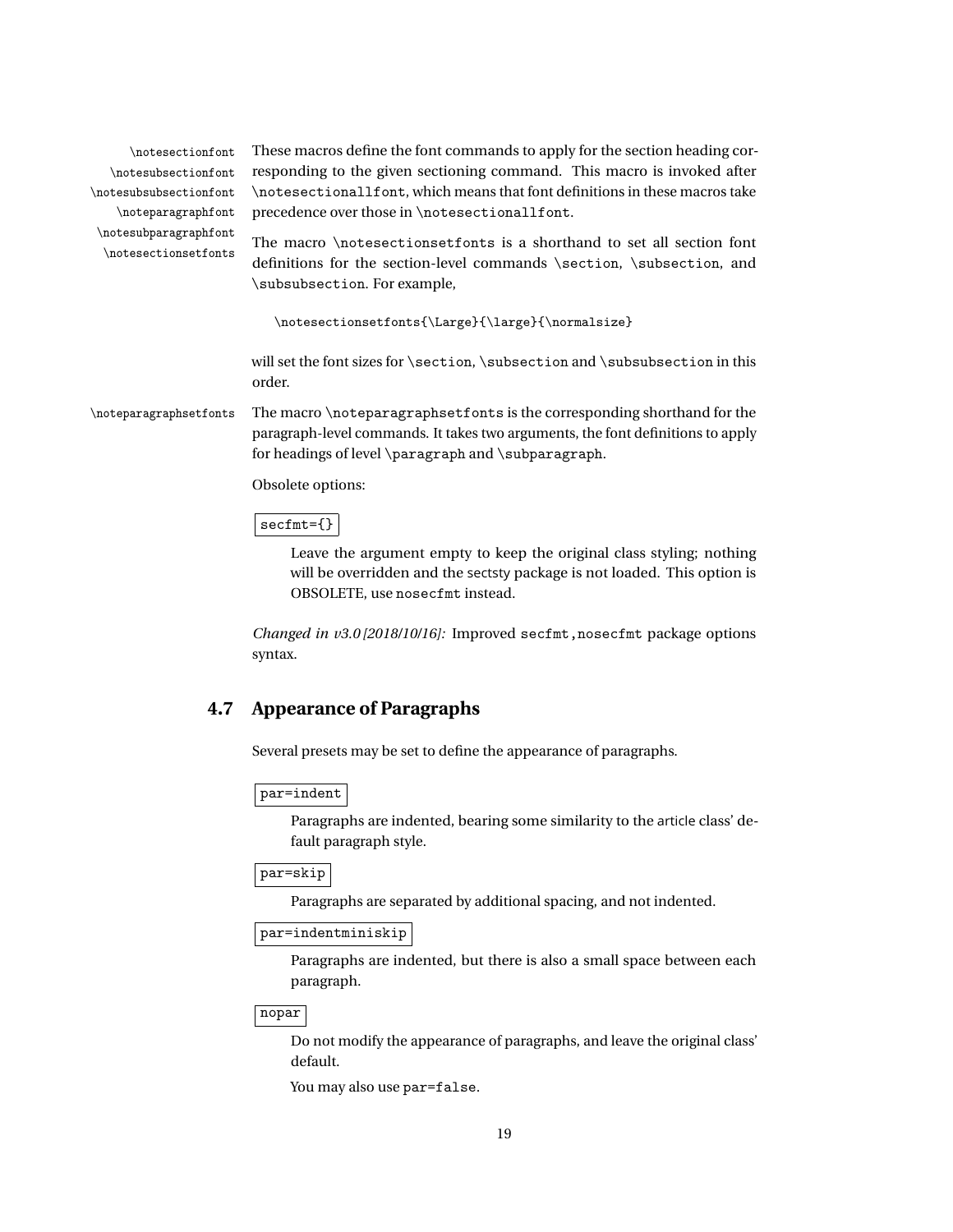`\notesectionfont` `\notesubsectionfont` `\notesubsubsectionfont` `\noteparagraphfont` `\notesubparagraphfont` `\notesectionsetfonts`

These macros define the font commands to apply for the section heading corresponding to the given sectioning command. This macro is invoked after `\notesectionallfont`, which means that font definitions in these macros take precedence over those in `\notesectionallfont`.

The macro `\notesectionsetfonts` is a shorthand to set all section font definitions for the section-level commands `\section`, `\subsection`, and `\subsubsection`. For example,

```
\notesectionsetfonts{\Large}{\large}{\normalsize}
```

will set the font sizes for `\section`, `\subsection` and `\subsubsection` in this order.

`\noteparagraphsetfonts`

The macro `\noteparagraphsetfonts` is the corresponding shorthand for the paragraph-level commands. It takes two arguments, the font definitions to apply for headings of level `\paragraph` and `\subparagraph`.

Obsolete options:

`secfmt={}`

Leave the argument empty to keep the original class styling; nothing will be overridden and the sectsty package is not loaded. This option is OBSOLETE, use `nosecfmt` instead.

*Changed in v3.0 [2018/10/16]:* Improved `secfmt,nosecfmt` package options syntax.

## 4.7 Appearance of Paragraphs

Several presets may be set to define the appearance of paragraphs.

`par=indent`

Paragraphs are indented, bearing some similarity to the article class' default paragraph style.

`par=skip`

Paragraphs are separated by additional spacing, and not indented.

`par=indentminiskip`

Paragraphs are indented, but there is also a small space between each paragraph.

`nopar`

Do not modify the appearance of paragraphs, and leave the original class' default.

You may also use `par=false`.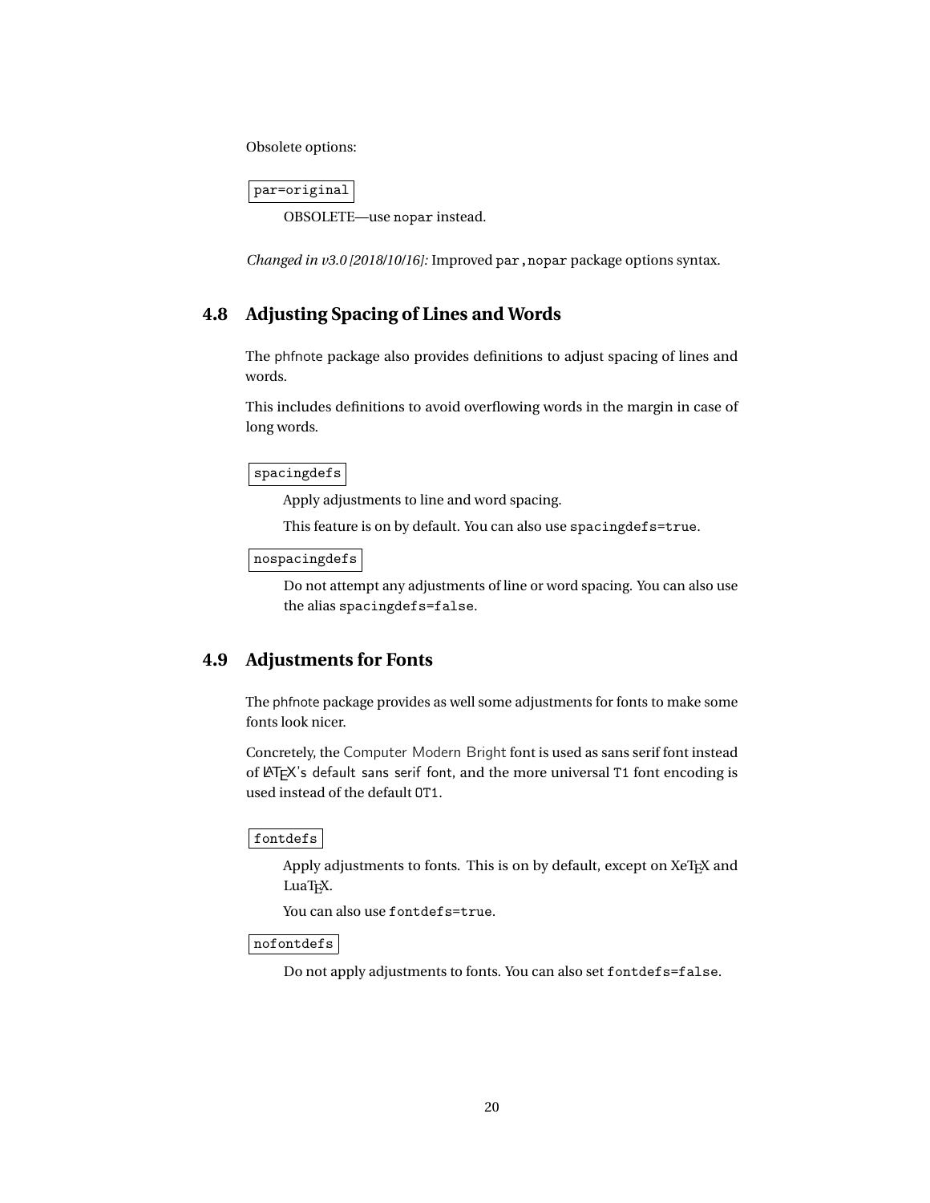Obsolete options:

`par=original`

OBSOLETE—use `nopar` instead.

*Changed in v3.0 [2018/10/16]:* Improved `par,nopar` package options syntax.

## 4.8 Adjusting Spacing of Lines and Words

The phfnote package also provides definitions to adjust spacing of lines and words.

This includes definitions to avoid overflowing words in the margin in case of long words.

`spacingdefs`

Apply adjustments to line and word spacing.

This feature is on by default. You can also use `spacingdefs=true`.

`nospacingdefs`

Do not attempt any adjustments of line or word spacing. You can also use the alias `spacingdefs=false`.

## 4.9 Adjustments for Fonts

The phfnote package provides as well some adjustments for fonts to make some fonts look nicer.

Concretely, the Computer Modern Bright font is used as sans serif font instead of LaTeX's default sans serif font, and the more universal `T1` font encoding is used instead of the default `OT1`.

`fontdefs`

Apply adjustments to fonts. This is on by default, except on XeTeX and LuaTeX.

You can also use `fontdefs=true`.

`nofontdefs`

Do not apply adjustments to fonts. You can also set `fontdefs=false`.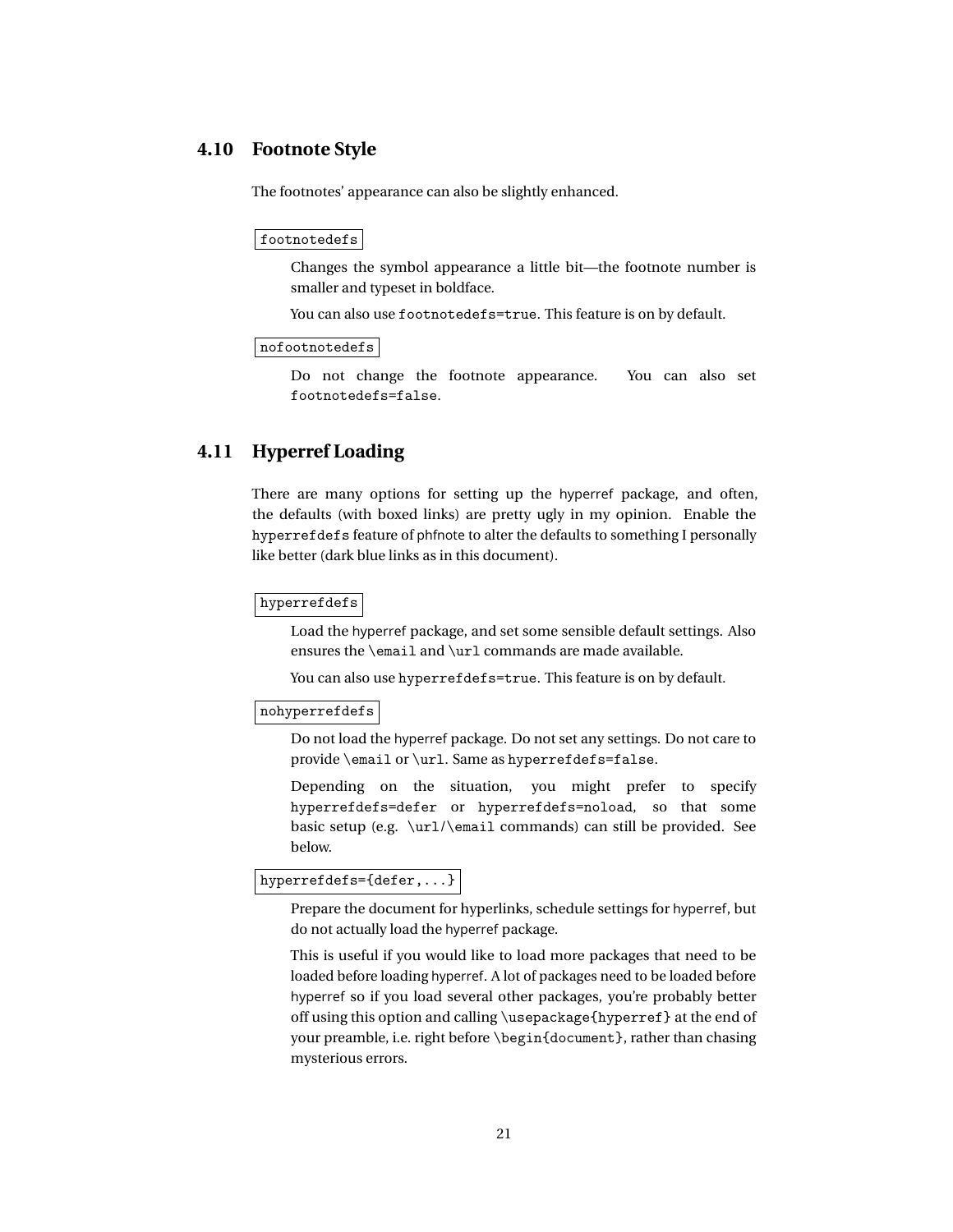## 4.10 Footnote Style

The footnotes' appearance can also be slightly enhanced.

`footnotedefs`

Changes the symbol appearance a little bit—the footnote number is smaller and typeset in boldface.

You can also use `footnotedefs=true`. This feature is on by default.

`nofootnotedefs`

Do not change the footnote appearance. You can also set `footnotedefs=false`.

## 4.11 Hyperref Loading

There are many options for setting up the hyperref package, and often, the defaults (with boxed links) are pretty ugly in my opinion. Enable the `hyperrefdefs` feature of phfnote to alter the defaults to something I personally like better (dark blue links as in this document).

`hyperrefdefs`

Load the hyperref package, and set some sensible default settings. Also ensures the `\email` and `\url` commands are made available.

You can also use `hyperrefdefs=true`. This feature is on by default.

`nohyperrefdefs`

Do not load the hyperref package. Do not set any settings. Do not care to provide `\email` or `\url`. Same as `hyperrefdefs=false`.

Depending on the situation, you might prefer to specify `hyperrefdefs=defer` or `hyperrefdefs=noload`, so that some basic setup (e.g. `\url`/`\email` commands) can still be provided. See below.

`hyperrefdefs={defer,...}`

Prepare the document for hyperlinks, schedule settings for hyperref, but do not actually load the hyperref package.

This is useful if you would like to load more packages that need to be loaded before loading hyperref. A lot of packages need to be loaded before hyperref so if you load several other packages, you're probably better off using this option and calling `\usepackage{hyperref}` at the end of your preamble, i.e. right before `\begin{document}`, rather than chasing mysterious errors.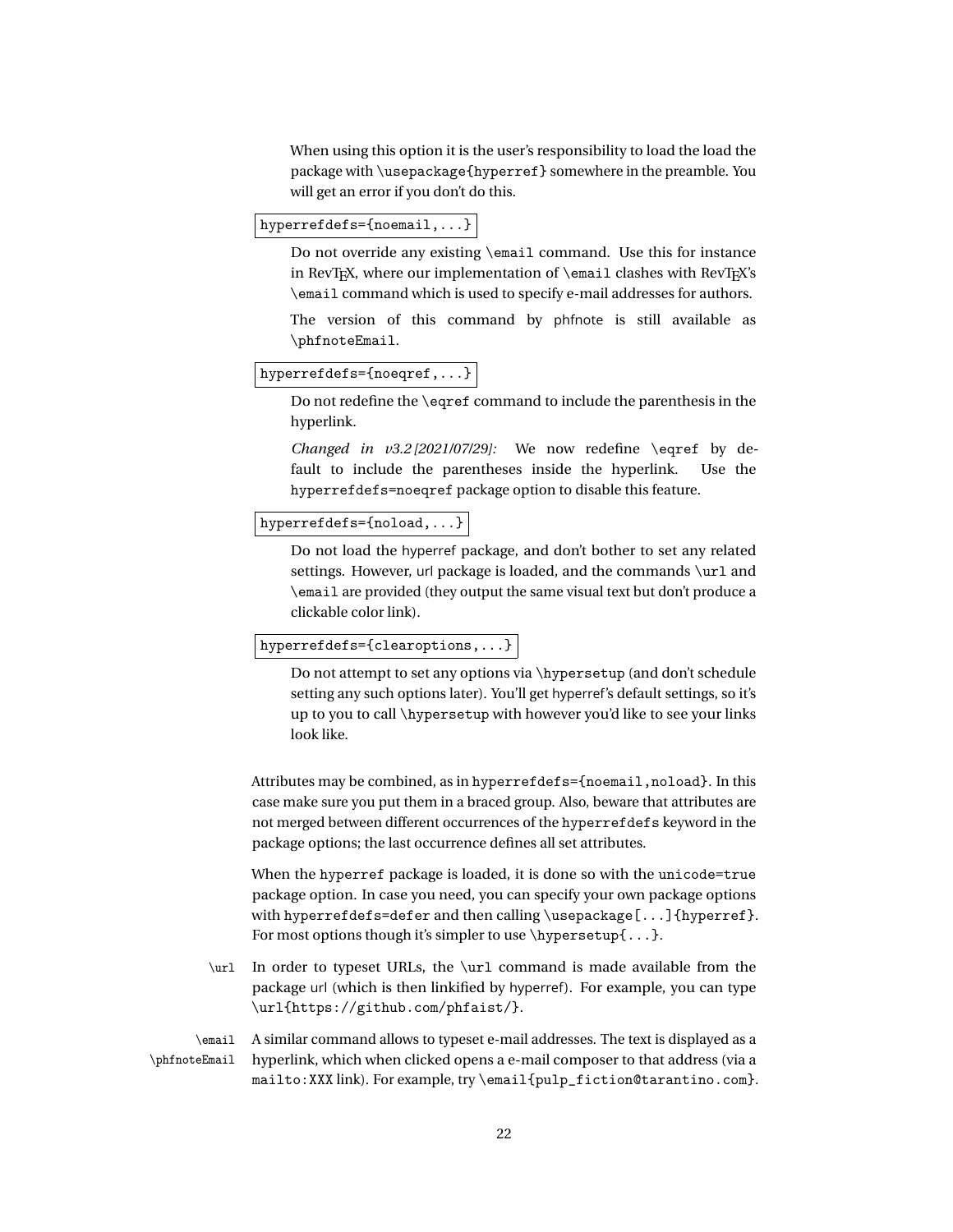When using this option it is the user's responsibility to load the load the package with `\usepackage{hyperref}` somewhere in the preamble. You will get an error if you don't do this.

`hyperrefdefs={noemail,...}`

Do not override any existing `\email` command. Use this for instance in RevTEX, where our implementation of `\email` clashes with RevTEX's `\email` command which is used to specify e-mail addresses for authors.

The version of this command by phfnote is still available as `\phfnoteEmail`.

`hyperrefdefs={noeqref,...}`

Do not redefine the `\eqref` command to include the parenthesis in the hyperlink.

*Changed in v3.2 [2021/07/29]:* We now redefine `\eqref` by default to include the parentheses inside the hyperlink. Use the `hyperrefdefs=noeqref` package option to disable this feature.

`hyperrefdefs={noload,...}`

Do not load the hyperref package, and don't bother to set any related settings. However, url package is loaded, and the commands `\url` and `\email` are provided (they output the same visual text but don't produce a clickable color link).

`hyperrefdefs={clearoptions,...}`

Do not attempt to set any options via `\hypersetup` (and don't schedule setting any such options later). You'll get hyperref's default settings, so it's up to you to call `\hypersetup` with however you'd like to see your links look like.

Attributes may be combined, as in `hyperrefdefs={noemail,noload}`. In this case make sure you put them in a braced group. Also, beware that attributes are not merged between different occurrences of the `hyperrefdefs` keyword in the package options; the last occurrence defines all set attributes.

When the `hyperref` package is loaded, it is done so with the `unicode=true` package option. In case you need, you can specify your own package options with `hyperrefdefs=defer` and then calling `\usepackage[...]{hyperref}`. For most options though it's simpler to use `\hypersetup{...}`.

`\url` In order to typeset URLs, the `\url` command is made available from the package url (which is then linkified by hyperref). For example, you can type `\url{https://github.com/phfaist/}`.

`\email` `\phfnoteEmail` A similar command allows to typeset e-mail addresses. The text is displayed as a hyperlink, which when clicked opens a e-mail composer to that address (via a `mailto:XXX` link). For example, try `\email{pulp_fiction@tarantino.com}`.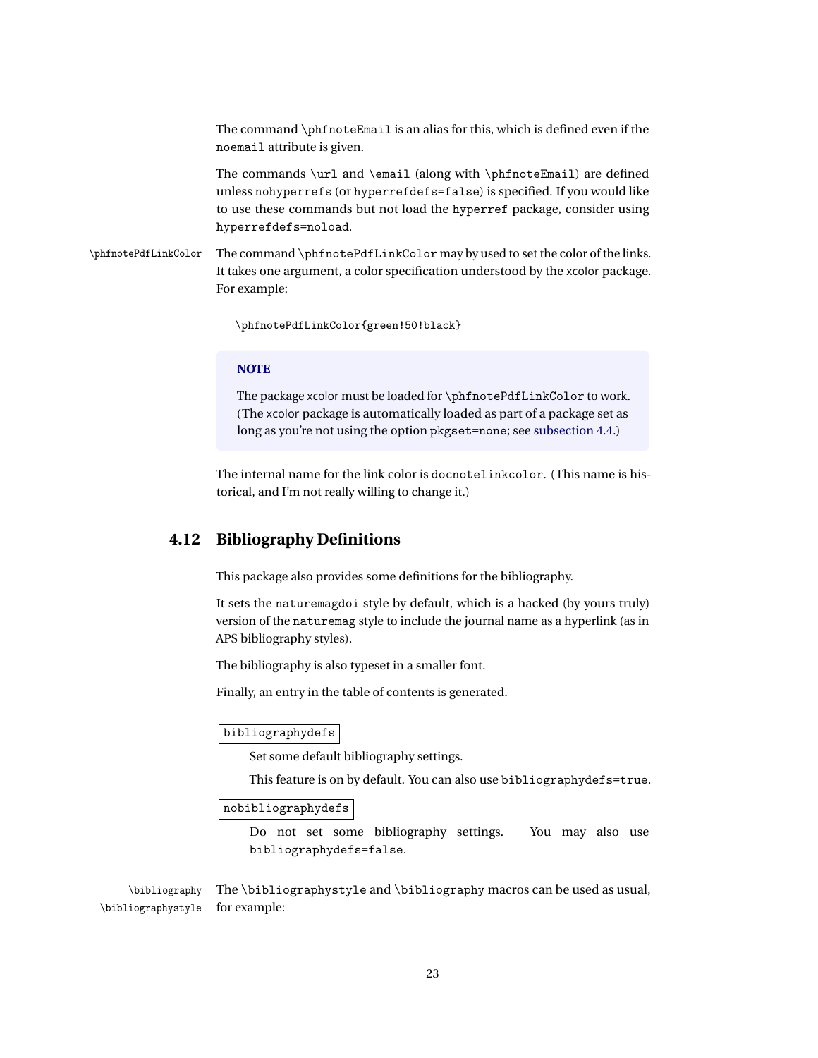The command `\phfnoteEmail` is an alias for this, which is defined even if the `noemail` attribute is given.

The commands `\url` and `\email` (along with `\phfnoteEmail`) are defined unless `nohyperrefs` (or `hyperrefdefs=false`) is specified. If you would like to use these commands but not load the `hyperref` package, consider using `hyperrefdefs=noload`.

`\phfnotePdfLinkColor` The command `\phfnotePdfLinkColor` may by used to set the color of the links. It takes one argument, a color specification understood by the xcolor package. For example:

```
\phfnotePdfLinkColor{green!50!black}
```

> **NOTE**
>
> The package xcolor must be loaded for `\phfnotePdfLinkColor` to work. (The xcolor package is automatically loaded as part of a package set as long as you're not using the option `pkgset=none`; see subsection 4.4.)

The internal name for the link color is `docnotelinkcolor`. (This name is historical, and I'm not really willing to change it.)

## 4.12 Bibliography Definitions

This package also provides some definitions for the bibliography.

It sets the `naturemagdoi` style by default, which is a hacked (by yours truly) version of the `naturemag` style to include the journal name as a hyperlink (as in APS bibliography styles).

The bibliography is also typeset in a smaller font.

Finally, an entry in the table of contents is generated.

`bibliographydefs`

Set some default bibliography settings.

This feature is on by default. You can also use `bibliographydefs=true`.

`nobibliographydefs`

Do not set some bibliography settings. You may also use `bibliographydefs=false`.

`\bibliography` `\bibliographystyle` The `\bibliographystyle` and `\bibliography` macros can be used as usual, for example: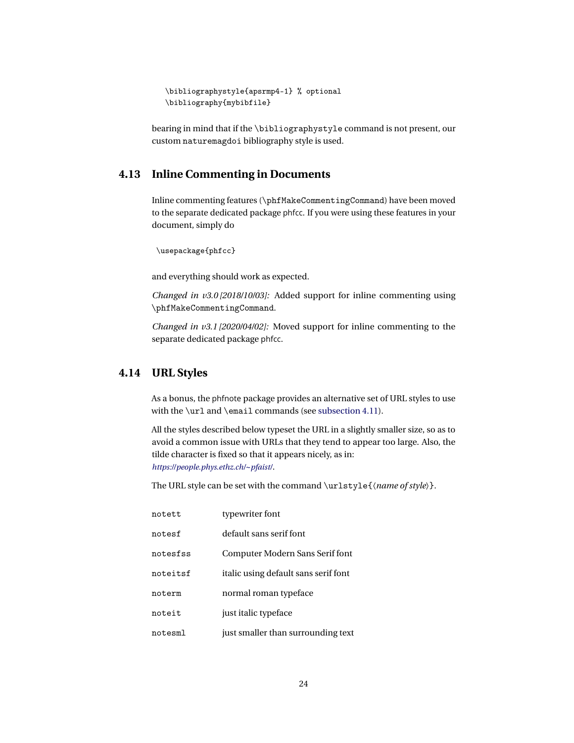```
\bibliographystyle{apsrmp4-1} % optional
\bibliography{mybibfile}
```

bearing in mind that if the `\bibliographystyle` command is not present, our custom `naturemagdoi` bibliography style is used.

### 4.13 Inline Commenting in Documents

Inline commenting features (`\phfMakeCommentingCommand`) have been moved to the separate dedicated package phfcc. If you were using these features in your document, simply do

```
\usepackage{phfcc}
```

and everything should work as expected.

*Changed in v3.0 [2018/10/03]:* Added support for inline commenting using `\phfMakeCommentingCommand`.

*Changed in v3.1 [2020/04/02]:* Moved support for inline commenting to the separate dedicated package phfcc.

### 4.14 URL Styles

As a bonus, the phfnote package provides an alternative set of URL styles to use with the `\url` and `\email` commands (see subsection 4.11).

All the styles described below typeset the URL in a slightly smaller size, so as to avoid a common issue with URLs that they tend to appear too large. Also, the tilde character is fixed so that it appears nicely, as in: *https://people.phys.ethz.ch/~pfaist/*.

The URL style can be set with the command `\urlstyle{`⟨*name of style*⟩`}`.

| | |
|---|---|
| `notett` | typewriter font |
| `notesf` | default sans serif font |
| `notesfss` | Computer Modern Sans Serif font |
| `noteitsf` | italic using default sans serif font |
| `noterm` | normal roman typeface |
| `noteit` | just italic typeface |
| `notesml` | just smaller than surrounding text |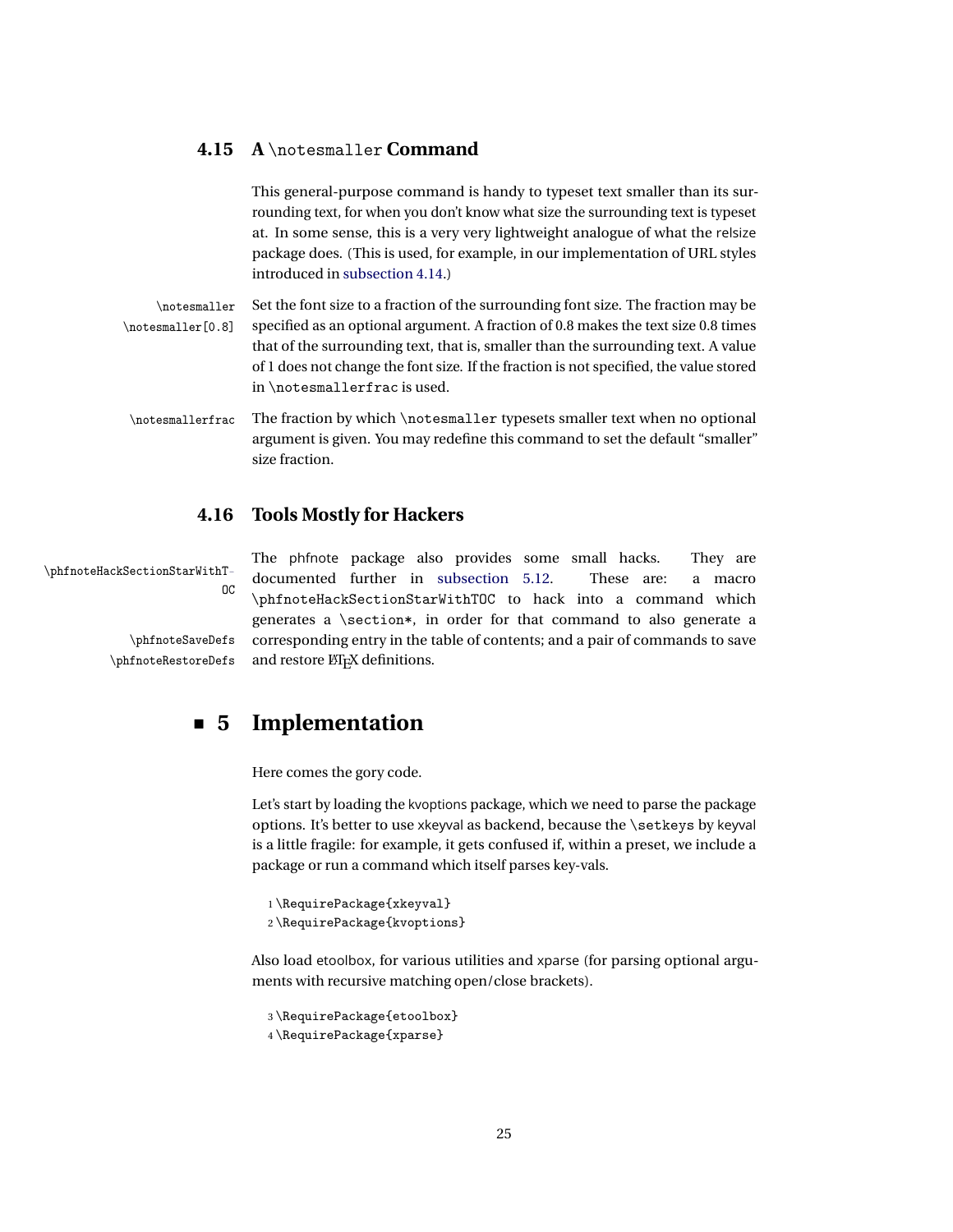### 4.15 A `\notesmaller` Command

This general-purpose command is handy to typeset text smaller than its surrounding text, for when you don't know what size the surrounding text is typeset at. In some sense, this is a very very lightweight analogue of what the relsize package does. (This is used, for example, in our implementation of URL styles introduced in subsection 4.14.)

`\notesmaller`
`\notesmaller[0.8]`

Set the font size to a fraction of the surrounding font size. The fraction may be specified as an optional argument. A fraction of 0.8 makes the text size 0.8 times that of the surrounding text, that is, smaller than the surrounding text. A value of 1 does not change the font size. If the fraction is not specified, the value stored in `\notesmallerfrac` is used.

`\notesmallerfrac`

The fraction by which `\notesmaller` typesets smaller text when no optional argument is given. You may redefine this command to set the default "smaller" size fraction.

### 4.16 Tools Mostly for Hackers

`\phfnoteHackSectionStarWithTOC`
`\phfnoteSaveDefs`
`\phfnoteRestoreDefs`

The phfnote package also provides some small hacks. They are documented further in subsection 5.12. These are: a macro `\phfnoteHackSectionStarWithTOC` to hack into a command which generates a `\section*`, in order for that command to also generate a corresponding entry in the table of contents; and a pair of commands to save and restore LaTeX definitions.

## 5 Implementation

Here comes the gory code.

Let's start by loading the kvoptions package, which we need to parse the package options. It's better to use xkeyval as backend, because the `\setkeys` by keyval is a little fragile: for example, it gets confused if, within a preset, we include a package or run a command which itself parses key-vals.

```
1 \RequirePackage{xkeyval}
2 \RequirePackage{kvoptions}
```

Also load etoolbox, for various utilities and xparse (for parsing optional arguments with recursive matching open/close brackets).

```
3 \RequirePackage{etoolbox}
4 \RequirePackage{xparse}
```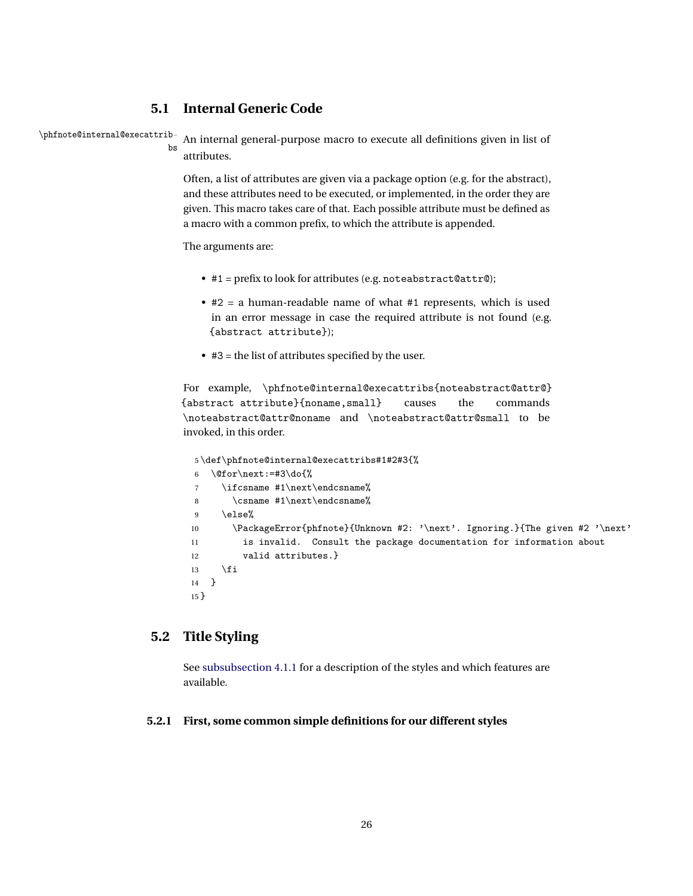## 5.1 Internal Generic Code

\phfnote@internal@execattribs

An internal general-purpose macro to execute all definitions given in list of attributes.

Often, a list of attributes are given via a package option (e.g. for the abstract), and these attributes need to be executed, or implemented, in the order they are given. This macro takes care of that. Each possible attribute must be defined as a macro with a common prefix, to which the attribute is appended.

The arguments are:

- #1 = prefix to look for attributes (e.g. `noteabstract@attr@`);
- #2 = a human-readable name of what #1 represents, which is used in an error message in case the required attribute is not found (e.g. `{abstract attribute}`);
- #3 = the list of attributes specified by the user.

For example, `\phfnote@internal@execattribs{noteabstract@attr@}{abstract attribute}{noname,small}` causes the commands `\noteabstract@attr@noname` and `\noteabstract@attr@small` to be invoked, in this order.

```
5 \def\phfnote@internal@execattribs#1#2#3{%
6   \@for\next:=#3\do{%
7     \ifcsname #1\next\endcsname%
8       \csname #1\next\endcsname%
9     \else%
10      \PackageError{phfnote}{Unknown #2: '\next'. Ignoring.}{The given #2 '\next'
11        is invalid.  Consult the package documentation for information about
12        valid attributes.}
13    \fi
14  }
15 }
```

## 5.2 Title Styling

See subsubsection 4.1.1 for a description of the styles and which features are available.

### 5.2.1 First, some common simple definitions for our different styles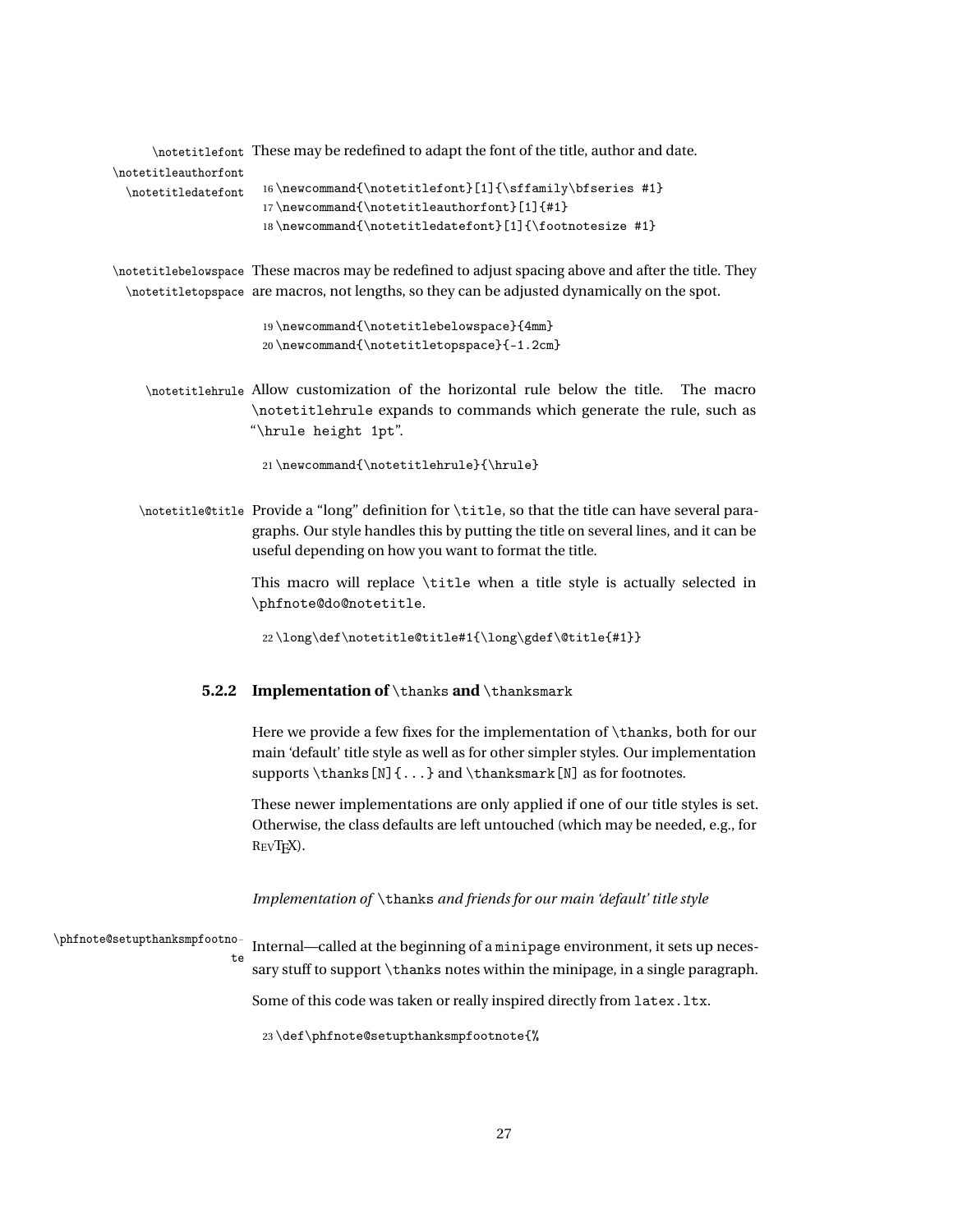`\notetitlefont` `\notetitleauthorfont` `\notetitledatefont` These may be redefined to adapt the font of the title, author and date.

```
16 \newcommand{\notetitlefont}[1]{\sffamily\bfseries #1}
17 \newcommand{\notetitleauthorfont}[1]{#1}
18 \newcommand{\notetitledatefont}[1]{\footnotesize #1}
```

`\notetitlebelowspace` `\notetitletopspace` These macros may be redefined to adjust spacing above and after the title. They are macros, not lengths, so they can be adjusted dynamically on the spot.

```
19 \newcommand{\notetitlebelowspace}{4mm}
20 \newcommand{\notetitletopspace}{-1.2cm}
```

`\notetitlehrule` Allow customization of the horizontal rule below the title. The macro `\notetitlehrule` expands to commands which generate the rule, such as "`\hrule height 1pt`".

```
21 \newcommand{\notetitlehrule}{\hrule}
```

`\notetitle@title` Provide a "long" definition for `\title`, so that the title can have several paragraphs. Our style handles this by putting the title on several lines, and it can be useful depending on how you want to format the title.

This macro will replace `\title` when a title style is actually selected in `\phfnote@do@notetitle`.

```
22 \long\def\notetitle@title#1{\long\gdef\@title{#1}}
```

### 5.2.2 Implementation of `\thanks` and `\thanksmark`

Here we provide a few fixes for the implementation of `\thanks`, both for our main 'default' title style as well as for other simpler styles. Our implementation supports `\thanks[N]{...}` and `\thanksmark[N]` as for footnotes.

These newer implementations are only applied if one of our title styles is set. Otherwise, the class defaults are left untouched (which may be needed, e.g., for REVTEX).

*Implementation of* `\thanks` *and friends for our main 'default' title style*

`\phfnote@setupthanksmpfootnote` Internal—called at the beginning of a `minipage` environment, it sets up necessary stuff to support `\thanks` notes within the minipage, in a single paragraph.

Some of this code was taken or really inspired directly from `latex.ltx`.

```
23 \def\phfnote@setupthanksmpfootnote{%
```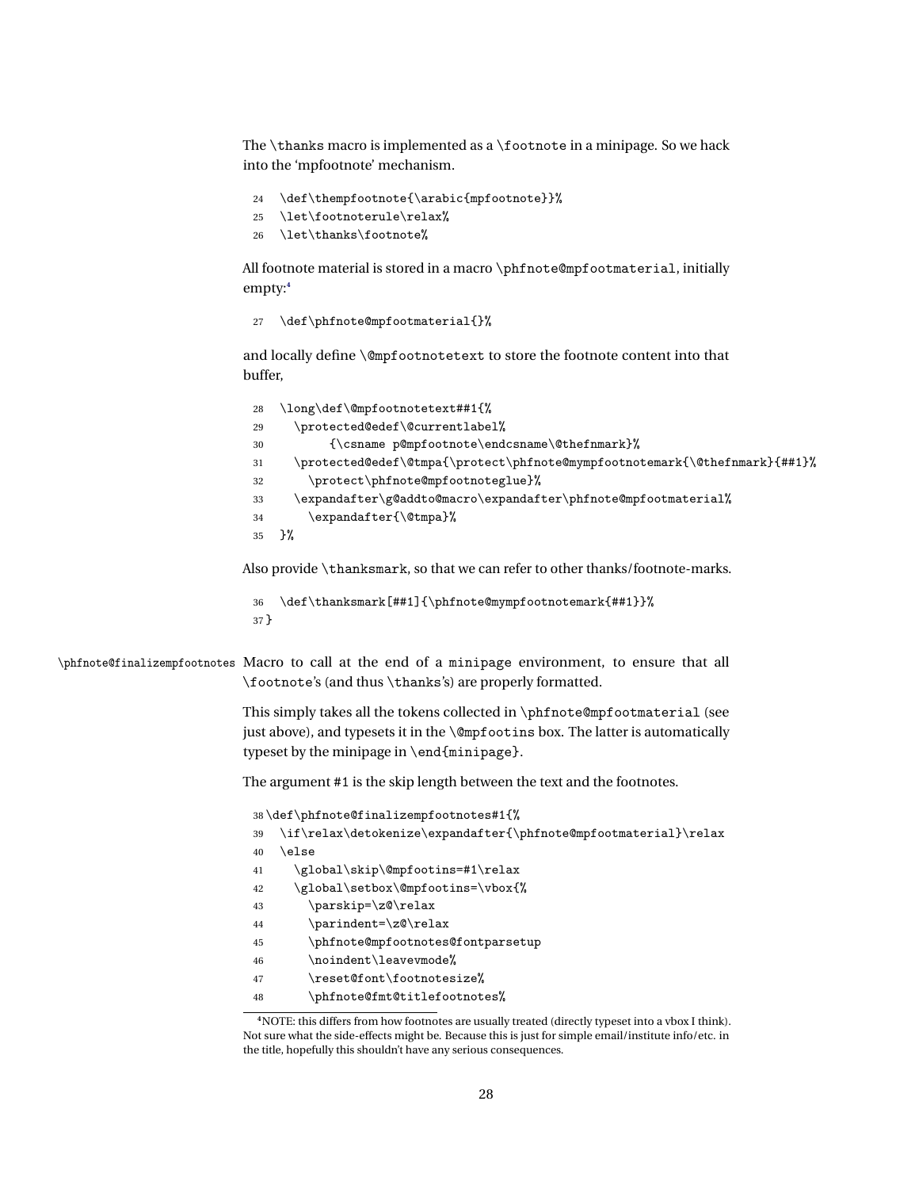The `\thanks` macro is implemented as a `\footnote` in a minipage. So we hack into the 'mpfootnote' mechanism.

```
24   \def\thempfootnote{\arabic{mpfootnote}}%
25   \let\footnoterule\relax%
26   \let\thanks\footnote%
```

All footnote material is stored in a macro `\phfnote@mpfootmaterial`, initially empty:[4]

```
27   \def\phfnote@mpfootmaterial{}%
```

and locally define `\@mpfootnotetext` to store the footnote content into that buffer,

```
28   \long\def\@mpfootnotetext##1{%
29     \protected@edef\@currentlabel%
30         {\csname p@mpfootnote\endcsname\@thefnmark}%
31     \protected@edef\@tmpa{\protect\phfnote@mympfootnotemark{\@thefnmark}{##1}%
32       \protect\phfnote@mpfootnoteglue}%
33     \expandafter\g@addto@macro\expandafter\phfnote@mpfootmaterial%
34       \expandafter{\@tmpa}%
35   }%
```

Also provide `\thanksmark`, so that we can refer to other thanks/footnote-marks.

```
36   \def\thanksmark[##1]{\phfnote@mympfootnotemark{##1}}%
37 }
```

`\phfnote@finalizempfootnotes` Macro to call at the end of a `minipage` environment, to ensure that all `\footnote`'s (and thus `\thanks`'s) are properly formatted.

This simply takes all the tokens collected in `\phfnote@mpfootmaterial` (see just above), and typesets it in the `\@mpfootins` box. The latter is automatically typeset by the minipage in `\end{minipage}`.

The argument `#1` is the skip length between the text and the footnotes.

```
38 \def\phfnote@finalizempfootnotes#1{%
39   \if\relax\detokenize\expandafter{\phfnote@mpfootmaterial}\relax
40   \else
41     \global\skip\@mpfootins=#1\relax
42     \global\setbox\@mpfootins=\vbox{%
43       \parskip=\z@\relax
44       \parindent=\z@\relax
45       \phfnote@mpfootnotes@fontparsetup
46       \noindent\leavevmode%
47       \reset@font\footnotesize%
48       \phfnote@fmt@titlefootnotes%
```

[4] NOTE: this differs from how footnotes are usually treated (directly typeset into a vbox I think). Not sure what the side-effects might be. Because this is just for simple email/institute info/etc. in the title, hopefully this shouldn't have any serious consequences.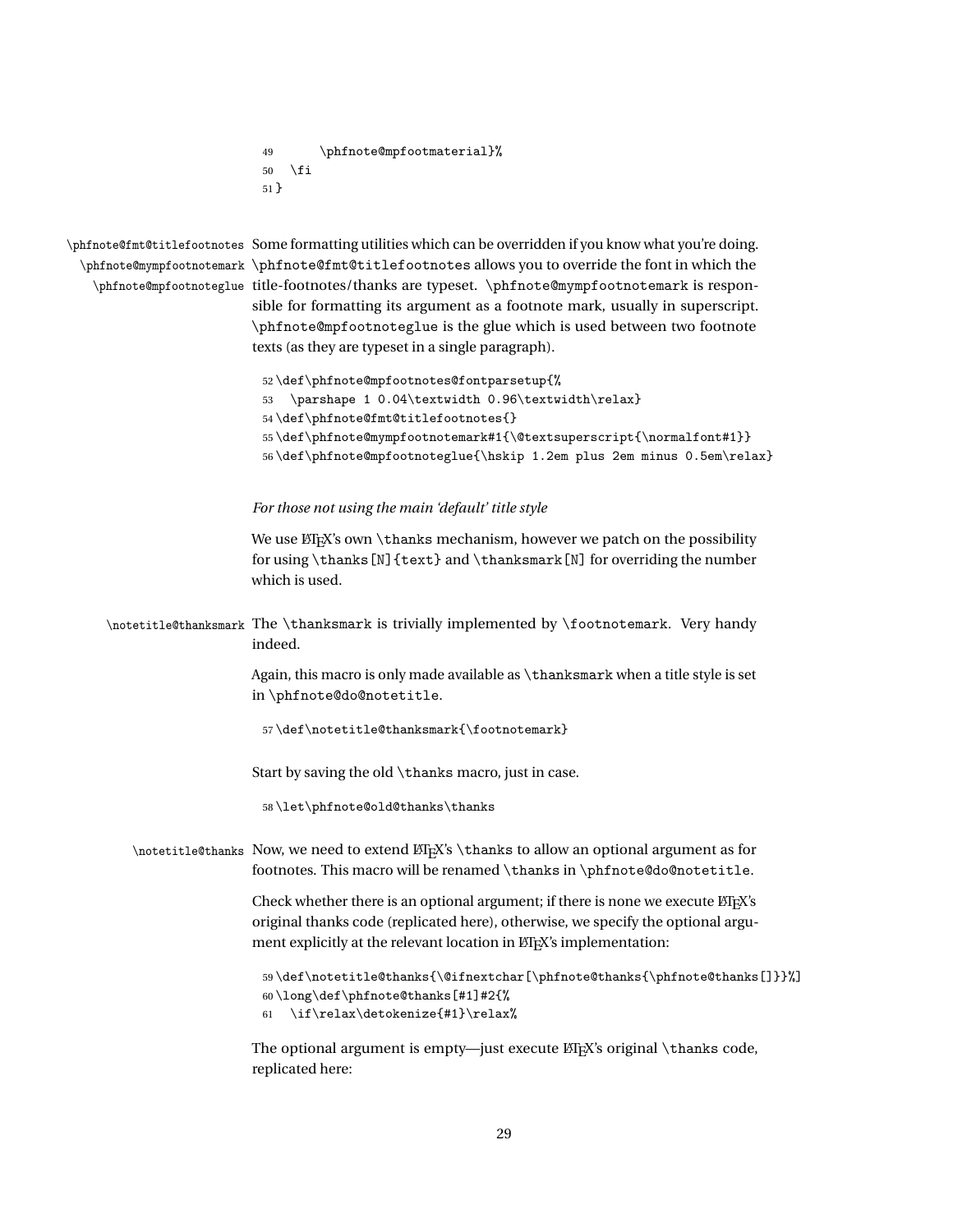```
49      \phfnote@mpfootmaterial}%
50   \fi
51 }
```

\phfnote@fmt@titlefootnotes \phfnote@mympfootnotemark \phfnote@mpfootnoteglue

Some formatting utilities which can be overridden if you know what you're doing. `\phfnote@fmt@titlefootnotes` allows you to override the font in which the title-footnotes/thanks are typeset. `\phfnote@mympfootnotemark` is responsible for formatting its argument as a footnote mark, usually in superscript. `\phfnote@mpfootnoteglue` is the glue which is used between two footnote texts (as they are typeset in a single paragraph).

```
52 \def\phfnote@mpfootnotes@fontparsetup{%
53   \parshape 1 0.04\textwidth 0.96\textwidth\relax}
54 \def\phfnote@fmt@titlefootnotes{}
55 \def\phfnote@mympfootnotemark#1{\@textsuperscript{\normalfont#1}}
56 \def\phfnote@mpfootnoteglue{\hskip 1.2em plus 2em minus 0.5em\relax}
```

*For those not using the main 'default' title style*

We use LaTeX's own `\thanks` mechanism, however we patch on the possibility for using `\thanks[N]{text}` and `\thanksmark[N]` for overriding the number which is used.

\notetitle@thanksmark

The `\thanksmark` is trivially implemented by `\footnotemark`. Very handy indeed.

Again, this macro is only made available as `\thanksmark` when a title style is set in `\phfnote@do@notetitle`.

```
57 \def\notetitle@thanksmark{\footnotemark}
```

Start by saving the old `\thanks` macro, just in case.

```
58 \let\phfnote@old@thanks\thanks
```

\notetitle@thanks

Now, we need to extend LaTeX's `\thanks` to allow an optional argument as for footnotes. This macro will be renamed `\thanks` in `\phfnote@do@notetitle`.

Check whether there is an optional argument; if there is none we execute LaTeX's original thanks code (replicated here), otherwise, we specify the optional argument explicitly at the relevant location in LaTeX's implementation:

```
59 \def\notetitle@thanks{\@ifnextchar[\phfnote@thanks{\phfnote@thanks[]}}%]
60 \long\def\phfnote@thanks[#1]#2{%
61   \if\relax\detokenize{#1}\relax%
```

The optional argument is empty—just execute LaTeX's original `\thanks` code, replicated here: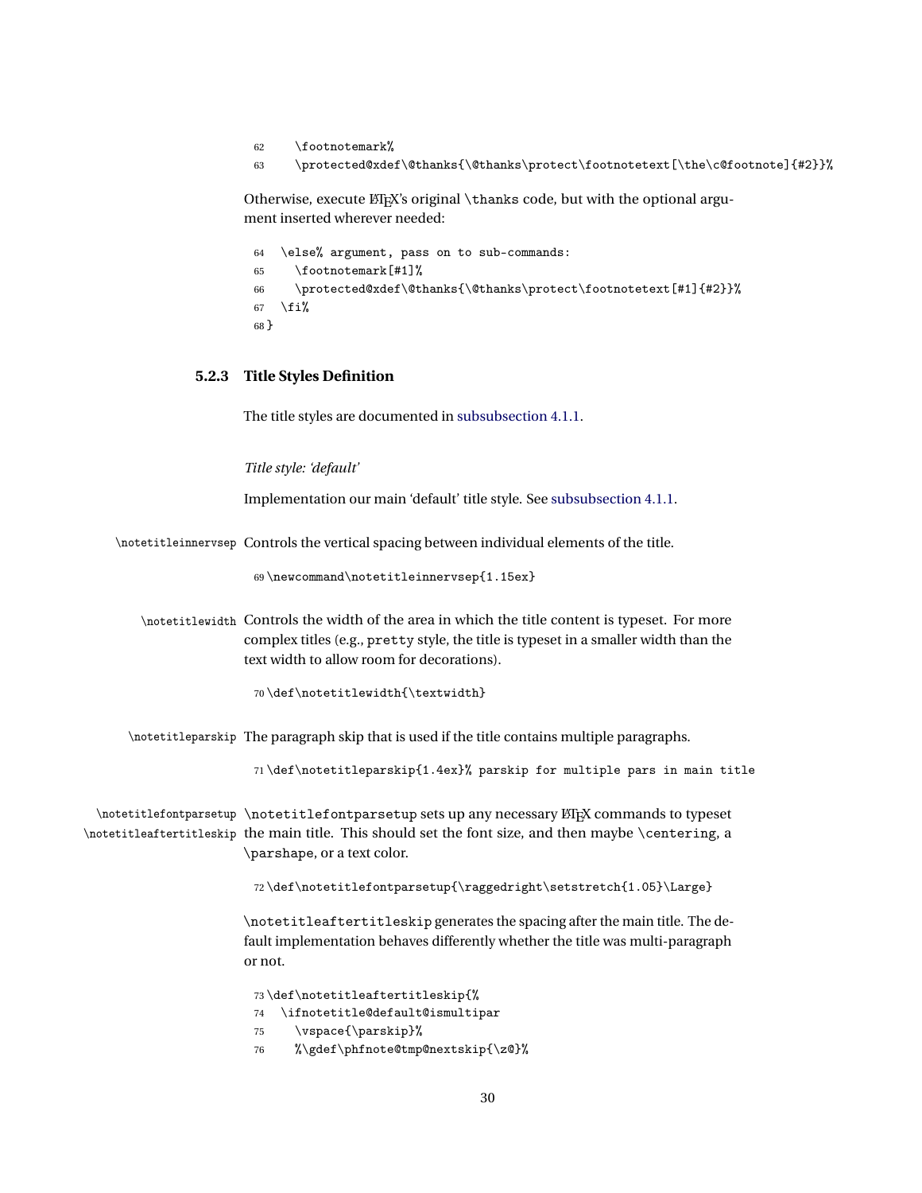```
62     \footnotemark%
63     \protected@xdef\@thanks{\@thanks\protect\footnotetext[\the\c@footnote]{#2}}%
```

Otherwise, execute LaTeX's original `\thanks` code, but with the optional argument inserted wherever needed:

```
64   \else% argument, pass on to sub-commands:
65     \footnotemark[#1]%
66     \protected@xdef\@thanks{\@thanks\protect\footnotetext[#1]{#2}}%
67   \fi%
68 }
```

### 5.2.3 Title Styles Definition

The title styles are documented in subsubsection 4.1.1.

*Title style: 'default'*

Implementation our main 'default' title style. See subsubsection 4.1.1.

`\notetitleinnervsep` Controls the vertical spacing between individual elements of the title.

```
69 \newcommand\notetitleinnervsep{1.15ex}
```

`\notetitlewidth` Controls the width of the area in which the title content is typeset. For more complex titles (e.g., `pretty` style, the title is typeset in a smaller width than the text width to allow room for decorations).

```
70 \def\notetitlewidth{\textwidth}
```

`\notetitleparskip` The paragraph skip that is used if the title contains multiple paragraphs.

```
71 \def\notetitleparskip{1.4ex}% parskip for multiple pars in main title
```

`\notetitlefontparsetup` `\notetitleaftertitleskip` `\notetitlefontparsetup` sets up any necessary LaTeX commands to typeset the main title. This should set the font size, and then maybe `\centering`, a `\parshape`, or a text color.

```
72 \def\notetitlefontparsetup{\raggedright\setstretch{1.05}\Large}
```

`\notetitleaftertitleskip` generates the spacing after the main title. The default implementation behaves differently whether the title was multi-paragraph or not.

```
73 \def\notetitleaftertitleskip{%
74   \ifnotetitle@default@ismultipar
75     \vspace{\parskip}%
76     %\gdef\phfnote@tmp@nextskip{\z@}%
```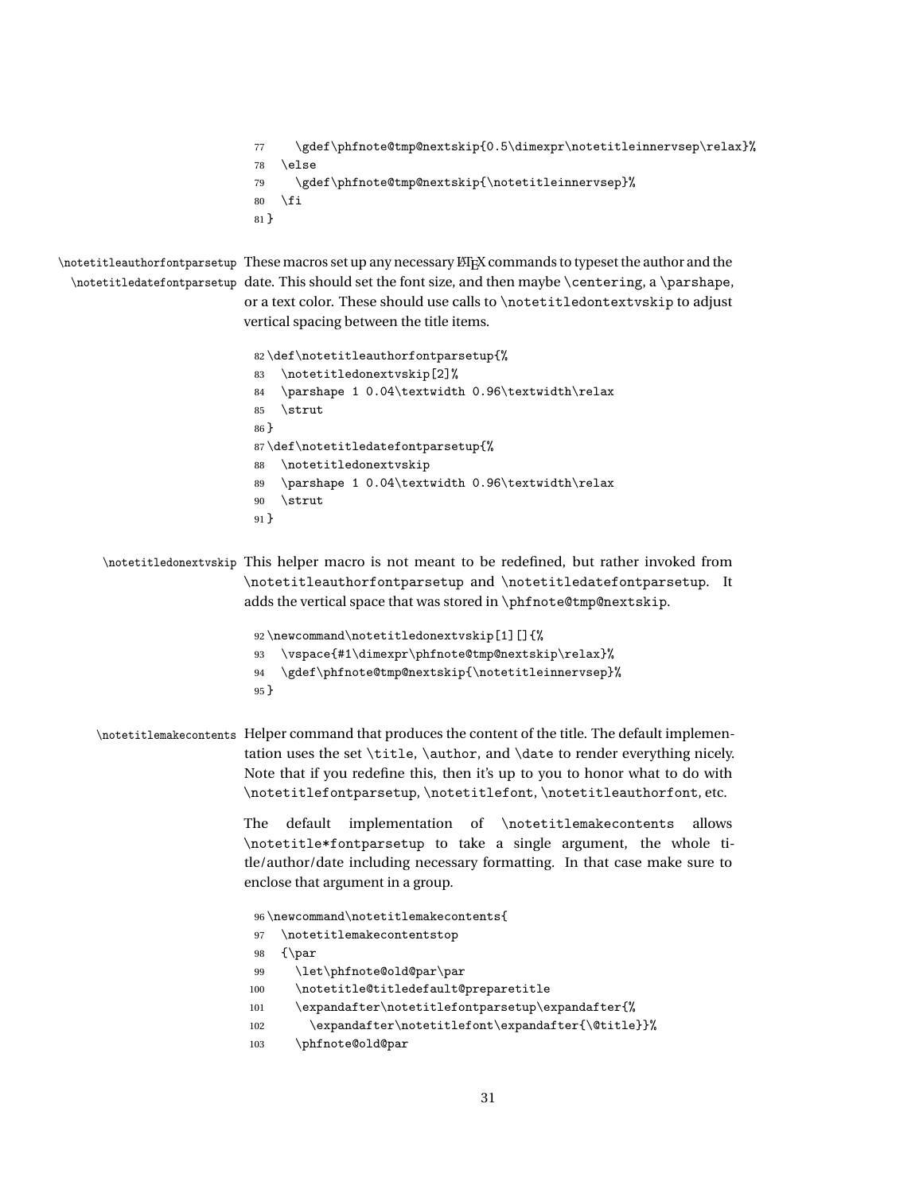```
77     \gdef\phfnote@tmp@nextskip{0.5\dimexpr\notetitleinnervsep\relax}%
78   \else
79     \gdef\phfnote@tmp@nextskip{\notetitleinnervsep}%
80   \fi
81 }
```

\notetitleauthorfontparsetup \notetitledatefontparsetup These macros set up any necessary LaTeX commands to typeset the author and the date. This should set the font size, and then maybe `\centering`, a `\parshape`, or a text color. These should use calls to `\notetitledontextvskip` to adjust vertical spacing between the title items.

```
82 \def\notetitleauthorfontparsetup{%
83   \notetitledonextvskip[2]%
84   \parshape 1 0.04\textwidth 0.96\textwidth\relax
85   \strut
86 }
87 \def\notetitledatefontparsetup{%
88   \notetitledonextvskip
89   \parshape 1 0.04\textwidth 0.96\textwidth\relax
90   \strut
91 }
```

\notetitledonextvskip This helper macro is not meant to be redefined, but rather invoked from `\notetitleauthorfontparsetup` and `\notetitledatefontparsetup`. It adds the vertical space that was stored in `\phfnote@tmp@nextskip`.

```
92 \newcommand\notetitledonextvskip[1][]{%
93   \vspace{#1\dimexpr\phfnote@tmp@nextskip\relax}%
94   \gdef\phfnote@tmp@nextskip{\notetitleinnervsep}%
95 }
```

\notetitlemakecontents Helper command that produces the content of the title. The default implementation uses the set `\title`, `\author`, and `\date` to render everything nicely. Note that if you redefine this, then it's up to you to honor what to do with `\notetitlefontparsetup`, `\notetitlefont`, `\notetitleauthorfont`, etc.

The default implementation of `\notetitlemakecontents` allows `\notetitle*fontparsetup` to take a single argument, the whole title/author/date including necessary formatting. In that case make sure to enclose that argument in a group.

```
96 \newcommand\notetitlemakecontents{
97   \notetitlemakecontentstop
98   {\par
99     \let\phfnote@old@par\par
100    \notetitle@titledefault@preparetitle
101    \expandafter\notetitlefontparsetup\expandafter{%
102      \expandafter\notetitlefont\expandafter{\@title}}%
103    \phfnote@old@par
```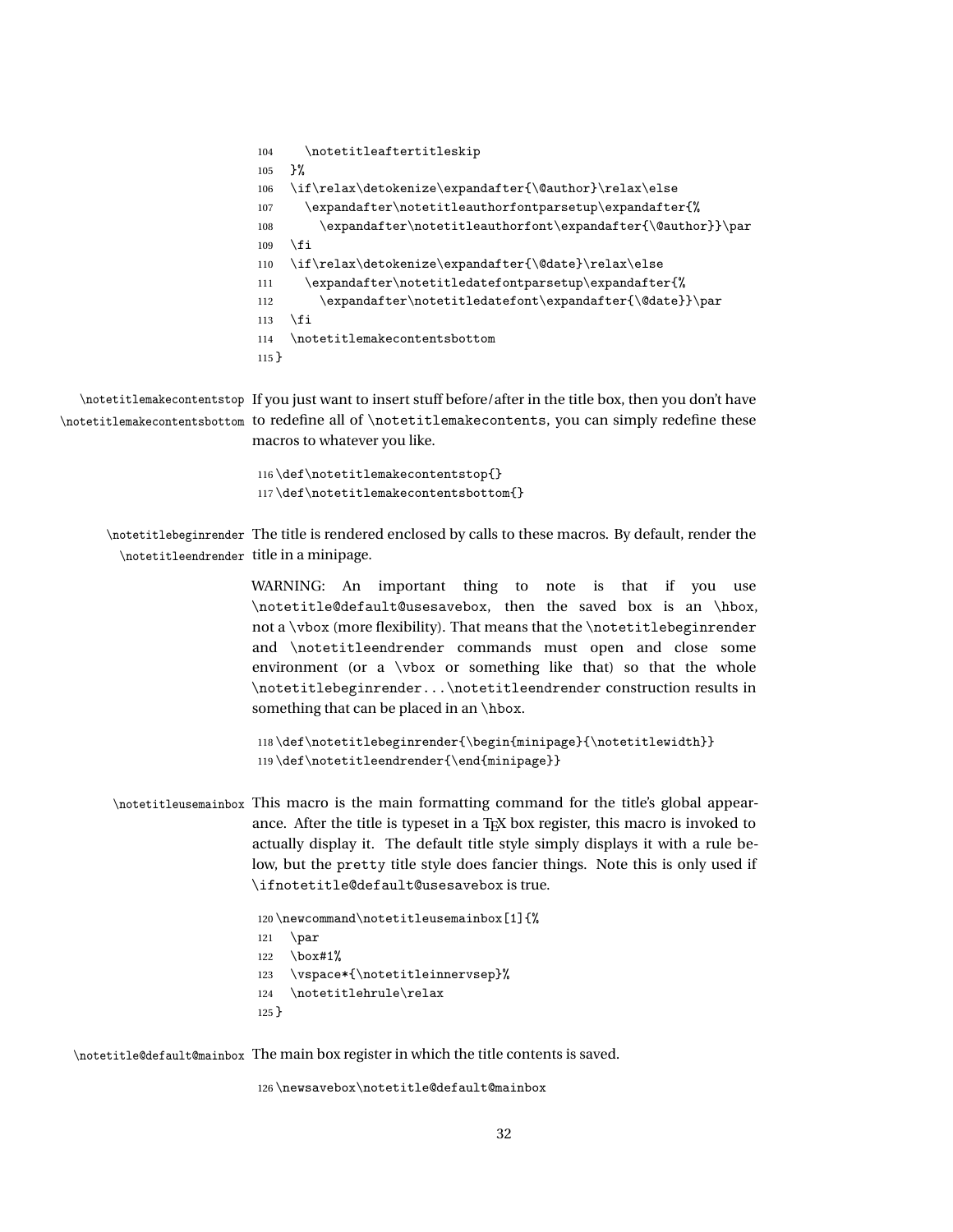```
104     \notetitleaftertitleskip
105   }%
106   \if\relax\detokenize\expandafter{\@author}\relax\else
107     \expandafter\notetitleauthorfontparsetup\expandafter{%
108       \expandafter\notetitleauthorfont\expandafter{\@author}}\par
109   \fi
110   \if\relax\detokenize\expandafter{\@date}\relax\else
111     \expandafter\notetitledatefontparsetup\expandafter{%
112       \expandafter\notetitledatefont\expandafter{\@date}}\par
113   \fi
114   \notetitlemakecontentsbottom
115 }
```

`\notetitlemakecontentstop` `\notetitlemakecontentsbottom` If you just want to insert stuff before/after in the title box, then you don't have to redefine all of `\notetitlemakecontents`, you can simply redefine these macros to whatever you like.

```
116 \def\notetitlemakecontentstop{}
117 \def\notetitlemakecontentsbottom{}
```

`\notetitlebeginrender` `\notetitleendrender` The title is rendered enclosed by calls to these macros. By default, render the title in a minipage.

WARNING: An important thing to note is that if you use `\notetitle@default@usesavebox`, then the saved box is an `\hbox`, not a `\vbox` (more flexibility). That means that the `\notetitlebeginrender` and `\notetitleendrender` commands must open and close some environment (or a `\vbox` or something like that) so that the whole `\notetitlebeginrender`...`\notetitleendrender` construction results in something that can be placed in an `\hbox`.

```
118 \def\notetitlebeginrender{\begin{minipage}{\notetitlewidth}}
119 \def\notetitleendrender{\end{minipage}}
```

`\notetitleusemainbox` This macro is the main formatting command for the title's global appearance. After the title is typeset in a TeX box register, this macro is invoked to actually display it. The default title style simply displays it with a rule below, but the `pretty` title style does fancier things. Note this is only used if `\ifnotetitle@default@usesavebox` is true.

```
120 \newcommand\notetitleusemainbox[1]{%
121   \par
122   \box#1%
123   \vspace*{\notetitleinnervsep}%
124   \notetitlehrule\relax
125 }
```

`\notetitle@default@mainbox` The main box register in which the title contents is saved.

```
126 \newsavebox\notetitle@default@mainbox
```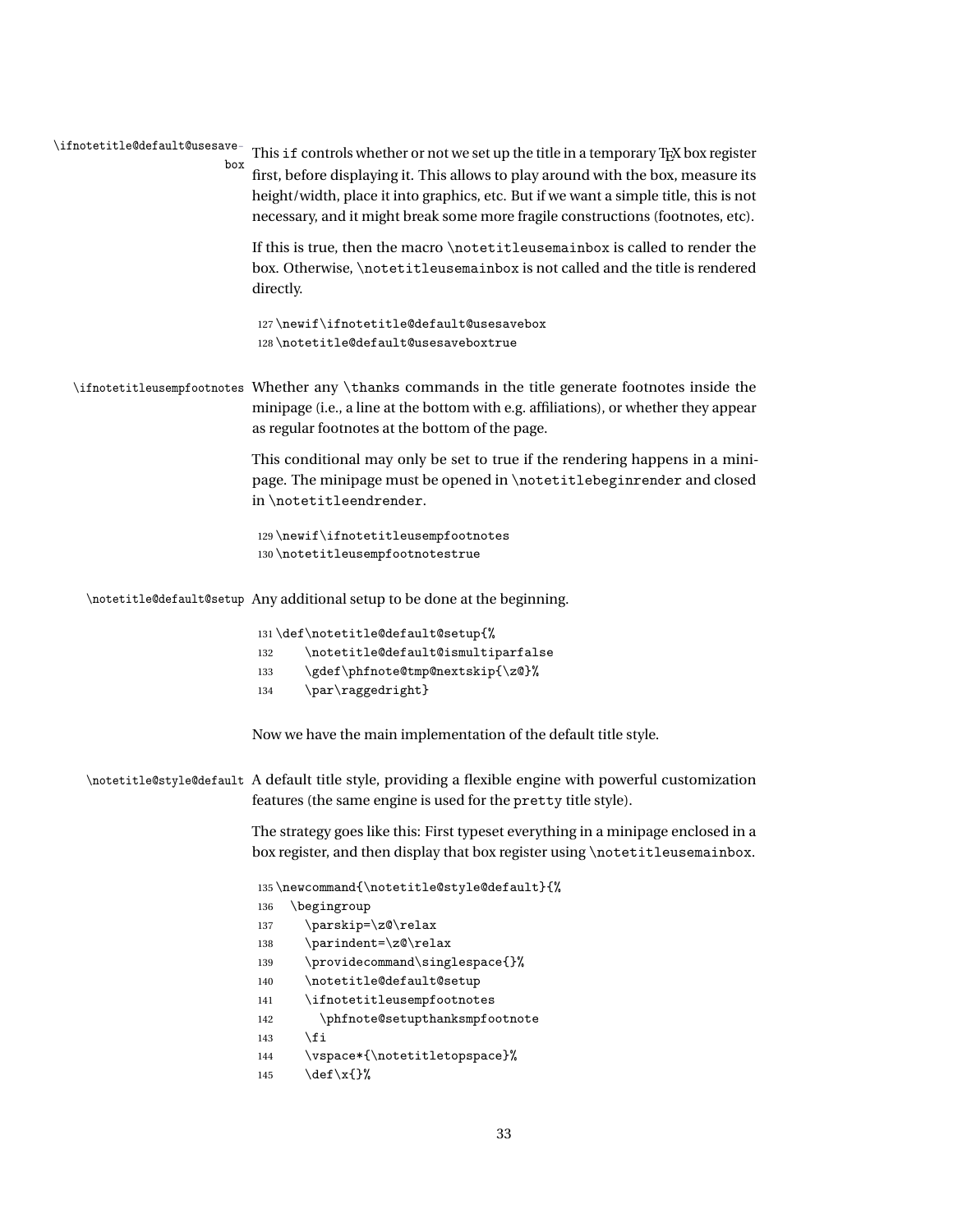`\ifnotetitle@default@usesavebox` This if controls whether or not we set up the title in a temporary TEX box register first, before displaying it. This allows to play around with the box, measure its height/width, place it into graphics, etc. But if we want a simple title, this is not necessary, and it might break some more fragile constructions (footnotes, etc).

If this is true, then the macro `\notetitleusemainbox` is called to render the box. Otherwise, `\notetitleusemainbox` is not called and the title is rendered directly.

```
127 \newif\ifnotetitle@default@usesavebox
128 \notetitle@default@usesaveboxtrue
```

`\ifnotetitleusempfootnotes` Whether any `\thanks` commands in the title generate footnotes inside the minipage (i.e., a line at the bottom with e.g. affiliations), or whether they appear as regular footnotes at the bottom of the page.

This conditional may only be set to true if the rendering happens in a minipage. The minipage must be opened in `\notetitlebeginrender` and closed in `\notetitleendrender`.

```
129 \newif\ifnotetitleusempfootnotes
130 \notetitleusempfootnotestrue
```

`\notetitle@default@setup` Any additional setup to be done at the beginning.

```
131 \def\notetitle@default@setup{%
132     \notetitle@default@ismultiparfalse
133     \gdef\phfnote@tmp@nextskip{\z@}%
134     \par\raggedright}
```

Now we have the main implementation of the default title style.

`\notetitle@style@default` A default title style, providing a flexible engine with powerful customization features (the same engine is used for the `pretty` title style).

The strategy goes like this: First typeset everything in a minipage enclosed in a box register, and then display that box register using `\notetitleusemainbox`.

```
135 \newcommand{\notetitle@style@default}{%
136   \begingroup
137     \parskip=\z@\relax
138     \parindent=\z@\relax
139     \providecommand\singlespace{}%
140     \notetitle@default@setup
141     \ifnotetitleusempfootnotes
142       \phfnote@setupthanksmpfootnote
143     \fi
144     \vspace*{\notetitletopspace}%
145     \def\x{}%
```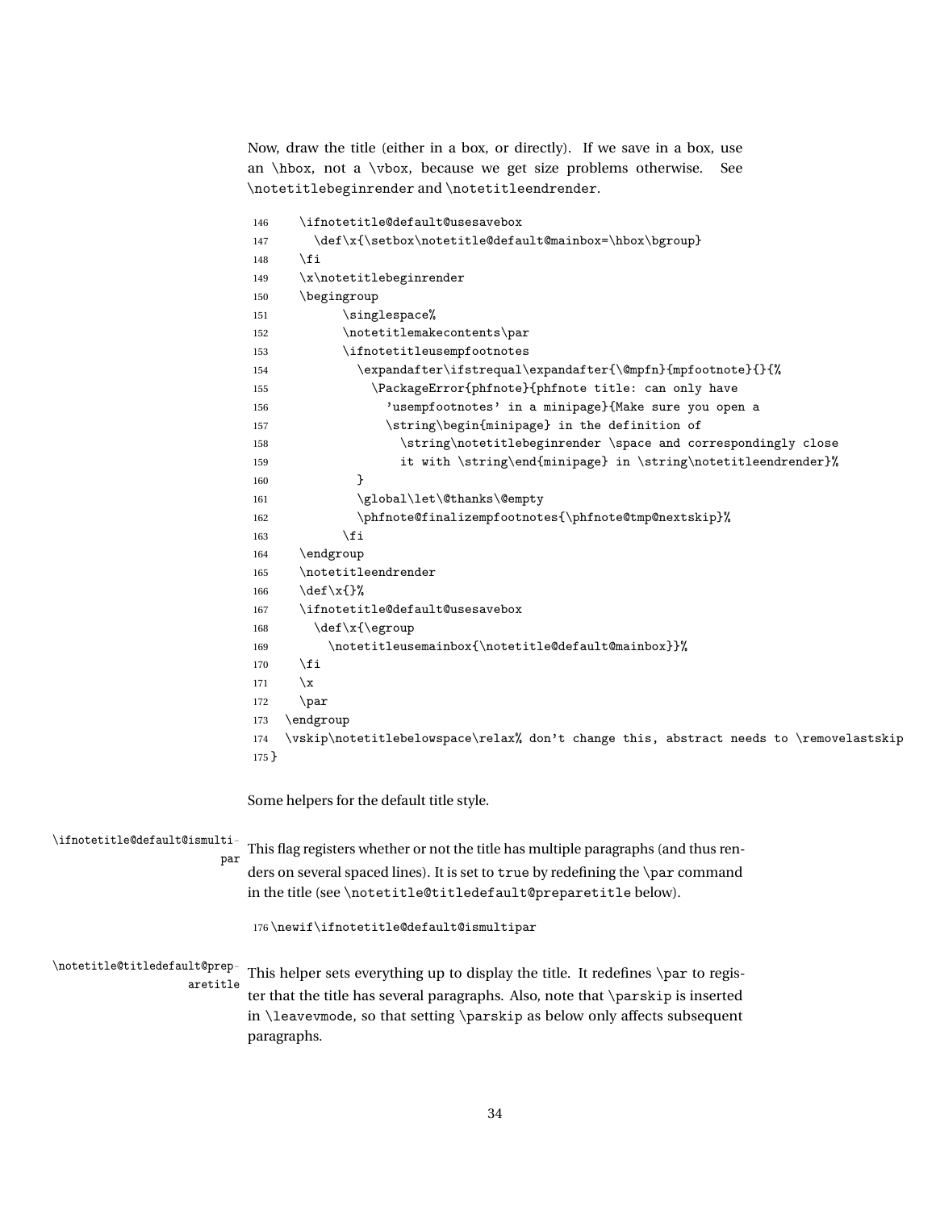Now, draw the title (either in a box, or directly). If we save in a box, use an `\hbox`, not a `\vbox`, because we get size problems otherwise. See `\notetitlebeginrender` and `\notetitleendrender`.

```
146     \ifnotetitle@default@usesavebox
147       \def\x{\setbox\notetitle@default@mainbox=\hbox\bgroup}
148     \fi
149     \x\notetitlebeginrender
150     \begingroup
151           \singlespace%
152           \notetitlemakecontents\par
153           \ifnotetitleusempfootnotes
154             \expandafter\ifstrequal\expandafter{\@mpfn}{mpfootnote}{}{%
155               \PackageError{phfnote}{phfnote title: can only have
156                 'usempfootnotes' in a minipage}{Make sure you open a
157                 \string\begin{minipage} in the definition of
158                   \string\notetitlebeginrender \space and correspondingly close
159                   it with \string\end{minipage} in \string\notetitleendrender}%
160             }
161             \global\let\@thanks\@empty
162             \phfnote@finalizempfootnotes{\phfnote@tmp@nextskip}%
163           \fi
164     \endgroup
165     \notetitleendrender
166     \def\x{}%
167     \ifnotetitle@default@usesavebox
168       \def\x{\egroup
169         \notetitleusemainbox{\notetitle@default@mainbox}}%
170     \fi
171     \x
172     \par
173   \endgroup
174   \vskip\notetitlebelowspace\relax% don't change this, abstract needs to \removelastskip
175 }
```

Some helpers for the default title style.

`\ifnotetitle@default@ismultipar`

This flag registers whether or not the title has multiple paragraphs (and thus renders on several spaced lines). It is set to `true` by redefining the `\par` command in the title (see `\notetitle@titledefault@preparetitle` below).

```
176 \newif\ifnotetitle@default@ismultipar
```

`\notetitle@titledefault@preparetitle`

This helper sets everything up to display the title. It redefines `\par` to register that the title has several paragraphs. Also, note that `\parskip` is inserted in `\leavevmode`, so that setting `\parskip` as below only affects subsequent paragraphs.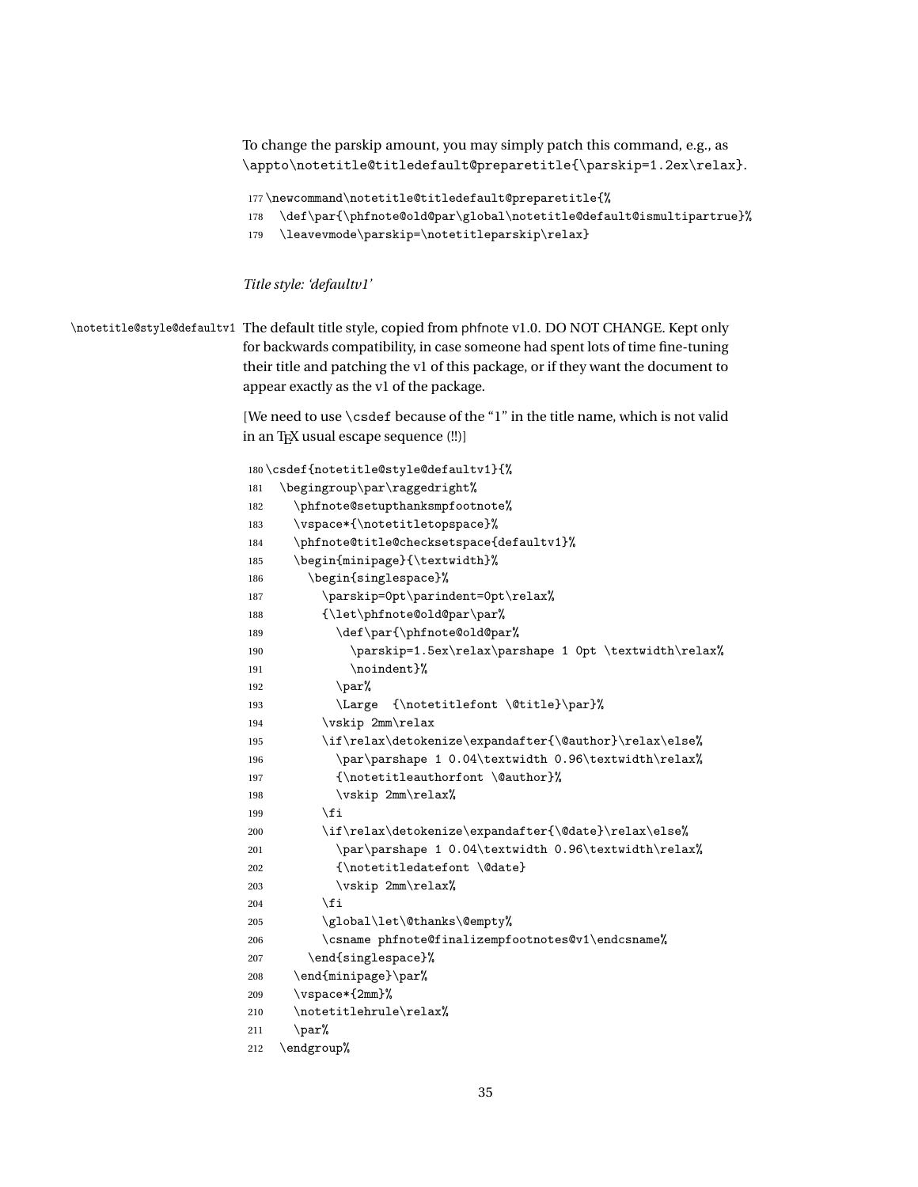To change the parskip amount, you may simply patch this command, e.g., as `\appto\notetitle@titledefault@preparetitle{\parskip=1.2ex\relax}`.

```
177 \newcommand\notetitle@titledefault@preparetitle{%
178   \def\par{\phfnote@old@par\global\notetitle@default@ismultipartrue}%
179   \leavevmode\parskip=\notetitleparskip\relax}
```

*Title style: 'defaultv1'*

`\notetitle@style@defaultv1` The default title style, copied from phfnote v1.0. DO NOT CHANGE. Kept only for backwards compatibility, in case someone had spent lots of time fine-tuning their title and patching the v1 of this package, or if they want the document to appear exactly as the v1 of the package.

[We need to use `\csdef` because of the "1" in the title name, which is not valid in an TeX usual escape sequence (!!)]

```
180 \csdef{notetitle@style@defaultv1}{%
181   \begingroup\par\raggedright%
182     \phfnote@setupthanksmpfootnote%
183     \vspace*{\notetitletopspace}%
184     \phfnote@title@checksetspace{defaultv1}%
185     \begin{minipage}{\textwidth}%
186       \begin{singlespace}%
187         \parskip=0pt\parindent=0pt\relax%
188         {\let\phfnote@old@par\par%
189           \def\par{\phfnote@old@par%
190             \parskip=1.5ex\relax\parshape 1 0pt \textwidth\relax%
191             \noindent}%
192           \par%
193           \Large  {\notetitlefont \@title}\par}%
194         \vskip 2mm\relax
195         \if\relax\detokenize\expandafter{\@author}\relax\else%
196           \par\parshape 1 0.04\textwidth 0.96\textwidth\relax%
197           {\notetitleauthorfont \@author}%
198           \vskip 2mm\relax%
199         \fi
200         \if\relax\detokenize\expandafter{\@date}\relax\else%
201           \par\parshape 1 0.04\textwidth 0.96\textwidth\relax%
202           {\notetitledatefont \@date}
203           \vskip 2mm\relax%
204         \fi
205         \global\let\@thanks\@empty%
206         \csname phfnote@finalizempfootnotes@v1\endcsname%
207       \end{singlespace}%
208     \end{minipage}\par%
209     \vspace*{2mm}%
210     \notetitlehrule\relax%
211     \par%
212   \endgroup%
```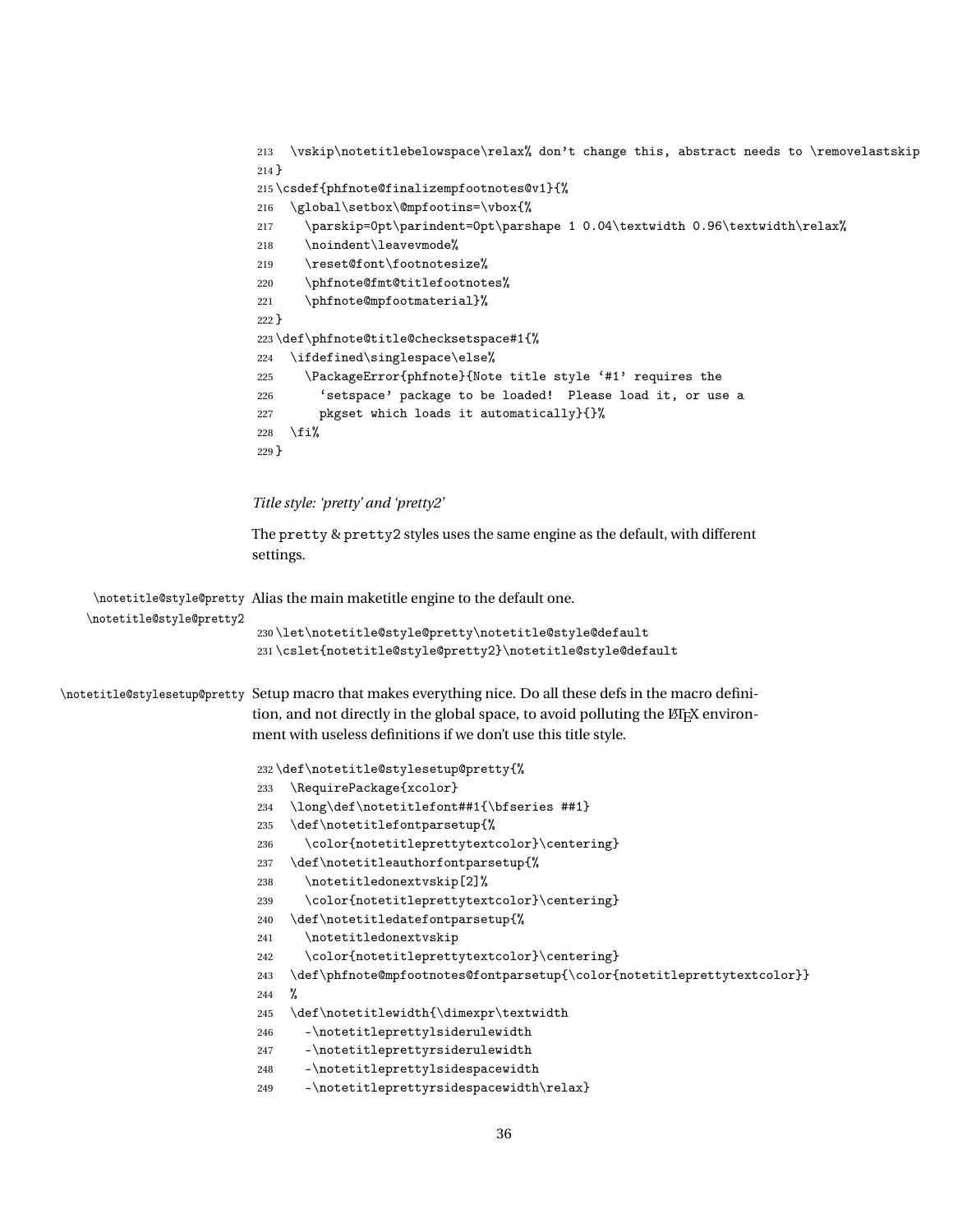```
213   \vskip\notetitlebelowspace\relax% don't change this, abstract needs to \removelastskip
214 }
215 \csdef{phfnote@finalizempfootnotes@v1}{%
216   \global\setbox\@mpfootins=\vbox{%
217     \parskip=0pt\parindent=0pt\parshape 1 0.04\textwidth 0.96\textwidth\relax%
218     \noindent\leavevmode%
219     \reset@font\footnotesize%
220     \phfnote@fmt@titlefootnotes%
221     \phfnote@mpfootmaterial}%
222 }
223 \def\phfnote@title@checksetspace#1{%
224   \ifdefined\singlespace\else%
225     \PackageError{phfnote}{Note title style '#1' requires the
226       'setspace' package to be loaded!  Please load it, or use a
227       pkgset which loads it automatically}{}%
228   \fi%
229 }
```

*Title style: 'pretty' and 'pretty2'*

The pretty & pretty2 styles uses the same engine as the default, with different settings.

`\notetitle@style@pretty` `\notetitle@style@pretty2` Alias the main maketitle engine to the default one.

```
230 \let\notetitle@style@pretty\notetitle@style@default
231 \cslet{notetitle@style@pretty2}\notetitle@style@default
```

`\notetitle@stylesetup@pretty` Setup macro that makes everything nice. Do all these defs in the macro definition, and not directly in the global space, to avoid polluting the LaTeX environment with useless definitions if we don't use this title style.

```
232 \def\notetitle@stylesetup@pretty{%
233   \RequirePackage{xcolor}
234   \long\def\notetitlefont##1{\bfseries ##1}
235   \def\notetitlefontparsetup{%
236     \color{notetitleprettytextcolor}\centering}
237   \def\notetitleauthorfontparsetup{%
238     \notetitledonextvskip[2]%
239     \color{notetitleprettytextcolor}\centering}
240   \def\notetitledatefontparsetup{%
241     \notetitledonextvskip
242     \color{notetitleprettytextcolor}\centering}
243   \def\phfnote@mpfootnotes@fontparsetup{\color{notetitleprettytextcolor}}
244   %
245   \def\notetitlewidth{\dimexpr\textwidth
246     -\notetitleprettylsiderulewidth
247     -\notetitleprettyrsiderulewidth
248     -\notetitleprettylsidespacewidth
249     -\notetitleprettyrsidespacewidth\relax}
```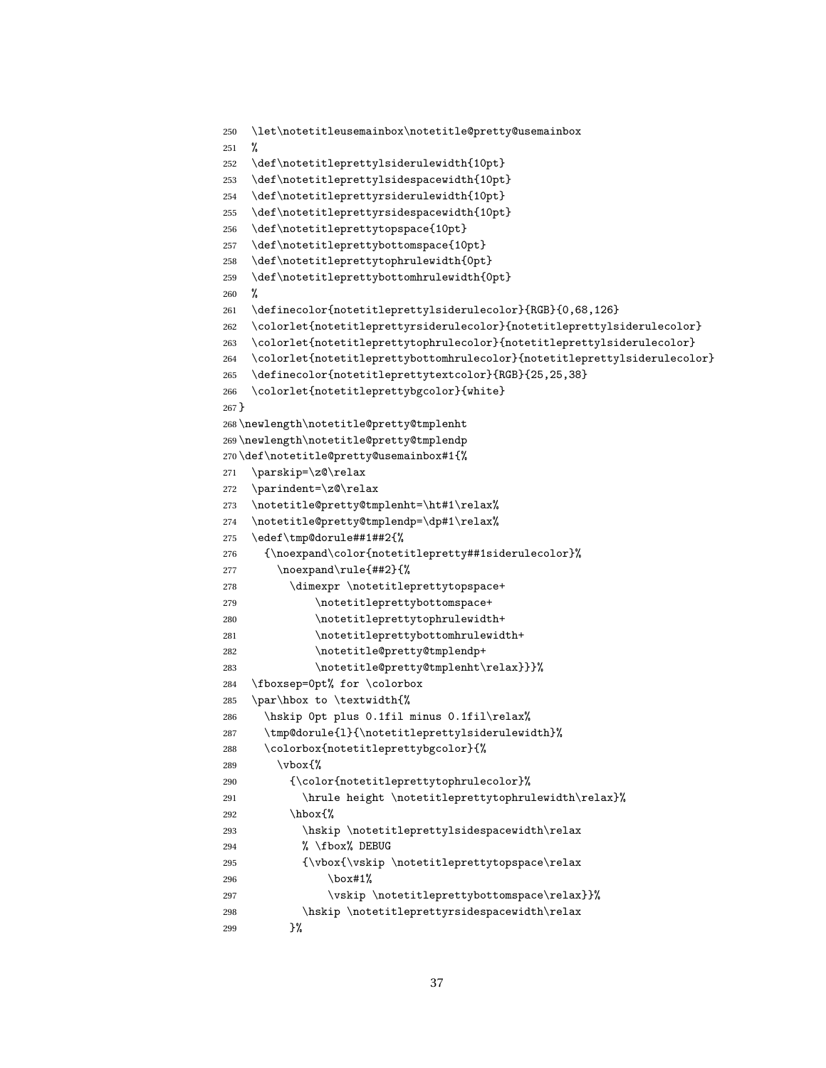```
250   \let\notetitleusemainbox\notetitle@pretty@usemainbox
251   %
252   \def\notetitleprettylsiderulewidth{10pt}
253   \def\notetitleprettylsidespacewidth{10pt}
254   \def\notetitleprettyrsiderulewidth{10pt}
255   \def\notetitleprettyrsidespacewidth{10pt}
256   \def\notetitleprettytopspace{10pt}
257   \def\notetitleprettybottomspace{10pt}
258   \def\notetitleprettytophrulewidth{0pt}
259   \def\notetitleprettybottomhrulewidth{0pt}
260   %
261   \definecolor{notetitleprettylsiderulecolor}{RGB}{0,68,126}
262   \colorlet{notetitleprettyrsiderulecolor}{notetitleprettylsiderulecolor}
263   \colorlet{notetitleprettytophrulecolor}{notetitleprettylsiderulecolor}
264   \colorlet{notetitleprettybottomhrulecolor}{notetitleprettylsiderulecolor}
265   \definecolor{notetitleprettytextcolor}{RGB}{25,25,38}
266   \colorlet{notetitleprettybgcolor}{white}
267 }
268 \newlength\notetitle@pretty@tmplenht
269 \newlength\notetitle@pretty@tmplendp
270 \def\notetitle@pretty@usemainbox#1{%
271   \parskip=\z@\relax
272   \parindent=\z@\relax
273   \notetitle@pretty@tmplenht=\ht#1\relax%
274   \notetitle@pretty@tmplendp=\dp#1\relax%
275   \edef\tmp@dorule##1##2{%
276     {\noexpand\color{notetitlepretty##1siderulecolor}%
277       \noexpand\rule{##2}{%
278         \dimexpr \notetitleprettytopspace+
279             \notetitleprettybottomspace+
280             \notetitleprettytophrulewidth+
281             \notetitleprettybottomhrulewidth+
282             \notetitle@pretty@tmplendp+
283             \notetitle@pretty@tmplenht\relax}}}%
284   \fboxsep=0pt% for \colorbox
285   \par\hbox to \textwidth{%
286     \hskip 0pt plus 0.1fil minus 0.1fil\relax%
287     \tmp@dorule{l}{\notetitleprettylsiderulewidth}%
288     \colorbox{notetitleprettybgcolor}{%
289       \vbox{%
290         {\color{notetitleprettytophrulecolor}%
291           \hrule height \notetitleprettytophrulewidth\relax}%
292         \hbox{%
293           \hskip \notetitleprettylsidespacewidth\relax
294           % \fbox% DEBUG
295           {\vbox{\vskip \notetitleprettytopspace\relax
296               \box#1%
297               \vskip \notetitleprettybottomspace\relax}}%
298           \hskip \notetitleprettyrsidespacewidth\relax
299         }%
```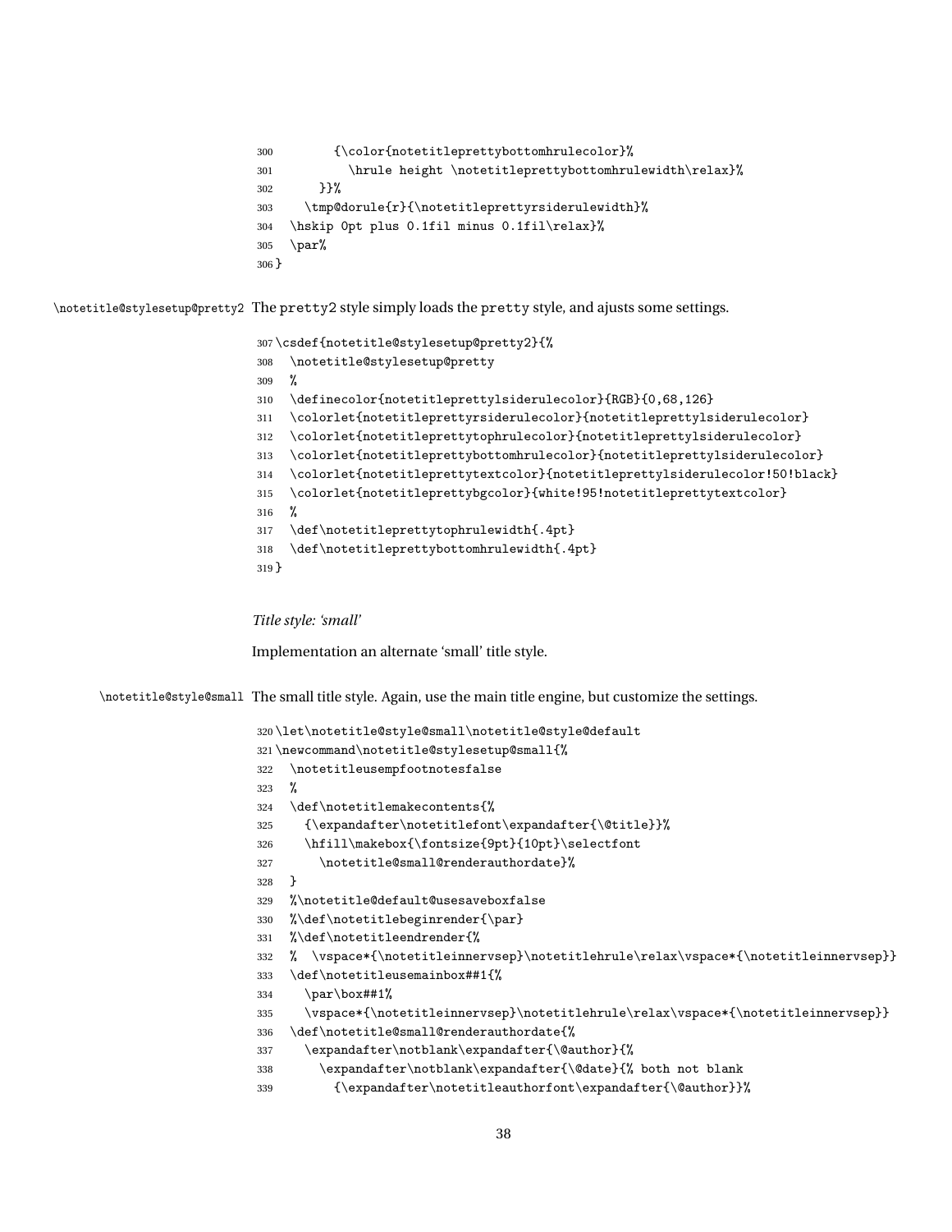```
300         {\color{notetitleprettybottomhrulecolor}%
301           \hrule height \notetitleprettybottomhrulewidth\relax}%
302       }}%
303     \tmp@dorule{r}{\notetitleprettyrsiderulewidth}%
304   \hskip 0pt plus 0.1fil minus 0.1fil\relax}%
305   \par%
306 }
```

`\notetitle@stylesetup@pretty2` The pretty2 style simply loads the pretty style, and ajusts some settings.

```
307 \csdef{notetitle@stylesetup@pretty2}{%
308   \notetitle@stylesetup@pretty
309   %
310   \definecolor{notetitleprettylsiderulecolor}{RGB}{0,68,126}
311   \colorlet{notetitleprettyrsiderulecolor}{notetitleprettylsiderulecolor}
312   \colorlet{notetitleprettytophrulecolor}{notetitleprettylsiderulecolor}
313   \colorlet{notetitleprettybottomhrulecolor}{notetitleprettylsiderulecolor}
314   \colorlet{notetitleprettytextcolor}{notetitleprettylsiderulecolor!50!black}
315   \colorlet{notetitleprettybgcolor}{white!95!notetitleprettytextcolor}
316   %
317   \def\notetitleprettytophrulewidth{.4pt}
318   \def\notetitleprettybottomhrulewidth{.4pt}
319 }
```

*Title style: 'small'*

Implementation an alternate 'small' title style.

`\notetitle@style@small` The small title style. Again, use the main title engine, but customize the settings.

```
320 \let\notetitle@style@small\notetitle@style@default
321 \newcommand\notetitle@stylesetup@small{%
322   \notetitleusempfootnotesfalse
323   %
324   \def\notetitlemakecontents{%
325     {\expandafter\notetitlefont\expandafter{\@title}}%
326     \hfill\makebox{\fontsize{9pt}{10pt}\selectfont
327       \notetitle@small@renderauthordate}%
328   }
329   %\notetitle@default@usesaveboxfalse
330   %\def\notetitlebeginrender{\par}
331   %\def\notetitleendrender{%
332   %  \vspace*{\notetitleinnervsep}\notetitlehrule\relax\vspace*{\notetitleinnervsep}}
333   \def\notetitleusemainbox##1{%
334     \par\box##1%
335     \vspace*{\notetitleinnervsep}\notetitlehrule\relax\vspace*{\notetitleinnervsep}}
336   \def\notetitle@small@renderauthordate{%
337     \expandafter\notblank\expandafter{\@author}{%
338       \expandafter\notblank\expandafter{\@date}{% both not blank
339         {\expandafter\notetitleauthorfont\expandafter{\@author}}%
```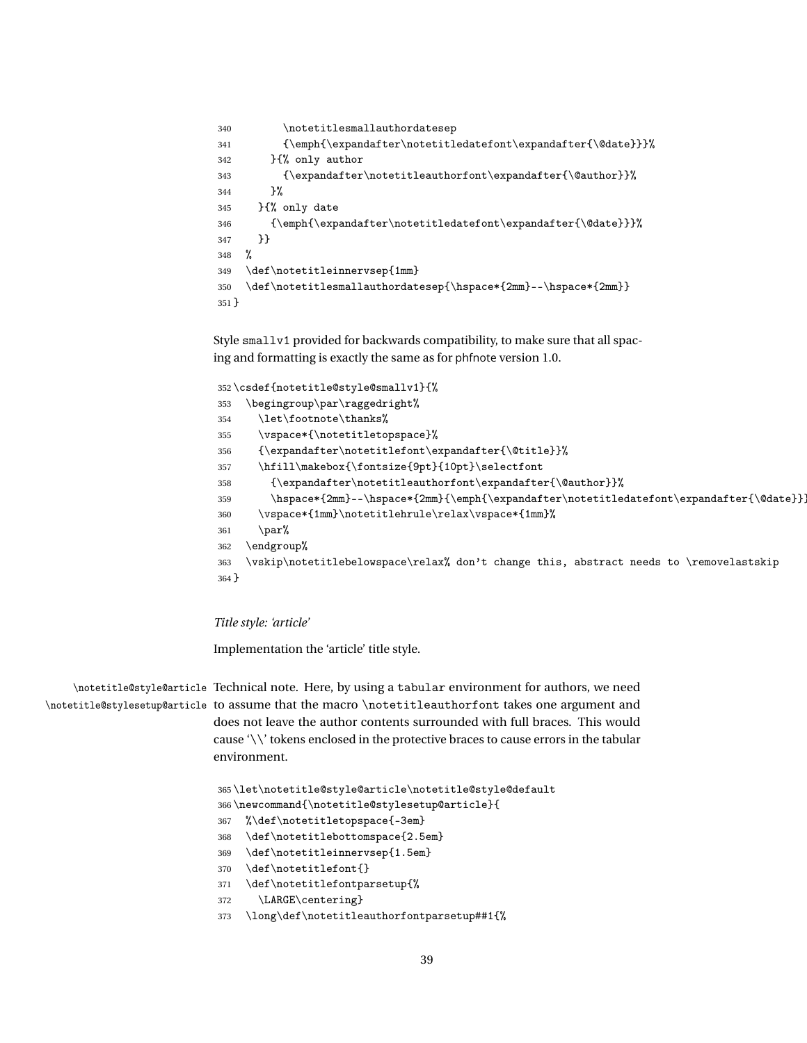```
340        \notetitlesmallauthordatesep
341        {\emph{\expandafter\notetitledatefont\expandafter{\@date}}}%
342      }{% only author
343        {\expandafter\notetitleauthorfont\expandafter{\@author}}%
344      }%
345    }{% only date
346      {\emph{\expandafter\notetitledatefont\expandafter{\@date}}}%
347    }}
348  %
349  \def\notetitleinnervsep{1mm}
350  \def\notetitlesmallauthordatesep{\hspace*{2mm}--\hspace*{2mm}}
351 }
```

Style smallv1 provided for backwards compatibility, to make sure that all spacing and formatting is exactly the same as for phfnote version 1.0.

```
352 \csdef{notetitle@style@smallv1}{%
353   \begingroup\par\raggedright%
354     \let\footnote\thanks%
355     \vspace*{\notetitletopspace}%
356     {\expandafter\notetitlefont\expandafter{\@title}}%
357     \hfill\makebox{\fontsize{9pt}{10pt}\selectfont
358       {\expandafter\notetitleauthorfont\expandafter{\@author}}%
359       \hspace*{2mm}--\hspace*{2mm}{\emph{\expandafter\notetitledatefont\expandafter{\@date}}}
360     \vspace*{1mm}\notetitlehrule\relax\vspace*{1mm}%
361     \par%
362   \endgroup%
363   \vskip\notetitlebelowspace\relax% don't change this, abstract needs to \removelastskip
364 }
```

*Title style: 'article'*

Implementation the 'article' title style.

\notetitle@style@article \notetitle@stylesetup@article Technical note. Here, by using a tabular environment for authors, we need to assume that the macro \notetitleauthorfont takes one argument and does not leave the author contents surrounded with full braces. This would cause '\\' tokens enclosed in the protective braces to cause errors in the tabular environment.

```
365 \let\notetitle@style@article\notetitle@style@default
366 \newcommand{\notetitle@stylesetup@article}{
367   %\def\notetitletopspace{-3em}
368   \def\notetitlebottomspace{2.5em}
369   \def\notetitleinnervsep{1.5em}
370   \def\notetitlefont{}
371   \def\notetitlefontparsetup{%
372     \LARGE\centering}
373   \long\def\notetitleauthorfontparsetup##1{%
```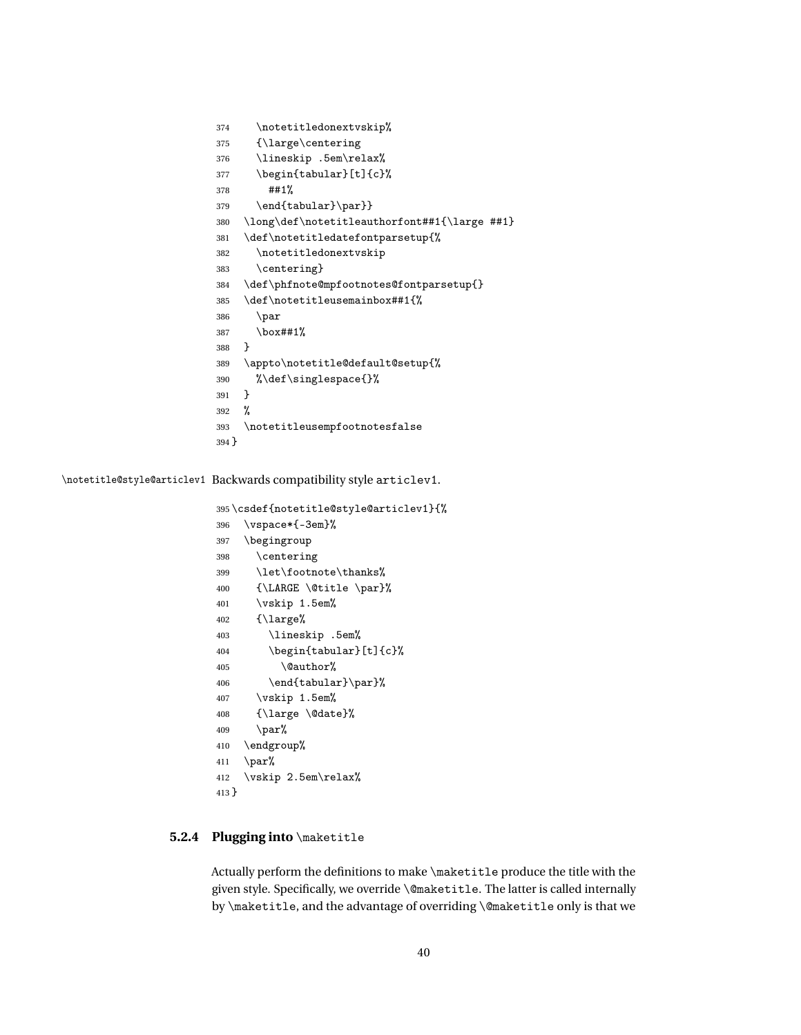```
374     \notetitledonextvskip%
375     {\large\centering
376     \lineskip .5em\relax%
377     \begin{tabular}[t]{c}%
378       ##1%
379     \end{tabular}\par}}
380   \long\def\notetitleauthorfont##1{\large ##1}
381   \def\notetitledatefontparsetup{%
382     \notetitledonextvskip
383     \centering}
384   \def\phfnote@mpfootnotes@fontparsetup{}
385   \def\notetitleusemainbox##1{%
386     \par
387     \box##1%
388   }
389   \appto\notetitle@default@setup{%
390     %\def\singlespace{}%
391   }
392   %
393   \notetitleusempfootnotesfalse
394 }
```

\notetitle@style@articlev1 Backwards compatibility style articlev1.

```
395 \csdef{notetitle@style@articlev1}{%
396   \vspace*{-3em}%
397   \begingroup
398     \centering
399     \let\footnote\thanks%
400     {\LARGE \@title \par}%
401     \vskip 1.5em%
402     {\large%
403       \lineskip .5em%
404       \begin{tabular}[t]{c}%
405         \@author%
406       \end{tabular}\par}%
407     \vskip 1.5em%
408     {\large \@date}%
409     \par%
410   \endgroup%
411   \par%
412   \vskip 2.5em\relax%
413 }
```

### 5.2.4 Plugging into `\maketitle`

Actually perform the definitions to make `\maketitle` produce the title with the given style. Specifically, we override `\@maketitle`. The latter is called internally by `\maketitle`, and the advantage of overriding `\@maketitle` only is that we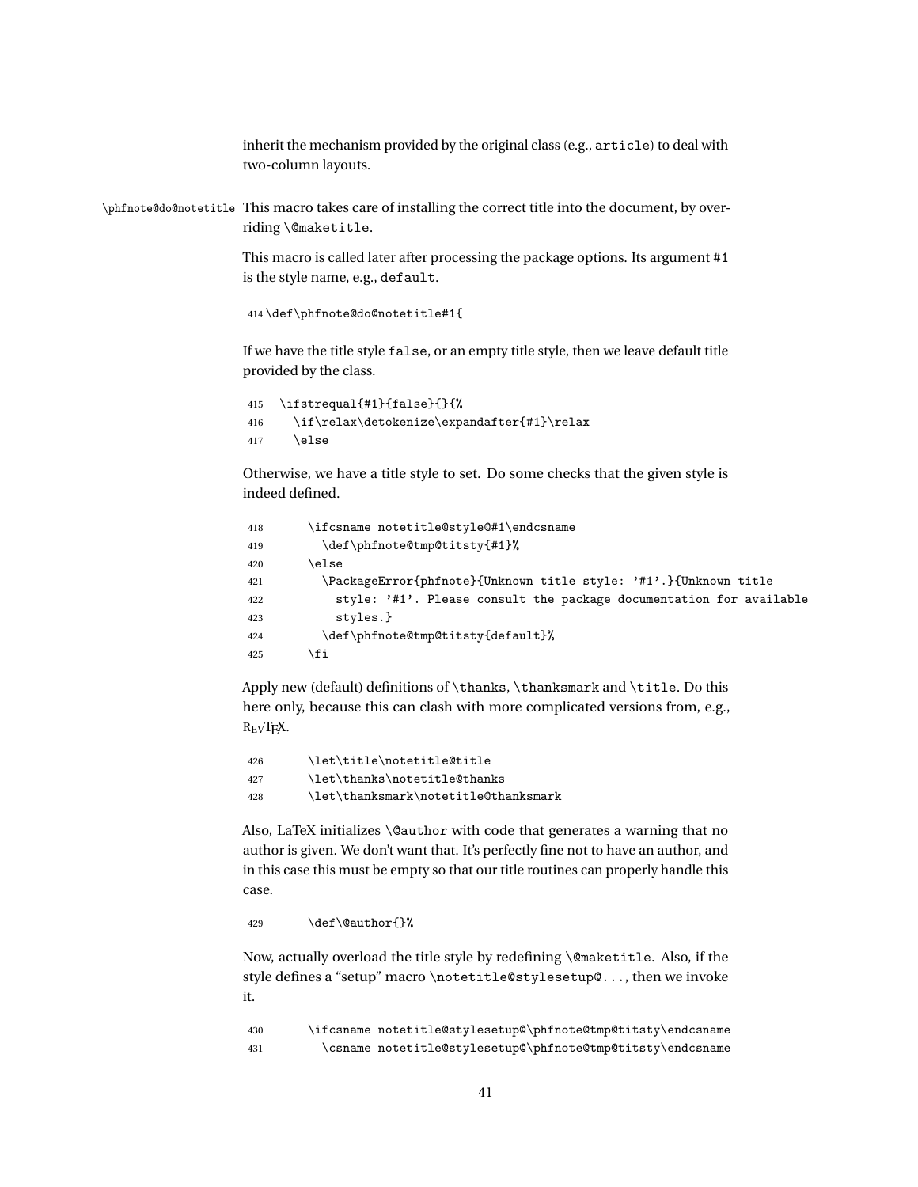inherit the mechanism provided by the original class (e.g., `article`) to deal with two-column layouts.

`\phfnote@do@notetitle` This macro takes care of installing the correct title into the document, by overriding `\@maketitle`.

This macro is called later after processing the package options. Its argument `#1` is the style name, e.g., `default`.

```
414 \def\phfnote@do@notetitle#1{
```

If we have the title style `false`, or an empty title style, then we leave default title provided by the class.

```
415   \ifstrequal{#1}{false}{}{%
416     \if\relax\detokenize\expandafter{#1}\relax
417     \else
```

Otherwise, we have a title style to set. Do some checks that the given style is indeed defined.

```
418       \ifcsname notetitle@style@#1\endcsname
419         \def\phfnote@tmp@titsty{#1}%
420       \else
421         \PackageError{phfnote}{Unknown title style: '#1'.}{Unknown title
422           style: '#1'. Please consult the package documentation for available
423           styles.}
424         \def\phfnote@tmp@titsty{default}%
425       \fi
```

Apply new (default) definitions of `\thanks`, `\thanksmark` and `\title`. Do this here only, because this can clash with more complicated versions from, e.g., REVTEX.

```
426       \let\title\notetitle@title
427       \let\thanks\notetitle@thanks
428       \let\thanksmark\notetitle@thanksmark
```

Also, LaTeX initializes `\@author` with code that generates a warning that no author is given. We don't want that. It's perfectly fine not to have an author, and in this case this must be empty so that our title routines can properly handle this case.

```
429       \def\@author{}%
```

Now, actually overload the title style by redefining `\@maketitle`. Also, if the style defines a "setup" macro `\notetitle@stylesetup@...`, then we invoke it.

```
430       \ifcsname notetitle@stylesetup@\phfnote@tmp@titsty\endcsname
431         \csname notetitle@stylesetup@\phfnote@tmp@titsty\endcsname
```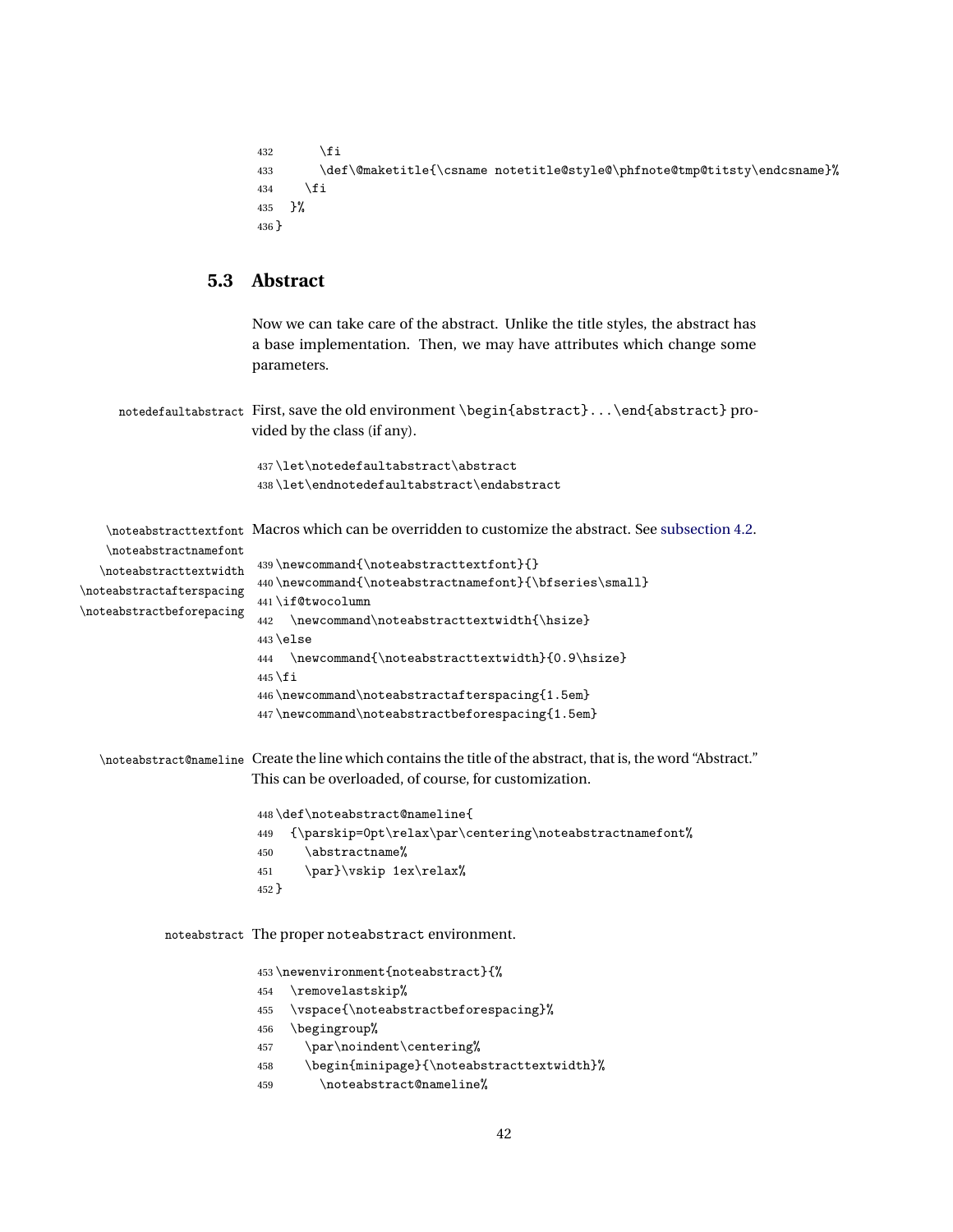```
432       \fi
433       \def\@maketitle{\csname notetitle@style@\phfnote@tmp@titsty\endcsname}%
434     \fi
435   }%
436 }
```

## 5.3 Abstract

Now we can take care of the abstract. Unlike the title styles, the abstract has a base implementation. Then, we may have attributes which change some parameters.

notedefaultabstract First, save the old environment `\begin{abstract}...\end{abstract}` provided by the class (if any).

```
437 \let\notedefaultabstract\abstract
438 \let\endnotedefaultabstract\endabstract
```

\noteabstracttextfont \noteabstractnamefont \noteabstracttextwidth \noteabstractafterspacing \noteabstractbeforepacing Macros which can be overridden to customize the abstract. See subsection 4.2.

```
439 \newcommand{\noteabstracttextfont}{}
440 \newcommand{\noteabstractnamefont}{\bfseries\small}
441 \if@twocolumn
442   \newcommand\noteabstracttextwidth{\hsize}
443 \else
444   \newcommand{\noteabstracttextwidth}{0.9\hsize}
445 \fi
446 \newcommand\noteabstractafterspacing{1.5em}
447 \newcommand\noteabstractbeforespacing{1.5em}
```

\noteabstract@nameline Create the line which contains the title of the abstract, that is, the word "Abstract." This can be overloaded, of course, for customization.

```
448 \def\noteabstract@nameline{
449   {\parskip=0pt\relax\par\centering\noteabstractnamefont%
450     \abstractname%
451     \par}\vskip 1ex\relax%
452 }
```

noteabstract The proper noteabstract environment.

```
453 \newenvironment{noteabstract}{%
454   \removelastskip%
455   \vspace{\noteabstractbeforespacing}%
456   \begingroup%
457     \par\noindent\centering%
458     \begin{minipage}{\noteabstracttextwidth}%
459       \noteabstract@nameline%
```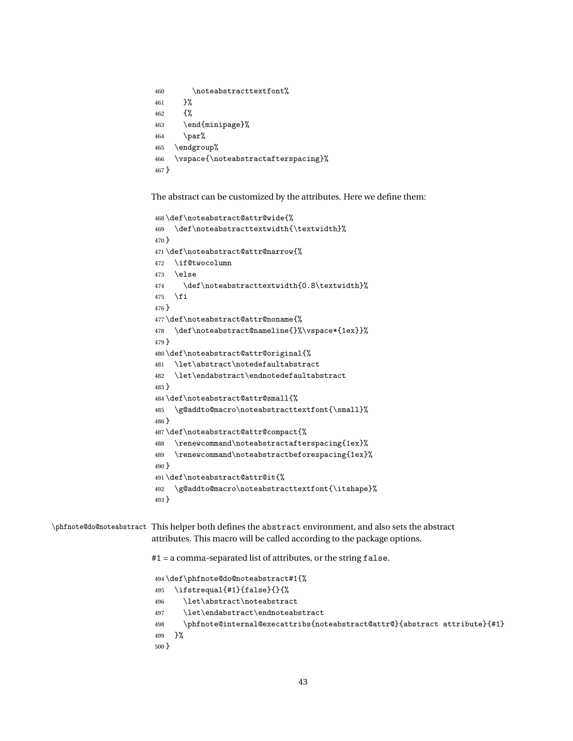```
460       \noteabstracttextfont%
461     }%
462     {%
463     \end{minipage}%
464     \par%
465   \endgroup%
466   \vspace{\noteabstractafterspacing}%
467 }
```

The abstract can be customized by the attributes. Here we define them:

```
468 \def\noteabstract@attr@wide{%
469   \def\noteabstracttextwidth{\textwidth}%
470 }
471 \def\noteabstract@attr@narrow{%
472   \if@twocolumn
473   \else
474     \def\noteabstracttextwidth{0.8\textwidth}%
475   \fi
476 }
477 \def\noteabstract@attr@noname{%
478   \def\noteabstract@nameline{}%\vspace*{1ex}}%
479 }
480 \def\noteabstract@attr@original{%
481   \let\abstract\notedefaultabstract
482   \let\endabstract\endnotedefaultabstract
483 }
484 \def\noteabstract@attr@small{%
485   \g@addto@macro\noteabstracttextfont{\small}%
486 }
487 \def\noteabstract@attr@compact{%
488   \renewcommand\noteabstractafterspacing{1ex}%
489   \renewcommand\noteabstractbeforespacing{1ex}%
490 }
491 \def\noteabstract@attr@it{%
492   \g@addto@macro\noteabstracttextfont{\itshape}%
493 }
```

`\phfnote@do@noteabstract` This helper both defines the abstract environment, and also sets the abstract attributes. This macro will be called according to the package options.

#1 = a comma-separated list of attributes, or the string false.

```
494 \def\phfnote@do@noteabstract#1{%
495   \ifstrequal{#1}{false}{}{%
496     \let\abstract\noteabstract
497     \let\endabstract\endnoteabstract
498     \phfnote@internal@execattribs{noteabstract@attr@}{abstract attribute}{#1}
499   }%
500 }
```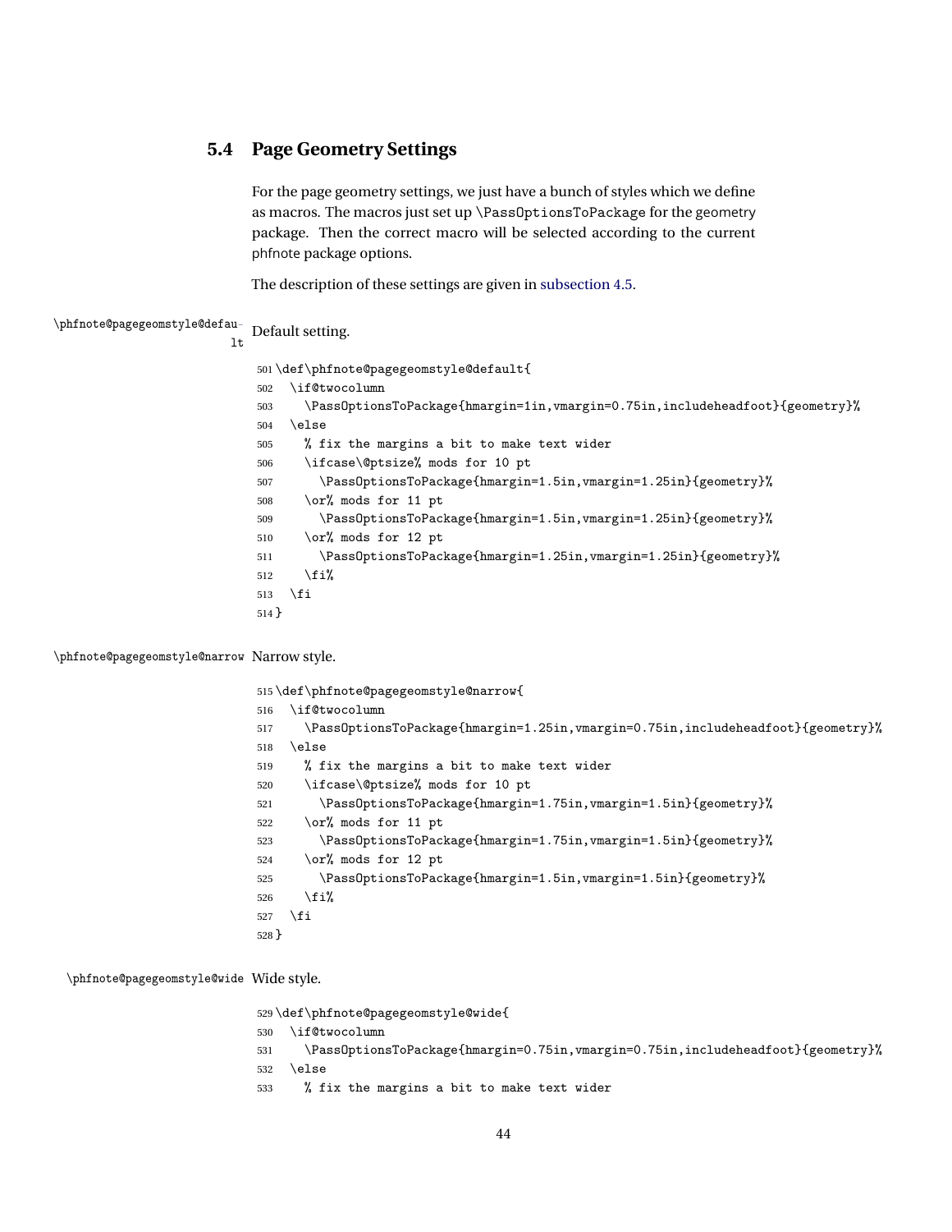## 5.4 Page Geometry Settings

For the page geometry settings, we just have a bunch of styles which we define as macros. The macros just set up `\PassOptionsToPackage` for the geometry package. Then the correct macro will be selected according to the current phfnote package options.

The description of these settings are given in subsection 4.5.

`\phfnote@pagegeomstyle@default` Default setting.

```
501 \def\phfnote@pagegeomstyle@default{
502   \if@twocolumn
503     \PassOptionsToPackage{hmargin=1in,vmargin=0.75in,includeheadfoot}{geometry}%
504   \else
505     % fix the margins a bit to make text wider
506     \ifcase\@ptsize% mods for 10 pt
507       \PassOptionsToPackage{hmargin=1.5in,vmargin=1.25in}{geometry}%
508     \or% mods for 11 pt
509       \PassOptionsToPackage{hmargin=1.5in,vmargin=1.25in}{geometry}%
510     \or% mods for 12 pt
511       \PassOptionsToPackage{hmargin=1.25in,vmargin=1.25in}{geometry}%
512     \fi%
513   \fi
514 }
```

`\phfnote@pagegeomstyle@narrow` Narrow style.

```
515 \def\phfnote@pagegeomstyle@narrow{
516   \if@twocolumn
517     \PassOptionsToPackage{hmargin=1.25in,vmargin=0.75in,includeheadfoot}{geometry}%
518   \else
519     % fix the margins a bit to make text wider
520     \ifcase\@ptsize% mods for 10 pt
521       \PassOptionsToPackage{hmargin=1.75in,vmargin=1.5in}{geometry}%
522     \or% mods for 11 pt
523       \PassOptionsToPackage{hmargin=1.75in,vmargin=1.5in}{geometry}%
524     \or% mods for 12 pt
525       \PassOptionsToPackage{hmargin=1.5in,vmargin=1.5in}{geometry}%
526     \fi%
527   \fi
528 }
```

`\phfnote@pagegeomstyle@wide` Wide style.

```
529 \def\phfnote@pagegeomstyle@wide{
530   \if@twocolumn
531     \PassOptionsToPackage{hmargin=0.75in,vmargin=0.75in,includeheadfoot}{geometry}%
532   \else
533     % fix the margins a bit to make text wider
```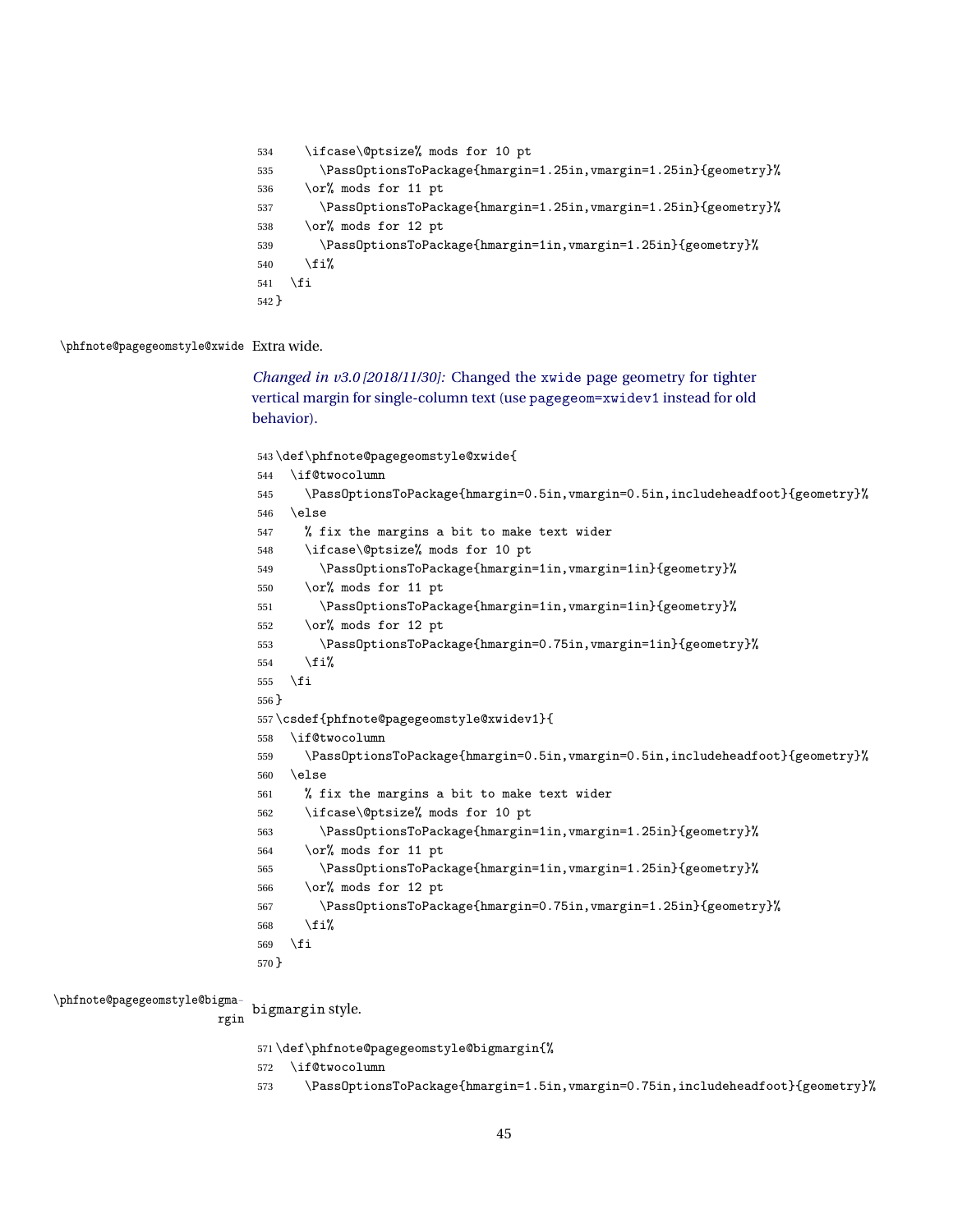```
534     \ifcase\@ptsize% mods for 10 pt
535       \PassOptionsToPackage{hmargin=1.25in,vmargin=1.25in}{geometry}%
536     \or% mods for 11 pt
537       \PassOptionsToPackage{hmargin=1.25in,vmargin=1.25in}{geometry}%
538     \or% mods for 12 pt
539       \PassOptionsToPackage{hmargin=1in,vmargin=1.25in}{geometry}%
540     \fi%
541   \fi
542 }
```

`\phfnote@pagegeomstyle@xwide` Extra wide.

*Changed in v3.0 [2018/11/30]:* Changed the `xwide` page geometry for tighter vertical margin for single-column text (use `pagegeom=xwidev1` instead for old behavior).

```
543 \def\phfnote@pagegeomstyle@xwide{
544   \if@twocolumn
545     \PassOptionsToPackage{hmargin=0.5in,vmargin=0.5in,includeheadfoot}{geometry}%
546   \else
547     % fix the margins a bit to make text wider
548     \ifcase\@ptsize% mods for 10 pt
549       \PassOptionsToPackage{hmargin=1in,vmargin=1in}{geometry}%
550     \or% mods for 11 pt
551       \PassOptionsToPackage{hmargin=1in,vmargin=1in}{geometry}%
552     \or% mods for 12 pt
553       \PassOptionsToPackage{hmargin=0.75in,vmargin=1in}{geometry}%
554     \fi%
555   \fi
556 }
557 \csdef{phfnote@pagegeomstyle@xwidev1}{
558   \if@twocolumn
559     \PassOptionsToPackage{hmargin=0.5in,vmargin=0.5in,includeheadfoot}{geometry}%
560   \else
561     % fix the margins a bit to make text wider
562     \ifcase\@ptsize% mods for 10 pt
563       \PassOptionsToPackage{hmargin=1in,vmargin=1.25in}{geometry}%
564     \or% mods for 11 pt
565       \PassOptionsToPackage{hmargin=1in,vmargin=1.25in}{geometry}%
566     \or% mods for 12 pt
567       \PassOptionsToPackage{hmargin=0.75in,vmargin=1.25in}{geometry}%
568     \fi%
569   \fi
570 }
```

`\phfnote@pagegeomstyle@bigmargin` bigmargin style.

```
571 \def\phfnote@pagegeomstyle@bigmargin{%
572   \if@twocolumn
573     \PassOptionsToPackage{hmargin=1.5in,vmargin=0.75in,includeheadfoot}{geometry}%
```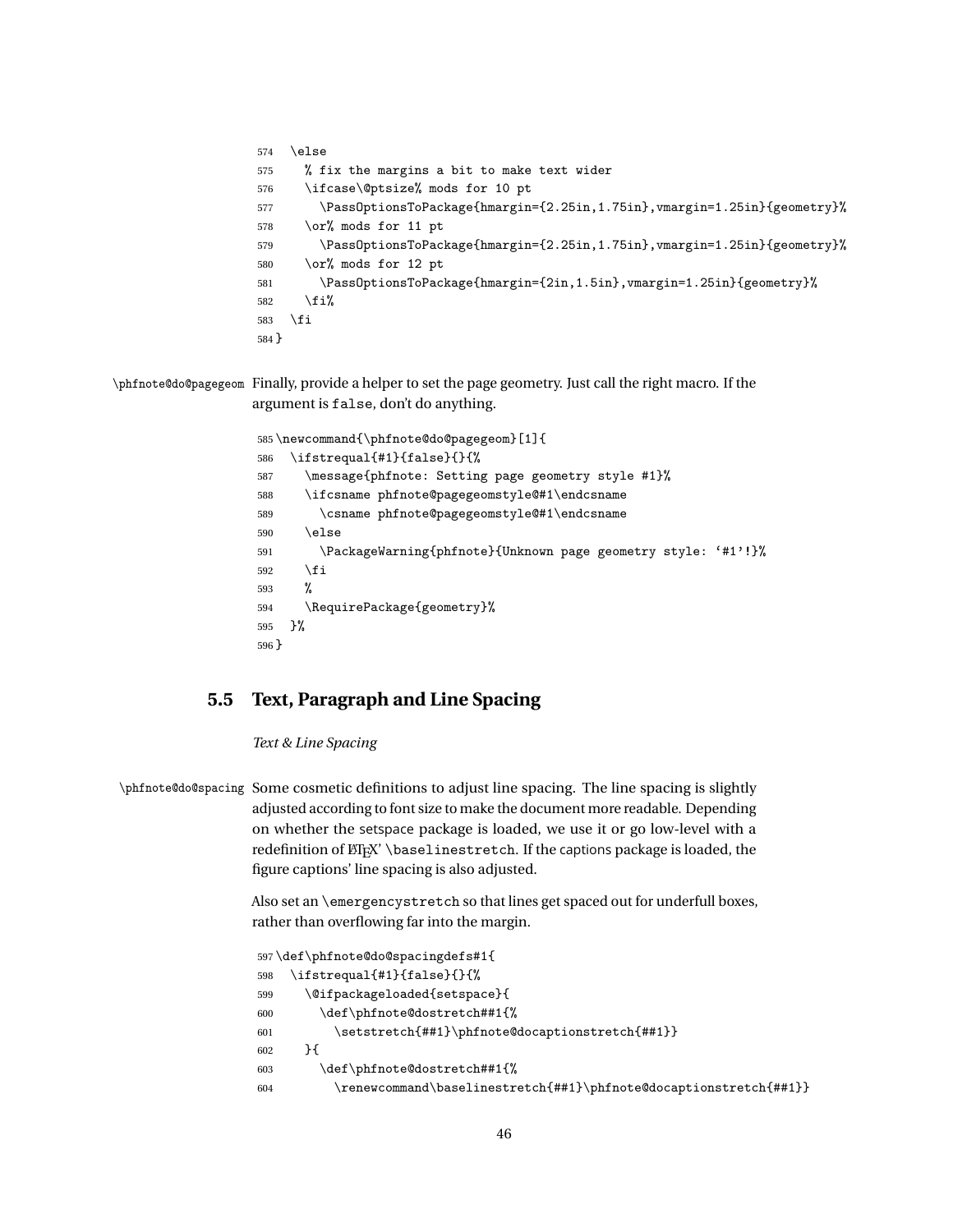```
574   \else
575     % fix the margins a bit to make text wider
576     \ifcase\@ptsize% mods for 10 pt
577       \PassOptionsToPackage{hmargin={2.25in,1.75in},vmargin=1.25in}{geometry}%
578     \or% mods for 11 pt
579       \PassOptionsToPackage{hmargin={2.25in,1.75in},vmargin=1.25in}{geometry}%
580     \or% mods for 12 pt
581       \PassOptionsToPackage{hmargin={2in,1.5in},vmargin=1.25in}{geometry}%
582     \fi%
583   \fi
584 }
```

\phfnote@do@pagegeom Finally, provide a helper to set the page geometry. Just call the right macro. If the argument is `false`, don't do anything.

```
585 \newcommand{\phfnote@do@pagegeom}[1]{
586   \ifstrequal{#1}{false}{}{%
587     \message{phfnote: Setting page geometry style #1}%
588     \ifcsname phfnote@pagegeomstyle@#1\endcsname
589       \csname phfnote@pagegeomstyle@#1\endcsname
590     \else
591       \PackageWarning{phfnote}{Unknown page geometry style: '#1'!}%
592     \fi
593     %
594     \RequirePackage{geometry}%
595   }%
596 }
```

## 5.5 Text, Paragraph and Line Spacing

*Text & Line Spacing*

\phfnote@do@spacing Some cosmetic definitions to adjust line spacing. The line spacing is slightly adjusted according to font size to make the document more readable. Depending on whether the setspace package is loaded, we use it or go low-level with a redefinition of LaTeX' `\baselinestretch`. If the captions package is loaded, the figure captions' line spacing is also adjusted.

Also set an `\emergencystretch` so that lines get spaced out for underfull boxes, rather than overflowing far into the margin.

```
597 \def\phfnote@do@spacingdefs#1{
598   \ifstrequal{#1}{false}{}{%
599     \@ifpackageloaded{setspace}{
600       \def\phfnote@dostretch##1{%
601         \setstretch{##1}\phfnote@docaptionstretch{##1}}
602     }{
603       \def\phfnote@dostretch##1{%
604         \renewcommand\baselinestretch{##1}\phfnote@docaptionstretch{##1}}
```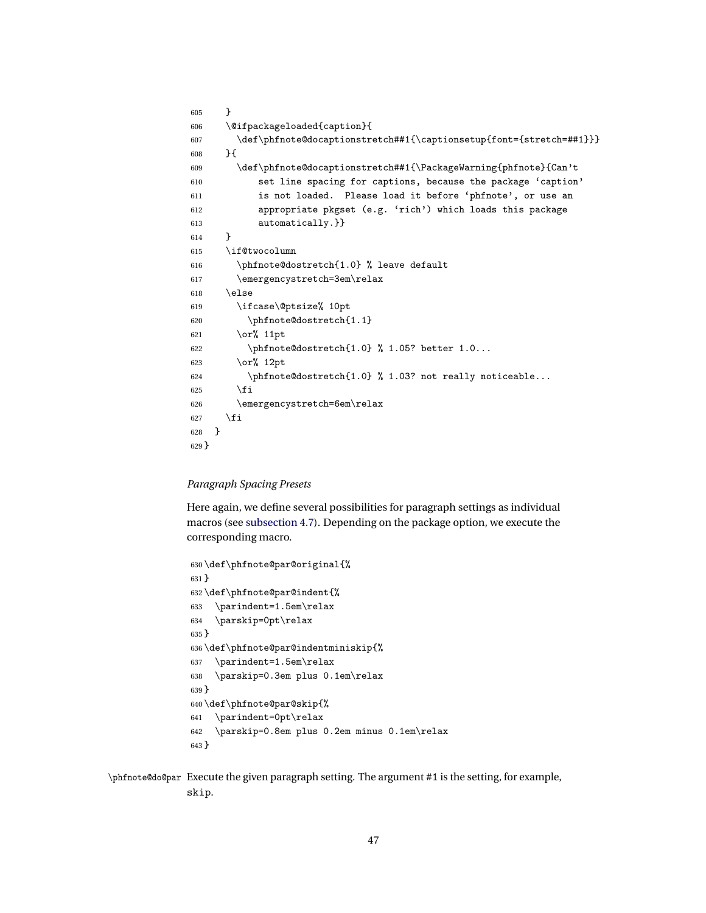```
605     }
606     \@ifpackageloaded{caption}{
607       \def\phfnote@docaptionstretch##1{\captionsetup{font={stretch=##1}}}
608     }{
609       \def\phfnote@docaptionstretch##1{\PackageWarning{phfnote}{Can't
610           set line spacing for captions, because the package 'caption'
611           is not loaded.  Please load it before 'phfnote', or use an
612           appropriate pkgset (e.g. 'rich') which loads this package
613           automatically.}}
614     }
615     \if@twocolumn
616       \phfnote@dostretch{1.0} % leave default
617       \emergencystretch=3em\relax
618     \else
619       \ifcase\@ptsize% 10pt
620         \phfnote@dostretch{1.1}
621       \or% 11pt
622         \phfnote@dostretch{1.0} % 1.05? better 1.0...
623       \or% 12pt
624         \phfnote@dostretch{1.0} % 1.03? not really noticeable...
625       \fi
626       \emergencystretch=6em\relax
627     \fi
628   }
629 }
```

*Paragraph Spacing Presets*

Here again, we define several possibilities for paragraph settings as individual macros (see subsection 4.7). Depending on the package option, we execute the corresponding macro.

```
630 \def\phfnote@par@original{%
631 }
632 \def\phfnote@par@indent{%
633   \parindent=1.5em\relax
634   \parskip=0pt\relax
635 }
636 \def\phfnote@par@indentminiskip{%
637   \parindent=1.5em\relax
638   \parskip=0.3em plus 0.1em\relax
639 }
640 \def\phfnote@par@skip{%
641   \parindent=0pt\relax
642   \parskip=0.8em plus 0.2em minus 0.1em\relax
643 }
```

\phfnote@do@par Execute the given paragraph setting. The argument #1 is the setting, for example, skip.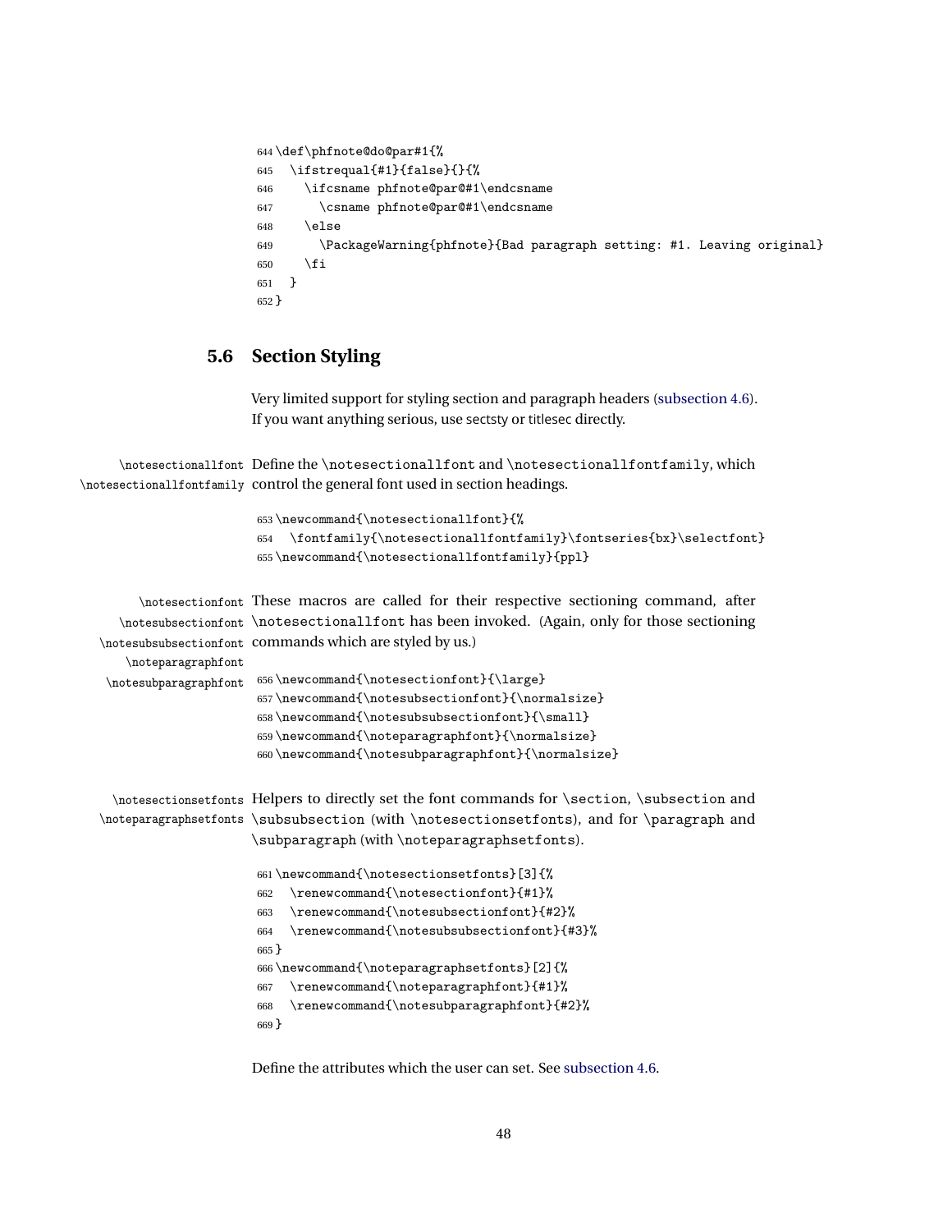```
644 \def\phfnote@do@par#1{%
645   \ifstrequal{#1}{false}{}{%
646     \ifcsname phfnote@par@#1\endcsname
647       \csname phfnote@par@#1\endcsname
648     \else
649       \PackageWarning{phfnote}{Bad paragraph setting: #1. Leaving original}
650     \fi
651   }
652 }
```

## 5.6 Section Styling

Very limited support for styling section and paragraph headers (subsection 4.6). If you want anything serious, use sectsty or titlesec directly.

`\notesectionallfont` `\notesectionallfontfamily`

Define the `\notesectionallfont` and `\notesectionallfontfamily`, which control the general font used in section headings.

```
653 \newcommand{\notesectionallfont}{%
654   \fontfamily{\notesectionallfontfamily}\fontseries{bx}\selectfont}
655 \newcommand{\notesectionallfontfamily}{ppl}
```

`\notesectionfont` `\notesubsectionfont` `\notesubsubsectionfont` `\noteparagraphfont` `\notesubparagraphfont`

These macros are called for their respective sectioning command, after `\notesectionallfont` has been invoked. (Again, only for those sectioning commands which are styled by us.)

```
656 \newcommand{\notesectionfont}{\large}
657 \newcommand{\notesubsectionfont}{\normalsize}
658 \newcommand{\notesubsubsectionfont}{\small}
659 \newcommand{\noteparagraphfont}{\normalsize}
660 \newcommand{\notesubparagraphfont}{\normalsize}
```

`\notesectionsetfonts` `\noteparagraphsetfonts`

Helpers to directly set the font commands for `\section`, `\subsection` and `\subsubsection` (with `\notesectionsetfonts`), and for `\paragraph` and `\subparagraph` (with `\noteparagraphsetfonts`).

```
661 \newcommand{\notesectionsetfonts}[3]{%
662   \renewcommand{\notesectionfont}{#1}%
663   \renewcommand{\notesubsectionfont}{#2}%
664   \renewcommand{\notesubsubsectionfont}{#3}%
665 }
666 \newcommand{\noteparagraphsetfonts}[2]{%
667   \renewcommand{\noteparagraphfont}{#1}%
668   \renewcommand{\notesubparagraphfont}{#2}%
669 }
```

Define the attributes which the user can set. See subsection 4.6.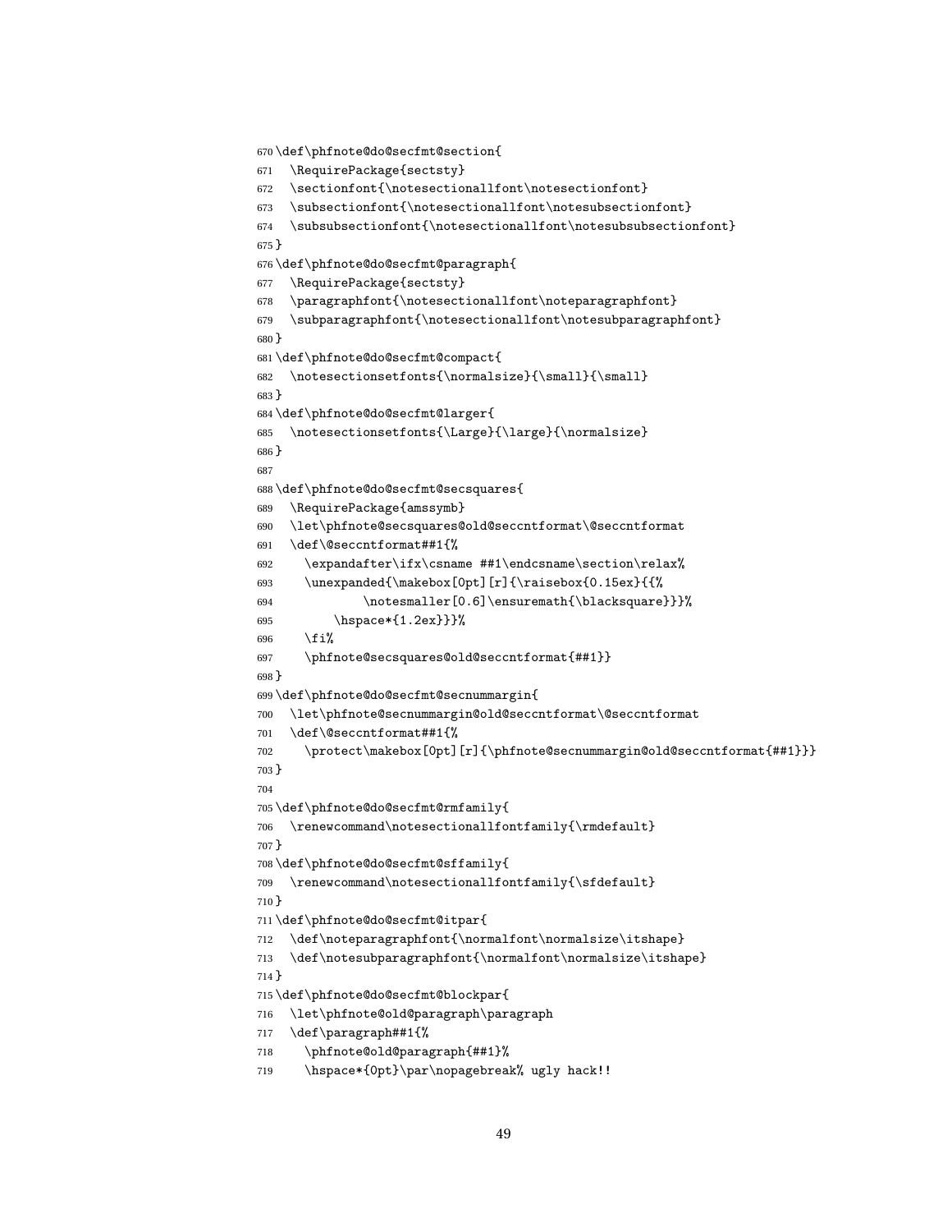```
670 \def\phfnote@do@secfmt@section{
671   \RequirePackage{sectsty}
672   \sectionfont{\notesectionallfont\notesectionfont}
673   \subsectionfont{\notesectionallfont\notesubsectionfont}
674   \subsubsectionfont{\notesectionallfont\notesubsubsectionfont}
675 }
676 \def\phfnote@do@secfmt@paragraph{
677   \RequirePackage{sectsty}
678   \paragraphfont{\notesectionallfont\noteparagraphfont}
679   \subparagraphfont{\notesectionallfont\notesubparagraphfont}
680 }
681 \def\phfnote@do@secfmt@compact{
682   \notesectionsetfonts{\normalsize}{\small}{\small}
683 }
684 \def\phfnote@do@secfmt@larger{
685   \notesectionsetfonts{\Large}{\large}{\normalsize}
686 }
687
688 \def\phfnote@do@secfmt@secsquares{
689   \RequirePackage{amssymb}
690   \let\phfnote@secsquares@old@seccntformat\@seccntformat
691   \def\@seccntformat##1{%
692     \expandafter\ifx\csname ##1\endcsname\section\relax%
693     \unexpanded{\makebox[0pt][r]{\raisebox{0.15ex}{{%
694             \notesmaller[0.6]\ensuremath{\blacksquare}}}%
695         \hspace*{1.2ex}}}%
696     \fi%
697     \phfnote@secsquares@old@seccntformat{##1}}
698 }
699 \def\phfnote@do@secfmt@secnummargin{
700   \let\phfnote@secnummargin@old@seccntformat\@seccntformat
701   \def\@seccntformat##1{%
702     \protect\makebox[0pt][r]{\phfnote@secnummargin@old@seccntformat{##1}}}
703 }
704
705 \def\phfnote@do@secfmt@rmfamily{
706   \renewcommand\notesectionallfontfamily{\rmdefault}
707 }
708 \def\phfnote@do@secfmt@sffamily{
709   \renewcommand\notesectionallfontfamily{\sfdefault}
710 }
711 \def\phfnote@do@secfmt@itpar{
712   \def\noteparagraphfont{\normalfont\normalsize\itshape}
713   \def\notesubparagraphfont{\normalfont\normalsize\itshape}
714 }
715 \def\phfnote@do@secfmt@blockpar{
716   \let\phfnote@old@paragraph\paragraph
717   \def\paragraph##1{%
718     \phfnote@old@paragraph{##1}%
719     \hspace*{0pt}\par\nopagebreak% ugly hack!!
```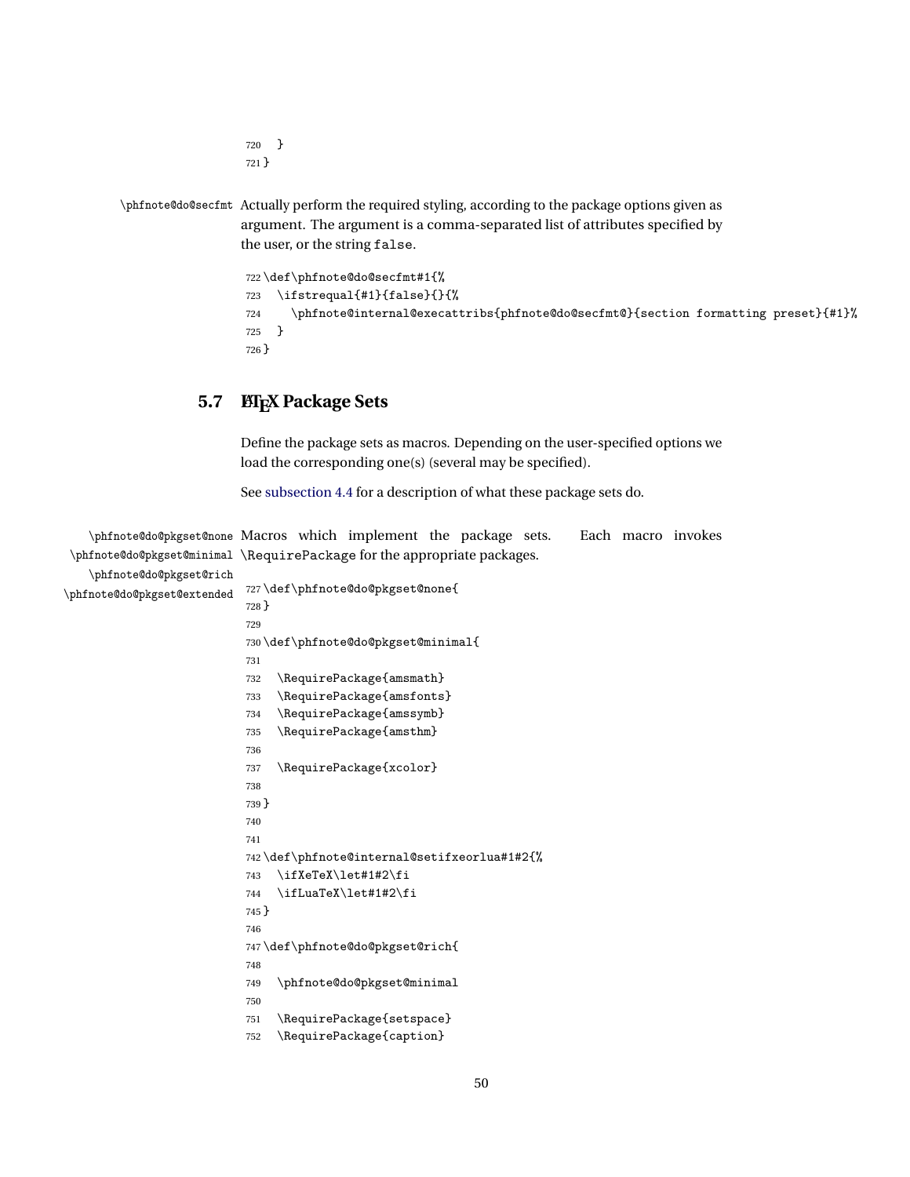```
720   }
721 }
```

\phfnote@do@secfmt Actually perform the required styling, according to the package options given as argument. The argument is a comma-separated list of attributes specified by the user, or the string false.

```
722 \def\phfnote@do@secfmt#1{%
723   \ifstrequal{#1}{false}{}{%
724     \phfnote@internal@execattribs{phfnote@do@secfmt@}{section formatting preset}{#1}%
725   }
726 }
```

## 5.7 LaTeX Package Sets

Define the package sets as macros. Depending on the user-specified options we load the corresponding one(s) (several may be specified).

See subsection 4.4 for a description of what these package sets do.

\phfnote@do@pkgset@none
\phfnote@do@pkgset@minimal
\phfnote@do@pkgset@rich
\phfnote@do@pkgset@extended

Macros which implement the package sets. Each macro invokes \RequirePackage for the appropriate packages.

```
727 \def\phfnote@do@pkgset@none{
728 }
729
730 \def\phfnote@do@pkgset@minimal{
731
732   \RequirePackage{amsmath}
733   \RequirePackage{amsfonts}
734   \RequirePackage{amssymb}
735   \RequirePackage{amsthm}
736
737   \RequirePackage{xcolor}
738
739 }
740
741
742 \def\phfnote@internal@setifxeorlua#1#2{%
743   \ifXeTeX\let#1#2\fi
744   \ifLuaTeX\let#1#2\fi
745 }
746
747 \def\phfnote@do@pkgset@rich{
748
749   \phfnote@do@pkgset@minimal
750
751   \RequirePackage{setspace}
752   \RequirePackage{caption}
```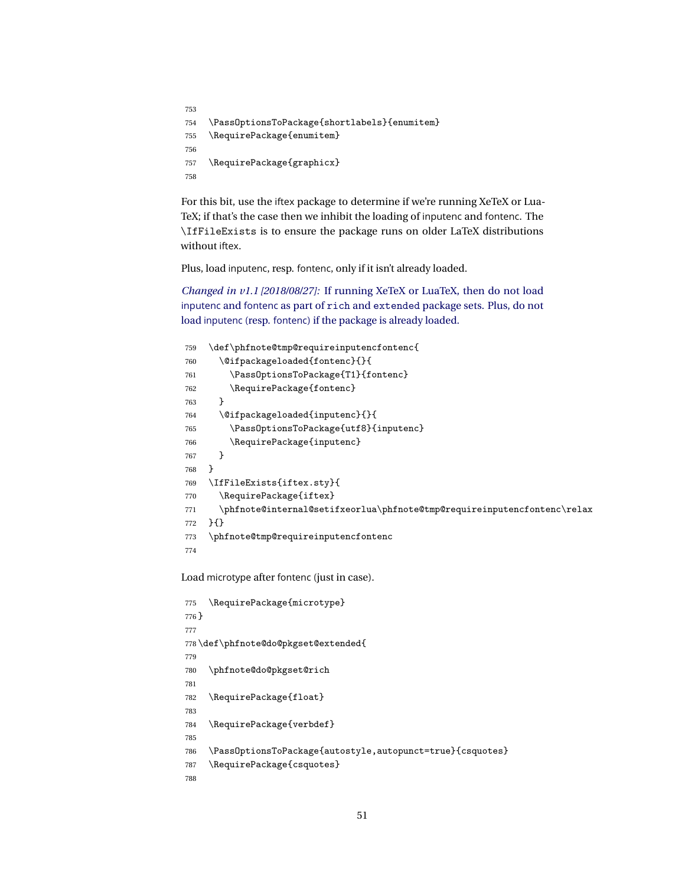```
753
754   \PassOptionsToPackage{shortlabels}{enumitem}
755   \RequirePackage{enumitem}
756
757   \RequirePackage{graphicx}
758
```

For this bit, use the iftex package to determine if we're running XeTeX or LuaTeX; if that's the case then we inhibit the loading of inputenc and fontenc. The `\IfFileExists` is to ensure the package runs on older LaTeX distributions without iftex.

Plus, load inputenc, resp. fontenc, only if it isn't already loaded.

*Changed in v1.1 [2018/08/27]:* If running XeTeX or LuaTeX, then do not load inputenc and fontenc as part of `rich` and `extended` package sets. Plus, do not load inputenc (resp. fontenc) if the package is already loaded.

```
759   \def\phfnote@tmp@requireinputencfontenc{
760     \@ifpackageloaded{fontenc}{}{
761       \PassOptionsToPackage{T1}{fontenc}
762       \RequirePackage{fontenc}
763     }
764     \@ifpackageloaded{inputenc}{}{
765       \PassOptionsToPackage{utf8}{inputenc}
766       \RequirePackage{inputenc}
767     }
768   }
769   \IfFileExists{iftex.sty}{
770     \RequirePackage{iftex}
771     \phfnote@internal@setifxeorlua\phfnote@tmp@requireinputencfontenc\relax
772   }{}
773   \phfnote@tmp@requireinputencfontenc
774
```

Load microtype after fontenc (just in case).

```
775   \RequirePackage{microtype}
776 }
777
778 \def\phfnote@do@pkgset@extended{
779
780   \phfnote@do@pkgset@rich
781
782   \RequirePackage{float}
783
784   \RequirePackage{verbdef}
785
786   \PassOptionsToPackage{autostyle,autopunct=true}{csquotes}
787   \RequirePackage{csquotes}
788
```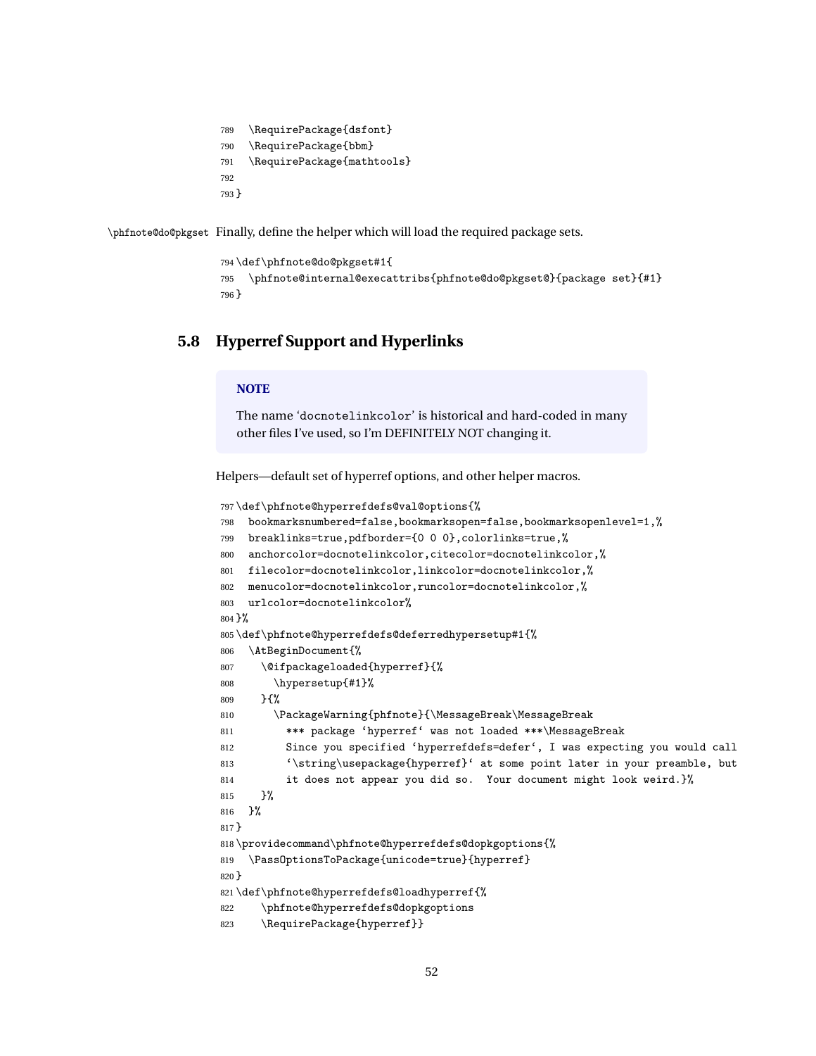```
789   \RequirePackage{dsfont}
790   \RequirePackage{bbm}
791   \RequirePackage{mathtools}
792
793 }
```

\phfnote@do@pkgset Finally, define the helper which will load the required package sets.

```
794 \def\phfnote@do@pkgset#1{
795   \phfnote@internal@execattribs{phfnote@do@pkgset@}{package set}{#1}
796 }
```

## 5.8 Hyperref Support and Hyperlinks

> **NOTE**
>
> The name 'docnotelinkcolor' is historical and hard-coded in many other files I've used, so I'm DEFINITELY NOT changing it.

Helpers—default set of hyperref options, and other helper macros.

```
797 \def\phfnote@hyperrefdefs@val@options{%
798   bookmarksnumbered=false,bookmarksopen=false,bookmarksopenlevel=1,%
799   breaklinks=true,pdfborder={0 0 0},colorlinks=true,%
800   anchorcolor=docnotelinkcolor,citecolor=docnotelinkcolor,%
801   filecolor=docnotelinkcolor,linkcolor=docnotelinkcolor,%
802   menucolor=docnotelinkcolor,runcolor=docnotelinkcolor,%
803   urlcolor=docnotelinkcolor%
804 }%
805 \def\phfnote@hyperrefdefs@deferredhypersetup#1{%
806   \AtBeginDocument{%
807     \@ifpackageloaded{hyperref}{%
808       \hypersetup{#1}%
809     }{%
810       \PackageWarning{phfnote}{\MessageBreak\MessageBreak
811         *** package 'hyperref' was not loaded ***\MessageBreak
812         Since you specified 'hyperrefdefs=defer', I was expecting you would call
813         '\string\usepackage{hyperref}' at some point later in your preamble, but
814         it does not appear you did so.  Your document might look weird.}%
815     }%
816   }%
817 }
818 \providecommand\phfnote@hyperrefdefs@dopkgoptions{%
819   \PassOptionsToPackage{unicode=true}{hyperref}
820 }
821 \def\phfnote@hyperrefdefs@loadhyperref{%
822     \phfnote@hyperrefdefs@dopkgoptions
823     \RequirePackage{hyperref}}
```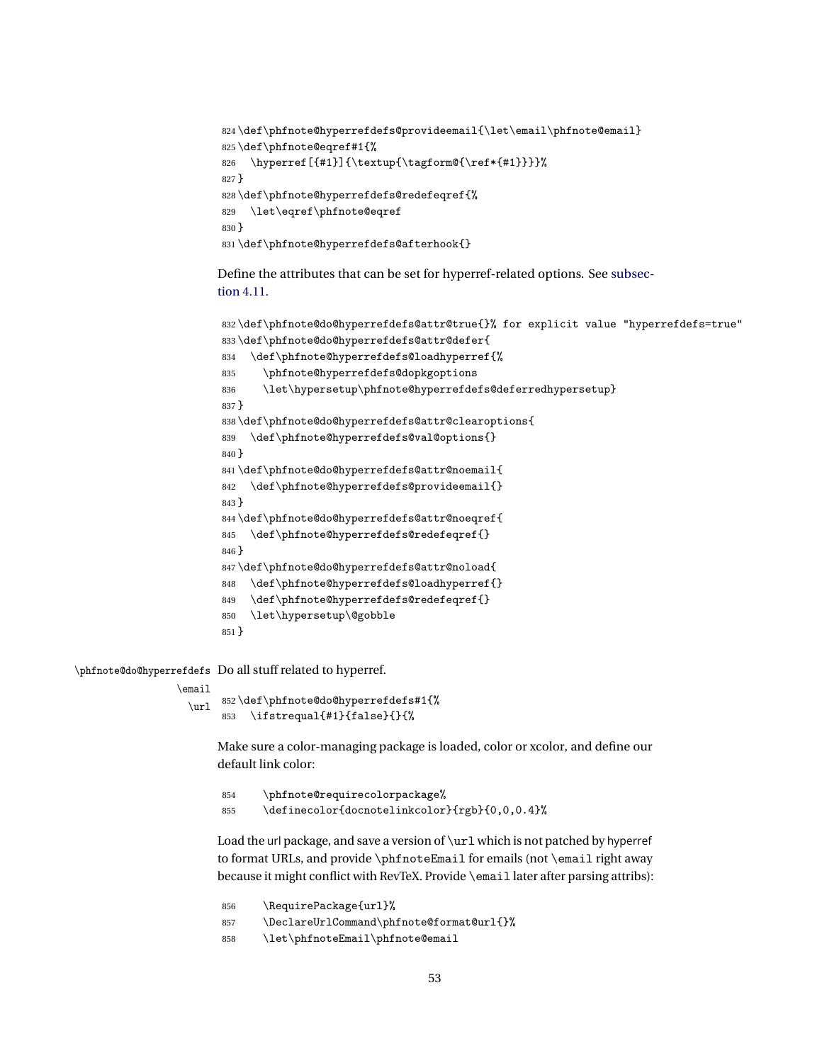```
824 \def\phfnote@hyperrefdefs@provideemail{\let\email\phfnote@email}
825 \def\phfnote@eqref#1{%
826   \hyperref[{#1}]{\textup{\tagform@{\ref*{#1}}}}%
827 }
828 \def\phfnote@hyperrefdefs@redefeqref{%
829   \let\eqref\phfnote@eqref
830 }
831 \def\phfnote@hyperrefdefs@afterhook{}
```

Define the attributes that can be set for hyperref-related options. See subsection 4.11.

```
832 \def\phfnote@do@hyperrefdefs@attr@true{}% for explicit value "hyperrefdefs=true"
833 \def\phfnote@do@hyperrefdefs@attr@defer{
834   \def\phfnote@hyperrefdefs@loadhyperref{%
835     \phfnote@hyperrefdefs@dopkgoptions
836     \let\hypersetup\phfnote@hyperrefdefs@deferredhypersetup}
837 }
838 \def\phfnote@do@hyperrefdefs@attr@clearoptions{
839   \def\phfnote@hyperrefdefs@val@options{}
840 }
841 \def\phfnote@do@hyperrefdefs@attr@noemail{
842   \def\phfnote@hyperrefdefs@provideemail{}
843 }
844 \def\phfnote@do@hyperrefdefs@attr@noeqref{
845   \def\phfnote@hyperrefdefs@redefeqref{}
846 }
847 \def\phfnote@do@hyperrefdefs@attr@noload{
848   \def\phfnote@hyperrefdefs@loadhyperref{}
849   \def\phfnote@hyperrefdefs@redefeqref{}
850   \let\hypersetup\@gobble
851 }
```

\phfnote@do@hyperrefdefs \email \url

Do all stuff related to hyperref.

```
852 \def\phfnote@do@hyperrefdefs#1{%
853   \ifstrequal{#1}{false}{}{%
```

Make sure a color-managing package is loaded, color or xcolor, and define our default link color:

```
854     \phfnote@requirecolorpackage%
855     \definecolor{docnotelinkcolor}{rgb}{0,0,0.4}%
```

Load the url package, and save a version of `\url` which is not patched by hyperref to format URLs, and provide `\phfnoteEmail` for emails (not `\email` right away because it might conflict with RevTeX. Provide `\email` later after parsing attribs):

```
856     \RequirePackage{url}%
857     \DeclareUrlCommand\phfnote@format@url{}%
858     \let\phfnoteEmail\phfnote@email
```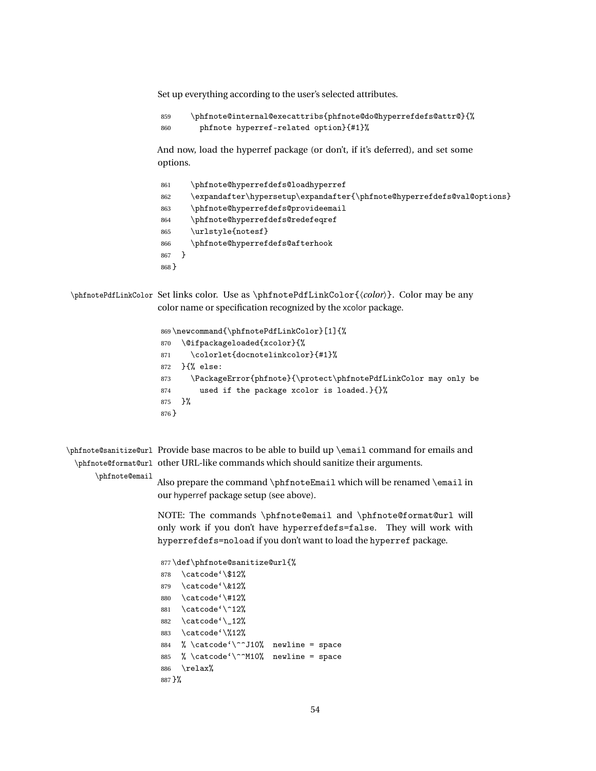Set up everything according to the user's selected attributes.

```
859     \phfnote@internal@execattribs{phfnote@do@hyperrefdefs@attr@}{%
860       phfnote hyperref-related option}{#1}%
```

And now, load the hyperref package (or don't, if it's deferred), and set some options.

```
861     \phfnote@hyperrefdefs@loadhyperref
862     \expandafter\hypersetup\expandafter{\phfnote@hyperrefdefs@val@options}
863     \phfnote@hyperrefdefs@provideemail
864     \phfnote@hyperrefdefs@redefeqref
865     \urlstyle{notesf}
866     \phfnote@hyperrefdefs@afterhook
867   }
868 }
```

\phfnotePdfLinkColor Set links color. Use as \phfnotePdfLinkColor{⟨*color*⟩}. Color may be any color name or specification recognized by the xcolor package.

```
869 \newcommand{\phfnotePdfLinkColor}[1]{%
870   \@ifpackageloaded{xcolor}{%
871     \colorlet{docnotelinkcolor}{#1}%
872   }{% else:
873     \PackageError{phfnote}{\protect\phfnotePdfLinkColor may only be
874       used if the package xcolor is loaded.}{}%
875   }%
876 }
```

\phfnote@sanitize@url \phfnote@format@url \phfnote@email Provide base macros to be able to build up \email command for emails and other URL-like commands which should sanitize their arguments.

Also prepare the command \phfnoteEmail which will be renamed \email in our hyperref package setup (see above).

NOTE: The commands \phfnote@email and \phfnote@format@url will only work if you don't have hyperrefdefs=false. They will work with hyperrefdefs=noload if you don't want to load the hyperref package.

```
877 \def\phfnote@sanitize@url{%
878   \catcode`\$12%
879   \catcode`\&12%
880   \catcode`\#12%
881   \catcode`\^12%
882   \catcode`\_12%
883   \catcode`\%12%
884   % \catcode`\^^J10%  newline = space
885   % \catcode`\^^M10%  newline = space
886   \relax%
887 }%
```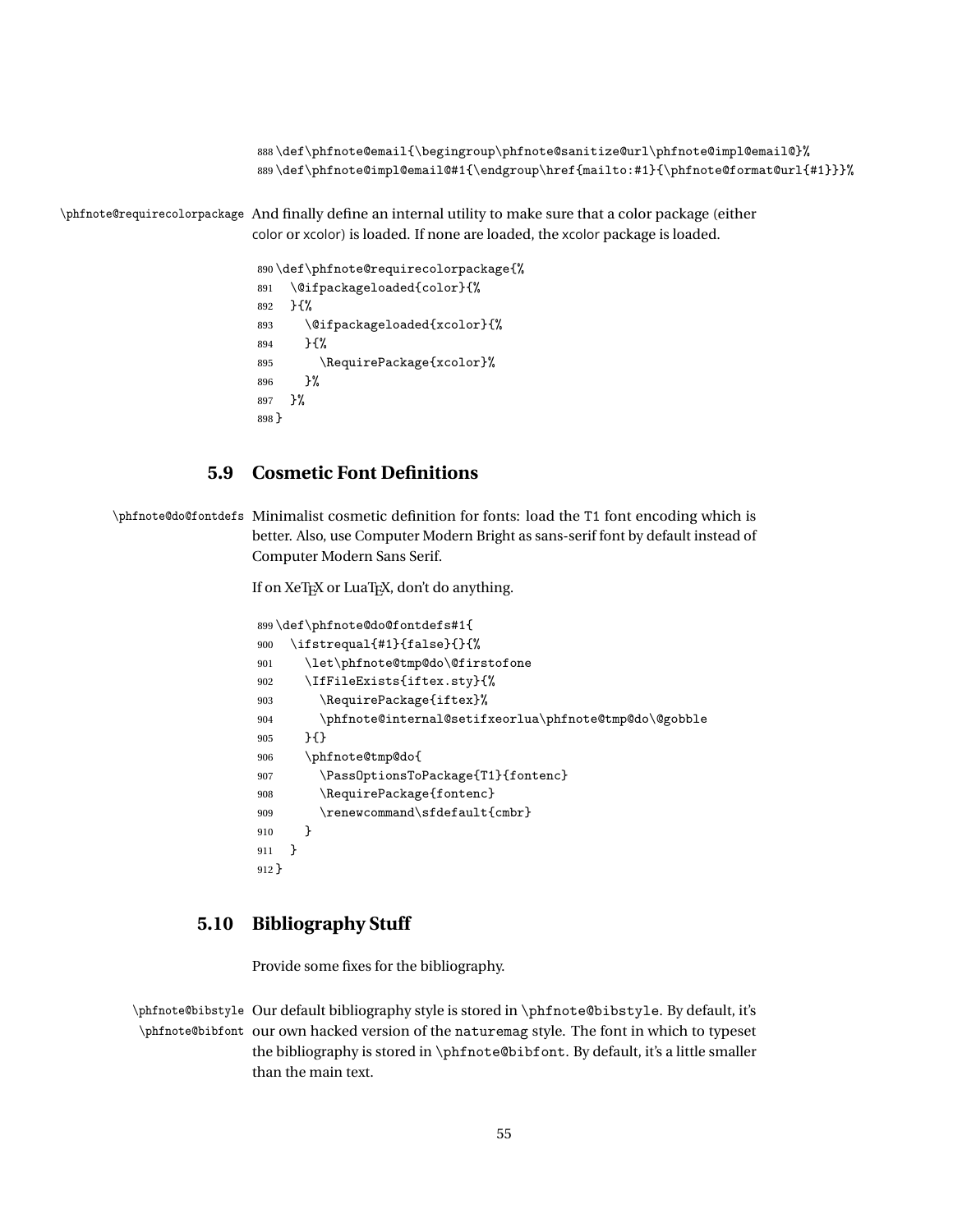```
888 \def\phfnote@email{\begingroup\phfnote@sanitize@url\phfnote@impl@email@}%
889 \def\phfnote@impl@email@#1{\endgroup\href{mailto:#1}{\phfnote@format@url{#1}}}%
```

\phfnote@requirecolorpackage And finally define an internal utility to make sure that a color package (either color or xcolor) is loaded. If none are loaded, the xcolor package is loaded.

```
890 \def\phfnote@requirecolorpackage{%
891   \@ifpackageloaded{color}{%
892   }{%
893     \@ifpackageloaded{xcolor}{%
894     }{%
895       \RequirePackage{xcolor}%
896     }%
897   }%
898 }
```

## 5.9 Cosmetic Font Definitions

\phfnote@do@fontdefs Minimalist cosmetic definition for fonts: load the T1 font encoding which is better. Also, use Computer Modern Bright as sans-serif font by default instead of Computer Modern Sans Serif.

If on XeTEX or LuaTEX, don't do anything.

```
899 \def\phfnote@do@fontdefs#1{
900   \ifstrequal{#1}{false}{}{%
901     \let\phfnote@tmp@do\@firstofone
902     \IfFileExists{iftex.sty}{%
903       \RequirePackage{iftex}%
904       \phfnote@internal@setifxeorlua\phfnote@tmp@do\@gobble
905     }{}
906     \phfnote@tmp@do{
907       \PassOptionsToPackage{T1}{fontenc}
908       \RequirePackage{fontenc}
909       \renewcommand\sfdefault{cmbr}
910     }
911   }
912 }
```

## 5.10 Bibliography Stuff

Provide some fixes for the bibliography.

\phfnote@bibstyle \phfnote@bibfont Our default bibliography style is stored in \phfnote@bibstyle. By default, it's our own hacked version of the naturemag style. The font in which to typeset the bibliography is stored in \phfnote@bibfont. By default, it's a little smaller than the main text.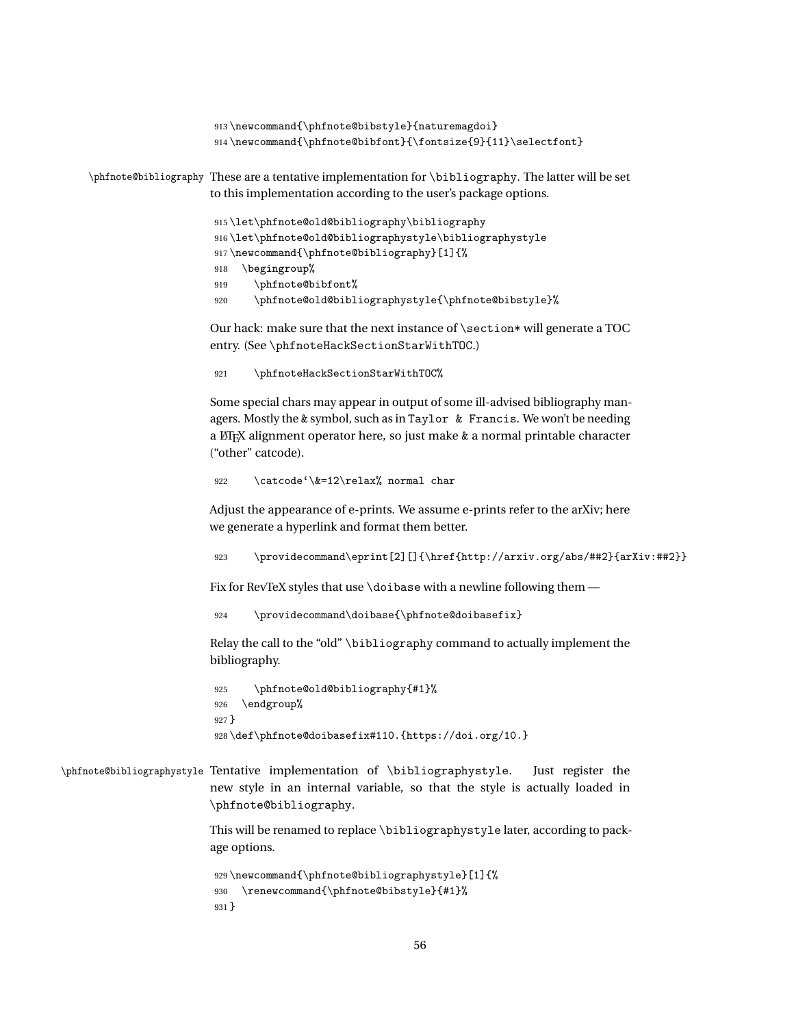```
913 \newcommand{\phfnote@bibstyle}{naturemagdoi}
914 \newcommand{\phfnote@bibfont}{\fontsize{9}{11}\selectfont}
```

`\phfnote@bibliography` These are a tentative implementation for `\bibliography`. The latter will be set to this implementation according to the user's package options.

```
915 \let\phfnote@old@bibliography\bibliography
916 \let\phfnote@old@bibliographystyle\bibliographystyle
917 \newcommand{\phfnote@bibliography}[1]{%
918   \begingroup%
919     \phfnote@bibfont%
920     \phfnote@old@bibliographystyle{\phfnote@bibstyle}%
```

Our hack: make sure that the next instance of `\section*` will generate a TOC entry. (See `\phfnoteHackSectionStarWithTOC`.)

```
921     \phfnoteHackSectionStarWithTOC%
```

Some special chars may appear in output of some ill-advised bibliography managers. Mostly the & symbol, such as in `Taylor & Francis`. We won't be needing a LaTeX alignment operator here, so just make & a normal printable character ("other" catcode).

```
922     \catcode`\&=12\relax% normal char
```

Adjust the appearance of e-prints. We assume e-prints refer to the arXiv; here we generate a hyperlink and format them better.

```
923     \providecommand\eprint[2][]{\href{http://arxiv.org/abs/##2}{arXiv:##2}}
```

Fix for RevTeX styles that use `\doibase` with a newline following them —

```
924     \providecommand\doibase{\phfnote@doibasefix}
```

Relay the call to the "old" `\bibliography` command to actually implement the bibliography.

```
925     \phfnote@old@bibliography{#1}%
926   \endgroup%
927 }
928 \def\phfnote@doibasefix#110.{https://doi.org/10.}
```

`\phfnote@bibliographystyle` Tentative implementation of `\bibliographystyle`. Just register the new style in an internal variable, so that the style is actually loaded in `\phfnote@bibliography`.

This will be renamed to replace `\bibliographystyle` later, according to package options.

```
929 \newcommand{\phfnote@bibliographystyle}[1]{%
930   \renewcommand{\phfnote@bibstyle}{#1}%
931 }
```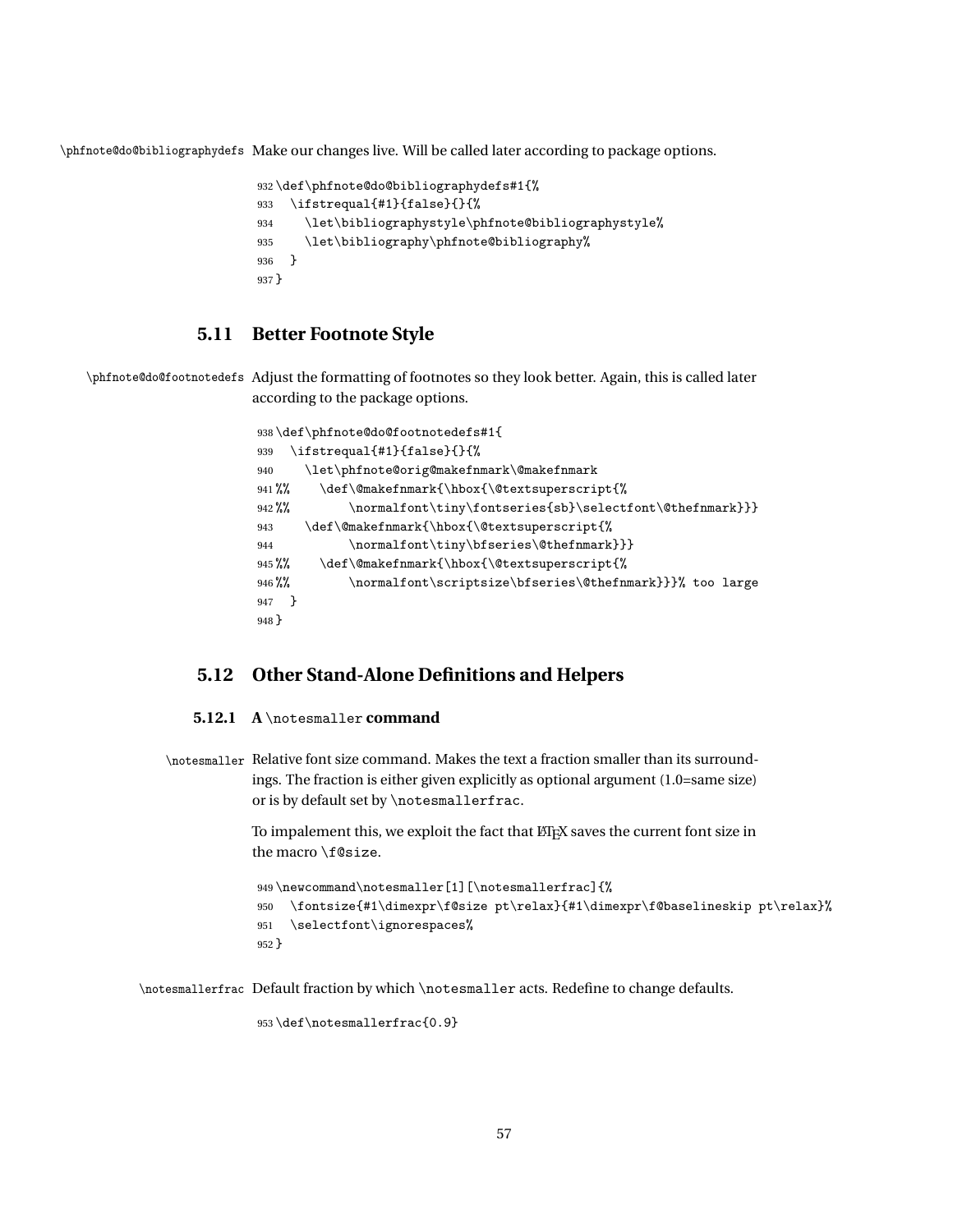`\phfnote@do@bibliographydefs` Make our changes live. Will be called later according to package options.

```
932 \def\phfnote@do@bibliographydefs#1{%
933   \ifstrequal{#1}{false}{}{%
934     \let\bibliographystyle\phfnote@bibliographystyle%
935     \let\bibliography\phfnote@bibliography%
936   }
937 }
```

## 5.11 Better Footnote Style

`\phfnote@do@footnotedefs` Adjust the formatting of footnotes so they look better. Again, this is called later according to the package options.

```
938 \def\phfnote@do@footnotedefs#1{
939   \ifstrequal{#1}{false}{}{%
940     \let\phfnote@orig@makefnmark\@makefnmark
941 %%    \def\@makefnmark{\hbox{\@textsuperscript{%
942 %%        \normalfont\tiny\fontseries{sb}\selectfont\@thefnmark}}}
943     \def\@makefnmark{\hbox{\@textsuperscript{%
944           \normalfont\tiny\bfseries\@thefnmark}}}
945 %%    \def\@makefnmark{\hbox{\@textsuperscript{%
946 %%        \normalfont\scriptsize\bfseries\@thefnmark}}}% too large
947   }
948 }
```

## 5.12 Other Stand-Alone Definitions and Helpers

### 5.12.1 A `\notesmaller` command

`\notesmaller` Relative font size command. Makes the text a fraction smaller than its surroundings. The fraction is either given explicitly as optional argument (1.0=same size) or is by default set by `\notesmallerfrac`.

To impalement this, we exploit the fact that LaTeX saves the current font size in the macro `\f@size`.

```
949 \newcommand\notesmaller[1][\notesmallerfrac]{%
950   \fontsize{#1\dimexpr\f@size pt\relax}{#1\dimexpr\f@baselineskip pt\relax}%
951   \selectfont\ignorespaces%
952 }
```

`\notesmallerfrac` Default fraction by which `\notesmaller` acts. Redefine to change defaults.

```
953 \def\notesmallerfrac{0.9}
```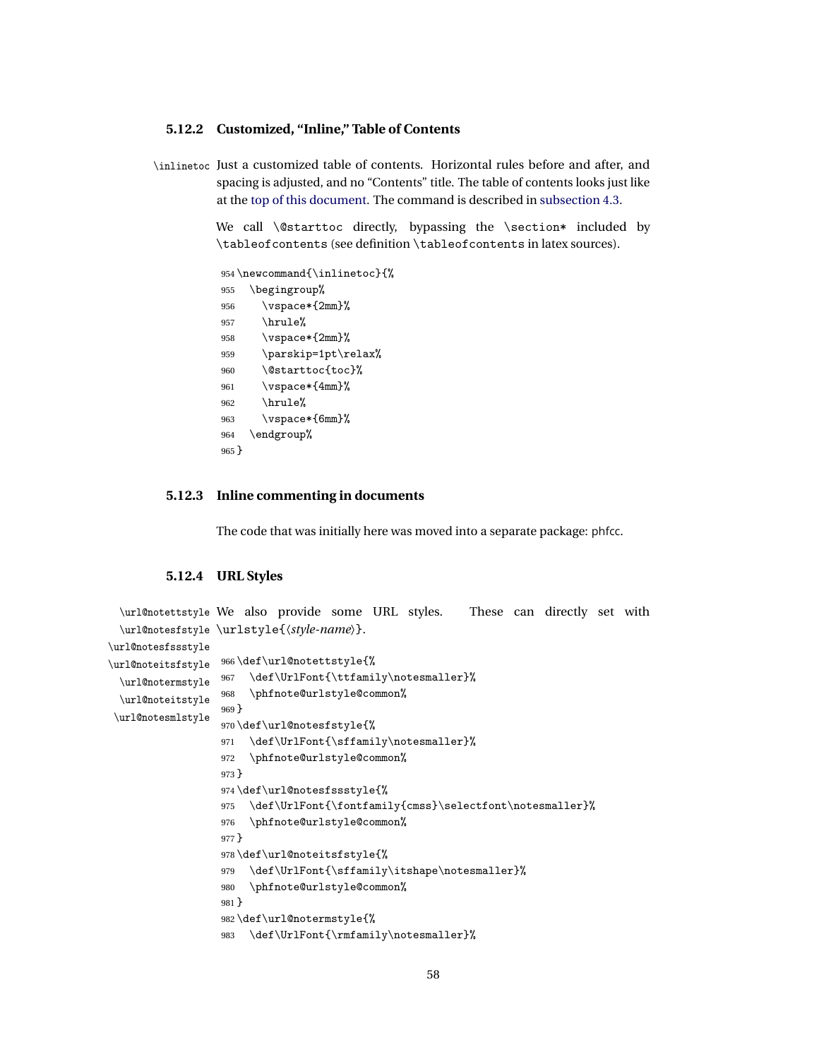#### 5.12.2 Customized, "Inline," Table of Contents

\inlinetoc Just a customized table of contents. Horizontal rules before and after, and spacing is adjusted, and no "Contents" title. The table of contents looks just like at the top of this document. The command is described in subsection 4.3.

We call `\@starttoc` directly, bypassing the `\section*` included by `\tableofcontents` (see definition `\tableofcontents` in latex sources).

```
954 \newcommand{\inlinetoc}{%
955   \begingroup%
956     \vspace*{2mm}%
957     \hrule%
958     \vspace*{2mm}%
959     \parskip=1pt\relax%
960     \@starttoc{toc}%
961     \vspace*{4mm}%
962     \hrule%
963     \vspace*{6mm}%
964   \endgroup%
965 }
```

#### 5.12.3 Inline commenting in documents

The code that was initially here was moved into a separate package: phfcc.

#### 5.12.4 URL Styles

\url@notettstyle \url@notesfstyle \url@notesfssstyle \url@noteitsfstyle \url@notermstyle \url@noteitstyle \url@notesmlstyle

We also provide some URL styles. These can directly set with `\urlstyle{⟨style-name⟩}`.

```
966 \def\url@notettstyle{%
967   \def\UrlFont{\ttfamily\notesmaller}%
968   \phfnote@urlstyle@common%
969 }
970 \def\url@notesfstyle{%
971   \def\UrlFont{\sffamily\notesmaller}%
972   \phfnote@urlstyle@common%
973 }
974 \def\url@notesfssstyle{%
975   \def\UrlFont{\fontfamily{cmss}\selectfont\notesmaller}%
976   \phfnote@urlstyle@common%
977 }
978 \def\url@noteitsfstyle{%
979   \def\UrlFont{\sffamily\itshape\notesmaller}%
980   \phfnote@urlstyle@common%
981 }
982 \def\url@notermstyle{%
983   \def\UrlFont{\rmfamily\notesmaller}%
```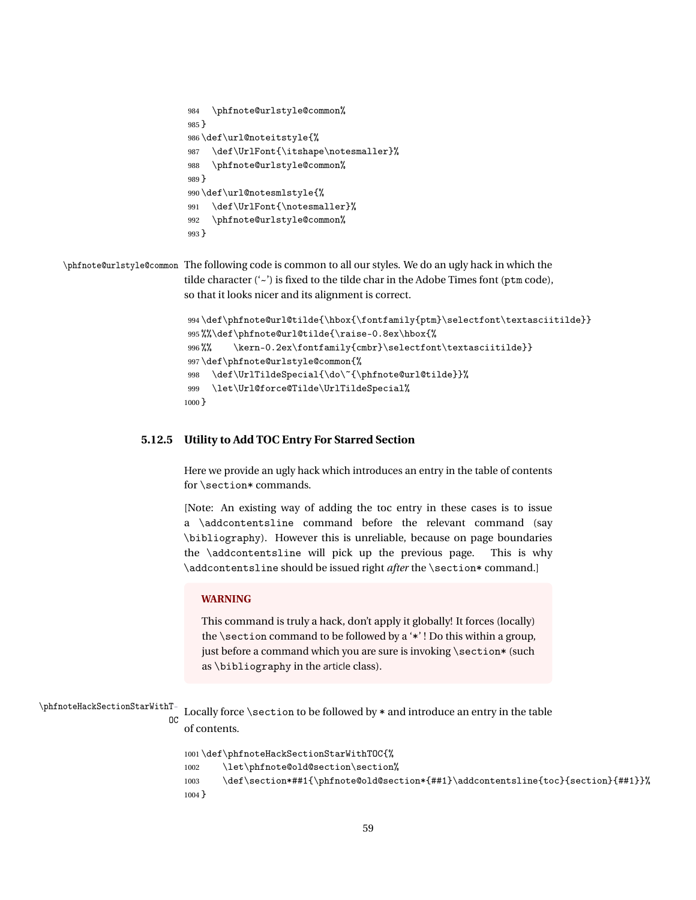```
984   \phfnote@urlstyle@common%
985 }
986 \def\url@noteitstyle{%
987   \def\UrlFont{\itshape\notesmaller}%
988   \phfnote@urlstyle@common%
989 }
990 \def\url@notesmlstyle{%
991   \def\UrlFont{\notesmaller}%
992   \phfnote@urlstyle@common%
993 }
```

\phfnote@urlstyle@common The following code is common to all our styles. We do an ugly hack in which the tilde character ('~') is fixed to the tilde char in the Adobe Times font (ptm code), so that it looks nicer and its alignment is correct.

```
994 \def\phfnote@url@tilde{\hbox{\fontfamily{ptm}\selectfont\textasciitilde}}
995 %%\def\phfnote@url@tilde{\raise-0.8ex\hbox{%
996 %%    \kern-0.2ex\fontfamily{cmbr}\selectfont\textasciitilde}}
997 \def\phfnote@urlstyle@common{%
998   \def\UrlTildeSpecial{\do\~{\phfnote@url@tilde}}%
999   \let\Url@force@Tilde\UrlTildeSpecial%
1000 }
```

### 5.12.5 Utility to Add TOC Entry For Starred Section

Here we provide an ugly hack which introduces an entry in the table of contents for \section* commands.

[Note: An existing way of adding the toc entry in these cases is to issue a \addcontentsline command before the relevant command (say \bibliography). However this is unreliable, because on page boundaries the \addcontentsline will pick up the previous page. This is why \addcontentsline should be issued right *after* the \section* command.]

**WARNING**

This command is truly a hack, don't apply it globally! It forces (locally) the \section command to be followed by a '*' ! Do this within a group, just before a command which you are sure is invoking \section* (such as \bibliography in the article class).

\phfnoteHackSectionStarWithTOC Locally force \section to be followed by * and introduce an entry in the table of contents.

```
1001 \def\phfnoteHackSectionStarWithTOC{%
1002     \let\phfnote@old@section\section%
1003     \def\section*##1{\phfnote@old@section*{##1}\addcontentsline{toc}{section}{##1}}%
1004 }
```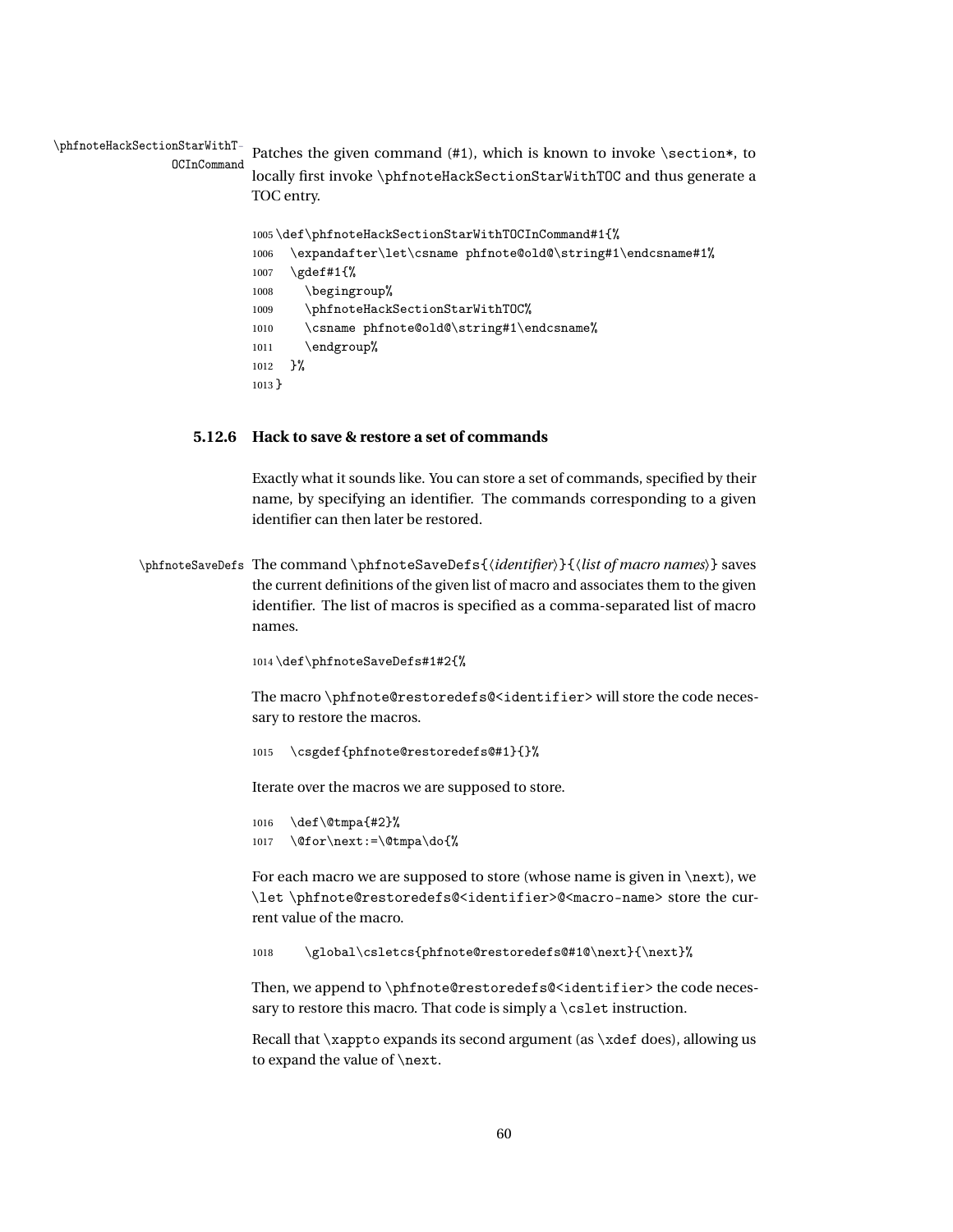\phfnoteHackSectionStarWithTOCInCommand

Patches the given command (#1), which is known to invoke \section*, to locally first invoke \phfnoteHackSectionStarWithTOC and thus generate a TOC entry.

```
1005 \def\phfnoteHackSectionStarWithTOCInCommand#1{%
1006   \expandafter\let\csname phfnote@old@\string#1\endcsname#1%
1007   \gdef#1{%
1008     \begingroup%
1009     \phfnoteHackSectionStarWithTOC%
1010     \csname phfnote@old@\string#1\endcsname%
1011     \endgroup%
1012   }%
1013 }
```

### 5.12.6 Hack to save & restore a set of commands

Exactly what it sounds like. You can store a set of commands, specified by their name, by specifying an identifier. The commands corresponding to a given identifier can then later be restored.

\phfnoteSaveDefs

The command \phfnoteSaveDefs{⟨*identifier*⟩}{⟨*list of macro names*⟩} saves the current definitions of the given list of macro and associates them to the given identifier. The list of macros is specified as a comma-separated list of macro names.

```
1014 \def\phfnoteSaveDefs#1#2{%
```

The macro \phfnote@restoredefs@<identifier> will store the code necessary to restore the macros.

```
1015   \csgdef{phfnote@restoredefs@#1}{}%
```

Iterate over the macros we are supposed to store.

```
1016   \def\@tmpa{#2}%
1017   \@for\next:=\@tmpa\do{%
```

For each macro we are supposed to store (whose name is given in \next), we \let \phfnote@restoredefs@<identifier>@<macro-name> store the current value of the macro.

```
1018     \global\csletcs{phfnote@restoredefs@#1@\next}{\next}%
```

Then, we append to \phfnote@restoredefs@<identifier> the code necessary to restore this macro. That code is simply a \cslet instruction.

Recall that \xappto expands its second argument (as \xdef does), allowing us to expand the value of \next.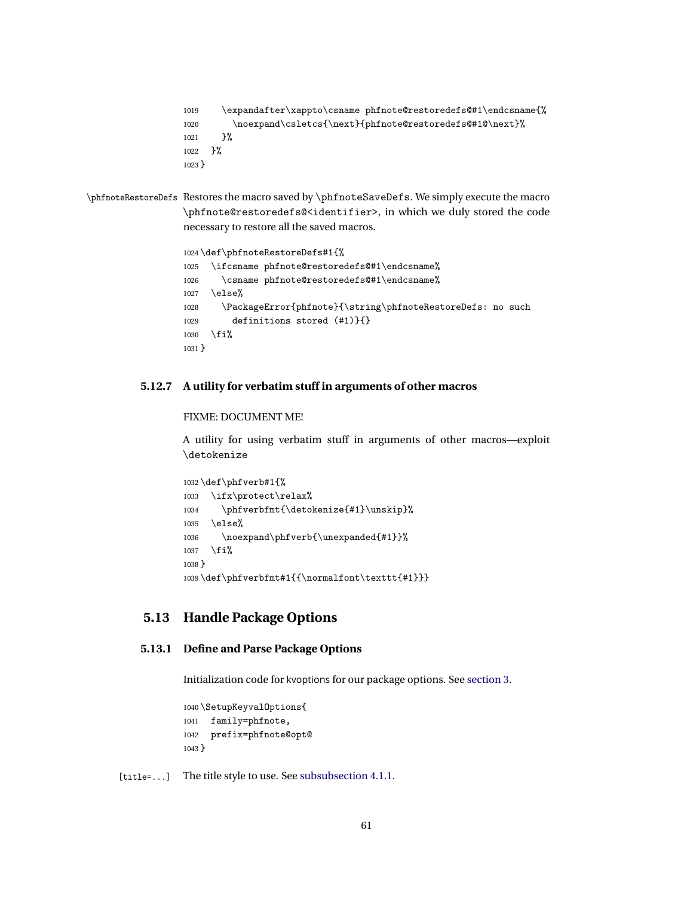```
1019    \expandafter\xappto\csname phfnote@restoredefs@#1\endcsname{%
1020      \noexpand\csletcs{\next}{phfnote@restoredefs@#1@\next}%
1021    }%
1022  }%
1023 }
```

\phfnoteRestoreDefs Restores the macro saved by `\phfnoteSaveDefs`. We simply execute the macro `\phfnote@restoredefs@<identifier>`, in which we duly stored the code necessary to restore all the saved macros.

```
1024 \def\phfnoteRestoreDefs#1{%
1025   \ifcsname phfnote@restoredefs@#1\endcsname%
1026     \csname phfnote@restoredefs@#1\endcsname%
1027   \else%
1028     \PackageError{phfnote}{\string\phfnoteRestoreDefs: no such
1029       definitions stored (#1)}{}
1030   \fi%
1031 }
```

### 5.12.7 A utility for verbatim stuff in arguments of other macros

FIXME: DOCUMENT ME!

A utility for using verbatim stuff in arguments of other macros—exploit `\detokenize`

```
1032 \def\phfverb#1{%
1033   \ifx\protect\relax%
1034     \phfverbfmt{\detokenize{#1}\unskip}%
1035   \else%
1036     \noexpand\phfverb{\unexpanded{#1}}%
1037   \fi%
1038 }
1039 \def\phfverbfmt#1{{\normalfont\texttt{#1}}}
```

## 5.13 Handle Package Options

### 5.13.1 Define and Parse Package Options

Initialization code for kvoptions for our package options. See section 3.

```
1040 \SetupKeyvalOptions{
1041   family=phfnote,
1042   prefix=phfnote@opt@
1043 }
```

[title=...] The title style to use. See subsubsection 4.1.1.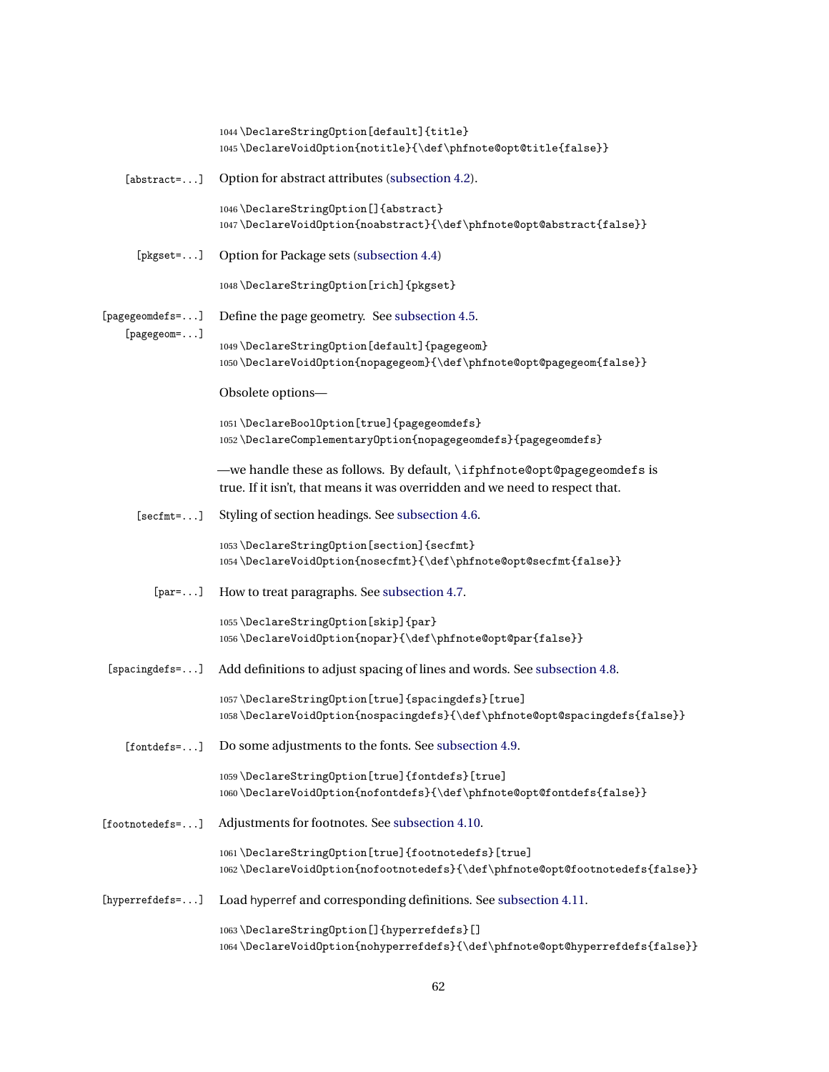```
1044 \DeclareStringOption[default]{title}
1045 \DeclareVoidOption{notitle}{\def\phfnote@opt@title{false}}
```

[abstract=...] Option for abstract attributes (subsection 4.2).

```
1046 \DeclareStringOption[]{abstract}
1047 \DeclareVoidOption{noabstract}{\def\phfnote@opt@abstract{false}}
```

[pkgset=...] Option for Package sets (subsection 4.4)

```
1048 \DeclareStringOption[rich]{pkgset}
```

[pagegeomdefs=...]
[pagegeom=...] Define the page geometry. See subsection 4.5.

```
1049 \DeclareStringOption[default]{pagegeom}
1050 \DeclareVoidOption{nopagegeom}{\def\phfnote@opt@pagegeom{false}}
```

Obsolete options—

```
1051 \DeclareBoolOption[true]{pagegeomdefs}
1052 \DeclareComplementaryOption{nopagegeomdefs}{pagegeomdefs}
```

—we handle these as follows. By default, `\ifphfnote@opt@pagegeomdefs` is true. If it isn't, that means it was overridden and we need to respect that.

[secfmt=...] Styling of section headings. See subsection 4.6.

```
1053 \DeclareStringOption[section]{secfmt}
1054 \DeclareVoidOption{nosecfmt}{\def\phfnote@opt@secfmt{false}}
```

[par=...] How to treat paragraphs. See subsection 4.7.

```
1055 \DeclareStringOption[skip]{par}
1056 \DeclareVoidOption{nopar}{\def\phfnote@opt@par{false}}
```

[spacingdefs=...] Add definitions to adjust spacing of lines and words. See subsection 4.8.

```
1057 \DeclareStringOption[true]{spacingdefs}[true]
1058 \DeclareVoidOption{nospacingdefs}{\def\phfnote@opt@spacingdefs{false}}
```

[fontdefs=...] Do some adjustments to the fonts. See subsection 4.9.

```
1059 \DeclareStringOption[true]{fontdefs}[true]
1060 \DeclareVoidOption{nofontdefs}{\def\phfnote@opt@fontdefs{false}}
```

[footnotedefs=...] Adjustments for footnotes. See subsection 4.10.

```
1061 \DeclareStringOption[true]{footnotedefs}[true]
1062 \DeclareVoidOption{nofootnotedefs}{\def\phfnote@opt@footnotedefs{false}}
```

[hyperrefdefs=...] Load hyperref and corresponding definitions. See subsection 4.11.

```
1063 \DeclareStringOption[]{hyperrefdefs}[]
1064 \DeclareVoidOption{nohyperrefdefs}{\def\phfnote@opt@hyperrefdefs{false}}
```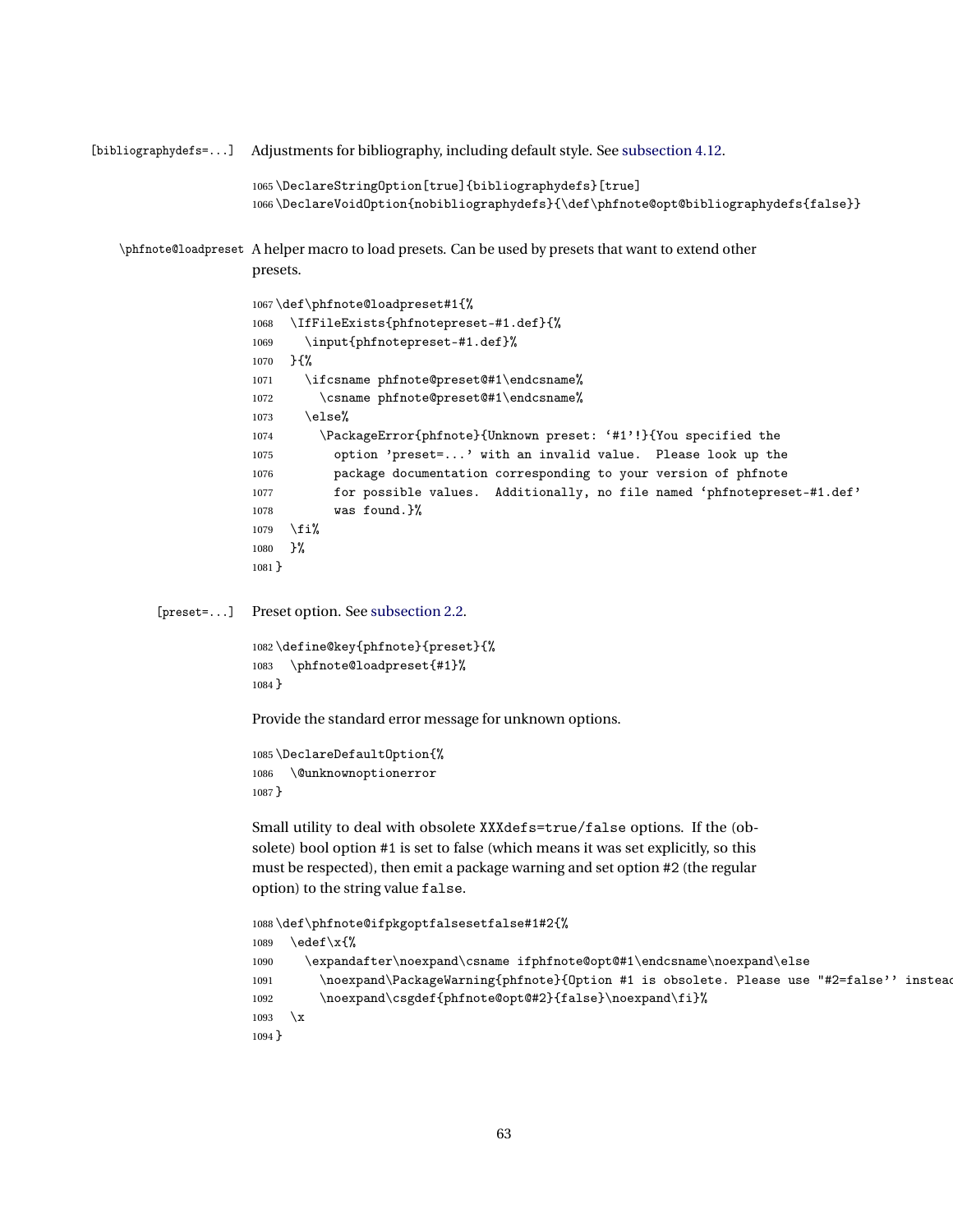[bibliographydefs=...] Adjustments for bibliography, including default style. See subsection 4.12.

```
1065 \DeclareStringOption[true]{bibliographydefs}[true]
1066 \DeclareVoidOption{nobibliographydefs}{\def\phfnote@opt@bibliographydefs{false}}
```

\phfnote@loadpreset A helper macro to load presets. Can be used by presets that want to extend other presets.

```
1067 \def\phfnote@loadpreset#1{%
1068   \IfFileExists{phfnotepreset-#1.def}{%
1069     \input{phfnotepreset-#1.def}%
1070   }{%
1071     \ifcsname phfnote@preset@#1\endcsname%
1072       \csname phfnote@preset@#1\endcsname%
1073     \else%
1074       \PackageError{phfnote}{Unknown preset: `#1'!}{You specified the
1075         option 'preset=...' with an invalid value.  Please look up the
1076         package documentation corresponding to your version of phfnote
1077         for possible values.  Additionally, no file named `phfnotepreset-#1.def'
1078         was found.}%
1079   \fi%
1080   }%
1081 }
```

[preset=...] Preset option. See subsection 2.2.

```
1082 \define@key{phfnote}{preset}{%
1083   \phfnote@loadpreset{#1}%
1084 }
```

Provide the standard error message for unknown options.

```
1085 \DeclareDefaultOption{%
1086   \@unknownoptionerror
1087 }
```

Small utility to deal with obsolete `XXXdefs=true/false` options. If the (obsolete) bool option #1 is set to false (which means it was set explicitly, so this must be respected), then emit a package warning and set option #2 (the regular option) to the string value `false`.

```
1088 \def\phfnote@ifpkgoptfalsesetfalse#1#2{%
1089   \edef\x{%
1090     \expandafter\noexpand\csname ifphfnote@opt@#1\endcsname\noexpand\else
1091       \noexpand\PackageWarning{phfnote}{Option #1 is obsolete. Please use "#2=false'' instead
1092       \noexpand\csgdef{phfnote@opt@#2}{false}\noexpand\fi}%
1093   \x
1094 }
```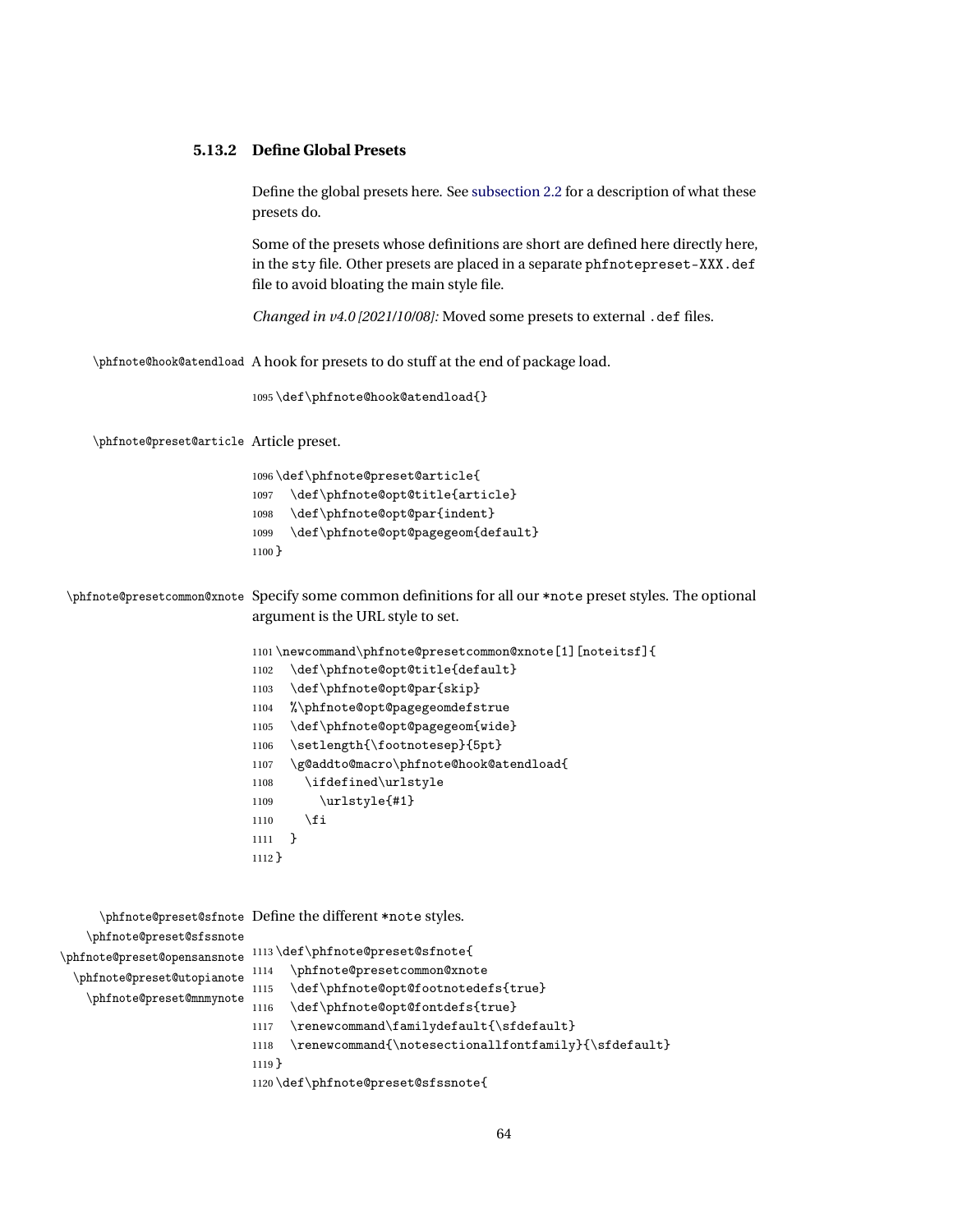### 5.13.2 Define Global Presets

Define the global presets here. See subsection 2.2 for a description of what these presets do.

Some of the presets whose definitions are short are defined here directly here, in the sty file. Other presets are placed in a separate phfnotepreset-XXX.def file to avoid bloating the main style file.

*Changed in v4.0 [2021/10/08]:* Moved some presets to external .def files.

\phfnote@hook@atendload A hook for presets to do stuff at the end of package load.

```
1095 \def\phfnote@hook@atendload{}
```

\phfnote@preset@article Article preset.

```
1096 \def\phfnote@preset@article{
1097   \def\phfnote@opt@title{article}
1098   \def\phfnote@opt@par{indent}
1099   \def\phfnote@opt@pagegeom{default}
1100 }
```

\phfnote@presetcommon@xnote Specify some common definitions for all our *note preset styles. The optional argument is the URL style to set.

```
1101 \newcommand\phfnote@presetcommon@xnote[1][noteitsf]{
1102   \def\phfnote@opt@title{default}
1103   \def\phfnote@opt@par{skip}
1104   %\phfnote@opt@pagegeomdefstrue
1105   \def\phfnote@opt@pagegeom{wide}
1106   \setlength{\footnotesep}{5pt}
1107   \g@addto@macro\phfnote@hook@atendload{
1108     \ifdefined\urlstyle
1109       \urlstyle{#1}
1110     \fi
1111   }
1112 }
```

\phfnote@preset@sfnote \phfnote@preset@sfssnote \phfnote@preset@opensansnote \phfnote@preset@utopianote \phfnote@preset@mnmynote Define the different *note styles.

```
1113 \def\phfnote@preset@sfnote{
1114   \phfnote@presetcommon@xnote
1115   \def\phfnote@opt@footnotedefs{true}
1116   \def\phfnote@opt@fontdefs{true}
1117   \renewcommand\familydefault{\sfdefault}
1118   \renewcommand{\notesectionallfontfamily}{\sfdefault}
1119 }
1120 \def\phfnote@preset@sfssnote{
```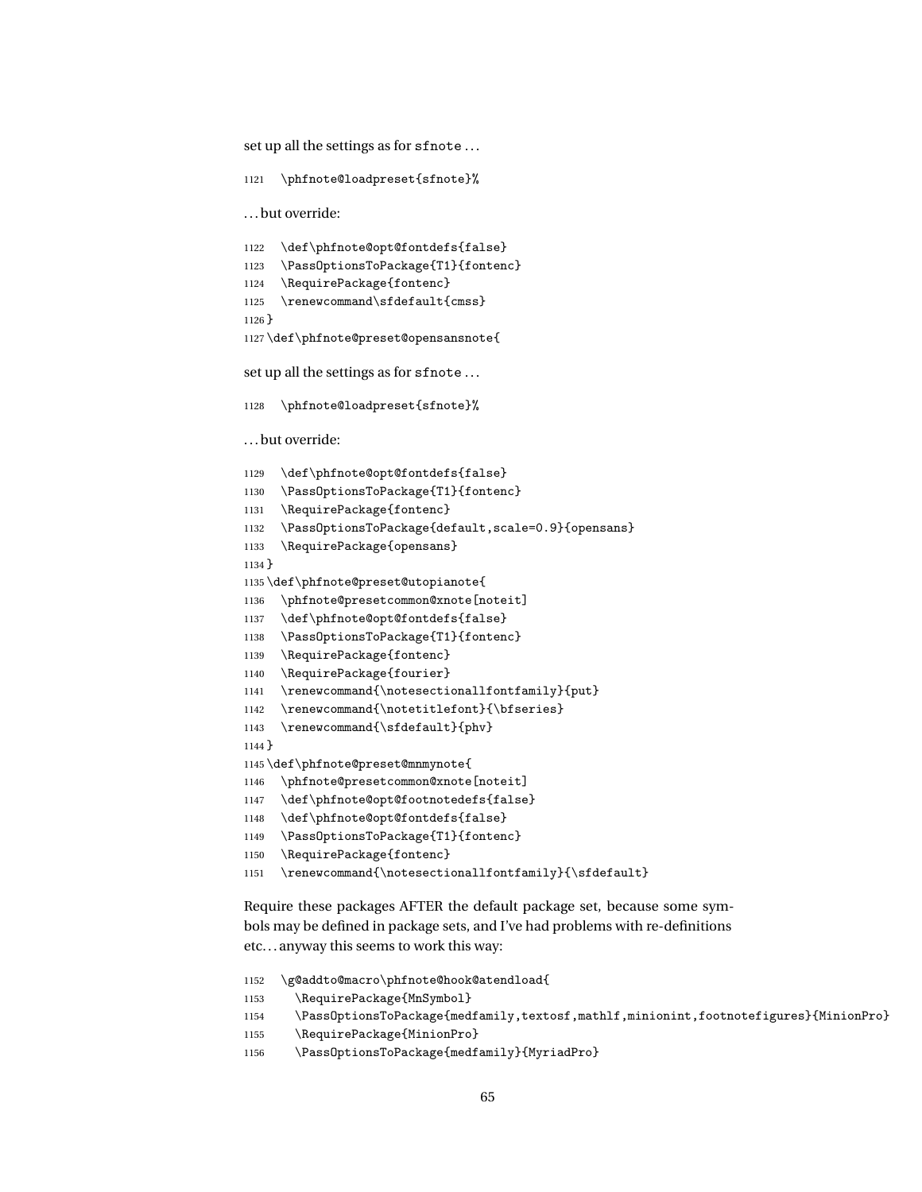set up all the settings as for sfnote . . .

```
1121   \phfnote@loadpreset{sfnote}%
```

. . . but override:

```
1122   \def\phfnote@opt@fontdefs{false}
1123   \PassOptionsToPackage{T1}{fontenc}
1124   \RequirePackage{fontenc}
1125   \renewcommand\sfdefault{cmss}
1126 }
1127 \def\phfnote@preset@opensansnote{
```

set up all the settings as for sfnote . . .

```
1128   \phfnote@loadpreset{sfnote}%
```

. . . but override:

```
1129   \def\phfnote@opt@fontdefs{false}
1130   \PassOptionsToPackage{T1}{fontenc}
1131   \RequirePackage{fontenc}
1132   \PassOptionsToPackage{default,scale=0.9}{opensans}
1133   \RequirePackage{opensans}
1134 }
1135 \def\phfnote@preset@utopianote{
1136   \phfnote@presetcommon@xnote[noteit]
1137   \def\phfnote@opt@fontdefs{false}
1138   \PassOptionsToPackage{T1}{fontenc}
1139   \RequirePackage{fontenc}
1140   \RequirePackage{fourier}
1141   \renewcommand{\notesectionallfontfamily}{put}
1142   \renewcommand{\notetitlefont}{\bfseries}
1143   \renewcommand{\sfdefault}{phv}
1144 }
1145 \def\phfnote@preset@mnmynote{
1146   \phfnote@presetcommon@xnote[noteit]
1147   \def\phfnote@opt@footnotedefs{false}
1148   \def\phfnote@opt@fontdefs{false}
1149   \PassOptionsToPackage{T1}{fontenc}
1150   \RequirePackage{fontenc}
1151   \renewcommand{\notesectionallfontfamily}{\sfdefault}
```

Require these packages AFTER the default package set, because some symbols may be defined in package sets, and I've had problems with re-definitions etc. . . anyway this seems to work this way:

```
1152   \g@addto@macro\phfnote@hook@atendload{
1153     \RequirePackage{MnSymbol}
1154     \PassOptionsToPackage{medfamily,textosf,mathlf,minionint,footnotefigures}{MinionPro}
1155     \RequirePackage{MinionPro}
1156     \PassOptionsToPackage{medfamily}{MyriadPro}
```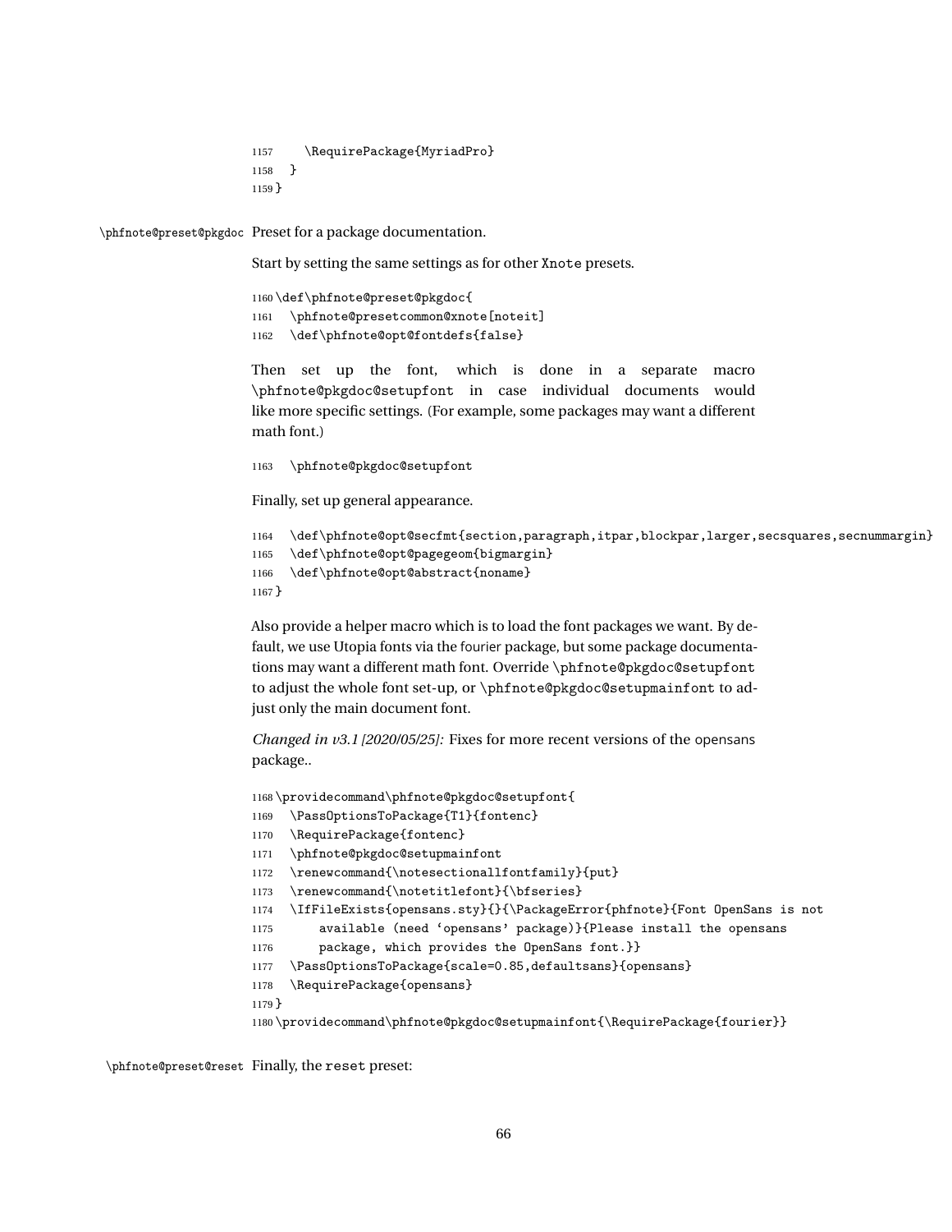```
1157     \RequirePackage{MyriadPro}
1158   }
1159 }
```

`\phfnote@preset@pkgdoc` Preset for a package documentation.

Start by setting the same settings as for other Xnote presets.

```
1160 \def\phfnote@preset@pkgdoc{
1161   \phfnote@presetcommon@xnote[noteit]
1162   \def\phfnote@opt@fontdefs{false}
```

Then set up the font, which is done in a separate macro `\phfnote@pkgdoc@setupfont` in case individual documents would like more specific settings. (For example, some packages may want a different math font.)

```
1163   \phfnote@pkgdoc@setupfont
```

Finally, set up general appearance.

```
1164   \def\phfnote@opt@secfmt{section,paragraph,itpar,blockpar,larger,secsquares,secnummargin}
1165   \def\phfnote@opt@pagegeom{bigmargin}
1166   \def\phfnote@opt@abstract{noname}
1167 }
```

Also provide a helper macro which is to load the font packages we want. By default, we use Utopia fonts via the fourier package, but some package documentations may want a different math font. Override `\phfnote@pkgdoc@setupfont` to adjust the whole font set-up, or `\phfnote@pkgdoc@setupmainfont` to adjust only the main document font.

*Changed in v3.1 [2020/05/25]:* Fixes for more recent versions of the opensans package..

```
1168 \providecommand\phfnote@pkgdoc@setupfont{
1169   \PassOptionsToPackage{T1}{fontenc}
1170   \RequirePackage{fontenc}
1171   \phfnote@pkgdoc@setupmainfont
1172   \renewcommand{\notesectionallfontfamily}{put}
1173   \renewcommand{\notetitlefont}{\bfseries}
1174   \IfFileExists{opensans.sty}{}{\PackageError{phfnote}{Font OpenSans is not
1175       available (need ‘opensans’ package)}{Please install the opensans
1176       package, which provides the OpenSans font.}}
1177   \PassOptionsToPackage{scale=0.85,defaultsans}{opensans}
1178   \RequirePackage{opensans}
1179 }
1180 \providecommand\phfnote@pkgdoc@setupmainfont{\RequirePackage{fourier}}
```

`\phfnote@preset@reset` Finally, the `reset` preset: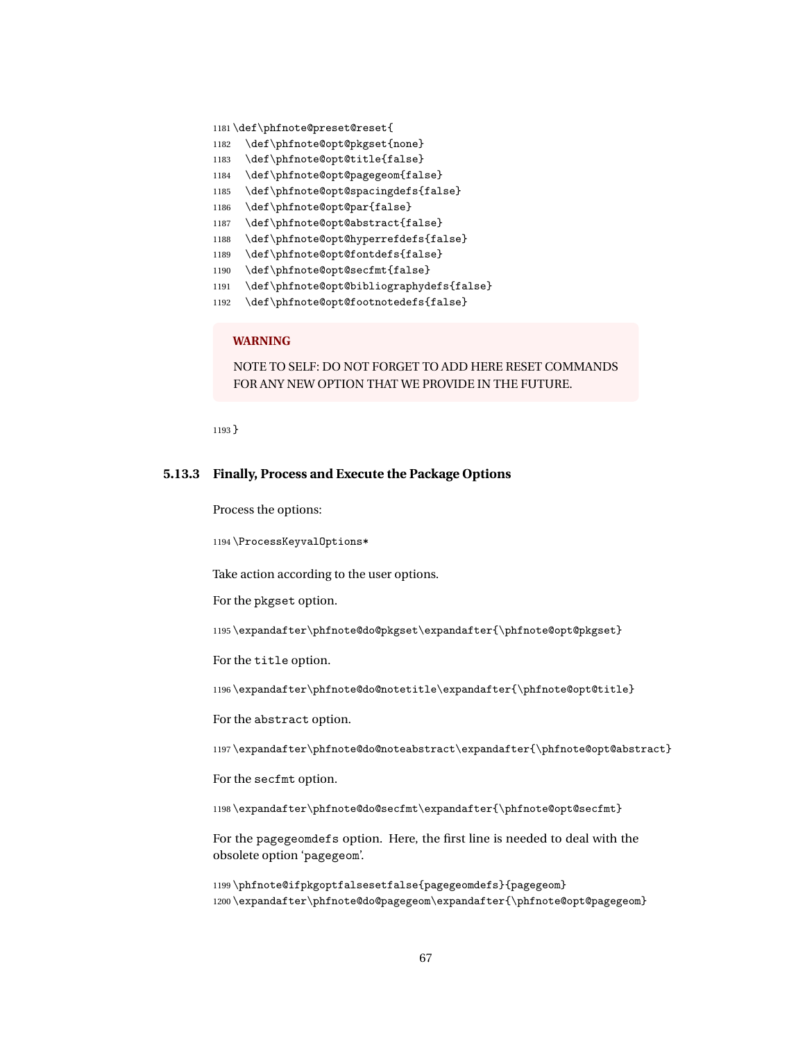```
1181 \def\phfnote@preset@reset{
1182   \def\phfnote@opt@pkgset{none}
1183   \def\phfnote@opt@title{false}
1184   \def\phfnote@opt@pagegeom{false}
1185   \def\phfnote@opt@spacingdefs{false}
1186   \def\phfnote@opt@par{false}
1187   \def\phfnote@opt@abstract{false}
1188   \def\phfnote@opt@hyperrefdefs{false}
1189   \def\phfnote@opt@fontdefs{false}
1190   \def\phfnote@opt@secfmt{false}
1191   \def\phfnote@opt@bibliographydefs{false}
1192   \def\phfnote@opt@footnotedefs{false}
```

> **WARNING**
>
> NOTE TO SELF: DO NOT FORGET TO ADD HERE RESET COMMANDS FOR ANY NEW OPTION THAT WE PROVIDE IN THE FUTURE.

```
1193 }
```

### 5.13.3 Finally, Process and Execute the Package Options

Process the options:

```
1194 \ProcessKeyvalOptions*
```

Take action according to the user options.

For the `pkgset` option.

```
1195 \expandafter\phfnote@do@pkgset\expandafter{\phfnote@opt@pkgset}
```

For the `title` option.

```
1196 \expandafter\phfnote@do@notetitle\expandafter{\phfnote@opt@title}
```

For the `abstract` option.

```
1197 \expandafter\phfnote@do@noteabstract\expandafter{\phfnote@opt@abstract}
```

For the `secfmt` option.

```
1198 \expandafter\phfnote@do@secfmt\expandafter{\phfnote@opt@secfmt}
```

For the `pagegeomdefs` option. Here, the first line is needed to deal with the obsolete option '`pagegeom`'.

```
1199 \phfnote@ifpkgoptfalsesetfalse{pagegeomdefs}{pagegeom}
1200 \expandafter\phfnote@do@pagegeom\expandafter{\phfnote@opt@pagegeom}
```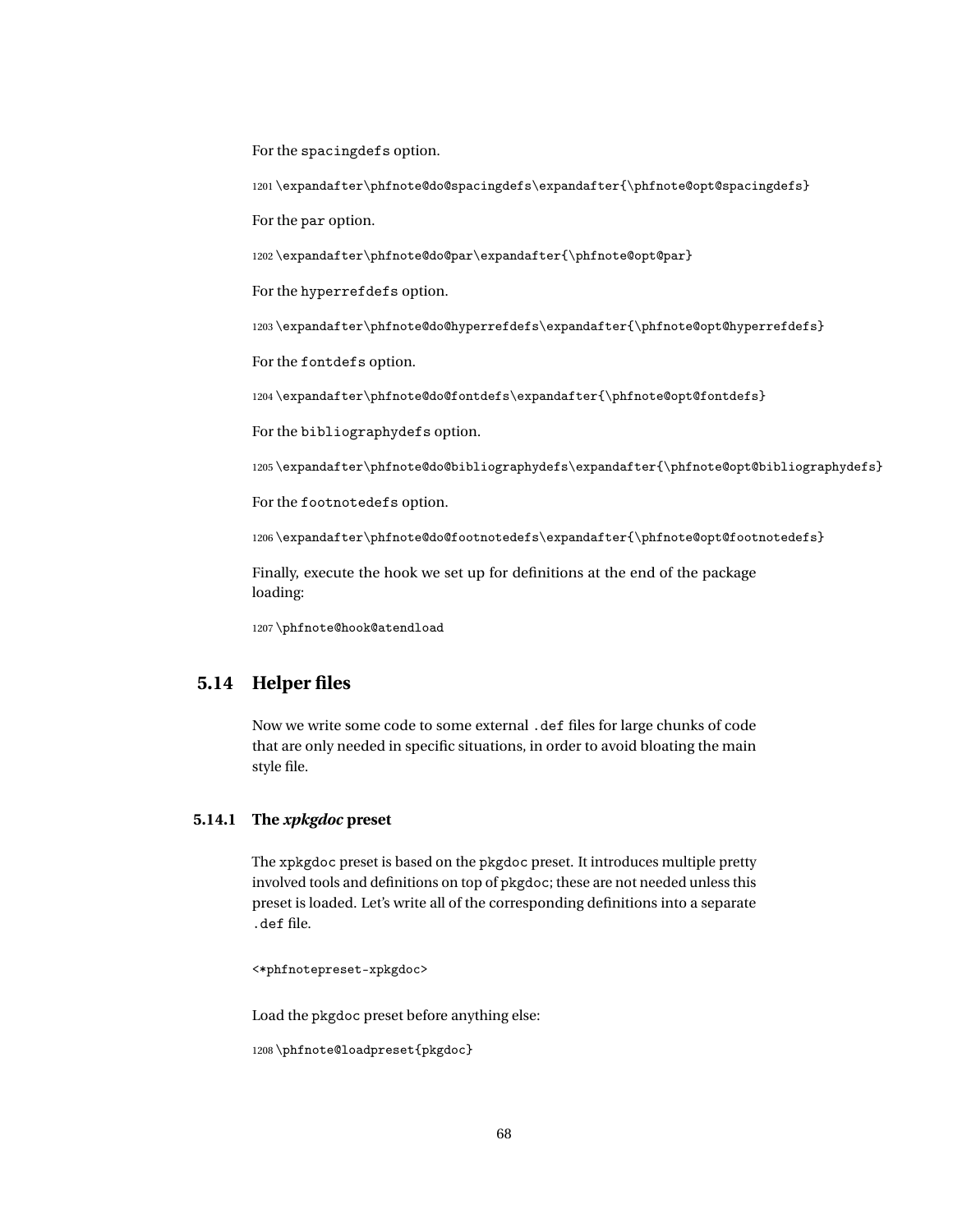For the `spacingdefs` option.

```
1201 \expandafter\phfnote@do@spacingdefs\expandafter{\phfnote@opt@spacingdefs}
```

For the `par` option.

```
1202 \expandafter\phfnote@do@par\expandafter{\phfnote@opt@par}
```

For the `hyperrefdefs` option.

```
1203 \expandafter\phfnote@do@hyperrefdefs\expandafter{\phfnote@opt@hyperrefdefs}
```

For the `fontdefs` option.

```
1204 \expandafter\phfnote@do@fontdefs\expandafter{\phfnote@opt@fontdefs}
```

For the `bibliographydefs` option.

```
1205 \expandafter\phfnote@do@bibliographydefs\expandafter{\phfnote@opt@bibliographydefs}
```

For the `footnotedefs` option.

```
1206 \expandafter\phfnote@do@footnotedefs\expandafter{\phfnote@opt@footnotedefs}
```

Finally, execute the hook we set up for definitions at the end of the package loading:

```
1207 \phfnote@hook@atendload
```

## 5.14 Helper files

Now we write some code to some external `.def` files for large chunks of code that are only needed in specific situations, in order to avoid bloating the main style file.

### 5.14.1 The *xpkgdoc* preset

The `xpkgdoc` preset is based on the `pkgdoc` preset. It introduces multiple pretty involved tools and definitions on top of `pkgdoc`; these are not needed unless this preset is loaded. Let's write all of the corresponding definitions into a separate `.def` file.

```
<*phfnotepreset-xpkgdoc>
```

Load the `pkgdoc` preset before anything else:

```
1208 \phfnote@loadpreset{pkgdoc}
```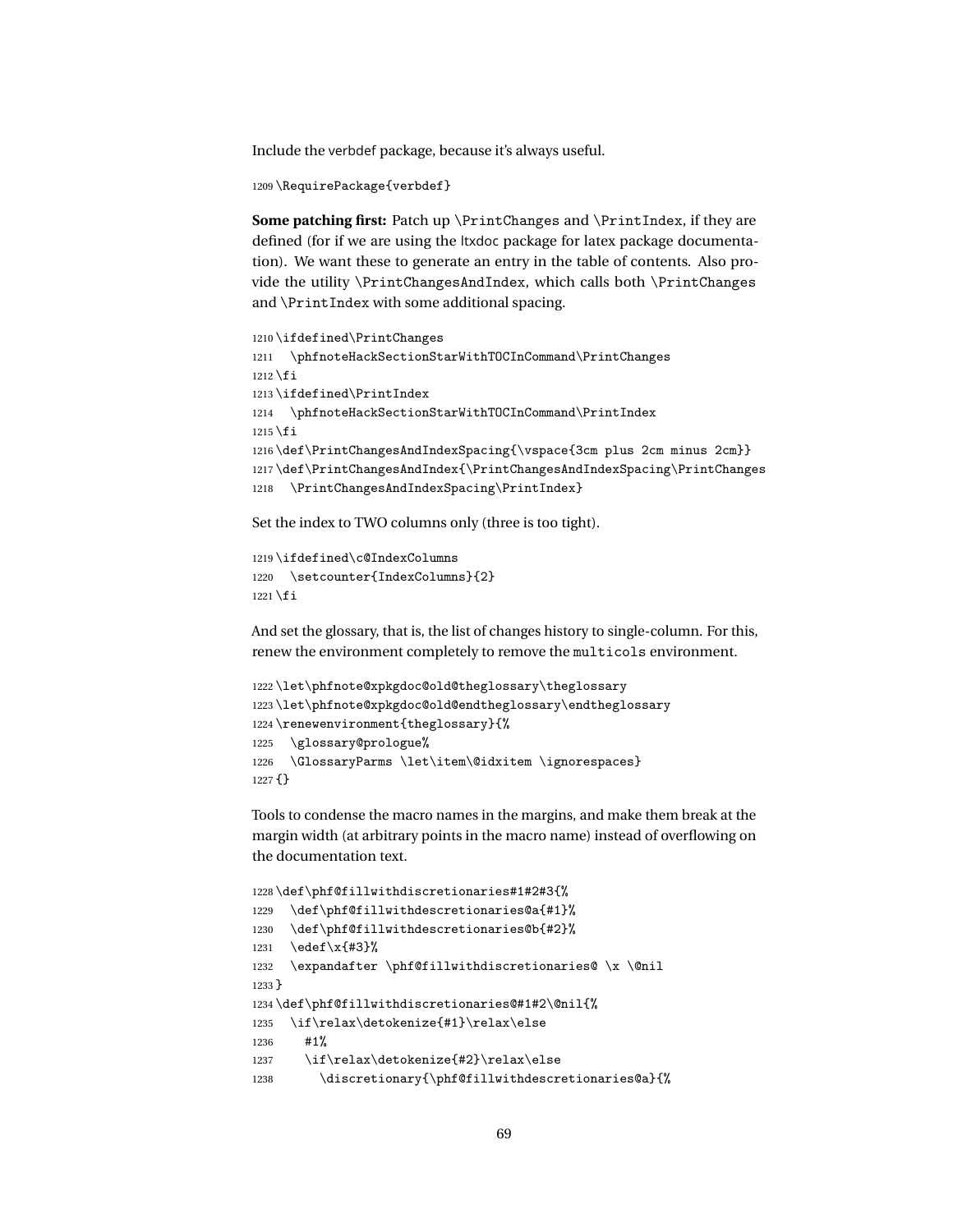Include the verbdef package, because it's always useful.

```
1209 \RequirePackage{verbdef}
```

**Some patching first:** Patch up \PrintChanges and \PrintIndex, if they are defined (for if we are using the ltxdoc package for latex package documentation). We want these to generate an entry in the table of contents. Also provide the utility \PrintChangesAndIndex, which calls both \PrintChanges and \PrintIndex with some additional spacing.

```
1210 \ifdefined\PrintChanges
1211   \phfnoteHackSectionStarWithTOCInCommand\PrintChanges
1212 \fi
1213 \ifdefined\PrintIndex
1214   \phfnoteHackSectionStarWithTOCInCommand\PrintIndex
1215 \fi
1216 \def\PrintChangesAndIndexSpacing{\vspace{3cm plus 2cm minus 2cm}}
1217 \def\PrintChangesAndIndex{\PrintChangesAndIndexSpacing\PrintChanges
1218   \PrintChangesAndIndexSpacing\PrintIndex}
```

Set the index to TWO columns only (three is too tight).

```
1219 \ifdefined\c@IndexColumns
1220   \setcounter{IndexColumns}{2}
1221 \fi
```

And set the glossary, that is, the list of changes history to single-column. For this, renew the environment completely to remove the multicols environment.

```
1222 \let\phfnote@xpkgdoc@old@theglossary\theglossary
1223 \let\phfnote@xpkgdoc@old@endtheglossary\endtheglossary
1224 \renewenvironment{theglossary}{%
1225   \glossary@prologue%
1226   \GlossaryParms \let\item\@idxitem \ignorespaces}
1227 {}
```

Tools to condense the macro names in the margins, and make them break at the margin width (at arbitrary points in the macro name) instead of overflowing on the documentation text.

```
1228 \def\phf@fillwithdiscretionaries#1#2#3{%
1229   \def\phf@fillwithdescretionaries@a{#1}%
1230   \def\phf@fillwithdescretionaries@b{#2}%
1231   \edef\x{#3}%
1232   \expandafter \phf@fillwithdiscretionaries@ \x \@nil
1233 }
1234 \def\phf@fillwithdiscretionaries@#1#2\@nil{%
1235   \if\relax\detokenize{#1}\relax\else
1236     #1%
1237     \if\relax\detokenize{#2}\relax\else
1238       \discretionary{\phf@fillwithdescretionaries@a}{%
```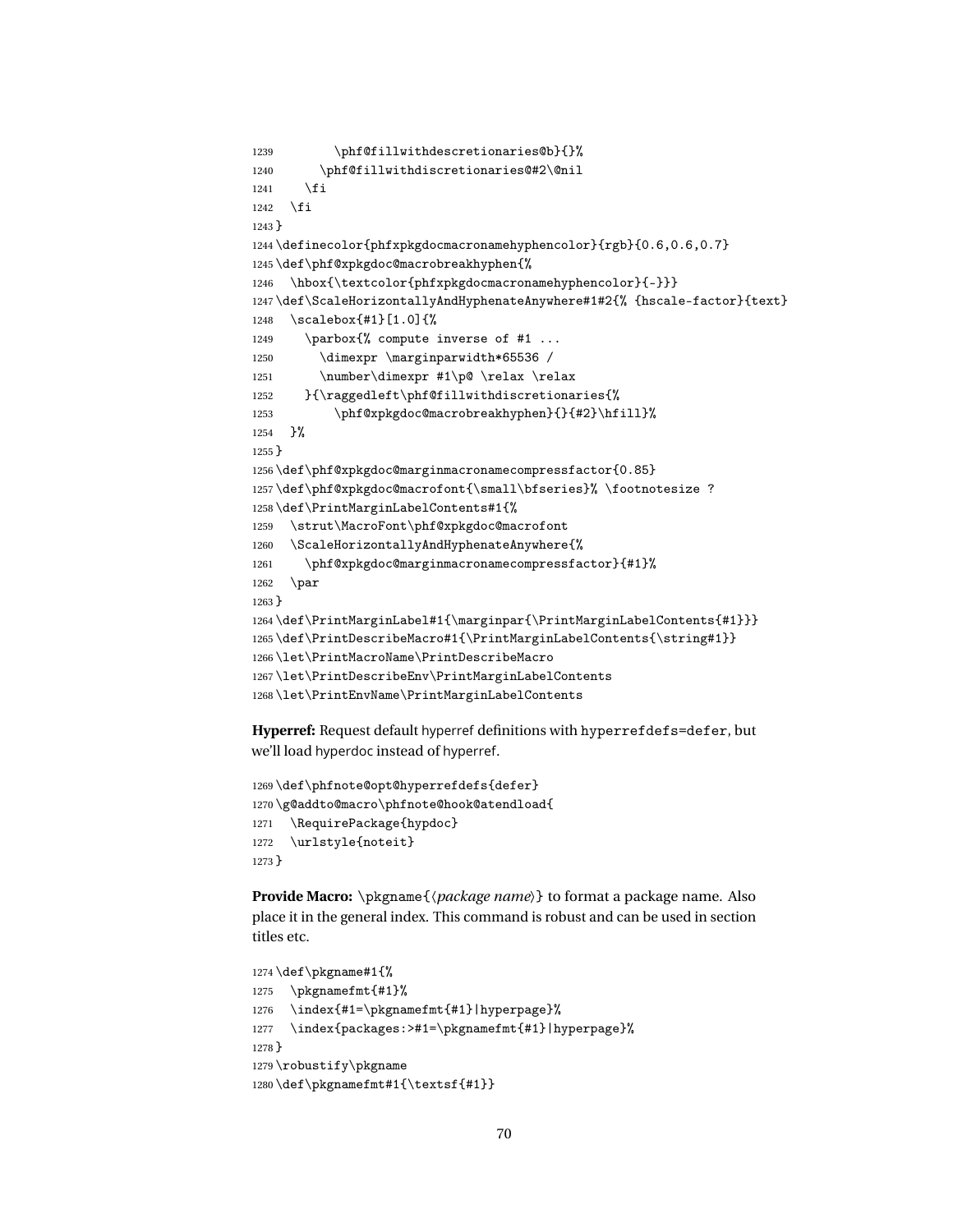```
1239        \phf@fillwithdescretionaries@b}{}%
1240      \phf@fillwithdiscretionaries@#2\@nil
1241    \fi
1242  \fi
1243 }
1244 \definecolor{phfxpkgdocmacronamehyphencolor}{rgb}{0.6,0.6,0.7}
1245 \def\phf@xpkgdoc@macrobreakhyphen{%
1246   \hbox{\textcolor{phfxpkgdocmacronamehyphencolor}{-}}}
1247 \def\ScaleHorizontallyAndHyphenateAnywhere#1#2{% {hscale-factor}{text}
1248   \scalebox{#1}[1.0]{%
1249     \parbox{% compute inverse of #1 ...
1250       \dimexpr \marginparwidth*65536 /
1251       \number\dimexpr #1\p@ \relax \relax
1252     }{\raggedleft\phf@fillwithdiscretionaries{%
1253         \phf@xpkgdoc@macrobreakhyphen}{}{#2}\hfill}%
1254   }%
1255 }
1256 \def\phf@xpkgdoc@marginmacronamecompressfactor{0.85}
1257 \def\phf@xpkgdoc@macrofont{\small\bfseries}% \footnotesize ?
1258 \def\PrintMarginLabelContents#1{%
1259   \strut\MacroFont\phf@xpkgdoc@macrofont
1260   \ScaleHorizontallyAndHyphenateAnywhere{%
1261     \phf@xpkgdoc@marginmacronamecompressfactor}{#1}%
1262   \par
1263 }
1264 \def\PrintMarginLabel#1{\marginpar{\PrintMarginLabelContents{#1}}}
1265 \def\PrintDescribeMacro#1{\PrintMarginLabelContents{\string#1}}
1266 \let\PrintMacroName\PrintDescribeMacro
1267 \let\PrintDescribeEnv\PrintMarginLabelContents
1268 \let\PrintEnvName\PrintMarginLabelContents
```

**Hyperref:** Request default hyperref definitions with `hyperrefdefs=defer`, but we'll load hyperdoc instead of hyperref.

```
1269 \def\phfnote@opt@hyperrefdefs{defer}
1270 \g@addto@macro\phfnote@hook@atendload{
1271   \RequirePackage{hypdoc}
1272   \urlstyle{noteit}
1273 }
```

**Provide Macro:** `\pkgname{`⟨*package name*⟩`}` to format a package name. Also place it in the general index. This command is robust and can be used in section titles etc.

```
1274 \def\pkgname#1{%
1275   \pkgnamefmt{#1}%
1276   \index{#1=\pkgnamefmt{#1}|hyperpage}%
1277   \index{packages:>#1=\pkgnamefmt{#1}|hyperpage}%
1278 }
1279 \robustify\pkgname
1280 \def\pkgnamefmt#1{\textsf{#1}}
```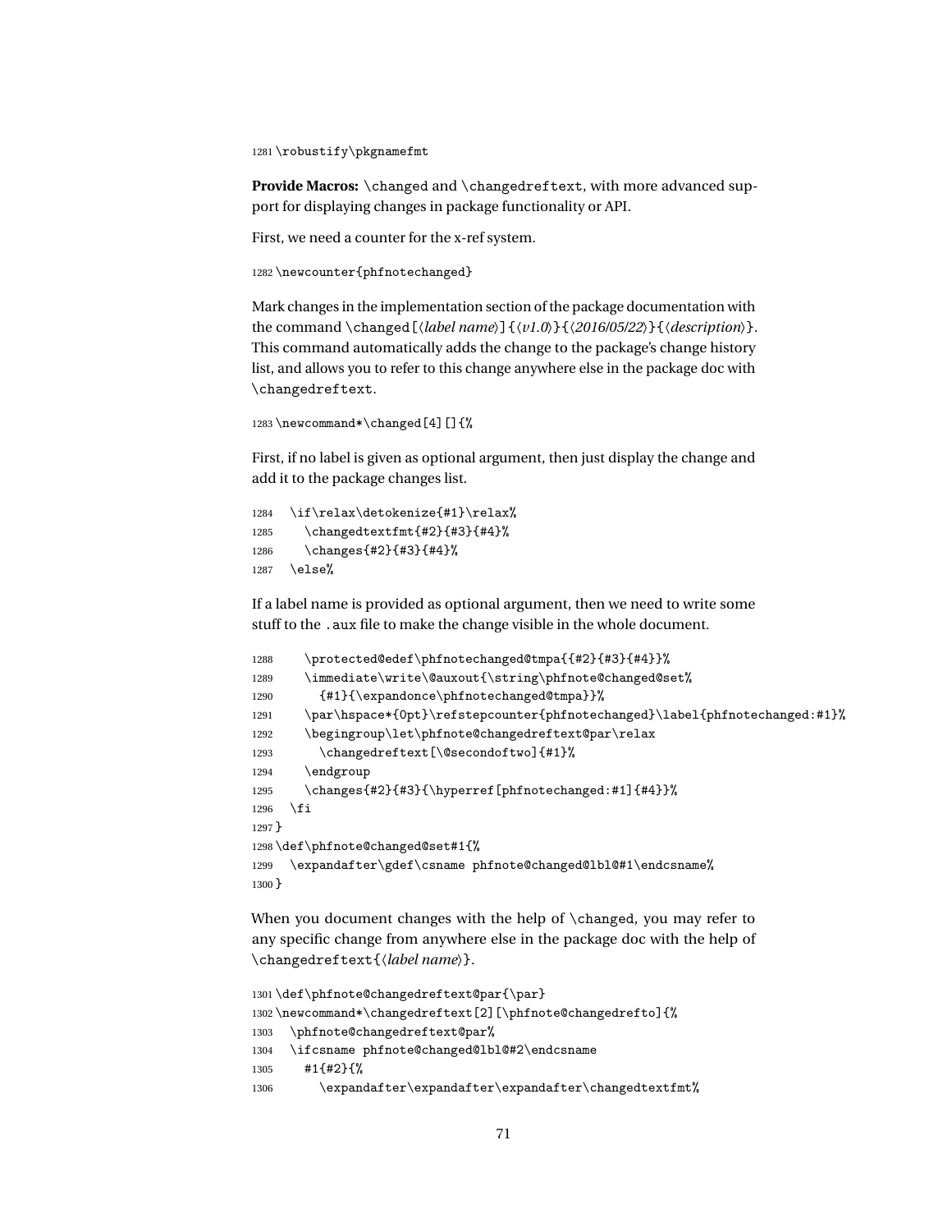```
1281 \robustify\pkgnamefmt
```

**Provide Macros:** `\changed` and `\changedreftext`, with more advanced support for displaying changes in package functionality or API.

First, we need a counter for the x-ref system.

```
1282 \newcounter{phfnotechanged}
```

Mark changes in the implementation section of the package documentation with the command `\changed[`⟨*label name*⟩`]{`⟨*v1.0*⟩`}{`⟨*2016/05/22*⟩`}{`⟨*description*⟩`}`. This command automatically adds the change to the package's change history list, and allows you to refer to this change anywhere else in the package doc with `\changedreftext`.

```
1283 \newcommand*\changed[4][]{%
```

First, if no label is given as optional argument, then just display the change and add it to the package changes list.

```
1284   \if\relax\detokenize{#1}\relax%
1285     \changedtextfmt{#2}{#3}{#4}%
1286     \changes{#2}{#3}{#4}%
1287   \else%
```

If a label name is provided as optional argument, then we need to write some stuff to the `.aux` file to make the change visible in the whole document.

```
1288     \protected@edef\phfnotechanged@tmpa{{#2}{#3}{#4}}%
1289     \immediate\write\@auxout{\string\phfnote@changed@set%
1290       {#1}{\expandonce\phfnotechanged@tmpa}}%
1291     \par\hspace*{0pt}\refstepcounter{phfnotechanged}\label{phfnotechanged:#1}%
1292     \begingroup\let\phfnote@changedreftext@par\relax
1293       \changedreftext[\@secondoftwo]{#1}%
1294     \endgroup
1295     \changes{#2}{#3}{\hyperref[phfnotechanged:#1]{#4}}%
1296   \fi
1297 }
1298 \def\phfnote@changed@set#1{%
1299   \expandafter\gdef\csname phfnote@changed@lbl@#1\endcsname%
1300 }
```

When you document changes with the help of `\changed`, you may refer to any specific change from anywhere else in the package doc with the help of `\changedreftext{`⟨*label name*⟩`}`.

```
1301 \def\phfnote@changedreftext@par{\par}
1302 \newcommand*\changedreftext[2][\phfnote@changedrefto]{%
1303   \phfnote@changedreftext@par%
1304   \ifcsname phfnote@changed@lbl@#2\endcsname
1305     #1{#2}{%
1306       \expandafter\expandafter\expandafter\changedtextfmt%
```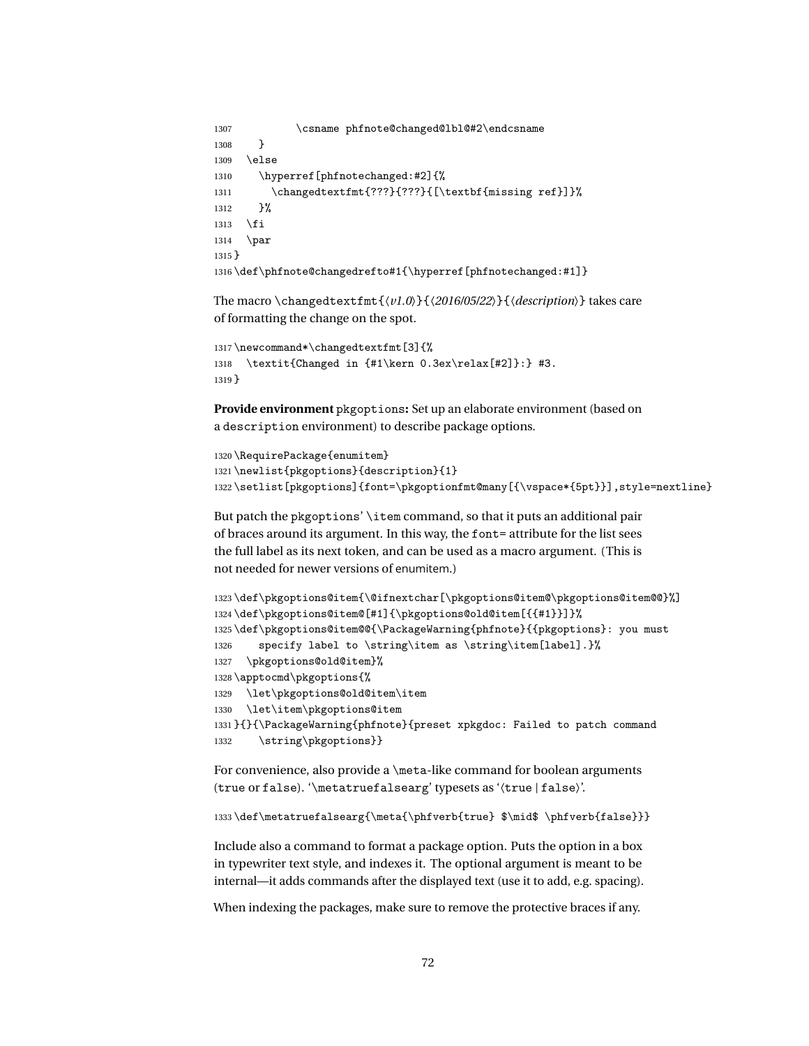```
1307          \csname phfnote@changed@lbl@#2\endcsname
1308     }
1309   \else
1310     \hyperref[phfnotechanged:#2]{%
1311       \changedtextfmt{???}{???}{[\textbf{missing ref}]}%
1312     }%
1313   \fi
1314   \par
1315 }
1316 \def\phfnote@changedrefto#1{\hyperref[phfnotechanged:#1]}
```

The macro `\changedtextfmt{`⟨*v1.0*⟩`}{`⟨*2016/05/22*⟩`}{`⟨*description*⟩`}` takes care of formatting the change on the spot.

```
1317 \newcommand*\changedtextfmt[3]{%
1318   \textit{Changed in {#1\kern 0.3ex\relax[#2]}:} #3.
1319 }
```

**Provide environment** `pkgoptions`**:** Set up an elaborate environment (based on a `description` environment) to describe package options.

```
1320 \RequirePackage{enumitem}
1321 \newlist{pkgoptions}{description}{1}
1322 \setlist[pkgoptions]{font=\pkgoptionfmt@many[{\vspace*{5pt}}],style=nextline}
```

But patch the `pkgoptions`' `\item` command, so that it puts an additional pair of braces around its argument. In this way, the `font=` attribute for the list sees the full label as its next token, and can be used as a macro argument. (This is not needed for newer versions of enumitem.)

```
1323 \def\pkgoptions@item{\@ifnextchar[\pkgoptions@item@\pkgoptions@item@@}%]
1324 \def\pkgoptions@item@[#1]{\pkgoptions@old@item[{{#1}}]}%
1325 \def\pkgoptions@item@@{\PackageWarning{phfnote}{{pkgoptions}: you must
1326     specify label to \string\item as \string\item[label].}%
1327   \pkgoptions@old@item}%
1328 \apptocmd\pkgoptions{%
1329   \let\pkgoptions@old@item\item
1330   \let\item\pkgoptions@item
1331 }{}{\PackageWarning{phfnote}{preset xpkgdoc: Failed to patch command
1332     \string\pkgoptions}}
```

For convenience, also provide a `\meta`-like command for boolean arguments (`true` or `false`). '`\metatruefalsearg`' typesets as '⟨`true` | `false`⟩'.

```
1333 \def\metatruefalsearg{\meta{\phfverb{true} $\mid$ \phfverb{false}}}
```

Include also a command to format a package option. Puts the option in a box in typewriter text style, and indexes it. The optional argument is meant to be internal—it adds commands after the displayed text (use it to add, e.g. spacing).

When indexing the packages, make sure to remove the protective braces if any.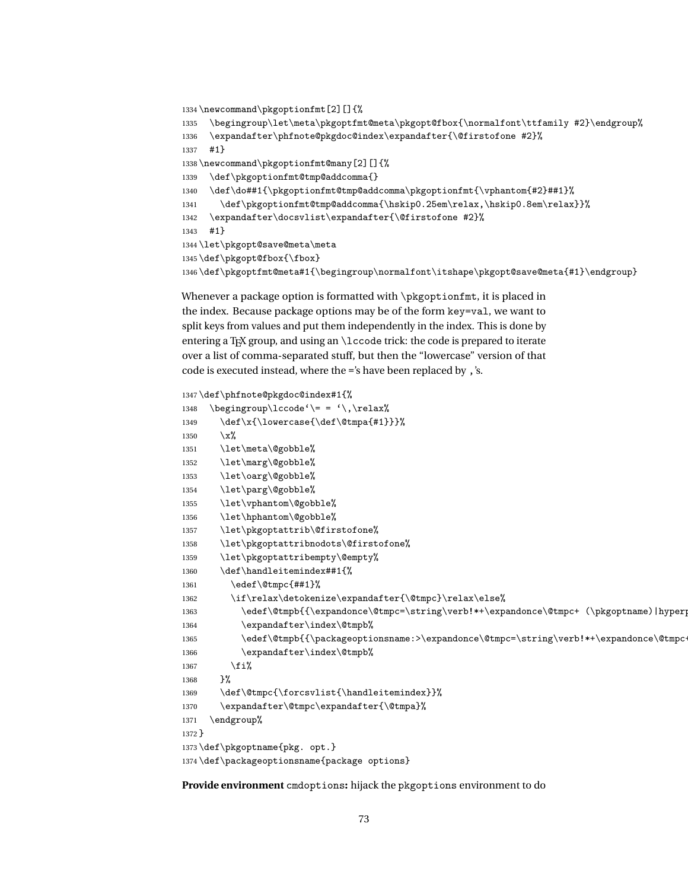```
1334 \newcommand\pkgoptionfmt[2][]{%
1335   \begingroup\let\meta\pkgoptfmt@meta\pkgopt@fbox{\normalfont\ttfamily #2}\endgroup%
1336   \expandafter\phfnote@pkgdoc@index\expandafter{\@firstofone #2}%
1337   #1}
1338 \newcommand\pkgoptionfmt@many[2][]{%
1339   \def\pkgoptionfmt@tmp@addcomma{}
1340   \def\do##1{\pkgoptionfmt@tmp@addcomma\pkgoptionfmt{\vphantom{#2}##1}%
1341     \def\pkgoptionfmt@tmp@addcomma{\hskip0.25em\relax,\hskip0.8em\relax}}%
1342   \expandafter\docsvlist\expandafter{\@firstofone #2}%
1343   #1}
1344 \let\pkgopt@save@meta\meta
1345 \def\pkgopt@fbox{\fbox}
1346 \def\pkgoptfmt@meta#1{\begingroup\normalfont\itshape\pkgopt@save@meta{#1}\endgroup}
```

Whenever a package option is formatted with `\pkgoptionfmt`, it is placed in the index. Because package options may be of the form `key=val`, we want to split keys from values and put them independently in the index. This is done by entering a TEX group, and using an `\lccode` trick: the code is prepared to iterate over a list of comma-separated stuff, but then the "lowercase" version of that code is executed instead, where the ='s have been replaced by ,'s.

```
1347 \def\phfnote@pkgdoc@index#1{%
1348   \begingroup\lccode`\= = `\,\relax%
1349     \def\x{\lowercase{\def\@tmpa{#1}}}%
1350     \x%
1351     \let\meta\@gobble%
1352     \let\marg\@gobble%
1353     \let\oarg\@gobble%
1354     \let\parg\@gobble%
1355     \let\vphantom\@gobble%
1356     \let\hphantom\@gobble%
1357     \let\pkgoptattrib\@firstofone%
1358     \let\pkgoptattribnodots\@firstofone%
1359     \let\pkgoptattribempty\@empty%
1360     \def\handleitemindex##1{%
1361       \edef\@tmpc{##1}%
1362       \if\relax\detokenize\expandafter{\@tmpc}\relax\else%
1363         \edef\@tmpb{{\expandonce\@tmpc=\string\verb!*+\expandonce\@tmpc+ (\pkgoptname)|hyperp
1364         \expandafter\index\@tmpb%
1365         \edef\@tmpb{{\packageoptionsname:>\expandonce\@tmpc=\string\verb!*+\expandonce\@tmpc+
1366         \expandafter\index\@tmpb%
1367       \fi%
1368     }%
1369     \def\@tmpc{\forcsvlist{\handleitemindex}}%
1370     \expandafter\@tmpc\expandafter{\@tmpa}%
1371   \endgroup%
1372 }
1373 \def\pkgoptname{pkg. opt.}
1374 \def\packageoptionsname{package options}
```

**Provide environment** `cmdoptions`**:** hijack the `pkgoptions` environment to do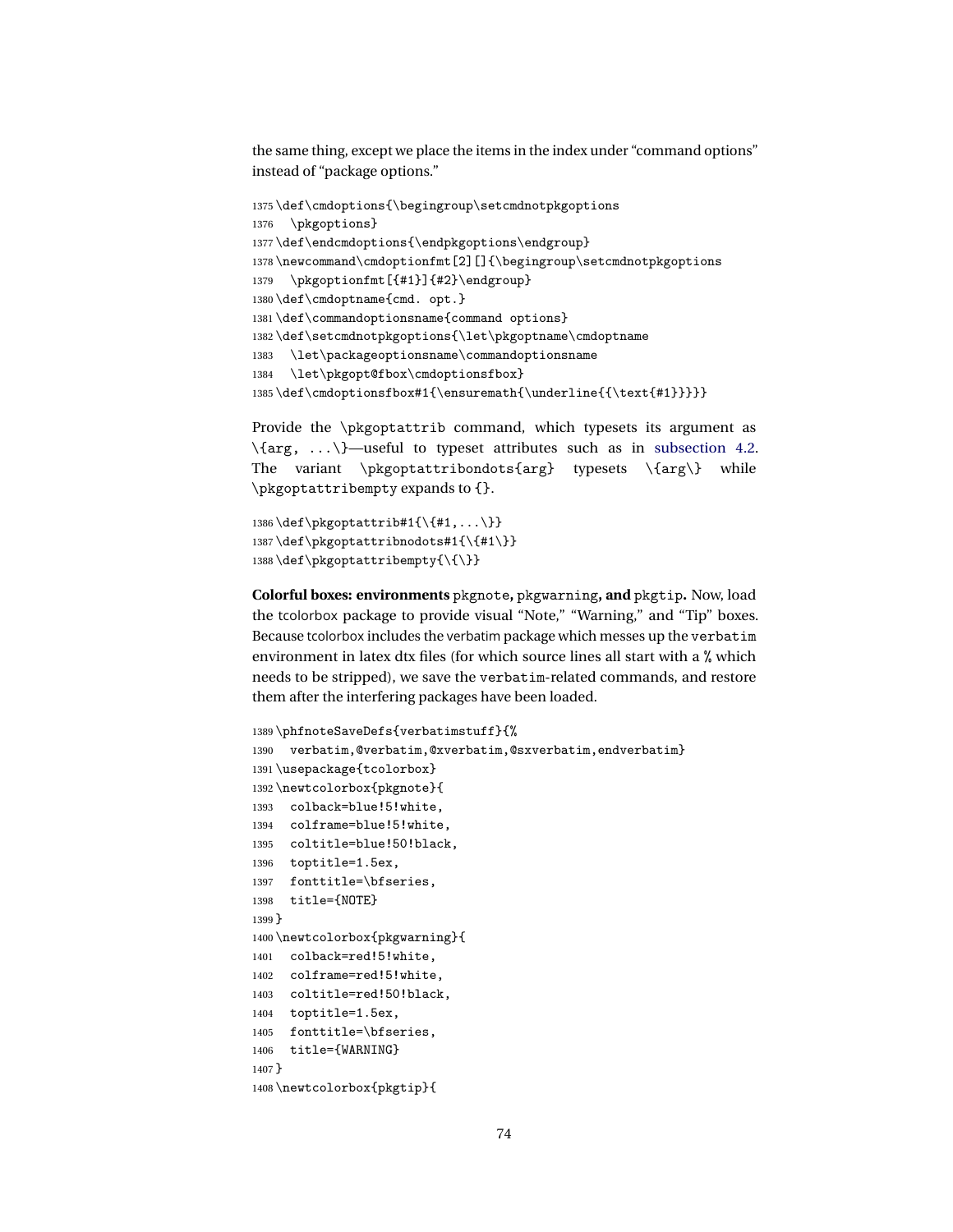the same thing, except we place the items in the index under "command options" instead of "package options."

```
1375 \def\cmdoptions{\begingroup\setcmdnotpkgoptions
1376   \pkgoptions}
1377 \def\endcmdoptions{\endpkgoptions\endgroup}
1378 \newcommand\cmdoptionfmt[2][]{\begingroup\setcmdnotpkgoptions
1379   \pkgoptionfmt[{#1}]{#2}\endgroup}
1380 \def\cmdoptname{cmd. opt.}
1381 \def\commandoptionsname{command options}
1382 \def\setcmdnotpkgoptions{\let\pkgoptname\cmdoptname
1383   \let\packageoptionsname\commandoptionsname
1384   \let\pkgopt@fbox\cmdoptionsfbox}
1385 \def\cmdoptionsfbox#1{\ensuremath{\underline{{\text{#1}}}}}
```

Provide the `\pkgoptattrib` command, which typesets its argument as `\{arg, ...\}`—useful to typeset attributes such as in subsection 4.2. The variant `\pkgoptattribondots{arg}` typesets `\{arg\}` while `\pkgoptattribempty` expands to `{}`.

```
1386 \def\pkgoptattrib#1{\{#1,...\}}
1387 \def\pkgoptattribnodots#1{\{#1\}}
1388 \def\pkgoptattribempty{\{\}}
```

**Colorful boxes: environments `pkgnote`, `pkgwarning`, and `pkgtip`.** Now, load the tcolorbox package to provide visual "Note," "Warning," and "Tip" boxes. Because tcolorbox includes the verbatim package which messes up the `verbatim` environment in latex dtx files (for which source lines all start with a `%` which needs to be stripped), we save the `verbatim`-related commands, and restore them after the interfering packages have been loaded.

```
1389 \phfnoteSaveDefs{verbatimstuff}{%
1390   verbatim,@verbatim,@xverbatim,@sxverbatim,endverbatim}
1391 \usepackage{tcolorbox}
1392 \newtcolorbox{pkgnote}{
1393   colback=blue!5!white,
1394   colframe=blue!5!white,
1395   coltitle=blue!50!black,
1396   toptitle=1.5ex,
1397   fonttitle=\bfseries,
1398   title={NOTE}
1399 }
1400 \newtcolorbox{pkgwarning}{
1401   colback=red!5!white,
1402   colframe=red!5!white,
1403   coltitle=red!50!black,
1404   toptitle=1.5ex,
1405   fonttitle=\bfseries,
1406   title={WARNING}
1407 }
1408 \newtcolorbox{pkgtip}{
```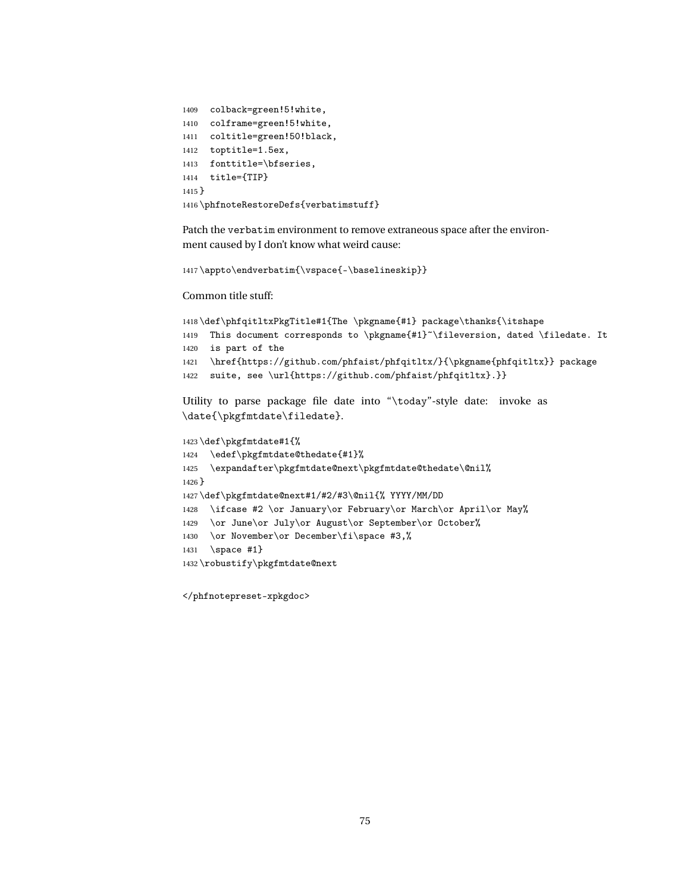```
1409   colback=green!5!white,
1410   colframe=green!5!white,
1411   coltitle=green!50!black,
1412   toptitle=1.5ex,
1413   fonttitle=\bfseries,
1414   title={TIP}
1415 }
1416 \phfnoteRestoreDefs{verbatimstuff}
```

Patch the `verbatim` environment to remove extraneous space after the environment caused by I don't know what weird cause:

```
1417 \appto\endverbatim{\vspace{-\baselineskip}}
```

Common title stuff:

```
1418 \def\phfqitltxPkgTitle#1{The \pkgname{#1} package\thanks{\itshape
1419   This document corresponds to \pkgname{#1}~\fileversion, dated \filedate. It
1420   is part of the
1421   \href{https://github.com/phfaist/phfqitltx/}{\pkgname{phfqitltx}} package
1422   suite, see \url{https://github.com/phfaist/phfqitltx}.}}
```

Utility to parse package file date into "`\today`"-style date: invoke as `\date{\pkgfmtdate\filedate}`.

```
1423 \def\pkgfmtdate#1{%
1424   \edef\pkgfmtdate@thedate{#1}%
1425   \expandafter\pkgfmtdate@next\pkgfmtdate@thedate\@nil%
1426 }
1427 \def\pkgfmtdate@next#1/#2/#3\@nil{% YYYY/MM/DD
1428   \ifcase #2 \or January\or February\or March\or April\or May%
1429   \or June\or July\or August\or September\or October%
1430   \or November\or December\fi\space #3,%
1431   \space #1}
1432 \robustify\pkgfmtdate@next
```

</phfnotepreset-xpkgdoc>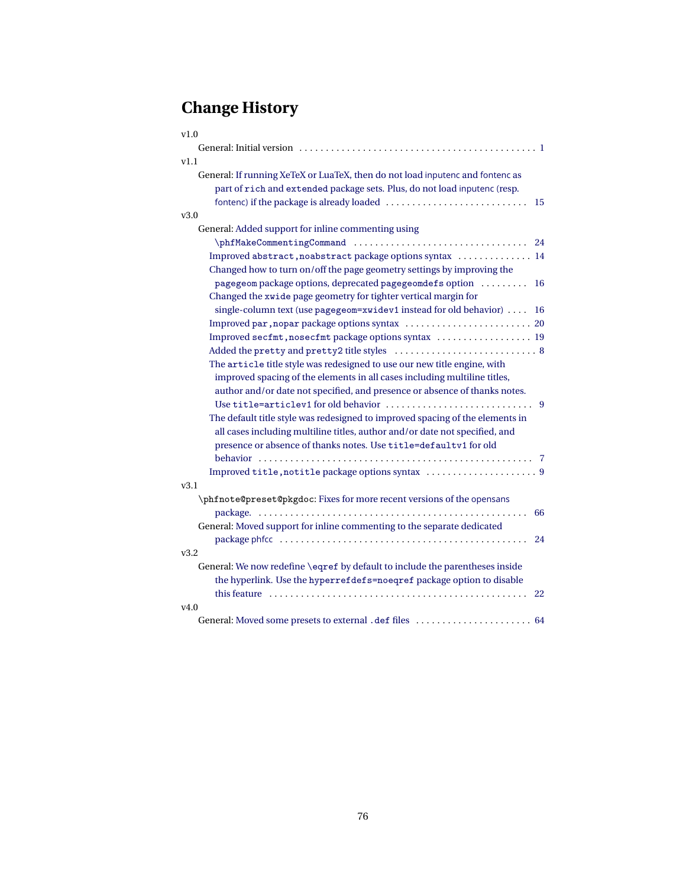# Change History

v1.0

- General: Initial version ... 1

v1.1

- General: If running XeTeX or LuaTeX, then do not load inputenc and fontenc as part of `rich` and `extended` package sets. Plus, do not load inputenc (resp. fontenc) if the package is already loaded ... 15

v3.0

- General: Added support for inline commenting using `\phfMakeCommentingCommand` ... 24
  - Improved `abstract,noabstract` package options syntax ... 14
  - Changed how to turn on/off the page geometry settings by improving the `pagegeom` package options, deprecated `pagegeomdefs` option ... 16
  - Changed the `xwide` page geometry for tighter vertical margin for single-column text (use `pagegeom=xwidev1` instead for old behavior) ... 16
  - Improved `par,nopar` package options syntax ... 20
  - Improved `secfmt,nosecfmt` package options syntax ... 19
  - Added the `pretty` and `pretty2` title styles ... 8
  - The `article` title style was redesigned to use our new title engine, with improved spacing of the elements in all cases including multiline titles, author and/or date not specified, and presence or absence of thanks notes. Use `title=articlev1` for old behavior ... 9
  - The default title style was redesigned to improved spacing of the elements in all cases including multiline titles, author and/or date not specified, and presence or absence of thanks notes. Use `title=defaultv1` for old behavior ... 7
  - Improved `title,notitle` package options syntax ... 9

v3.1

- `\phfnote@preset@pkgdoc`: Fixes for more recent versions of the opensans package. ... 66
- General: Moved support for inline commenting to the separate dedicated package phfcc ... 24

v3.2

- General: We now redefine `\eqref` by default to include the parentheses inside the hyperlink. Use the `hyperrefdefs=noeqref` package option to disable this feature ... 22

v4.0

- General: Moved some presets to external `.def` files ... 64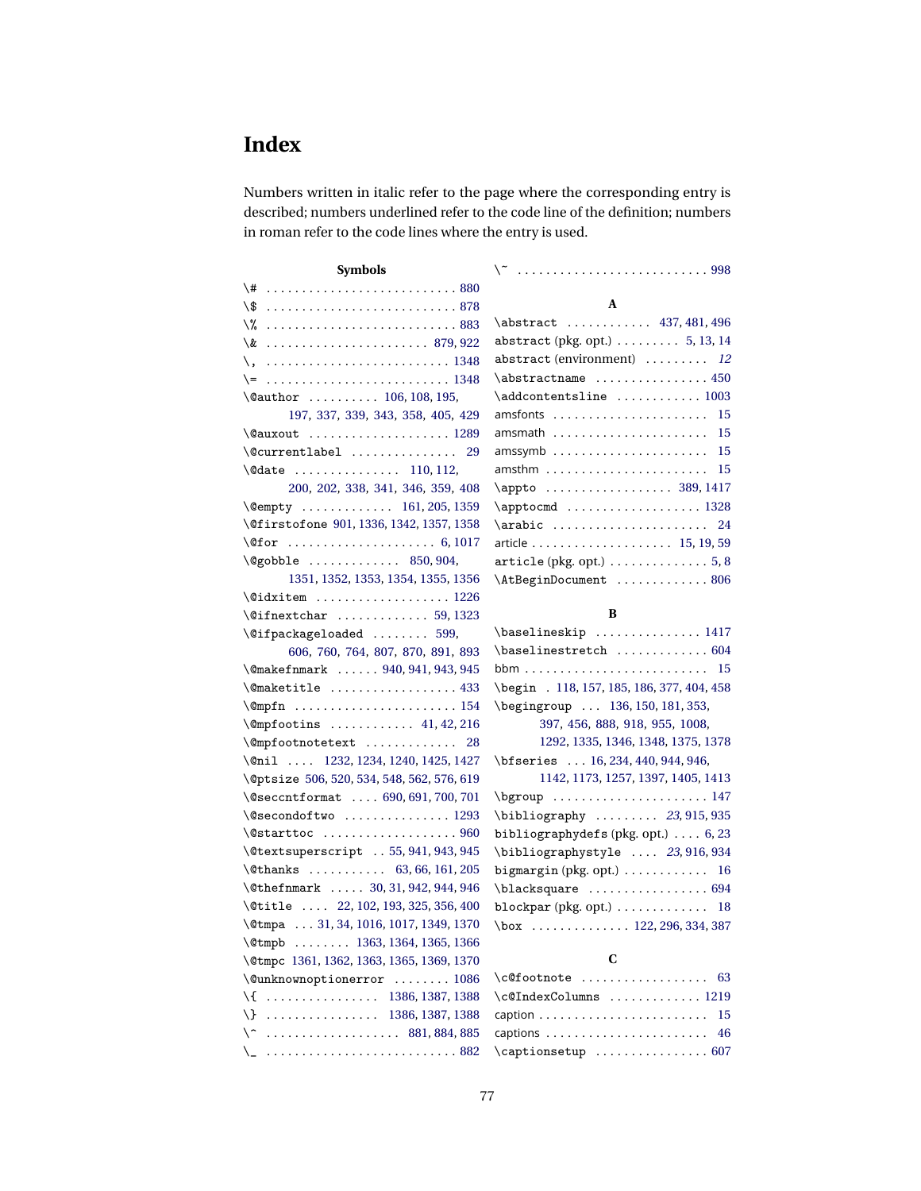# Index

Numbers written in italic refer to the page where the corresponding entry is described; numbers underlined refer to the code line of the definition; numbers in roman refer to the code lines where the entry is used.

**Symbols**

\# . . . 880
\$ . . . 878
\% . . . 883
\& . . . 879, 922
\, . . . 1348
\= . . . 1348
\@author . . . 106, 108, 195, 197, 337, 339, 343, 358, 405, 429
\@auxout . . . 1289
\@currentlabel . . . 29
\@date . . . 110, 112, 200, 202, 338, 341, 346, 359, 408
\@empty . . . 161, 205, 1359
\@firstofone 901, 1336, 1342, 1357, 1358
\@for . . . 6, 1017
\@gobble . . . 850, 904, 1351, 1352, 1353, 1354, 1355, 1356
\@idxitem . . . 1226
\@ifnextchar . . . 59, 1323
\@ifpackageloaded . . . 599, 606, 760, 764, 807, 870, 891, 893
\@makefnmark . . . 940, 941, 943, 945
\@maketitle . . . 433
\@mpfn . . . 154
\@mpfootins . . . 41, 42, 216
\@mpfootnotetext . . . 28
\@nil . . . 1232, 1234, 1240, 1425, 1427
\@ptsize 506, 520, 534, 548, 562, 576, 619
\@seccntformat . . . 690, 691, 700, 701
\@secondoftwo . . . 1293
\@starttoc . . . 960
\@textsuperscript . . 55, 941, 943, 945
\@thanks . . . 63, 66, 161, 205
\@thefnmark . . . 30, 31, 942, 944, 946
\@title . . . 22, 102, 193, 325, 356, 400
\@tmpa . . . 31, 34, 1016, 1017, 1349, 1370
\@tmpb . . . 1363, 1364, 1365, 1366
\@tmpc 1361, 1362, 1363, 1365, 1369, 1370
\@unknownoptionerror . . . 1086
\{ . . . 1386, 1387, 1388
\} . . . 1386, 1387, 1388
\^ . . . 881, 884, 885
\_ . . . 882
\~ . . . 998

**A**

\abstract . . . 437, 481, 496
abstract (pkg. opt.) . . . 5, 13, 14
abstract (environment) . . . *12*
\abstractname . . . 450
\addcontentsline . . . 1003
amsfonts . . . 15
amsmath . . . 15
amssymb . . . 15
amsthm . . . 15
\appto . . . 389, 1417
\apptocmd . . . 1328
\arabic . . . 24
article . . . 15, 19, 59
article (pkg. opt.) . . . 5, 8
\AtBeginDocument . . . 806

**B**

\baselineskip . . . 1417
\baselinestretch . . . 604
bbm . . . 15
\begin . 118, 157, 185, 186, 377, 404, 458
\begingroup . . . 136, 150, 181, 353, 397, 456, 888, 918, 955, 1008, 1292, 1335, 1346, 1348, 1375, 1378
\bfseries . . . 16, 234, 440, 944, 946, 1142, 1173, 1257, 1397, 1405, 1413
\bgroup . . . 147
\bibliography . . . *23*, 915, 935
bibliographydefs (pkg. opt.) . . . 6, 23
\bibliographystyle . . . *23*, 916, 934
bigmargin (pkg. opt.) . . . 16
\blacksquare . . . 694
blockpar (pkg. opt.) . . . 18
\box . . . 122, 296, 334, 387

**C**

\c@footnote . . . 63
\c@IndexColumns . . . 1219
caption . . . 15
captions . . . 46
\captionsetup . . . 607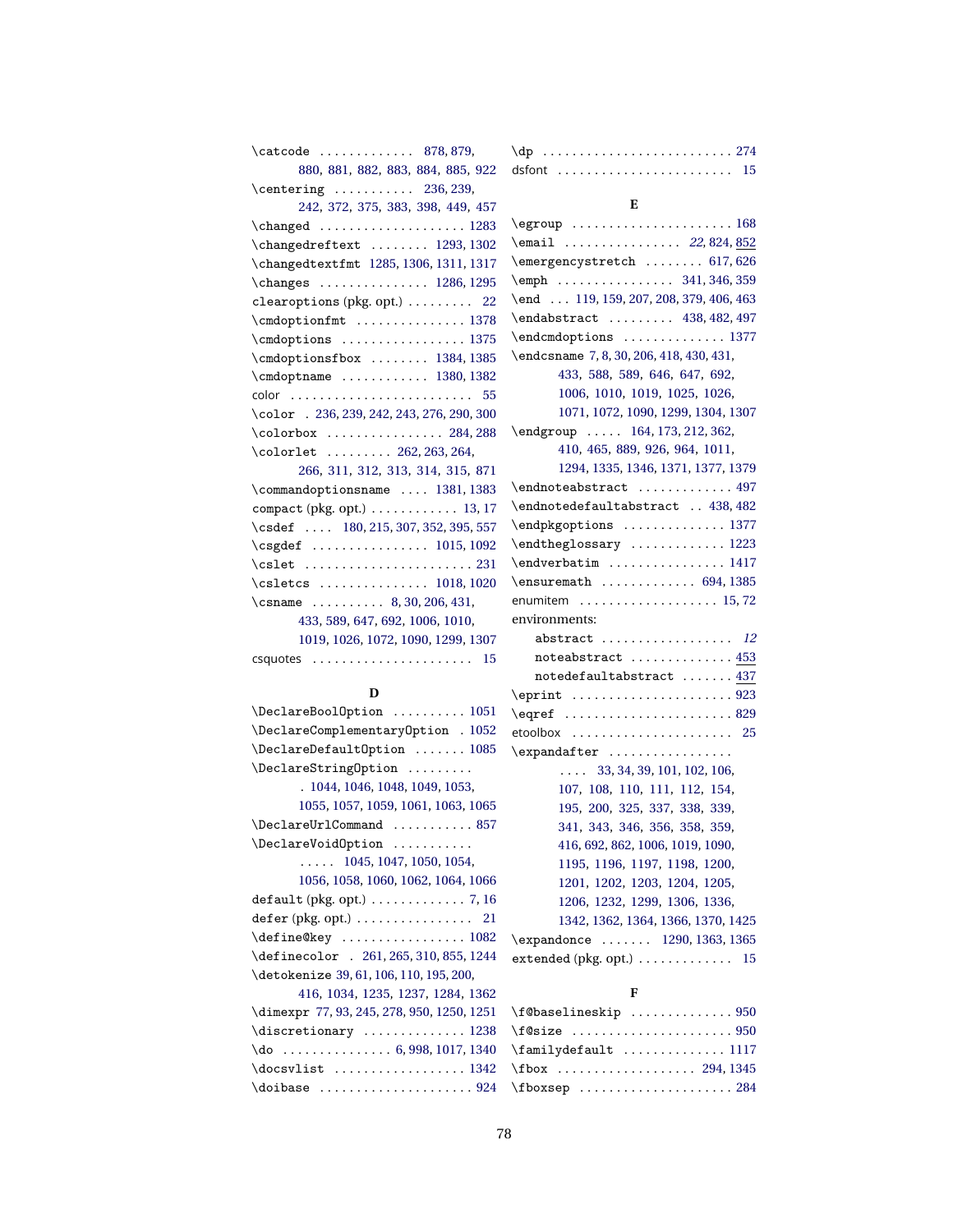\catcode . . . . . . . . . . . . . 878, 879, 880, 881, 882, 883, 884, 885, 922
\centering . . . . . . . . . . . 236, 239, 242, 372, 375, 383, 398, 449, 457
\changed . . . . . . . . . . . . . . . . . . . 1283
\changedreftext . . . . . . . . 1293, 1302
\changedtextfmt 1285, 1306, 1311, 1317
\changes . . . . . . . . . . . . . . . 1286, 1295
clearoptions (pkg. opt.) . . . . . . . . . 22
\cmdoptionfmt . . . . . . . . . . . . . . . 1378
\cmdoptions . . . . . . . . . . . . . . . . . 1375
\cmdoptionsfbox . . . . . . . . 1384, 1385
\cmdoptname . . . . . . . . . . . . 1380, 1382
color . . . . . . . . . . . . . . . . . . . . . . . . . 55
\color . 236, 239, 242, 243, 276, 290, 300
\colorbox . . . . . . . . . . . . . . . . 284, 288
\colorlet . . . . . . . . . 262, 263, 264, 266, 311, 312, 313, 314, 315, 871
\commandoptionsname . . . . 1381, 1383
compact (pkg. opt.) . . . . . . . . . . . . 13, 17
\csdef . . . . 180, 215, 307, 352, 395, 557
\csgdef . . . . . . . . . . . . . . . . 1015, 1092
\cslet . . . . . . . . . . . . . . . . . . . . . . . 231
\csletcs . . . . . . . . . . . . . . . 1018, 1020
\csname . . . . . . . . . . 8, 30, 206, 431, 433, 589, 647, 692, 1006, 1010, 1019, 1026, 1072, 1090, 1299, 1307
csquotes . . . . . . . . . . . . . . . . . . . . . . 15

**D**

\DeclareBoolOption . . . . . . . . . . 1051
\DeclareComplementaryOption . 1052
\DeclareDefaultOption . . . . . . . 1085
\DeclareStringOption . . . . . . . . . . 1044, 1046, 1048, 1049, 1053, 1055, 1057, 1059, 1061, 1063, 1065
\DeclareUrlCommand . . . . . . . . . . . 857
\DeclareVoidOption . . . . . . . . . . . . . . . . 1045, 1047, 1050, 1054, 1056, 1058, 1060, 1062, 1064, 1066
default (pkg. opt.) . . . . . . . . . . . . . 7, 16
defer (pkg. opt.) . . . . . . . . . . . . . . . . 21
\define@key . . . . . . . . . . . . . . . . . 1082
\definecolor . 261, 265, 310, 855, 1244
\detokenize 39, 61, 106, 110, 195, 200, 416, 1034, 1235, 1237, 1284, 1362
\dimexpr 77, 93, 245, 278, 950, 1250, 1251
\discretionary . . . . . . . . . . . . . . 1238
\do . . . . . . . . . . . . . . . 6, 998, 1017, 1340
\docsvlist . . . . . . . . . . . . . . . . . . 1342
\doibase . . . . . . . . . . . . . . . . . . . . . 924
\dp . . . . . . . . . . . . . . . . . . . . . . . . . . 274
dsfont . . . . . . . . . . . . . . . . . . . . . . . . 15

**E**

\egroup . . . . . . . . . . . . . . . . . . . . . . 168
\email . . . . . . . . . . . . . . . . *22*, 824, 852
\emergencystretch . . . . . . . . 617, 626
\emph . . . . . . . . . . . . . . . . 341, 346, 359
\end . . . 119, 159, 207, 208, 379, 406, 463
\endabstract . . . . . . . . . 438, 482, 497
\endcmdoptions . . . . . . . . . . . . . . 1377
\endcsname 7, 8, 30, 206, 418, 430, 431, 433, 588, 589, 646, 647, 692, 1006, 1010, 1019, 1025, 1026, 1071, 1072, 1090, 1299, 1304, 1307
\endgroup . . . . . 164, 173, 212, 362, 410, 465, 889, 926, 964, 1011, 1294, 1335, 1346, 1371, 1377, 1379
\endnoteabstract . . . . . . . . . . . . . 497
\endnotedefaultabstract . . 438, 482
\endpkgoptions . . . . . . . . . . . . . . 1377
\endtheglossary . . . . . . . . . . . . . 1223
\endverbatim . . . . . . . . . . . . . . . . 1417
\ensuremath . . . . . . . . . . . . . 694, 1385
enumitem . . . . . . . . . . . . . . . . . . . 15, 72
environments:
  abstract . . . . . . . . . . . . . . . . . . *12*
  noteabstract . . . . . . . . . . . . . . 453
  notedefaultabstract . . . . . . . 437
\eprint . . . . . . . . . . . . . . . . . . . . . . 923
\eqref . . . . . . . . . . . . . . . . . . . . . . . 829
etoolbox . . . . . . . . . . . . . . . . . . . . . . 25
\expandafter . . . . . . . . . . . . . . . . . . . . . 33, 34, 39, 101, 102, 106, 107, 108, 110, 111, 112, 154, 195, 200, 325, 337, 338, 339, 341, 343, 346, 356, 358, 359, 416, 692, 862, 1006, 1019, 1090, 1195, 1196, 1197, 1198, 1200, 1201, 1202, 1203, 1204, 1205, 1206, 1232, 1299, 1306, 1336, 1342, 1362, 1364, 1366, 1370, 1425
\expandonce . . . . . . . 1290, 1363, 1365
extended (pkg. opt.) . . . . . . . . . . . . . 15

**F**

\f@baselineskip . . . . . . . . . . . . . . 950
\f@size . . . . . . . . . . . . . . . . . . . . . . 950
\familydefault . . . . . . . . . . . . . . 1117
\fbox . . . . . . . . . . . . . . . . . . . 294, 1345
\fboxsep . . . . . . . . . . . . . . . . . . . . . 284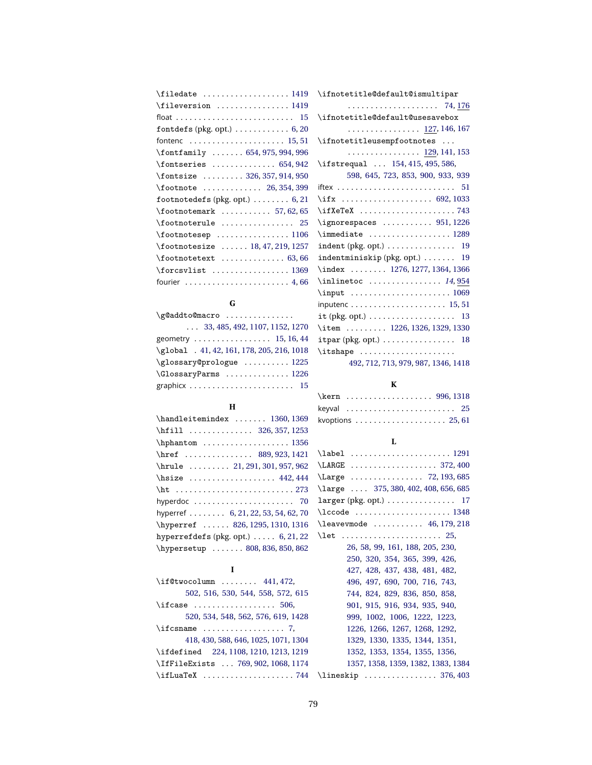\filedate . . . . . . . . . . . . . . . . . . . 1419
\fileversion . . . . . . . . . . . . . . . . 1419
float . . . . . . . . . . . . . . . . . . . . . . . . . 15
fontdefs (pkg. opt.) . . . . . . . . . . . . 6, 20
fontenc . . . . . . . . . . . . . . . . . . . . . 15, 51
\fontfamily . . . . . . . 654, 975, 994, 996
\fontseries . . . . . . . . . . . . . . 654, 942
\fontsize . . . . . . . . . 326, 357, 914, 950
\footnote . . . . . . . . . . . . . 26, 354, 399
footnotedefs (pkg. opt.) . . . . . . . . 6, 21
\footnotemark . . . . . . . . . . . 57, 62, 65
\footnoterule . . . . . . . . . . . . . . . . 25
\footnotesep . . . . . . . . . . . . . . . . 1106
\footnotesize . . . . . . 18, 47, 219, 1257
\footnotetext . . . . . . . . . . . . . . 63, 66
\forcsvlist . . . . . . . . . . . . . . . . . 1369
fourier . . . . . . . . . . . . . . . . . . . . . . . 4, 66

**G**

\g@addto@macro . . . . . . . . . . . . . . . . . . 33, 485, 492, 1107, 1152, 1270
geometry . . . . . . . . . . . . . . . . . 15, 16, 44
\global . 41, 42, 161, 178, 205, 216, 1018
\glossary@prologue . . . . . . . . . . 1225
\GlossaryParms . . . . . . . . . . . . . . 1226
graphicx . . . . . . . . . . . . . . . . . . . . . . . 15

**H**

\handleitemindex . . . . . . . 1360, 1369
\hfill . . . . . . . . . . . . . . 326, 357, 1253
\hphantom . . . . . . . . . . . . . . . . . . . 1356
\href . . . . . . . . . . . . . . . 889, 923, 1421
\hrule . . . . . . . . . 21, 291, 301, 957, 962
\hsize . . . . . . . . . . . . . . . . . . . 442, 444
\ht . . . . . . . . . . . . . . . . . . . . . . . . . . 273
hyperdoc . . . . . . . . . . . . . . . . . . . . . . 70
hyperref . . . . . . . . 6, 21, 22, 53, 54, 62, 70
\hyperref . . . . . . 826, 1295, 1310, 1316
hyperrefdefs (pkg. opt.) . . . . . 6, 21, 22
\hypersetup . . . . . . . 808, 836, 850, 862

**I**

\if@twocolumn . . . . . . . . 441, 472, 502, 516, 530, 544, 558, 572, 615
\ifcase . . . . . . . . . . . . . . . . . . 506, 520, 534, 548, 562, 576, 619, 1428
\ifcsname . . . . . . . . . . . . . . . . . 7, 418, 430, 588, 646, 1025, 1071, 1304
\ifdefined 224, 1108, 1210, 1213, 1219
\IfFileExists . . . 769, 902, 1068, 1174
\ifLuaTeX . . . . . . . . . . . . . . . . . . . 744
\ifnotetitle@default@ismultipar . . . . . . . . . . . . . . . . . . . . 74, 176
\ifnotetitle@default@usesavebox . . . . . . . . . . . . . . . . 127, 146, 167
\ifnotetitleusempfootnotes . . . . . . . . . . . . . . . . . . . 129, 141, 153
\ifstrequal . . . 154, 415, 495, 586, 598, 645, 723, 853, 900, 933, 939
iftex . . . . . . . . . . . . . . . . . . . . . . . . . . 51
\ifx . . . . . . . . . . . . . . . . . . . . 692, 1033
\ifXeTeX . . . . . . . . . . . . . . . . . . . . . 743
\ignorespaces . . . . . . . . . . . 951, 1226
\immediate . . . . . . . . . . . . . . . . . . 1289
indent (pkg. opt.) . . . . . . . . . . . . . . . 19
indentminiskip (pkg. opt.) . . . . . . . 19
\index . . . . . . . . 1276, 1277, 1364, 1366
\inlinetoc . . . . . . . . . . . . . . . . *14*, 954
\input . . . . . . . . . . . . . . . . . . . . . . 1069
inputenc . . . . . . . . . . . . . . . . . . . . 15, 51
it (pkg. opt.) . . . . . . . . . . . . . . . . . . . 13
\item . . . . . . . . . 1226, 1326, 1329, 1330
itpar (pkg. opt.) . . . . . . . . . . . . . . . . 18
\itshape . . . . . . . . . . . . . . . . . . . . . 492, 712, 713, 979, 987, 1346, 1418

**K**

\kern . . . . . . . . . . . . . . . . . . . 996, 1318
keyval . . . . . . . . . . . . . . . . . . . . . . . . 25
kvoptions . . . . . . . . . . . . . . . . . . . . 25, 61

**L**

\label . . . . . . . . . . . . . . . . . . . . . . 1291
\LARGE . . . . . . . . . . . . . . . . . . . 372, 400
\Large . . . . . . . . . . . . . . . . . 72, 193, 685
\large . . . . 375, 380, 402, 408, 656, 685
larger (pkg. opt.) . . . . . . . . . . . . . . . 17
\lccode . . . . . . . . . . . . . . . . . . . . . 1348
\leavevmode . . . . . . . . . . . 46, 179, 218
\let . . . . . . . . . . . . . . . . . . . . . . 25, 26, 58, 99, 161, 188, 205, 230, 250, 320, 354, 365, 399, 426, 427, 428, 437, 438, 481, 482, 496, 497, 690, 700, 716, 743, 744, 824, 829, 836, 850, 858, 901, 915, 916, 934, 935, 940, 999, 1002, 1006, 1222, 1223, 1226, 1266, 1267, 1268, 1292, 1329, 1330, 1335, 1344, 1351, 1352, 1353, 1354, 1355, 1356, 1357, 1358, 1359, 1382, 1383, 1384
\lineskip . . . . . . . . . . . . . . . . 376, 403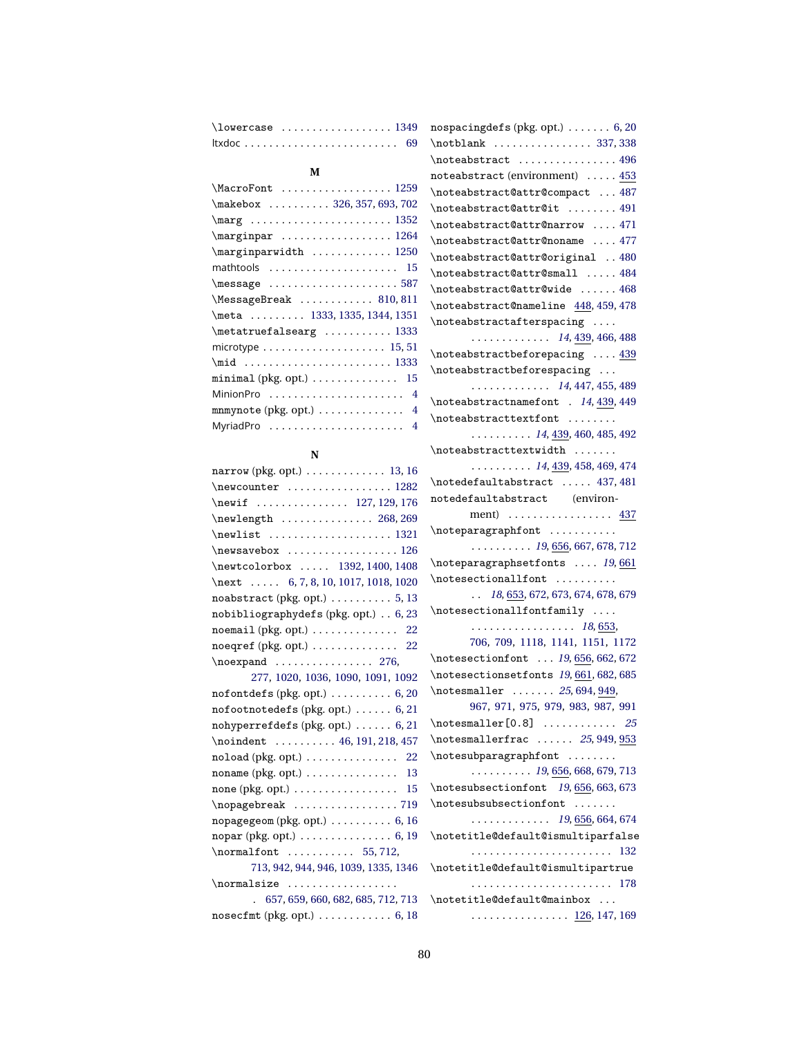\lowercase . . . . . . . . . . . . . . . . . . 1349
ltxdoc . . . . . . . . . . . . . . . . . . . . . . . . . 69

## M

\MacroFont . . . . . . . . . . . . . . . . . . 1259
\makebox . . . . . . . . . . 326, 357, 693, 702
\marg . . . . . . . . . . . . . . . . . . . . . . . 1352
\marginpar . . . . . . . . . . . . . . . . . . 1264
\marginparwidth . . . . . . . . . . . . . 1250
mathtools . . . . . . . . . . . . . . . . . . . . . 15
\message . . . . . . . . . . . . . . . . . . . . . 587
\MessageBreak . . . . . . . . . . . . 810, 811
\meta . . . . . . . . . 1333, 1335, 1344, 1351
\metatruefalsearg . . . . . . . . . . . 1333
microtype . . . . . . . . . . . . . . . . . . . . 15, 51
\mid . . . . . . . . . . . . . . . . . . . . . . . . 1333
minimal (pkg. opt.) . . . . . . . . . . . . . . 15
MinionPro . . . . . . . . . . . . . . . . . . . . . . 4
mnmynote (pkg. opt.) . . . . . . . . . . . . . . 4
MyriadPro . . . . . . . . . . . . . . . . . . . . . . 4

## N

narrow (pkg. opt.) . . . . . . . . . . . . . 13, 16
\newcounter . . . . . . . . . . . . . . . . . 1282
\newif . . . . . . . . . . . . . . . 127, 129, 176
\newlength . . . . . . . . . . . . . . . 268, 269
\newlist . . . . . . . . . . . . . . . . . . . . 1321
\newsavebox . . . . . . . . . . . . . . . . . . 126
\newtcolorbox . . . . . 1392, 1400, 1408
\next . . . . . 6, 7, 8, 10, 1017, 1018, 1020
noabstract (pkg. opt.) . . . . . . . . . . 5, 13
nobibliographydefs (pkg. opt.) . . 6, 23
noemail (pkg. opt.) . . . . . . . . . . . . . . 22
noeqref (pkg. opt.) . . . . . . . . . . . . . . 22
\noexpand . . . . . . . . . . . . . . . . 276, 277, 1020, 1036, 1090, 1091, 1092
nofontdefs (pkg. opt.) . . . . . . . . . . 6, 20
nofootnotedefs (pkg. opt.) . . . . . . 6, 21
nohyperrefdefs (pkg. opt.) . . . . . . 6, 21
\noindent . . . . . . . . . . 46, 191, 218, 457
noload (pkg. opt.) . . . . . . . . . . . . . . . 22
noname (pkg. opt.) . . . . . . . . . . . . . . . 13
none (pkg. opt.) . . . . . . . . . . . . . . . . . 15
\nopagebreak . . . . . . . . . . . . . . . . . 719
nopagegeom (pkg. opt.) . . . . . . . . . . 6, 16
nopar (pkg. opt.) . . . . . . . . . . . . . . . 6, 19
\normalfont . . . . . . . . . . . 55, 712, 713, 942, 944, 946, 1039, 1335, 1346
\normalsize . . . . . . . . . . . . . . . . . . 657, 659, 660, 682, 685, 712, 713
nosecfmt (pkg. opt.) . . . . . . . . . . . . 6, 18
nospacingdefs (pkg. opt.) . . . . . . . 6, 20
\notblank . . . . . . . . . . . . . . . . 337, 338
\noteabstract . . . . . . . . . . . . . . . . 496
noteabstract (environment) . . . . . 453
\noteabstract@attr@compact . . . 487
\noteabstract@attr@it . . . . . . . . 491
\noteabstract@attr@narrow . . . . 471
\noteabstract@attr@noname . . . . 477
\noteabstract@attr@original . . 480
\noteabstract@attr@small . . . . . 484
\noteabstract@attr@wide . . . . . . 468
\noteabstract@nameline 448, 459, 478
\noteabstractafterspacing . . . . . . . . . . . . . . . . . *14*, 439, 466, 488
\noteabstractbeforepacing . . . . 439
\noteabstractbeforespacing . . . . . . . . . . . . . . . . *14*, 447, 455, 489
\noteabstractnamefont . *14*, 439, 449
\noteabstracttextfont . . . . . . . . . . . . . . . . . *14*, 439, 460, 485, 492
\noteabstracttextwidth . . . . . . . . . . . . . . . . *14*, 439, 458, 469, 474
\notedefaultabstract . . . . . 437, 481
notedefaultabstract (environment) . . . . . . . . . . . . . . . . . 437
\noteparagraphfont . . . . . . . . . . . . . . . . . . . . *19*, 656, 667, 678, 712
\noteparagraphsetfonts . . . . *19*, 661
\notesectionallfont . . . . . . . . . . . . *18*, 653, 672, 673, 674, 678, 679
\notesectionallfontfamily . . . . . . . . . . . . . . . . . . . . . *18*, 653, 706, 709, 1118, 1141, 1151, 1172
\notesectionfont . . . *19*, 656, 662, 672
\notesectionsetfonts *19*, 661, 682, 685
\notesmaller . . . . . . . *25*, 694, 949, 967, 971, 975, 979, 983, 987, 991
\notesmaller[0.8] . . . . . . . . . . . . *25*
\notesmallerfrac . . . . . . *25*, 949, 953
\notesubparagraphfont . . . . . . . . . . . . . . . . . *19*, 656, 668, 679, 713
\notesubsectionfont *19*, 656, 663, 673
\notesubsubsectionfont . . . . . . . . . . . . . . . . . . . *19*, 656, 664, 674
\notetitle@default@ismultiparfalse . . . . . . . . . . . . . . . . . . . . . . . 132
\notetitle@default@ismultipartrue . . . . . . . . . . . . . . . . . . . . . . . 178
\notetitle@default@mainbox . . . . . . . . . . . . . . . . . . . 126, 147, 169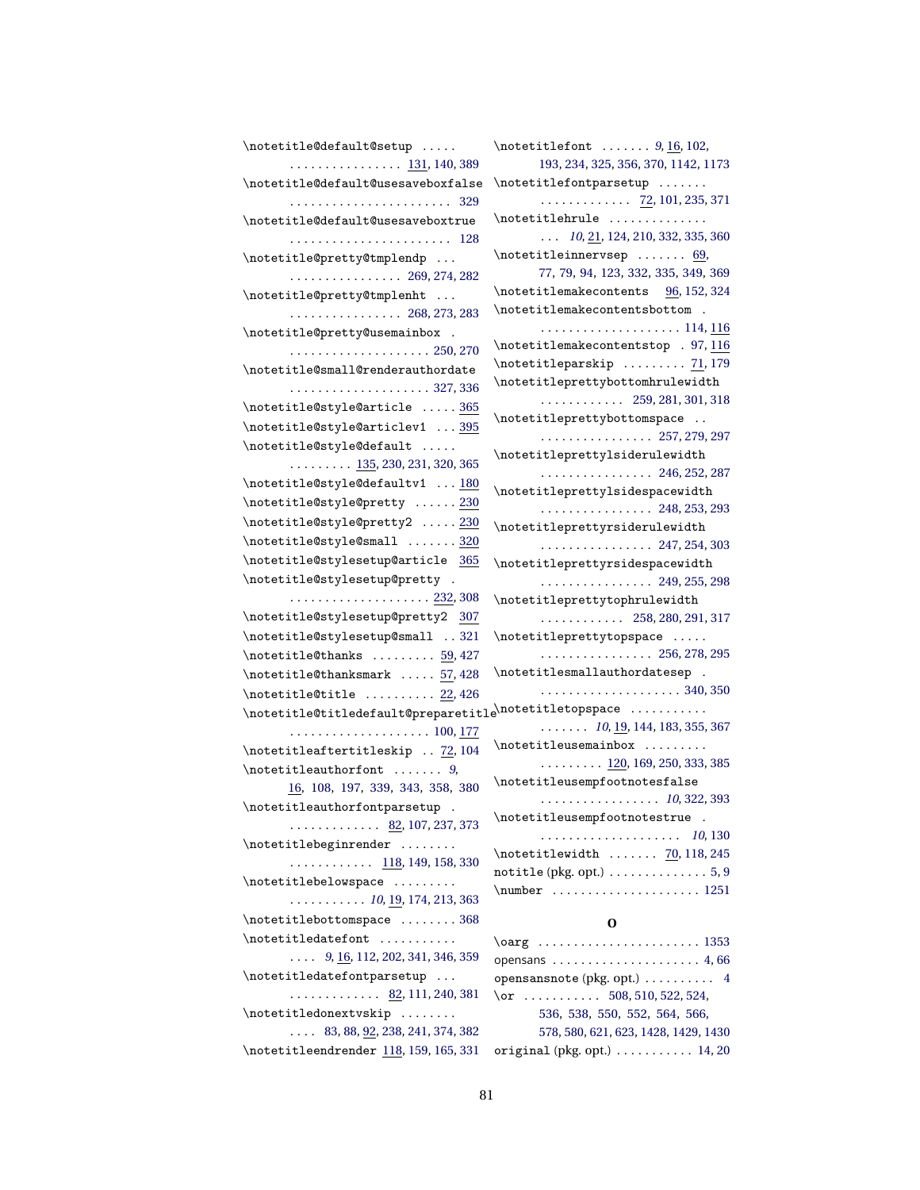\notetitle@default@setup . . . . . . . . . . . . . . . . . . . . . 131, 140, 389
\notetitle@default@usesaveboxfalse . . . . . . . . . . . . . . . . . . . . . . . 329
\notetitle@default@usesaveboxtrue . . . . . . . . . . . . . . . . . . . . . . . 128
\notetitle@pretty@tmplendp . . . . . . . . . . . . . . . . . . . 269, 274, 282
\notetitle@pretty@tmplenht . . . . . . . . . . . . . . . . . . . 268, 273, 283
\notetitle@pretty@usemainbox . . . . . . . . . . . . . . . . . . . . . 250, 270
\notetitle@small@renderauthordate . . . . . . . . . . . . . . . . . . . . 327, 336
\notetitle@style@article . . . . . 365
\notetitle@style@articlev1 . . . 395
\notetitle@style@default . . . . . . . . . . . . . . 135, 230, 231, 320, 365
\notetitle@style@defaultv1 . . . 180
\notetitle@style@pretty . . . . . . 230
\notetitle@style@pretty2 . . . . . 230
\notetitle@style@small . . . . . . . 320
\notetitle@stylesetup@article 365
\notetitle@stylesetup@pretty . . . . . . . . . . . . . . . . . . . . . . 232, 308
\notetitle@stylesetup@pretty2 307
\notetitle@stylesetup@small . . 321
\notetitle@thanks . . . . . . . . . 59, 427
\notetitle@thanksmark . . . . . 57, 428
\notetitle@title . . . . . . . . . . 22, 426
\notetitle@titledefault@preparetitle . . . . . . . . . . . . . . . . . . . . 100, 177
\notetitleaftertitleskip . . 72, 104
\notetitleauthorfont . . . . . . . 9, 16, 108, 197, 339, 343, 358, 380
\notetitleauthorfontparsetup . . . . . . . . . . . . . . 82, 107, 237, 373
\notetitlebeginrender . . . . . . . . . . . . . . . . . . . . 118, 149, 158, 330
\notetitlebelowspace . . . . . . . . . . . . . . . . . . . 10, 19, 174, 213, 363
\notetitlebottomspace . . . . . . . . 368
\notetitledatefont . . . . . . . . . . . . . . 9, 16, 112, 202, 341, 346, 359
\notetitledatefontparsetup . . . . . . . . . . . . . . . . 82, 111, 240, 381
\notetitledonextvskip . . . . . . . . . . . . 83, 88, 92, 238, 241, 374, 382
\notetitleendrender 118, 159, 165, 331
\notetitlefont . . . . . . . 9, 16, 102, 193, 234, 325, 356, 370, 1142, 1173
\notetitlefontparsetup . . . . . . . . . . . . . . . . . . . 72, 101, 235, 371
\notetitlehrule . . . . . . . . . . . . . . . . 10, 21, 124, 210, 332, 335, 360
\notetitleinnervsep . . . . . . . 69, 77, 79, 94, 123, 332, 335, 349, 369
\notetitlemakecontents 96, 152, 324
\notetitlemakecontentsbottom . . . . . . . . . . . . . . . . . . . . . 114, 116
\notetitlemakecontentstop . 97, 116
\notetitleparskip . . . . . . . . . 71, 179
\notetitleprettybottomhrulewidth . . . . . . . . . . . . 259, 281, 301, 318
\notetitleprettybottomspace . . . . . . . . . . . . . . . . . . 257, 279, 297
\notetitleprettylsiderulewidth . . . . . . . . . . . . . . . . 246, 252, 287
\notetitleprettylsidespacewidth . . . . . . . . . . . . . . . . 248, 253, 293
\notetitleprettyrsiderulewidth . . . . . . . . . . . . . . . . 247, 254, 303
\notetitleprettyrsidespacewidth . . . . . . . . . . . . . . . . 249, 255, 298
\notetitleprettytophrulewidth . . . . . . . . . . . . 258, 280, 291, 317
\notetitleprettytopspace . . . . . . . . . . . . . . . . . . . . . 256, 278, 295
\notetitlesmallauthordatesep . . . . . . . . . . . . . . . . . . . . . 340, 350
\notetitletopspace . . . . . . . . . . . . . . . . . . 10, 19, 144, 183, 355, 367
\notetitleusemainbox . . . . . . . . . . . . . . . . . 120, 169, 250, 333, 385
\notetitleusempfootnotesfalse . . . . . . . . . . . . . . . . . . 10, 322, 393
\notetitleusempfootnotestrue . . . . . . . . . . . . . . . . . . . . . . 10, 130
\notetitlewidth . . . . . . . 70, 118, 245
notitle (pkg. opt.) . . . . . . . . . . . . . . 5, 9
\number . . . . . . . . . . . . . . . . . . . . 1251

**O**

\oarg . . . . . . . . . . . . . . . . . . . . . . . 1353
opensans . . . . . . . . . . . . . . . . . . . . 4, 66
opensansnote (pkg. opt.) . . . . . . . . . . 4
\or . . . . . . . . . . . 508, 510, 522, 524, 536, 538, 550, 552, 564, 566, 578, 580, 621, 623, 1428, 1429, 1430
original (pkg. opt.) . . . . . . . . . . . 14, 20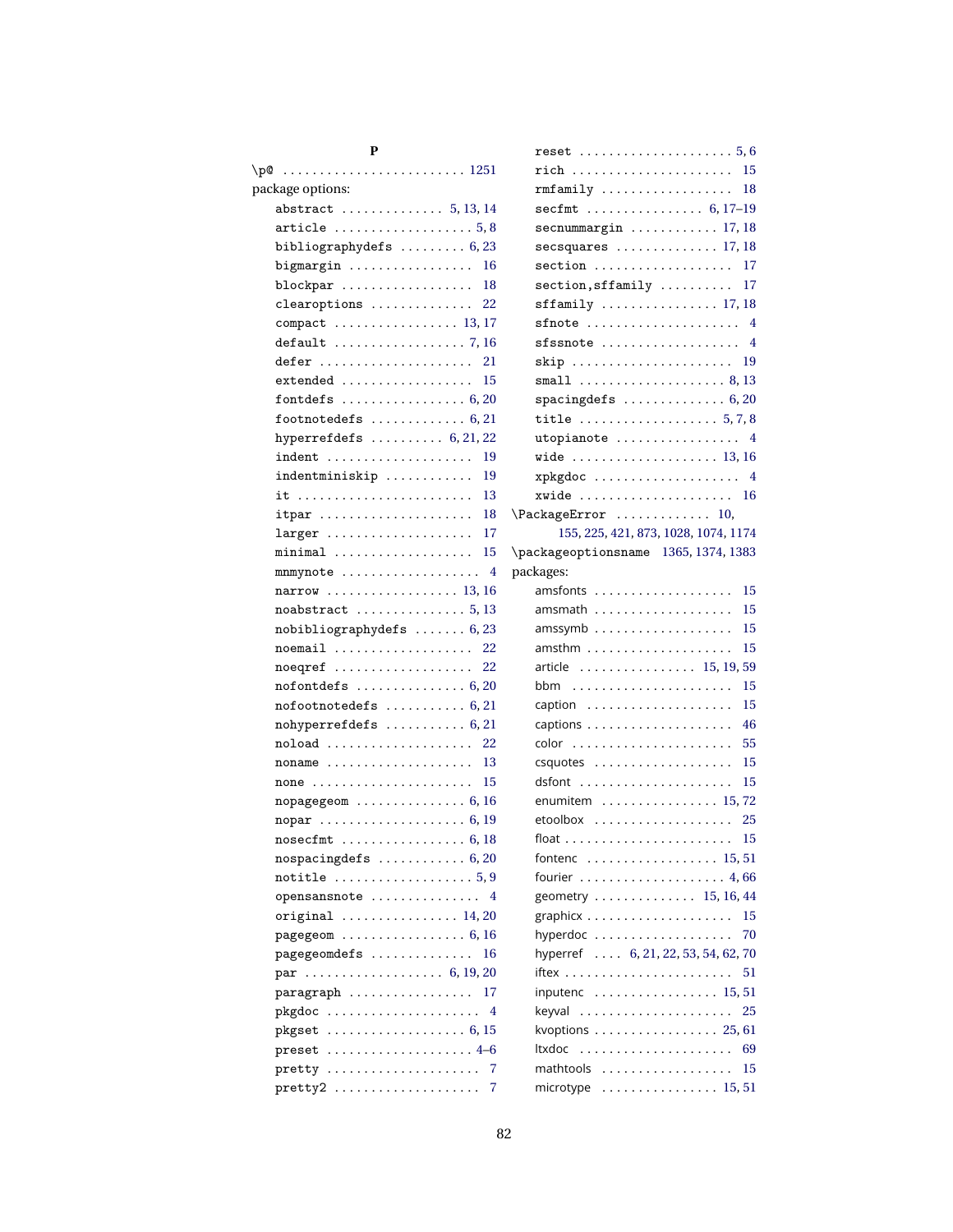**P**

\p@ . . . . . . . . . . . . . . . . . . . . . . . . . 1251
package options:
- abstract . . . . . . . . . . . . . . 5, 13, 14
- article . . . . . . . . . . . . . . . . . . . 5, 8
- bibliographydefs . . . . . . . . . 6, 23
- bigmargin . . . . . . . . . . . . . . . . . 16
- blockpar . . . . . . . . . . . . . . . . . . 18
- clearoptions . . . . . . . . . . . . . . 22
- compact . . . . . . . . . . . . . . . . . 13, 17
- default . . . . . . . . . . . . . . . . . . 7, 16
- defer . . . . . . . . . . . . . . . . . . . . . 21
- extended . . . . . . . . . . . . . . . . . . 15
- fontdefs . . . . . . . . . . . . . . . . . 6, 20
- footnotedefs . . . . . . . . . . . . . 6, 21
- hyperrefdefs . . . . . . . . . . 6, 21, 22
- indent . . . . . . . . . . . . . . . . . . . . 19
- indentminiskip . . . . . . . . . . . . 19
- it . . . . . . . . . . . . . . . . . . . . . . . . 13
- itpar . . . . . . . . . . . . . . . . . . . . . 18
- larger . . . . . . . . . . . . . . . . . . . . 17
- minimal . . . . . . . . . . . . . . . . . . . 15
- mnmynote . . . . . . . . . . . . . . . . . . 4
- narrow . . . . . . . . . . . . . . . . . . 13, 16
- noabstract . . . . . . . . . . . . . . . 5, 13
- nobibliographydefs . . . . . . . 6, 23
- noemail . . . . . . . . . . . . . . . . . . 22
- noeqref . . . . . . . . . . . . . . . . . . 22
- nofontdefs . . . . . . . . . . . . . . . 6, 20
- nofootnotedefs . . . . . . . . . . . 6, 21
- nohyperrefdefs . . . . . . . . . . . 6, 21
- noload . . . . . . . . . . . . . . . . . . . . 22
- noname . . . . . . . . . . . . . . . . . . . 13
- none . . . . . . . . . . . . . . . . . . . . . . 15
- nopagegeom . . . . . . . . . . . . . . . 6, 16
- nopar . . . . . . . . . . . . . . . . . . . . 6, 19
- nosecfmt . . . . . . . . . . . . . . . . . 6, 18
- nospacingdefs . . . . . . . . . . . . 6, 20
- notitle . . . . . . . . . . . . . . . . . . . 5, 9
- opensansnote . . . . . . . . . . . . . . . 4
- original . . . . . . . . . . . . . . . . 14, 20
- pagegeom . . . . . . . . . . . . . . . . . 6, 16
- pagegeomdefs . . . . . . . . . . . . . . 16
- par . . . . . . . . . . . . . . . . . . . 6, 19, 20
- paragraph . . . . . . . . . . . . . . . . . 17
- pkgdoc . . . . . . . . . . . . . . . . . . . . . 4
- pkgset . . . . . . . . . . . . . . . . . . . 6, 15
- preset . . . . . . . . . . . . . . . . . . . . 4–6
- pretty . . . . . . . . . . . . . . . . . . . . . 7
- pretty2 . . . . . . . . . . . . . . . . . . . . 7
- reset . . . . . . . . . . . . . . . . . . . . . 5, 6
- rich . . . . . . . . . . . . . . . . . . . . . . 15
- rmfamily . . . . . . . . . . . . . . . . . . 18
- secfmt . . . . . . . . . . . . . . . . 6, 17–19
- secnummargin . . . . . . . . . . . . 17, 18
- secsquares . . . . . . . . . . . . . . 17, 18
- section . . . . . . . . . . . . . . . . . . . 17
- section,sffamily . . . . . . . . . . 17
- sffamily . . . . . . . . . . . . . . . . 17, 18
- sfnote . . . . . . . . . . . . . . . . . . . . . 4
- sfssnote . . . . . . . . . . . . . . . . . . . 4
- skip . . . . . . . . . . . . . . . . . . . . . . 19
- small . . . . . . . . . . . . . . . . . . . . 8, 13
- spacingdefs . . . . . . . . . . . . . . 6, 20
- title . . . . . . . . . . . . . . . . . . . 5, 7, 8
- utopianote . . . . . . . . . . . . . . . . . 4
- wide . . . . . . . . . . . . . . . . . . . . 13, 16
- xpkgdoc . . . . . . . . . . . . . . . . . . . 4
- xwide . . . . . . . . . . . . . . . . . . . . . 16

\PackageError . . . . . . . . . . . . . 10, 155, 225, 421, 873, 1028, 1074, 1174
\packageoptionsname 1365, 1374, 1383
packages:
- amsfonts . . . . . . . . . . . . . . . . . . 15
- amsmath . . . . . . . . . . . . . . . . . . 15
- amssymb . . . . . . . . . . . . . . . . . . 15
- amsthm . . . . . . . . . . . . . . . . . . . 15
- article . . . . . . . . . . . . . . . . 15, 19, 59
- bbm . . . . . . . . . . . . . . . . . . . . . . 15
- caption . . . . . . . . . . . . . . . . . . . 15
- captions . . . . . . . . . . . . . . . . . . . 46
- color . . . . . . . . . . . . . . . . . . . . . 55
- csquotes . . . . . . . . . . . . . . . . . . 15
- dsfont . . . . . . . . . . . . . . . . . . . . 15
- enumitem . . . . . . . . . . . . . . . . 15, 72
- etoolbox . . . . . . . . . . . . . . . . . . 25
- float . . . . . . . . . . . . . . . . . . . . . . 15
- fontenc . . . . . . . . . . . . . . . . . 15, 51
- fourier . . . . . . . . . . . . . . . . . . . 4, 66
- geometry . . . . . . . . . . . . . 15, 16, 44
- graphicx . . . . . . . . . . . . . . . . . . . 15
- hyperdoc . . . . . . . . . . . . . . . . . . 70
- hyperref . . . . 6, 21, 22, 53, 54, 62, 70
- iftex . . . . . . . . . . . . . . . . . . . . . . 51
- inputenc . . . . . . . . . . . . . . . . . 15, 51
- keyval . . . . . . . . . . . . . . . . . . . . 25
- kvoptions . . . . . . . . . . . . . . . . 25, 61
- ltxdoc . . . . . . . . . . . . . . . . . . . . 69
- mathtools . . . . . . . . . . . . . . . . . 15
- microtype . . . . . . . . . . . . . . . . 15, 51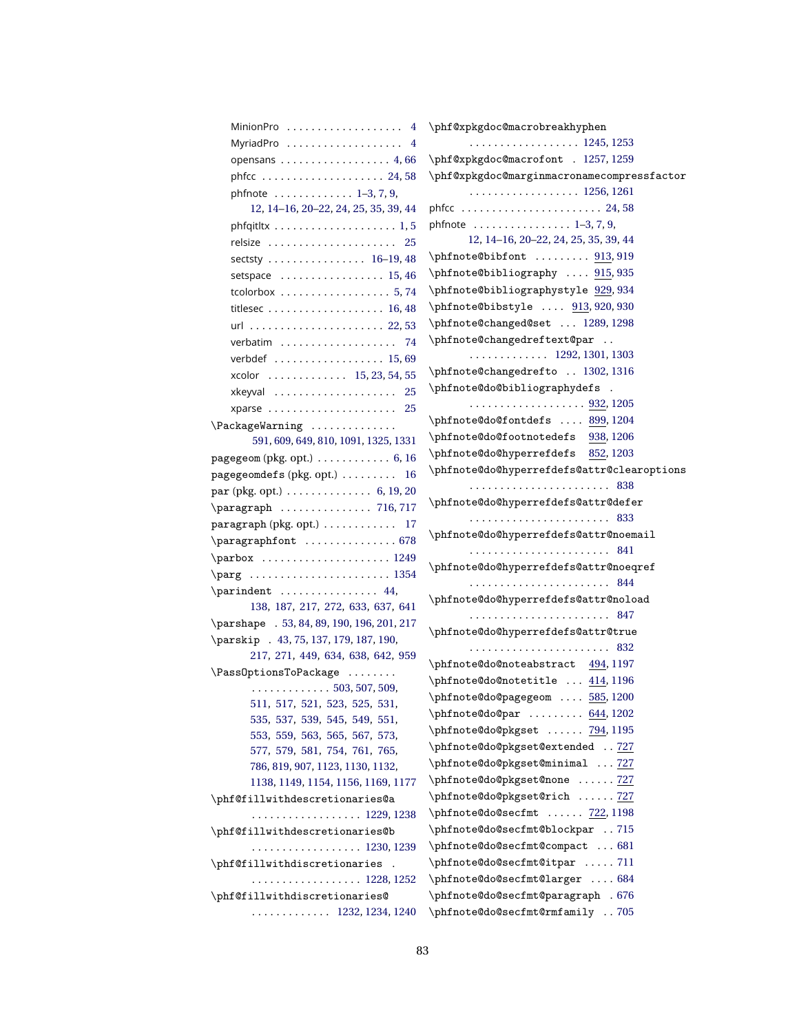MinionPro . . . . . . . . . . . . . . . . . . 4
MyriadPro . . . . . . . . . . . . . . . . . . 4
opensans . . . . . . . . . . . . . . . . . . 4, 66
phfcc . . . . . . . . . . . . . . . . . . . . 24, 58
phfnote . . . . . . . . . . . . . 1–3, 7, 9, 12, 14–16, 20–22, 24, 25, 35, 39, 44
phfqitltx . . . . . . . . . . . . . . . . . . . 1, 5
relsize . . . . . . . . . . . . . . . . . . . . 25
sectsty . . . . . . . . . . . . . . . . 16–19, 48
setspace . . . . . . . . . . . . . . . . . 15, 46
tcolorbox . . . . . . . . . . . . . . . . . . 5, 74
titlesec . . . . . . . . . . . . . . . . . . 16, 48
url . . . . . . . . . . . . . . . . . . . . . 22, 53
verbatim . . . . . . . . . . . . . . . . . . 74
verbdef . . . . . . . . . . . . . . . . . . 15, 69
xcolor . . . . . . . . . . . . . 15, 23, 54, 55
xkeyval . . . . . . . . . . . . . . . . . . . 25
xparse . . . . . . . . . . . . . . . . . . . . 25

\PackageWarning . . . . . . . . . . . . . 591, 609, 649, 810, 1091, 1325, 1331
pagegeom (pkg. opt.) . . . . . . . . . . . . 6, 16
pagegeomdefs (pkg. opt.) . . . . . . . . . 16
par (pkg. opt.) . . . . . . . . . . . . . . 6, 19, 20
\paragraph . . . . . . . . . . . . . . . 716, 717
paragraph (pkg. opt.) . . . . . . . . . . . . 17
\paragraphfont . . . . . . . . . . . . . . . 678
\parbox . . . . . . . . . . . . . . . . . . . . 1249
\parg . . . . . . . . . . . . . . . . . . . . . . 1354
\parindent . . . . . . . . . . . . . . . . 44, 138, 187, 217, 272, 633, 637, 641
\parshape . 53, 84, 89, 190, 196, 201, 217
\parskip . 43, 75, 137, 179, 187, 190, 217, 271, 449, 634, 638, 642, 959
\PassOptionsToPackage . . . . . . . . . . . . . . . . . . . . . 503, 507, 509, 511, 517, 521, 523, 525, 531, 535, 537, 539, 545, 549, 551, 553, 559, 563, 565, 567, 573, 577, 579, 581, 754, 761, 765, 786, 819, 907, 1123, 1130, 1132, 1138, 1149, 1154, 1156, 1169, 1177
\phf@fillwithdescretionaries@a . . . . . . . . . . . . . . . . . . 1229, 1238
\phf@fillwithdescretionaries@b . . . . . . . . . . . . . . . . . . 1230, 1239
\phf@fillwithdiscretionaries . . . . . . . . . . . . . . . . . . . 1228, 1252
\phf@fillwithdiscretionaries@ . . . . . . . . . . . . . 1232, 1234, 1240
\phf@xpkgdoc@macrobreakhyphen . . . . . . . . . . . . . . . . . . 1245, 1253
\phf@xpkgdoc@macrofont . 1257, 1259
\phf@xpkgdoc@marginmacronamecompressfactor . . . . . . . . . . . . . . . . . . 1256, 1261
phfcc . . . . . . . . . . . . . . . . . . . . . . . 24, 58
phfnote . . . . . . . . . . . . . . . . 1–3, 7, 9, 12, 14–16, 20–22, 24, 25, 35, 39, 44
\phfnote@bibfont . . . . . . . . . 913, 919
\phfnote@bibliography . . . . 915, 935
\phfnote@bibliographystyle 929, 934
\phfnote@bibstyle . . . . 913, 920, 930
\phfnote@changed@set . . . 1289, 1298
\phfnote@changedreftext@par . . . . . . . . . . . . . . . 1292, 1301, 1303
\phfnote@changedrefto . . 1302, 1316
\phfnote@do@bibliographydefs . . . . . . . . . . . . . . . . . . . . 932, 1205
\phfnote@do@fontdefs . . . . 899, 1204
\phfnote@do@footnotedefs 938, 1206
\phfnote@do@hyperrefdefs 852, 1203
\phfnote@do@hyperrefdefs@attr@clearoptions . . . . . . . . . . . . . . . . . . . . . . . 838
\phfnote@do@hyperrefdefs@attr@defer . . . . . . . . . . . . . . . . . . . . . . . 833
\phfnote@do@hyperrefdefs@attr@noemail . . . . . . . . . . . . . . . . . . . . . . . 841
\phfnote@do@hyperrefdefs@attr@noeqref . . . . . . . . . . . . . . . . . . . . . . . 844
\phfnote@do@hyperrefdefs@attr@noload . . . . . . . . . . . . . . . . . . . . . . . 847
\phfnote@do@hyperrefdefs@attr@true . . . . . . . . . . . . . . . . . . . . . . . 832
\phfnote@do@noteabstract 494, 1197
\phfnote@do@notetitle . . . 414, 1196
\phfnote@do@pagegeom . . . . 585, 1200
\phfnote@do@par . . . . . . . . . 644, 1202
\phfnote@do@pkgset . . . . . . 794, 1195
\phfnote@do@pkgset@extended . . 727
\phfnote@do@pkgset@minimal . . . 727
\phfnote@do@pkgset@none . . . . . . 727
\phfnote@do@pkgset@rich . . . . . . 727
\phfnote@do@secfmt . . . . . . 722, 1198
\phfnote@do@secfmt@blockpar . . 715
\phfnote@do@secfmt@compact . . . 681
\phfnote@do@secfmt@itpar . . . . . 711
\phfnote@do@secfmt@larger . . . . 684
\phfnote@do@secfmt@paragraph . 676
\phfnote@do@secfmt@rmfamily . . 705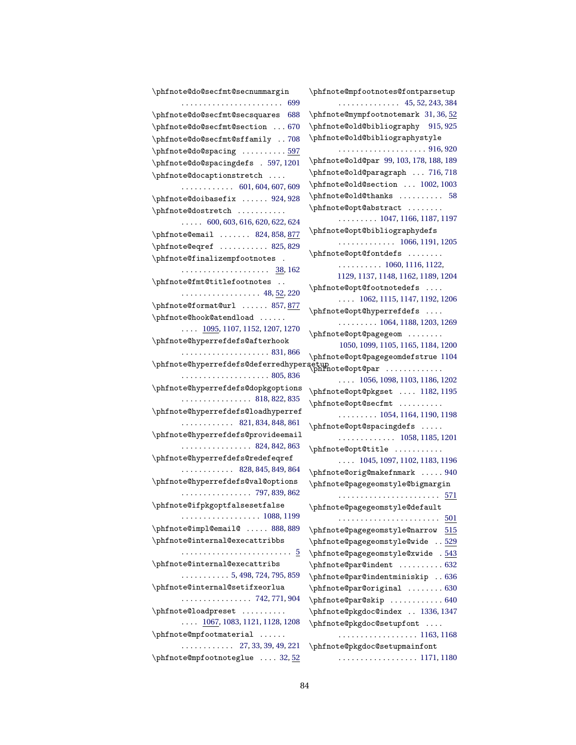\phfnote@do@secfmt@secnummargin . . . . . . . . . . . . . . . . . . . . . . . . 699
\phfnote@do@secfmt@secsquares 688
\phfnote@do@secfmt@section . . . 670
\phfnote@do@secfmt@sffamily . . 708
\phfnote@do@spacing . . . . . . . . . . 597
\phfnote@do@spacingdefs . 597, 1201
\phfnote@docaptionstretch . . . . . . . . . . . . . . . 601, 604, 607, 609
\phfnote@doibasefix . . . . . . 924, 928
\phfnote@dostretch . . . . . . . . . . . . . . . . 600, 603, 616, 620, 622, 624
\phfnote@email . . . . . . . 824, 858, 877
\phfnote@eqref . . . . . . . . . . . 825, 829
\phfnote@finalizempfootnotes . . . . . . . . . . . . . . . . . . . . . 38, 162
\phfnote@fmt@titlefootnotes . . . . . . . . . . . . . . . . . . . . 48, 52, 220
\phfnote@format@url . . . . . . 857, 877
\phfnote@hook@atendload . . . . . . . . . . 1095, 1107, 1152, 1207, 1270
\phfnote@hyperrefdefs@afterhook . . . . . . . . . . . . . . . . . . . . 831, 866
\phfnote@hyperrefdefs@deferredhypersetup . . . . . . . . . . . . . . . . . . . . 805, 836
\phfnote@hyperrefdefs@dopkgoptions . . . . . . . . . . . . . . . . 818, 822, 835
\phfnote@hyperrefdefs@loadhyperref . . . . . . . . . . . . 821, 834, 848, 861
\phfnote@hyperrefdefs@provideemail . . . . . . . . . . . . . . . . 824, 842, 863
\phfnote@hyperrefdefs@redefeqref . . . . . . . . . . . . 828, 845, 849, 864
\phfnote@hyperrefdefs@val@options . . . . . . . . . . . . . . . . 797, 839, 862
\phfnote@ifpkgoptfalsesetfalse . . . . . . . . . . . . . . . . . . 1088, 1199
\phfnote@impl@email@ . . . . . 888, 889
\phfnote@internal@execattribbs . . . . . . . . . . . . . . . . . . . . . . . . . 5
\phfnote@internal@execattribs . . . . . . . . . . . 5, 498, 724, 795, 859
\phfnote@internal@setifxeorlua . . . . . . . . . . . . . . . . 742, 771, 904
\phfnote@loadpreset . . . . . . . . . . . . . . 1067, 1083, 1121, 1128, 1208
\phfnote@mpfootmaterial . . . . . . . . . . . . . . . . . 27, 33, 39, 49, 221
\phfnote@mpfootnoteglue . . . . 32, 52
\phfnote@mpfootnotes@fontparsetup . . . . . . . . . . . . . . 45, 52, 243, 384
\phfnote@mympfootnotemark 31, 36, 52
\phfnote@old@bibliography 915, 925
\phfnote@old@bibliographystyle . . . . . . . . . . . . . . . . . . . . 916, 920
\phfnote@old@par 99, 103, 178, 188, 189
\phfnote@old@paragraph . . . 716, 718
\phfnote@old@section . . . 1002, 1003
\phfnote@old@thanks . . . . . . . . . . 58
\phfnote@opt@abstract . . . . . . . . . . . . . . . . . 1047, 1166, 1187, 1197
\phfnote@opt@bibliographydefs . . . . . . . . . . . . . 1066, 1191, 1205
\phfnote@opt@fontdefs . . . . . . . . . . . . . . . . . . 1060, 1116, 1122, 1129, 1137, 1148, 1162, 1189, 1204
\phfnote@opt@footnotedefs . . . . . . . . 1062, 1115, 1147, 1192, 1206
\phfnote@opt@hyperrefdefs . . . . . . . . . . . . . 1064, 1188, 1203, 1269
\phfnote@opt@pagegeom . . . . . . . . 1050, 1099, 1105, 1165, 1184, 1200
\phfnote@opt@pagegeomdefstrue 1104
\phfnote@opt@par . . . . . . . . . . . . . . . . 1056, 1098, 1103, 1186, 1202
\phfnote@opt@pkgset . . . . 1182, 1195
\phfnote@opt@secfmt . . . . . . . . . . . . . . . . . . . 1054, 1164, 1190, 1198
\phfnote@opt@spacingdefs . . . . . . . . . . . . . . . . . . 1058, 1185, 1201
\phfnote@opt@title . . . . . . . . . . . . . . . 1045, 1097, 1102, 1183, 1196
\phfnote@orig@makefnmark . . . . . 940
\phfnote@pagegeomstyle@bigmargin . . . . . . . . . . . . . . . . . . . . . . . 571
\phfnote@pagegeomstyle@default . . . . . . . . . . . . . . . . . . . . . . . 501
\phfnote@pagegeomstyle@narrow 515
\phfnote@pagegeomstyle@wide . . 529
\phfnote@pagegeomstyle@xwide . 543
\phfnote@par@indent . . . . . . . . . . 632
\phfnote@par@indentminiskip . . 636
\phfnote@par@original . . . . . . . . 630
\phfnote@par@skip . . . . . . . . . . . . 640
\phfnote@pkgdoc@index . . 1336, 1347
\phfnote@pkgdoc@setupfont . . . . . . . . . . . . . . . . . . . . . . 1163, 1168
\phfnote@pkgdoc@setupmainfont . . . . . . . . . . . . . . . . . . 1171, 1180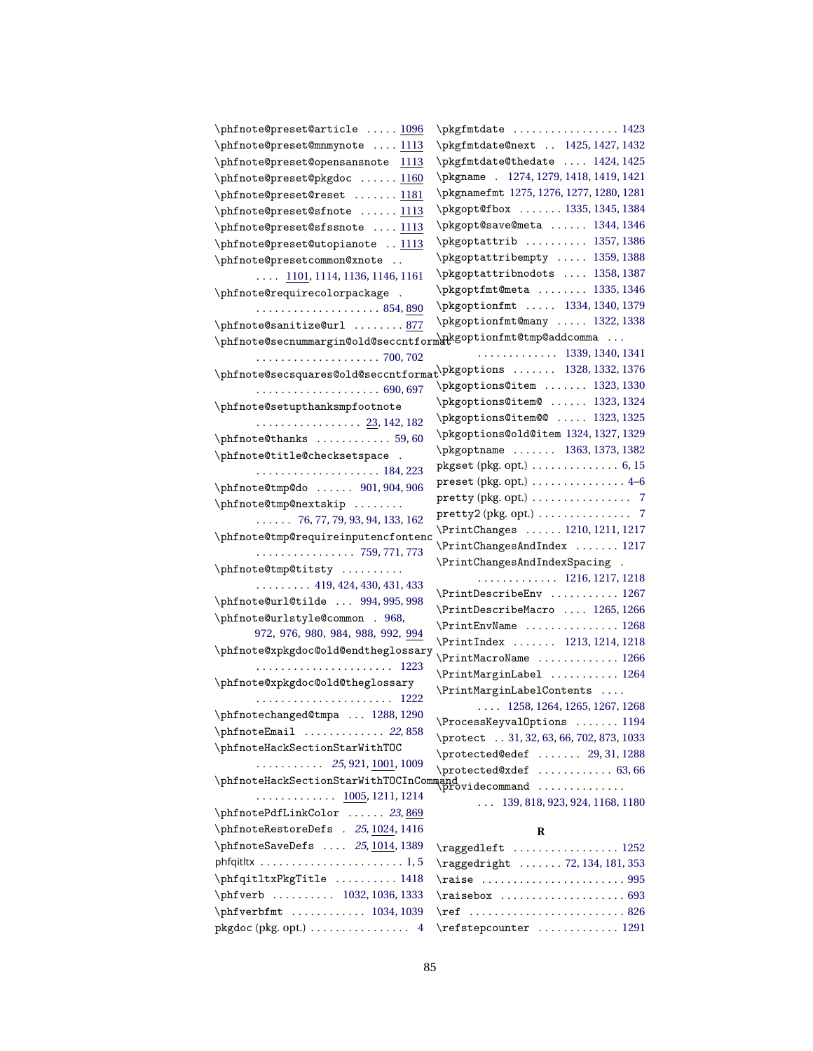\phfnote@preset@article ..... 1096
\phfnote@preset@mnmynote .... 1113
\phfnote@preset@opensansnote 1113
\phfnote@preset@pkgdoc ...... 1160
\phfnote@preset@reset ....... 1181
\phfnote@preset@sfnote ...... 1113
\phfnote@preset@sfssnote .... 1113
\phfnote@preset@utopianote .. 1113
\phfnote@presetcommon@xnote .. .... 1101, 1114, 1136, 1146, 1161
\phfnote@requirecolorpackage . .................... 854, 890
\phfnote@sanitize@url ........ 877
\phfnote@secnummargin@old@seccntformat .................... 700, 702
\phfnote@secsquares@old@seccntformat .................... 690, 697
\phfnote@setupthanksmpfootnote ................. 23, 142, 182
\phfnote@thanks ............ 59, 60
\phfnote@title@checksetspace . .................... 184, 223
\phfnote@tmp@do ...... 901, 904, 906
\phfnote@tmp@nextskip ........ ...... 76, 77, 79, 93, 94, 133, 162
\phfnote@tmp@requireinputencfontenc ................ 759, 771, 773
\phfnote@tmp@titsty .......... ......... 419, 424, 430, 431, 433
\phfnote@url@tilde ... 994, 995, 998
\phfnote@urlstyle@common . 968, 972, 976, 980, 984, 988, 992, 994
\phfnote@xpkgdoc@old@endtheglossary ...................... 1223
\phfnote@xpkgdoc@old@theglossary ...................... 1222
\phfnotechanged@tmpa ... 1288, 1290
\phfnoteEmail ............. *22*, 858
\phfnoteHackSectionStarWithTOC ........... *25*, 921, 1001, 1009
\phfnoteHackSectionStarWithTOCInCommand ............ 1005, 1211, 1214
\phfnotePdfLinkColor ...... *23*, 869
\phfnoteRestoreDefs . *25*, 1024, 1416
\phfnoteSaveDefs .... *25*, 1014, 1389
phfqitltx ....................... 1, 5
\phfqitltxPkgTitle .......... 1418
\phfverb .......... 1032, 1036, 1333
\phfverbfmt ............ 1034, 1039
pkgdoc (pkg. opt.) ................ 4
\pkgfmtdate ................. 1423
\pkgfmtdate@next .. 1425, 1427, 1432
\pkgfmtdate@thedate .... 1424, 1425
\pkgname . 1274, 1279, 1418, 1419, 1421
\pkgnamefmt 1275, 1276, 1277, 1280, 1281
\pkgopt@fbox ....... 1335, 1345, 1384
\pkgopt@save@meta ...... 1344, 1346
\pkgoptattrib .......... 1357, 1386
\pkgoptattribempty ..... 1359, 1388
\pkgoptattribnodots .... 1358, 1387
\pkgoptfmt@meta ........ 1335, 1346
\pkgoptionfmt ..... 1334, 1340, 1379
\pkgoptionfmt@many ..... 1322, 1338
\pkgoptionfmt@tmp@addcomma ... ............. 1339, 1340, 1341
\pkgoptions ....... 1328, 1332, 1376
\pkgoptions@item ....... 1323, 1330
\pkgoptions@item@ ...... 1323, 1324
\pkgoptions@item@@ ..... 1323, 1325
\pkgoptions@old@item 1324, 1327, 1329
\pkgoptname ....... 1363, 1373, 1382
pkgset (pkg. opt.) .............. 6, 15
preset (pkg. opt.) ............... 4–6
pretty (pkg. opt.) ................ 7
pretty2 (pkg. opt.) ............... 7
\PrintChanges ...... 1210, 1211, 1217
\PrintChangesAndIndex ....... 1217
\PrintChangesAndIndexSpacing . ............. 1216, 1217, 1218
\PrintDescribeEnv ........... 1267
\PrintDescribeMacro .... 1265, 1266
\PrintEnvName ............... 1268
\PrintIndex ....... 1213, 1214, 1218
\PrintMacroName ............. 1266
\PrintMarginLabel ........... 1264
\PrintMarginLabelContents .... .... 1258, 1264, 1265, 1267, 1268
\ProcessKeyvalOptions ....... 1194
\protect .. 31, 32, 63, 66, 702, 873, 1033
\protected@edef ....... 29, 31, 1288
\protected@xdef ............ 63, 66
\providecommand ............. ... 139, 818, 923, 924, 1168, 1180

**R**

\raggedleft ................. 1252
\raggedright ....... 72, 134, 181, 353
\raise ....................... 995
\raisebox .................... 693
\ref ......................... 826
\refstepcounter ............. 1291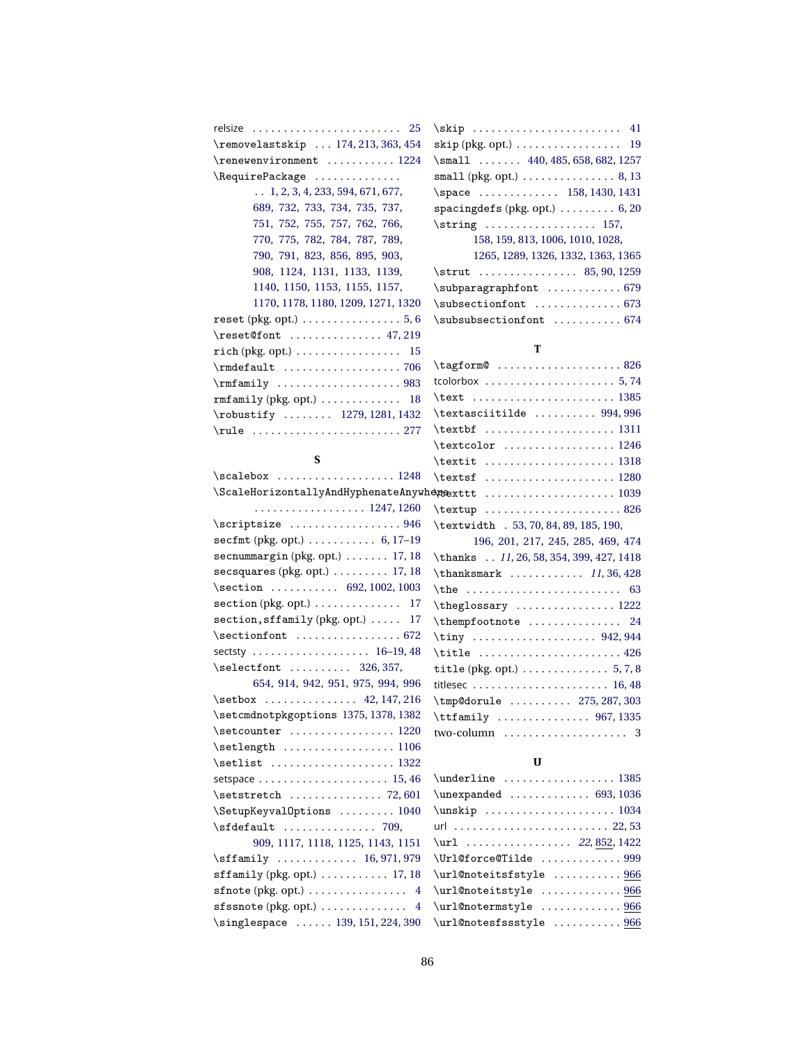relsize . . . . . . . . . . . . . . . . . . . . . . . . 25
\removelastskip . . . 174, 213, 363, 454
\renewenvironment . . . . . . . . . . . 1224
\RequirePackage . . . . . . . . . . . . . .
. . 1, 2, 3, 4, 233, 594, 671, 677, 689, 732, 733, 734, 735, 737, 751, 752, 755, 757, 762, 766, 770, 775, 782, 784, 787, 789, 790, 791, 823, 856, 895, 903, 908, 1124, 1131, 1133, 1139, 1140, 1150, 1153, 1155, 1157, 1170, 1178, 1180, 1209, 1271, 1320
reset (pkg. opt.) . . . . . . . . . . . . . . . . 5, 6
\reset@font . . . . . . . . . . . . . . . 47, 219
rich (pkg. opt.) . . . . . . . . . . . . . . . . . 15
\rmdefault . . . . . . . . . . . . . . . . . . . 706
\rmfamily . . . . . . . . . . . . . . . . . . . . 983
rmfamily (pkg. opt.) . . . . . . . . . . . . . 18
\robustify . . . . . . . . 1279, 1281, 1432
\rule . . . . . . . . . . . . . . . . . . . . . . . . 277

**S**

\scalebox . . . . . . . . . . . . . . . . . . . 1248
\ScaleHorizontallyAndHyphenateAnywhere
. . . . . . . . . . . . . . . . . . 1247, 1260
\scriptsize . . . . . . . . . . . . . . . . . . 946
secfmt (pkg. opt.) . . . . . . . . . . . 6, 17–19
secnummargin (pkg. opt.) . . . . . . . 17, 18
secsquares (pkg. opt.) . . . . . . . . . 17, 18
\section . . . . . . . . . . . 692, 1002, 1003
section (pkg. opt.) . . . . . . . . . . . . . . 17
section,sffamily (pkg. opt.) . . . . . 17
\sectionfont . . . . . . . . . . . . . . . . . 672
sectsty . . . . . . . . . . . . . . . . . . . 16–19, 48
\selectfont . . . . . . . . . . 326, 357, 654, 914, 942, 951, 975, 994, 996
\setbox . . . . . . . . . . . . . . . 42, 147, 216
\setcmdnotpkgoptions 1375, 1378, 1382
\setcounter . . . . . . . . . . . . . . . . . 1220
\setlength . . . . . . . . . . . . . . . . . . 1106
\setlist . . . . . . . . . . . . . . . . . . . . 1322
setspace . . . . . . . . . . . . . . . . . . . . 15, 46
\setstretch . . . . . . . . . . . . . . . 72, 601
\SetupKeyvalOptions . . . . . . . . . 1040
\sfdefault . . . . . . . . . . . . . . . 709, 909, 1117, 1118, 1125, 1143, 1151
\sffamily . . . . . . . . . . . . . 16, 971, 979
sffamily (pkg. opt.) . . . . . . . . . . . 17, 18
sfnote (pkg. opt.) . . . . . . . . . . . . . . . . 4
sfssnote (pkg. opt.) . . . . . . . . . . . . . . 4
\singlespace . . . . . . 139, 151, 224, 390
\skip . . . . . . . . . . . . . . . . . . . . . . . . 41
skip (pkg. opt.) . . . . . . . . . . . . . . . . . 19
\small . . . . . . . 440, 485, 658, 682, 1257
small (pkg. opt.) . . . . . . . . . . . . . . . 8, 13
\space . . . . . . . . . . . . . 158, 1430, 1431
spacingdefs (pkg. opt.) . . . . . . . . . 6, 20
\string . . . . . . . . . . . . . . . . . . 157, 158, 159, 813, 1006, 1010, 1028, 1265, 1289, 1326, 1332, 1363, 1365
\strut . . . . . . . . . . . . . . . . 85, 90, 1259
\subparagraphfont . . . . . . . . . . . . 679
\subsectionfont . . . . . . . . . . . . . . 673
\subsubsectionfont . . . . . . . . . . . 674

**T**

\tagform@ . . . . . . . . . . . . . . . . . . . . 826
tcolorbox . . . . . . . . . . . . . . . . . . . . . 5, 74
\text . . . . . . . . . . . . . . . . . . . . . . . 1385
\textasciitilde . . . . . . . . . . 994, 996
\textbf . . . . . . . . . . . . . . . . . . . . . 1311
\textcolor . . . . . . . . . . . . . . . . . . 1246
\textit . . . . . . . . . . . . . . . . . . . . . 1318
\textsf . . . . . . . . . . . . . . . . . . . . . 1280
\texttt . . . . . . . . . . . . . . . . . . . . . 1039
\textup . . . . . . . . . . . . . . . . . . . . . . 826
\textwidth . 53, 70, 84, 89, 185, 190, 196, 201, 217, 245, 285, 469, 474
\thanks . . *11*, 26, 58, 354, 399, 427, 1418
\thanksmark . . . . . . . . . . . . *11*, 36, 428
\the . . . . . . . . . . . . . . . . . . . . . . . . . 63
\theglossary . . . . . . . . . . . . . . . . 1222
\thempfootnote . . . . . . . . . . . . . . . 24
\tiny . . . . . . . . . . . . . . . . . . . . 942, 944
\title . . . . . . . . . . . . . . . . . . . . . . . 426
title (pkg. opt.) . . . . . . . . . . . . . . 5, 7, 8
titlesec . . . . . . . . . . . . . . . . . . . . . . 16, 48
\tmp@dorule . . . . . . . . . . 275, 287, 303
\ttfamily . . . . . . . . . . . . . . . 967, 1335
two-column . . . . . . . . . . . . . . . . . . . . 3

**U**

\underline . . . . . . . . . . . . . . . . . . 1385
\unexpanded . . . . . . . . . . . . . 693, 1036
\unskip . . . . . . . . . . . . . . . . . . . . . 1034
url . . . . . . . . . . . . . . . . . . . . . . . . . 22, 53
\url . . . . . . . . . . . . . . . . . *22*, <u>852</u>, 1422
\Url@force@Tilde . . . . . . . . . . . . . 999
\url@noteitsfstyle . . . . . . . . . . . <u>966</u>
\url@noteitstyle . . . . . . . . . . . . . <u>966</u>
\url@notermstyle . . . . . . . . . . . . . <u>966</u>
\url@notesfssstyle . . . . . . . . . . . <u>966</u>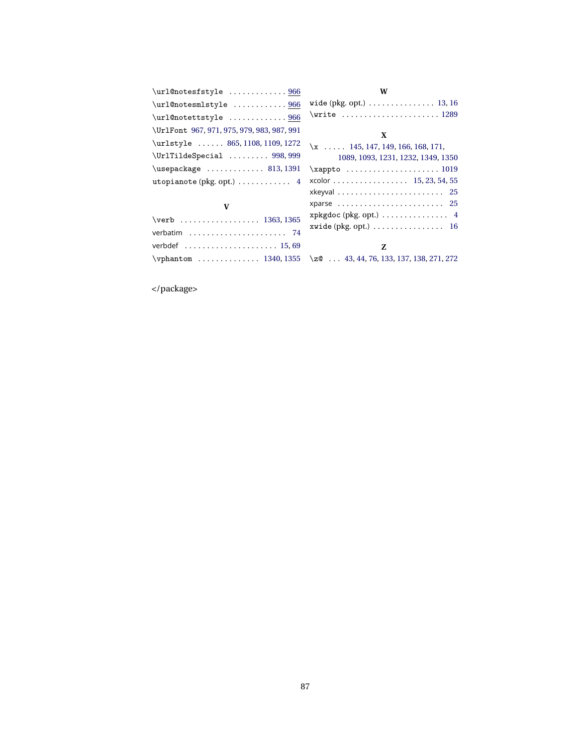\url@notesfstyle . . . . . . . . . . . . . 966
\url@notesmlstyle . . . . . . . . . . . . 966
\url@notettstyle . . . . . . . . . . . . . 966
\UrlFont 967, 971, 975, 979, 983, 987, 991
\urlstyle . . . . . . 865, 1108, 1109, 1272
\UrlTildeSpecial . . . . . . . . . 998, 999
\usepackage . . . . . . . . . . . . . 813, 1391
utopianote (pkg. opt.) . . . . . . . . . . . . 4

**V**

\verb . . . . . . . . . . . . . . . . . . 1363, 1365
verbatim . . . . . . . . . . . . . . . . . . . . . . 74
verbdef . . . . . . . . . . . . . . . . . . . . . 15, 69
\vphantom . . . . . . . . . . . . . . 1340, 1355

**W**

wide (pkg. opt.) . . . . . . . . . . . . . . . 13, 16
\write . . . . . . . . . . . . . . . . . . . . . . 1289

**X**

\x . . . . . 145, 147, 149, 166, 168, 171, 1089, 1093, 1231, 1232, 1349, 1350
\xappto . . . . . . . . . . . . . . . . . . . . . 1019
xcolor . . . . . . . . . . . . . . . . . 15, 23, 54, 55
xkeyval . . . . . . . . . . . . . . . . . . . . . . . . 25
xparse . . . . . . . . . . . . . . . . . . . . . . . . 25
xpkgdoc (pkg. opt.) . . . . . . . . . . . . . . . 4
xwide (pkg. opt.) . . . . . . . . . . . . . . . . 16

**Z**

\z@ . . . 43, 44, 76, 133, 137, 138, 271, 272

</package>